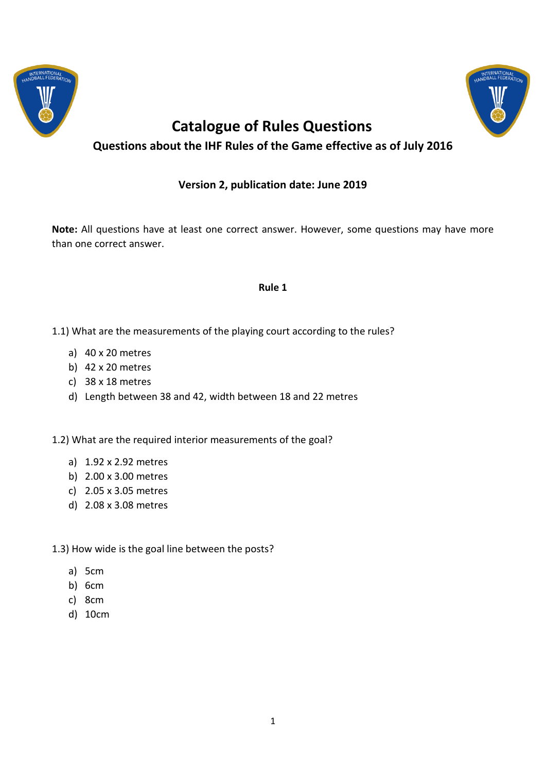# Catalogue of Rules Questions

## Questions about the IHF Rules of the Game effective as of July 2016

**Version 2, publication date: June 2019**

**Note:** All questions have at least one correct answer. However, some questions may have more than one correct answer.

### Rule 1

1.1) What are the measurements of the playing court according to the rules?

a) 40 x 20 metres
b) 42 x 20 metres
c) 38 x 18 metres
d) Length between 38 and 42, width between 18 and 22 metres

1.2) What are the required interior measurements of the goal?

a) 1.92 x 2.92 metres
b) 2.00 x 3.00 metres
c) 2.05 x 3.05 metres
d) 2.08 x 3.08 metres

1.3) How wide is the goal line between the posts?

a) 5cm
b) 6cm
c) 8cm
d) 10cm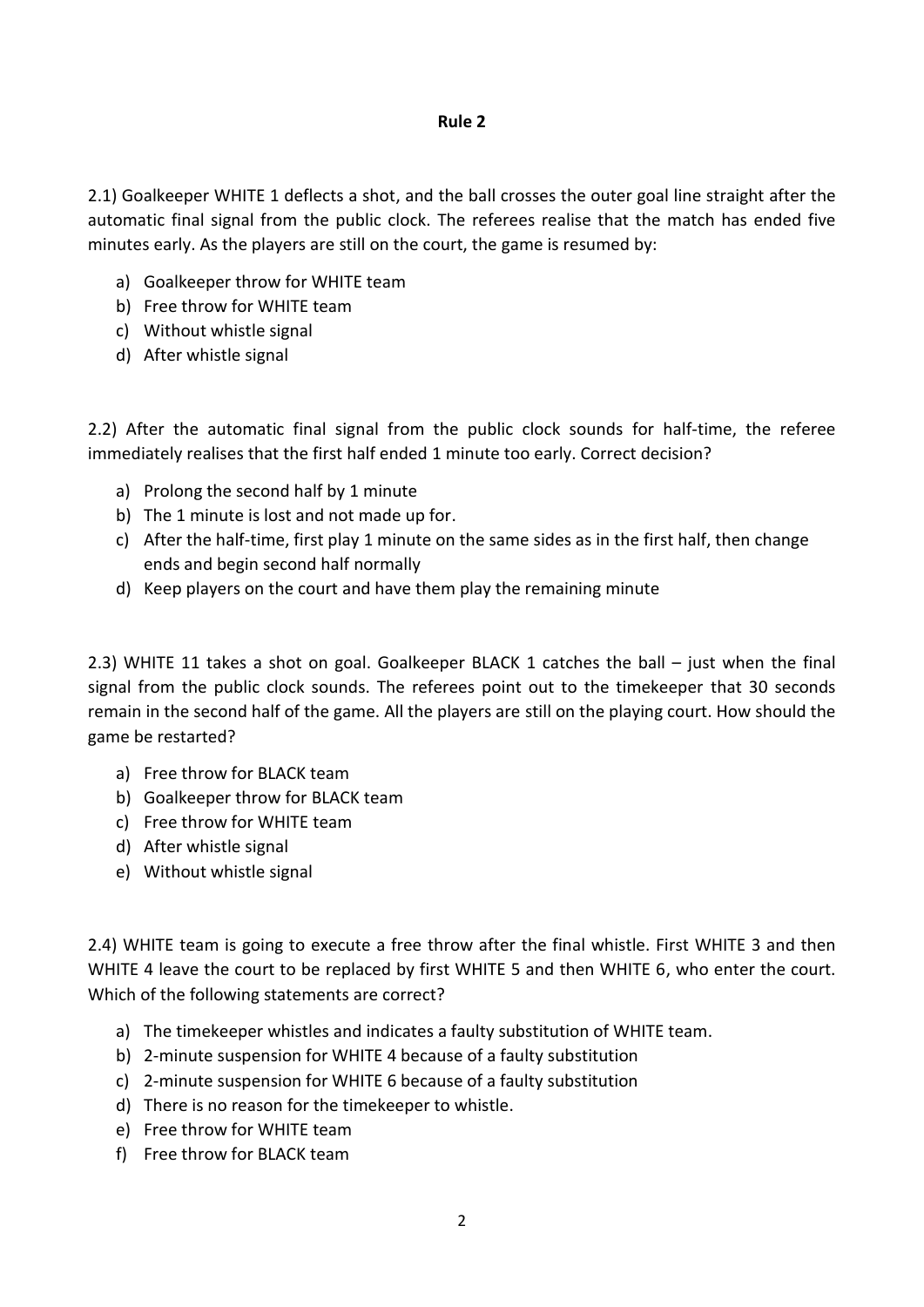## Rule 2

2.1) Goalkeeper WHITE 1 deflects a shot, and the ball crosses the outer goal line straight after the automatic final signal from the public clock. The referees realise that the match has ended five minutes early. As the players are still on the court, the game is resumed by:

a) Goalkeeper throw for WHITE team
b) Free throw for WHITE team
c) Without whistle signal
d) After whistle signal

2.2) After the automatic final signal from the public clock sounds for half-time, the referee immediately realises that the first half ended 1 minute too early. Correct decision?

a) Prolong the second half by 1 minute
b) The 1 minute is lost and not made up for.
c) After the half-time, first play 1 minute on the same sides as in the first half, then change ends and begin second half normally
d) Keep players on the court and have them play the remaining minute

2.3) WHITE 11 takes a shot on goal. Goalkeeper BLACK 1 catches the ball – just when the final signal from the public clock sounds. The referees point out to the timekeeper that 30 seconds remain in the second half of the game. All the players are still on the playing court. How should the game be restarted?

a) Free throw for BLACK team
b) Goalkeeper throw for BLACK team
c) Free throw for WHITE team
d) After whistle signal
e) Without whistle signal

2.4) WHITE team is going to execute a free throw after the final whistle. First WHITE 3 and then WHITE 4 leave the court to be replaced by first WHITE 5 and then WHITE 6, who enter the court. Which of the following statements are correct?

a) The timekeeper whistles and indicates a faulty substitution of WHITE team.
b) 2-minute suspension for WHITE 4 because of a faulty substitution
c) 2-minute suspension for WHITE 6 because of a faulty substitution
d) There is no reason for the timekeeper to whistle.
e) Free throw for WHITE team
f) Free throw for BLACK team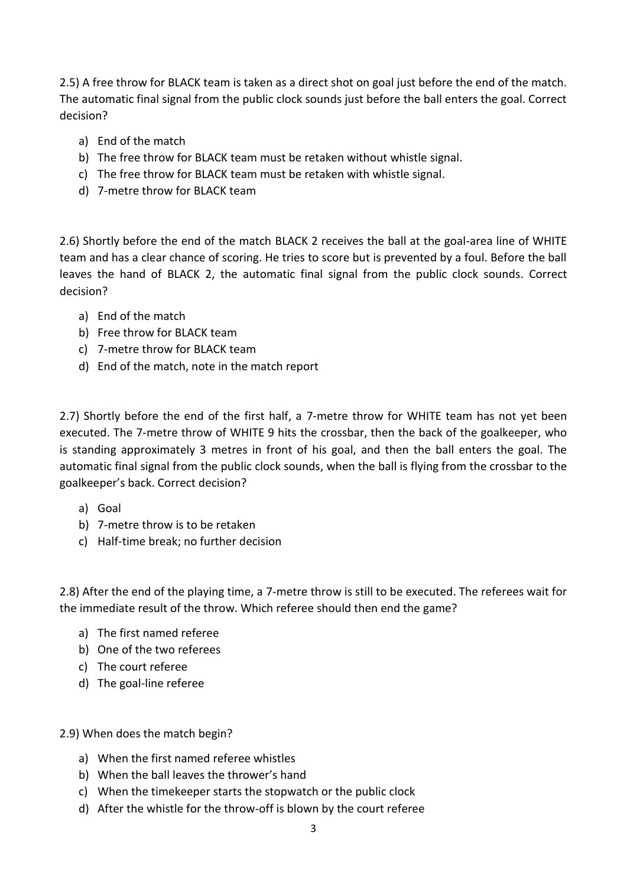2.5) A free throw for BLACK team is taken as a direct shot on goal just before the end of the match. The automatic final signal from the public clock sounds just before the ball enters the goal. Correct decision?

a) End of the match
b) The free throw for BLACK team must be retaken without whistle signal.
c) The free throw for BLACK team must be retaken with whistle signal.
d) 7-metre throw for BLACK team

2.6) Shortly before the end of the match BLACK 2 receives the ball at the goal-area line of WHITE team and has a clear chance of scoring. He tries to score but is prevented by a foul. Before the ball leaves the hand of BLACK 2, the automatic final signal from the public clock sounds. Correct decision?

a) End of the match
b) Free throw for BLACK team
c) 7-metre throw for BLACK team
d) End of the match, note in the match report

2.7) Shortly before the end of the first half, a 7-metre throw for WHITE team has not yet been executed. The 7-metre throw of WHITE 9 hits the crossbar, then the back of the goalkeeper, who is standing approximately 3 metres in front of his goal, and then the ball enters the goal. The automatic final signal from the public clock sounds, when the ball is flying from the crossbar to the goalkeeper's back. Correct decision?

a) Goal
b) 7-metre throw is to be retaken
c) Half-time break; no further decision

2.8) After the end of the playing time, a 7-metre throw is still to be executed. The referees wait for the immediate result of the throw. Which referee should then end the game?

a) The first named referee
b) One of the two referees
c) The court referee
d) The goal-line referee

2.9) When does the match begin?

a) When the first named referee whistles
b) When the ball leaves the thrower's hand
c) When the timekeeper starts the stopwatch or the public clock
d) After the whistle for the throw-off is blown by the court referee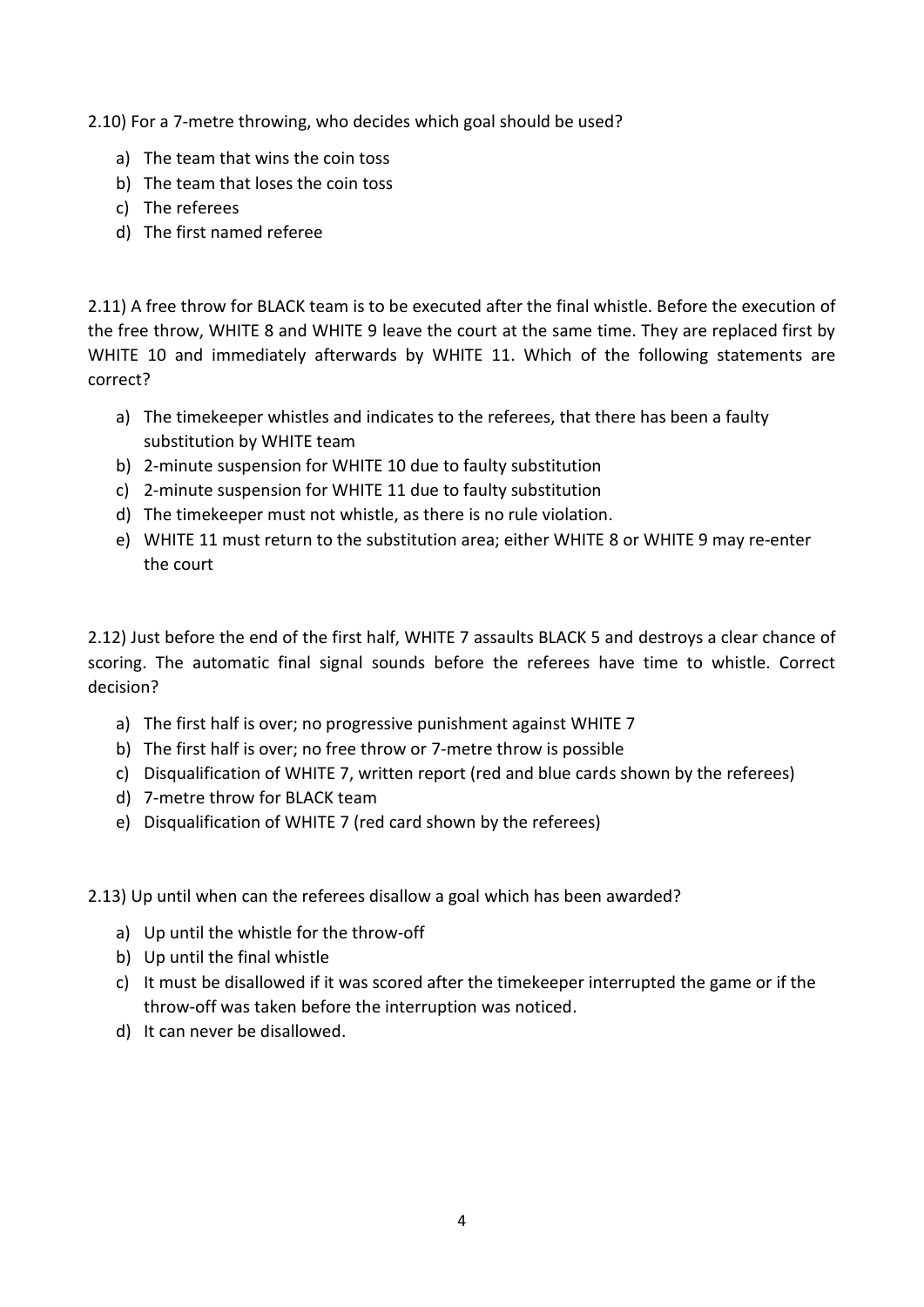2.10) For a 7-metre throwing, who decides which goal should be used?

a) The team that wins the coin toss
b) The team that loses the coin toss
c) The referees
d) The first named referee

2.11) A free throw for BLACK team is to be executed after the final whistle. Before the execution of the free throw, WHITE 8 and WHITE 9 leave the court at the same time. They are replaced first by WHITE 10 and immediately afterwards by WHITE 11. Which of the following statements are correct?

a) The timekeeper whistles and indicates to the referees, that there has been a faulty substitution by WHITE team
b) 2-minute suspension for WHITE 10 due to faulty substitution
c) 2-minute suspension for WHITE 11 due to faulty substitution
d) The timekeeper must not whistle, as there is no rule violation.
e) WHITE 11 must return to the substitution area; either WHITE 8 or WHITE 9 may re-enter the court

2.12) Just before the end of the first half, WHITE 7 assaults BLACK 5 and destroys a clear chance of scoring. The automatic final signal sounds before the referees have time to whistle. Correct decision?

a) The first half is over; no progressive punishment against WHITE 7
b) The first half is over; no free throw or 7-metre throw is possible
c) Disqualification of WHITE 7, written report (red and blue cards shown by the referees)
d) 7-metre throw for BLACK team
e) Disqualification of WHITE 7 (red card shown by the referees)

2.13) Up until when can the referees disallow a goal which has been awarded?

a) Up until the whistle for the throw-off
b) Up until the final whistle
c) It must be disallowed if it was scored after the timekeeper interrupted the game or if the throw-off was taken before the interruption was noticed.
d) It can never be disallowed.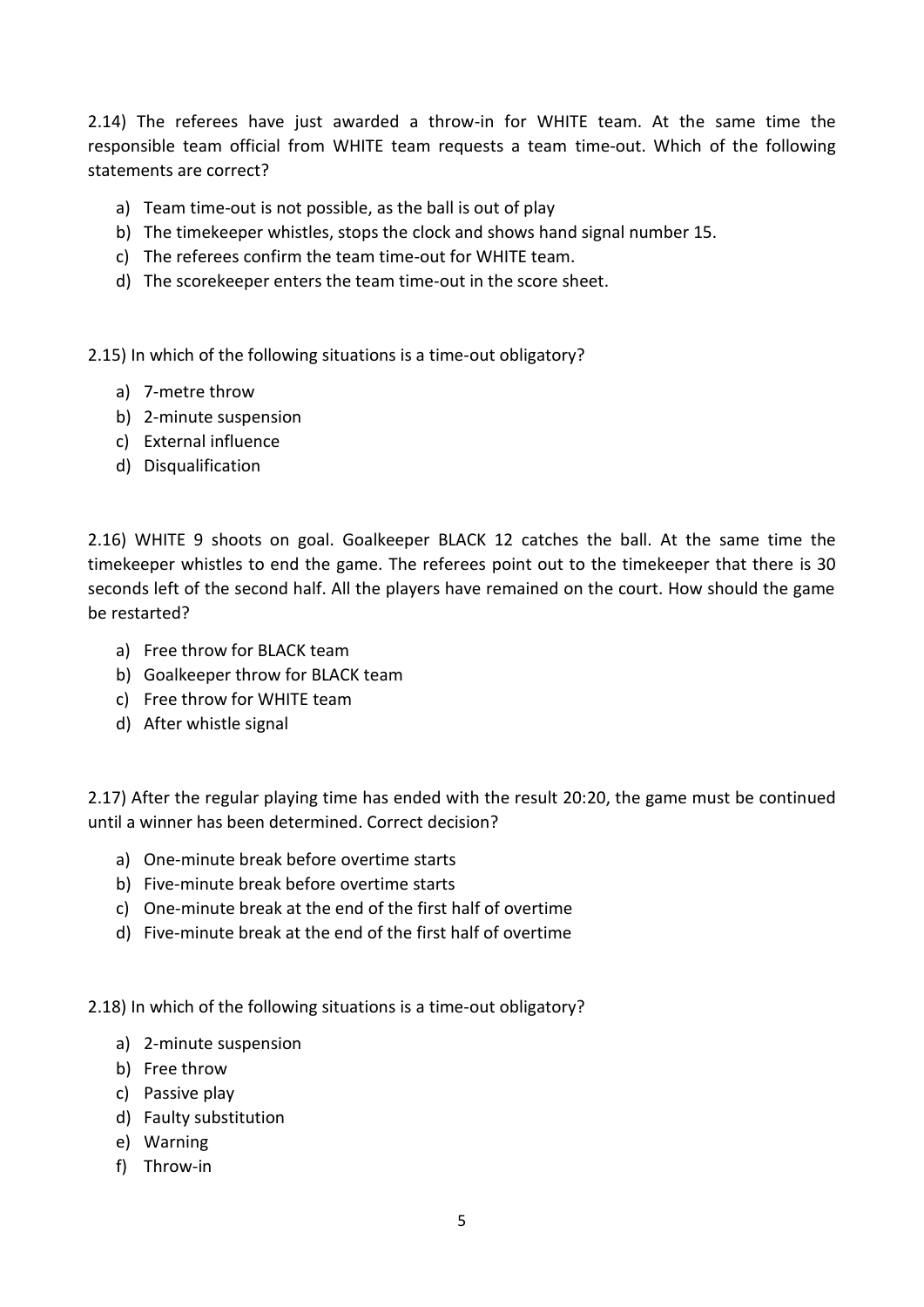2.14) The referees have just awarded a throw-in for WHITE team. At the same time the responsible team official from WHITE team requests a team time-out. Which of the following statements are correct?

a) Team time-out is not possible, as the ball is out of play
b) The timekeeper whistles, stops the clock and shows hand signal number 15.
c) The referees confirm the team time-out for WHITE team.
d) The scorekeeper enters the team time-out in the score sheet.

2.15) In which of the following situations is a time-out obligatory?

a) 7-metre throw
b) 2-minute suspension
c) External influence
d) Disqualification

2.16) WHITE 9 shoots on goal. Goalkeeper BLACK 12 catches the ball. At the same time the timekeeper whistles to end the game. The referees point out to the timekeeper that there is 30 seconds left of the second half. All the players have remained on the court. How should the game be restarted?

a) Free throw for BLACK team
b) Goalkeeper throw for BLACK team
c) Free throw for WHITE team
d) After whistle signal

2.17) After the regular playing time has ended with the result 20:20, the game must be continued until a winner has been determined. Correct decision?

a) One-minute break before overtime starts
b) Five-minute break before overtime starts
c) One-minute break at the end of the first half of overtime
d) Five-minute break at the end of the first half of overtime

2.18) In which of the following situations is a time-out obligatory?

a) 2-minute suspension
b) Free throw
c) Passive play
d) Faulty substitution
e) Warning
f) Throw-in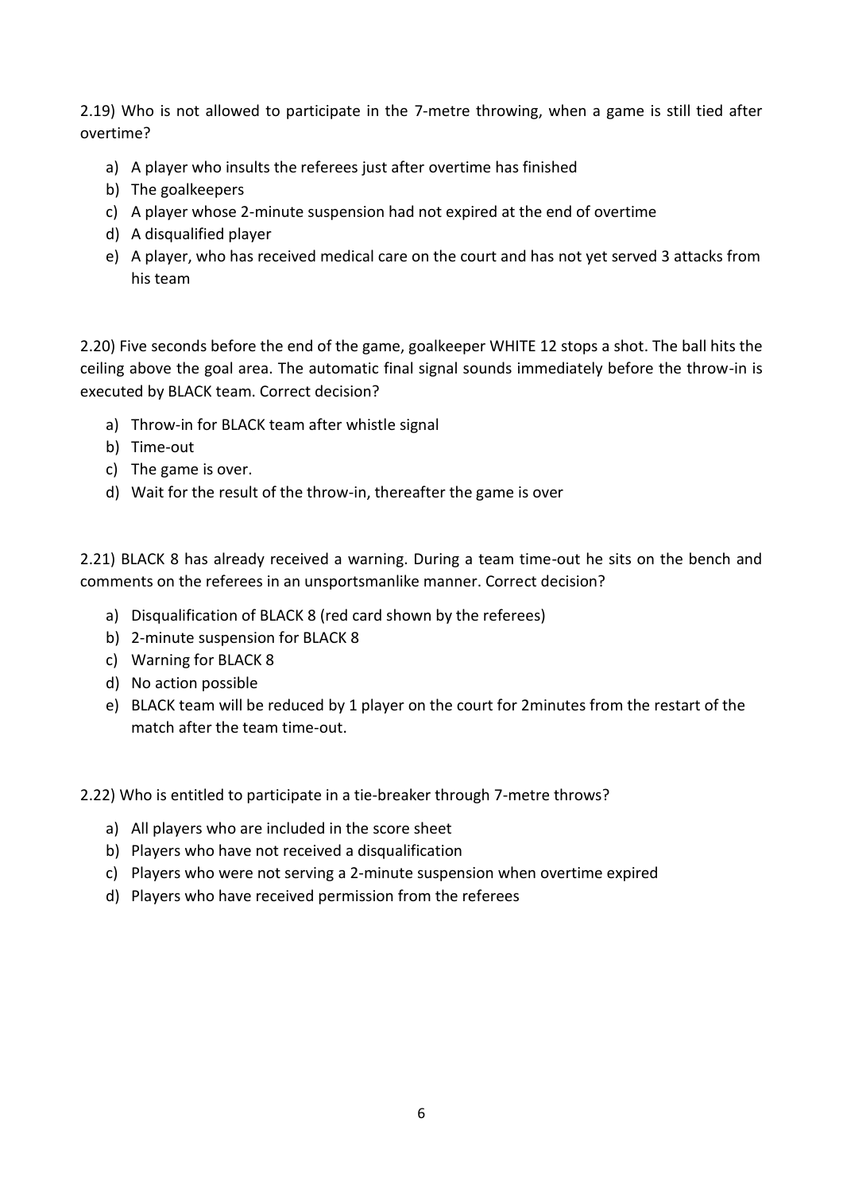2.19) Who is not allowed to participate in the 7-metre throwing, when a game is still tied after overtime?

a) A player who insults the referees just after overtime has finished
b) The goalkeepers
c) A player whose 2-minute suspension had not expired at the end of overtime
d) A disqualified player
e) A player, who has received medical care on the court and has not yet served 3 attacks from his team

2.20) Five seconds before the end of the game, goalkeeper WHITE 12 stops a shot. The ball hits the ceiling above the goal area. The automatic final signal sounds immediately before the throw-in is executed by BLACK team. Correct decision?

a) Throw-in for BLACK team after whistle signal
b) Time-out
c) The game is over.
d) Wait for the result of the throw-in, thereafter the game is over

2.21) BLACK 8 has already received a warning. During a team time-out he sits on the bench and comments on the referees in an unsportsmanlike manner. Correct decision?

a) Disqualification of BLACK 8 (red card shown by the referees)
b) 2-minute suspension for BLACK 8
c) Warning for BLACK 8
d) No action possible
e) BLACK team will be reduced by 1 player on the court for 2minutes from the restart of the match after the team time-out.

2.22) Who is entitled to participate in a tie-breaker through 7-metre throws?

a) All players who are included in the score sheet
b) Players who have not received a disqualification
c) Players who were not serving a 2-minute suspension when overtime expired
d) Players who have received permission from the referees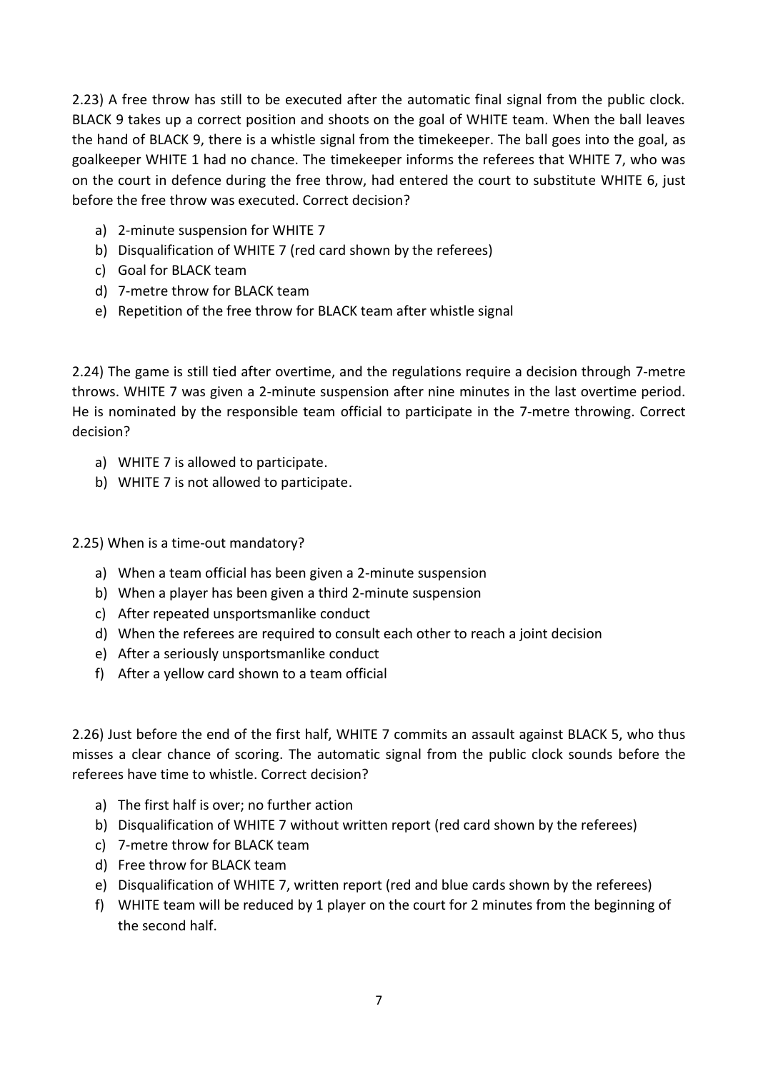2.23) A free throw has still to be executed after the automatic final signal from the public clock. BLACK 9 takes up a correct position and shoots on the goal of WHITE team. When the ball leaves the hand of BLACK 9, there is a whistle signal from the timekeeper. The ball goes into the goal, as goalkeeper WHITE 1 had no chance. The timekeeper informs the referees that WHITE 7, who was on the court in defence during the free throw, had entered the court to substitute WHITE 6, just before the free throw was executed. Correct decision?

a) 2-minute suspension for WHITE 7
b) Disqualification of WHITE 7 (red card shown by the referees)
c) Goal for BLACK team
d) 7-metre throw for BLACK team
e) Repetition of the free throw for BLACK team after whistle signal

2.24) The game is still tied after overtime, and the regulations require a decision through 7-metre throws. WHITE 7 was given a 2-minute suspension after nine minutes in the last overtime period. He is nominated by the responsible team official to participate in the 7-metre throwing. Correct decision?

a) WHITE 7 is allowed to participate.
b) WHITE 7 is not allowed to participate.

2.25) When is a time-out mandatory?

a) When a team official has been given a 2-minute suspension
b) When a player has been given a third 2-minute suspension
c) After repeated unsportsmanlike conduct
d) When the referees are required to consult each other to reach a joint decision
e) After a seriously unsportsmanlike conduct
f) After a yellow card shown to a team official

2.26) Just before the end of the first half, WHITE 7 commits an assault against BLACK 5, who thus misses a clear chance of scoring. The automatic signal from the public clock sounds before the referees have time to whistle. Correct decision?

a) The first half is over; no further action
b) Disqualification of WHITE 7 without written report (red card shown by the referees)
c) 7-metre throw for BLACK team
d) Free throw for BLACK team
e) Disqualification of WHITE 7, written report (red and blue cards shown by the referees)
f) WHITE team will be reduced by 1 player on the court for 2 minutes from the beginning of the second half.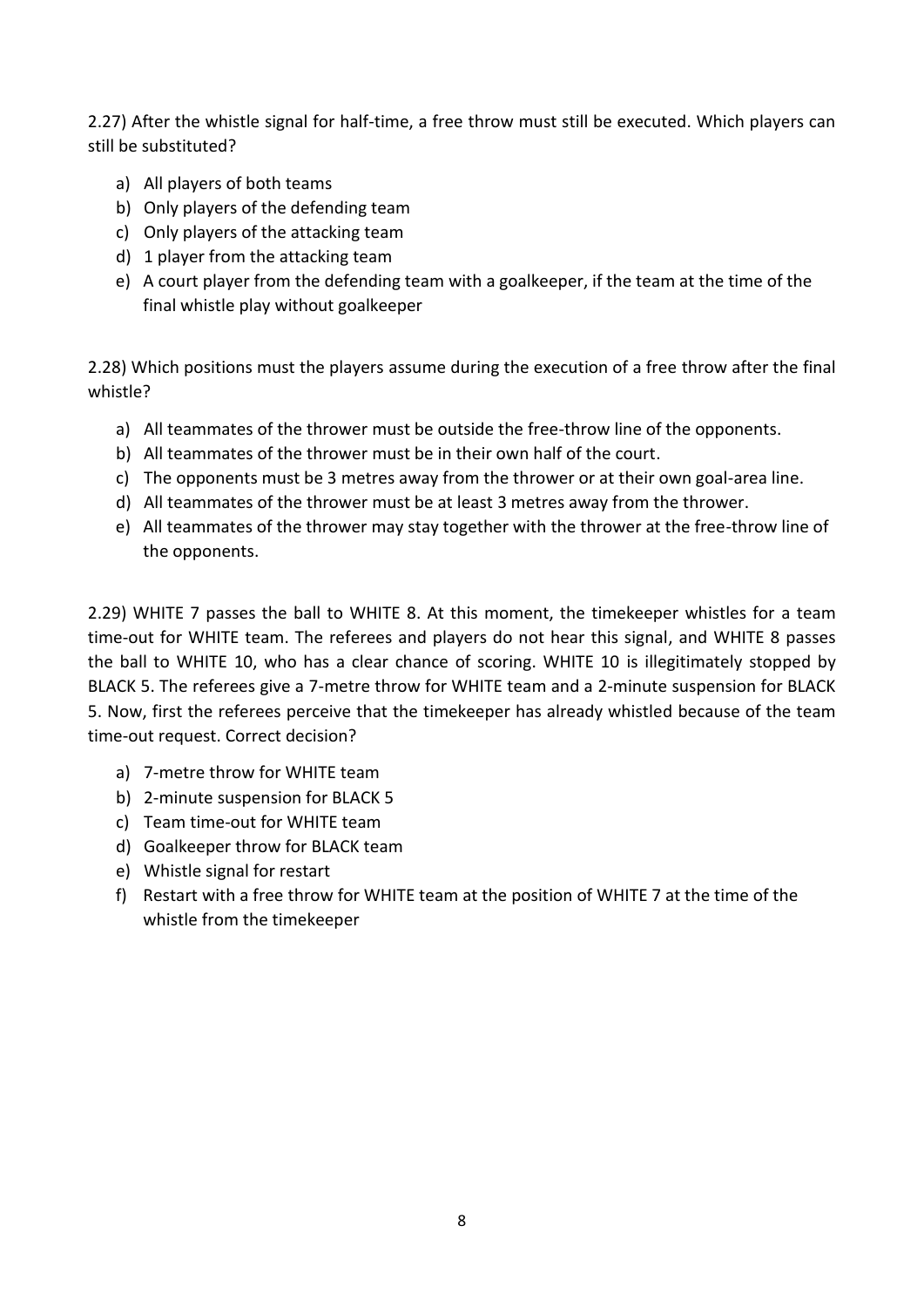2.27) After the whistle signal for half-time, a free throw must still be executed. Which players can still be substituted?

a) All players of both teams
b) Only players of the defending team
c) Only players of the attacking team
d) 1 player from the attacking team
e) A court player from the defending team with a goalkeeper, if the team at the time of the final whistle play without goalkeeper

2.28) Which positions must the players assume during the execution of a free throw after the final whistle?

a) All teammates of the thrower must be outside the free-throw line of the opponents.
b) All teammates of the thrower must be in their own half of the court.
c) The opponents must be 3 metres away from the thrower or at their own goal-area line.
d) All teammates of the thrower must be at least 3 metres away from the thrower.
e) All teammates of the thrower may stay together with the thrower at the free-throw line of the opponents.

2.29) WHITE 7 passes the ball to WHITE 8. At this moment, the timekeeper whistles for a team time-out for WHITE team. The referees and players do not hear this signal, and WHITE 8 passes the ball to WHITE 10, who has a clear chance of scoring. WHITE 10 is illegitimately stopped by BLACK 5. The referees give a 7-metre throw for WHITE team and a 2-minute suspension for BLACK 5. Now, first the referees perceive that the timekeeper has already whistled because of the team time-out request. Correct decision?

a) 7-metre throw for WHITE team
b) 2-minute suspension for BLACK 5
c) Team time-out for WHITE team
d) Goalkeeper throw for BLACK team
e) Whistle signal for restart
f) Restart with a free throw for WHITE team at the position of WHITE 7 at the time of the whistle from the timekeeper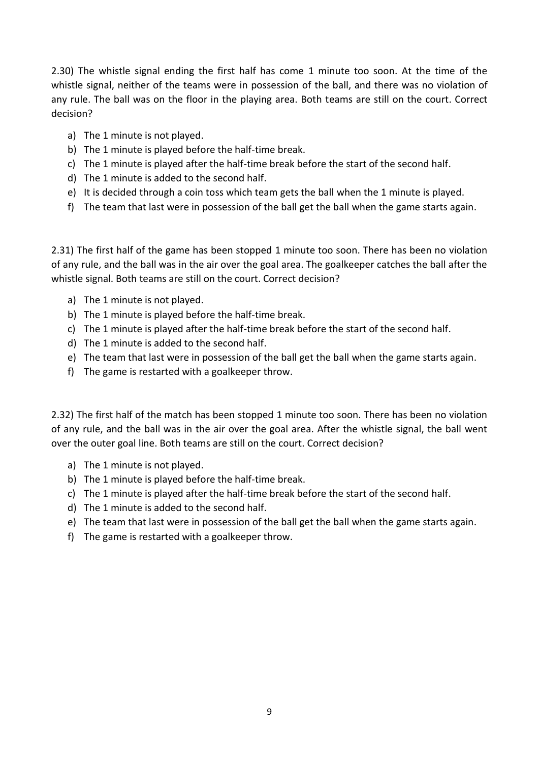2.30) The whistle signal ending the first half has come 1 minute too soon. At the time of the whistle signal, neither of the teams were in possession of the ball, and there was no violation of any rule. The ball was on the floor in the playing area. Both teams are still on the court. Correct decision?

a) The 1 minute is not played.
b) The 1 minute is played before the half-time break.
c) The 1 minute is played after the half-time break before the start of the second half.
d) The 1 minute is added to the second half.
e) It is decided through a coin toss which team gets the ball when the 1 minute is played.
f) The team that last were in possession of the ball get the ball when the game starts again.

2.31) The first half of the game has been stopped 1 minute too soon. There has been no violation of any rule, and the ball was in the air over the goal area. The goalkeeper catches the ball after the whistle signal. Both teams are still on the court. Correct decision?

a) The 1 minute is not played.
b) The 1 minute is played before the half-time break.
c) The 1 minute is played after the half-time break before the start of the second half.
d) The 1 minute is added to the second half.
e) The team that last were in possession of the ball get the ball when the game starts again.
f) The game is restarted with a goalkeeper throw.

2.32) The first half of the match has been stopped 1 minute too soon. There has been no violation of any rule, and the ball was in the air over the goal area. After the whistle signal, the ball went over the outer goal line. Both teams are still on the court. Correct decision?

a) The 1 minute is not played.
b) The 1 minute is played before the half-time break.
c) The 1 minute is played after the half-time break before the start of the second half.
d) The 1 minute is added to the second half.
e) The team that last were in possession of the ball get the ball when the game starts again.
f) The game is restarted with a goalkeeper throw.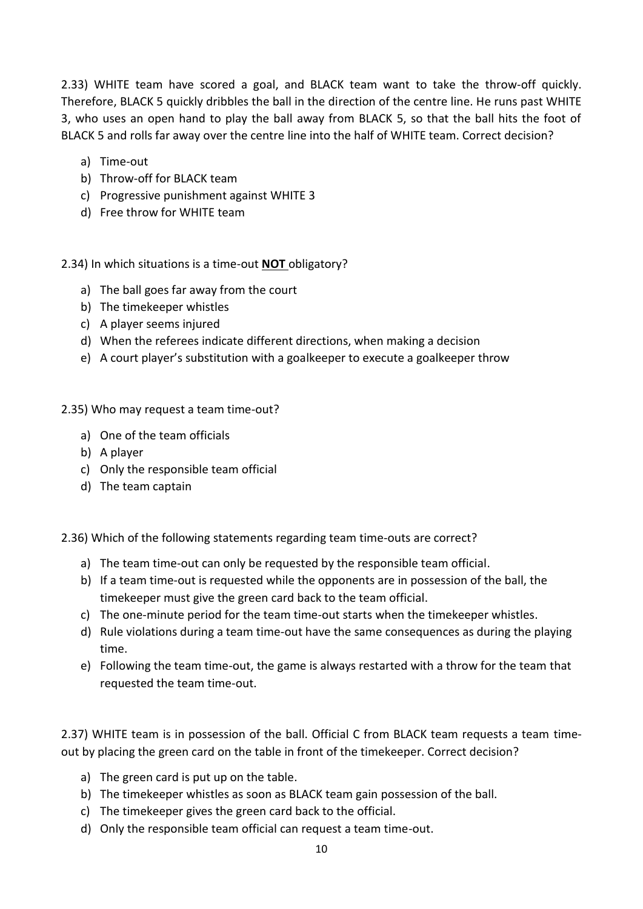2.33) WHITE team have scored a goal, and BLACK team want to take the throw-off quickly. Therefore, BLACK 5 quickly dribbles the ball in the direction of the centre line. He runs past WHITE 3, who uses an open hand to play the ball away from BLACK 5, so that the ball hits the foot of BLACK 5 and rolls far away over the centre line into the half of WHITE team. Correct decision?

a) Time-out
b) Throw-off for BLACK team
c) Progressive punishment against WHITE 3
d) Free throw for WHITE team

2.34) In which situations is a time-out **NOT** obligatory?

a) The ball goes far away from the court
b) The timekeeper whistles
c) A player seems injured
d) When the referees indicate different directions, when making a decision
e) A court player's substitution with a goalkeeper to execute a goalkeeper throw

2.35) Who may request a team time-out?

a) One of the team officials
b) A player
c) Only the responsible team official
d) The team captain

2.36) Which of the following statements regarding team time-outs are correct?

a) The team time-out can only be requested by the responsible team official.
b) If a team time-out is requested while the opponents are in possession of the ball, the timekeeper must give the green card back to the team official.
c) The one-minute period for the team time-out starts when the timekeeper whistles.
d) Rule violations during a team time-out have the same consequences as during the playing time.
e) Following the team time-out, the game is always restarted with a throw for the team that requested the team time-out.

2.37) WHITE team is in possession of the ball. Official C from BLACK team requests a team time-out by placing the green card on the table in front of the timekeeper. Correct decision?

a) The green card is put up on the table.
b) The timekeeper whistles as soon as BLACK team gain possession of the ball.
c) The timekeeper gives the green card back to the official.
d) Only the responsible team official can request a team time-out.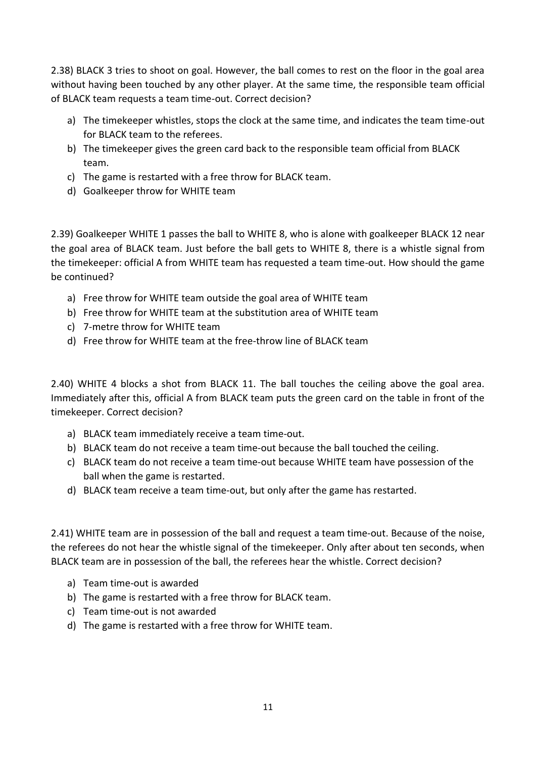2.38) BLACK 3 tries to shoot on goal. However, the ball comes to rest on the floor in the goal area without having been touched by any other player. At the same time, the responsible team official of BLACK team requests a team time-out. Correct decision?

a) The timekeeper whistles, stops the clock at the same time, and indicates the team time-out for BLACK team to the referees.
b) The timekeeper gives the green card back to the responsible team official from BLACK team.
c) The game is restarted with a free throw for BLACK team.
d) Goalkeeper throw for WHITE team

2.39) Goalkeeper WHITE 1 passes the ball to WHITE 8, who is alone with goalkeeper BLACK 12 near the goal area of BLACK team. Just before the ball gets to WHITE 8, there is a whistle signal from the timekeeper: official A from WHITE team has requested a team time-out. How should the game be continued?

a) Free throw for WHITE team outside the goal area of WHITE team
b) Free throw for WHITE team at the substitution area of WHITE team
c) 7-metre throw for WHITE team
d) Free throw for WHITE team at the free-throw line of BLACK team

2.40) WHITE 4 blocks a shot from BLACK 11. The ball touches the ceiling above the goal area. Immediately after this, official A from BLACK team puts the green card on the table in front of the timekeeper. Correct decision?

a) BLACK team immediately receive a team time-out.
b) BLACK team do not receive a team time-out because the ball touched the ceiling.
c) BLACK team do not receive a team time-out because WHITE team have possession of the ball when the game is restarted.
d) BLACK team receive a team time-out, but only after the game has restarted.

2.41) WHITE team are in possession of the ball and request a team time-out. Because of the noise, the referees do not hear the whistle signal of the timekeeper. Only after about ten seconds, when BLACK team are in possession of the ball, the referees hear the whistle. Correct decision?

a) Team time-out is awarded
b) The game is restarted with a free throw for BLACK team.
c) Team time-out is not awarded
d) The game is restarted with a free throw for WHITE team.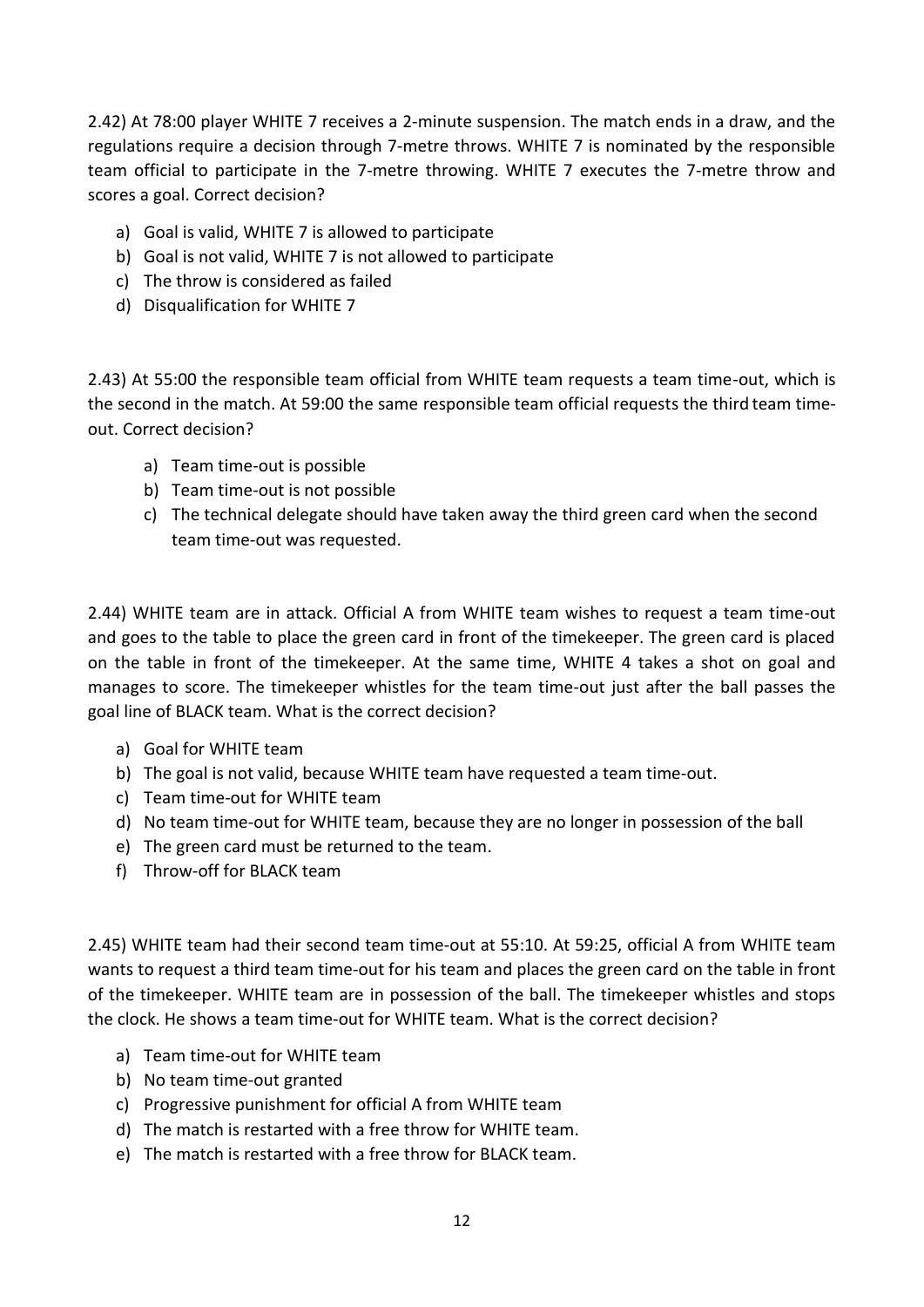2.42) At 78:00 player WHITE 7 receives a 2-minute suspension. The match ends in a draw, and the regulations require a decision through 7-metre throws. WHITE 7 is nominated by the responsible team official to participate in the 7-metre throwing. WHITE 7 executes the 7-metre throw and scores a goal. Correct decision?

a) Goal is valid, WHITE 7 is allowed to participate
b) Goal is not valid, WHITE 7 is not allowed to participate
c) The throw is considered as failed
d) Disqualification for WHITE 7

2.43) At 55:00 the responsible team official from WHITE team requests a team time-out, which is the second in the match. At 59:00 the same responsible team official requests the third team time-out. Correct decision?

a) Team time-out is possible
b) Team time-out is not possible
c) The technical delegate should have taken away the third green card when the second team time-out was requested.

2.44) WHITE team are in attack. Official A from WHITE team wishes to request a team time-out and goes to the table to place the green card in front of the timekeeper. The green card is placed on the table in front of the timekeeper. At the same time, WHITE 4 takes a shot on goal and manages to score. The timekeeper whistles for the team time-out just after the ball passes the goal line of BLACK team. What is the correct decision?

a) Goal for WHITE team
b) The goal is not valid, because WHITE team have requested a team time-out.
c) Team time-out for WHITE team
d) No team time-out for WHITE team, because they are no longer in possession of the ball
e) The green card must be returned to the team.
f) Throw-off for BLACK team

2.45) WHITE team had their second team time-out at 55:10. At 59:25, official A from WHITE team wants to request a third team time-out for his team and places the green card on the table in front of the timekeeper. WHITE team are in possession of the ball. The timekeeper whistles and stops the clock. He shows a team time-out for WHITE team. What is the correct decision?

a) Team time-out for WHITE team
b) No team time-out granted
c) Progressive punishment for official A from WHITE team
d) The match is restarted with a free throw for WHITE team.
e) The match is restarted with a free throw for BLACK team.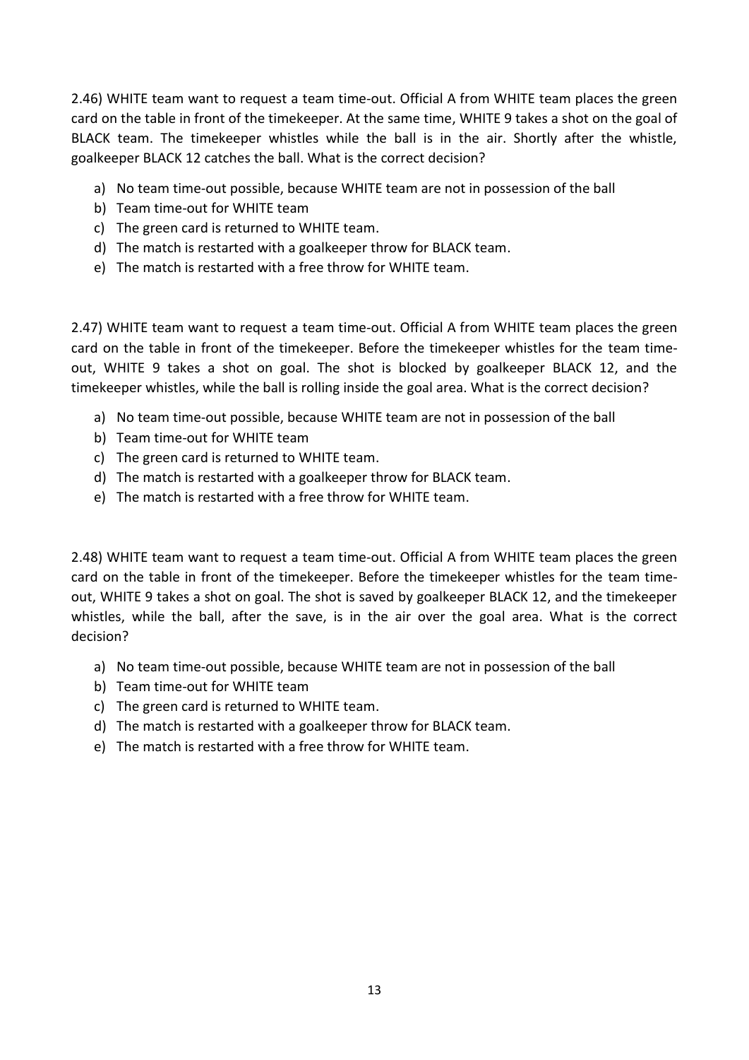2.46) WHITE team want to request a team time-out. Official A from WHITE team places the green card on the table in front of the timekeeper. At the same time, WHITE 9 takes a shot on the goal of BLACK team. The timekeeper whistles while the ball is in the air. Shortly after the whistle, goalkeeper BLACK 12 catches the ball. What is the correct decision?

a) No team time-out possible, because WHITE team are not in possession of the ball
b) Team time-out for WHITE team
c) The green card is returned to WHITE team.
d) The match is restarted with a goalkeeper throw for BLACK team.
e) The match is restarted with a free throw for WHITE team.

2.47) WHITE team want to request a team time-out. Official A from WHITE team places the green card on the table in front of the timekeeper. Before the timekeeper whistles for the team time-out, WHITE 9 takes a shot on goal. The shot is blocked by goalkeeper BLACK 12, and the timekeeper whistles, while the ball is rolling inside the goal area. What is the correct decision?

a) No team time-out possible, because WHITE team are not in possession of the ball
b) Team time-out for WHITE team
c) The green card is returned to WHITE team.
d) The match is restarted with a goalkeeper throw for BLACK team.
e) The match is restarted with a free throw for WHITE team.

2.48) WHITE team want to request a team time-out. Official A from WHITE team places the green card on the table in front of the timekeeper. Before the timekeeper whistles for the team time-out, WHITE 9 takes a shot on goal. The shot is saved by goalkeeper BLACK 12, and the timekeeper whistles, while the ball, after the save, is in the air over the goal area. What is the correct decision?

a) No team time-out possible, because WHITE team are not in possession of the ball
b) Team time-out for WHITE team
c) The green card is returned to WHITE team.
d) The match is restarted with a goalkeeper throw for BLACK team.
e) The match is restarted with a free throw for WHITE team.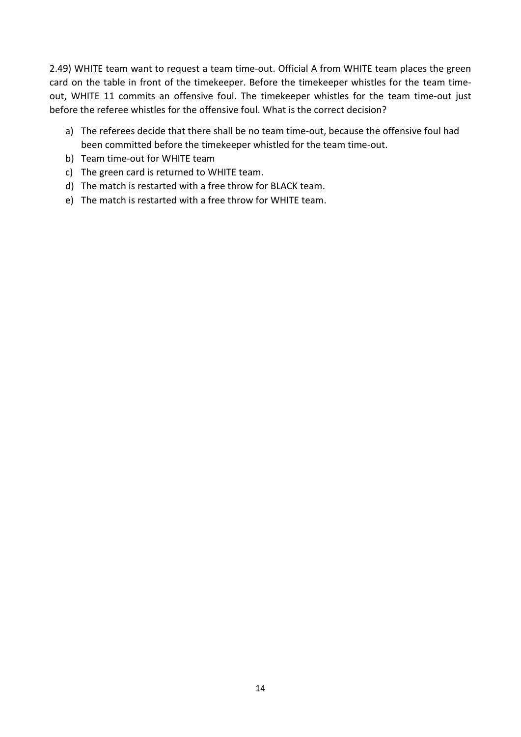2.49) WHITE team want to request a team time-out. Official A from WHITE team places the green card on the table in front of the timekeeper. Before the timekeeper whistles for the team time-out, WHITE 11 commits an offensive foul. The timekeeper whistles for the team time-out just before the referee whistles for the offensive foul. What is the correct decision?

a) The referees decide that there shall be no team time-out, because the offensive foul had been committed before the timekeeper whistled for the team time-out.
b) Team time-out for WHITE team
c) The green card is returned to WHITE team.
d) The match is restarted with a free throw for BLACK team.
e) The match is restarted with a free throw for WHITE team.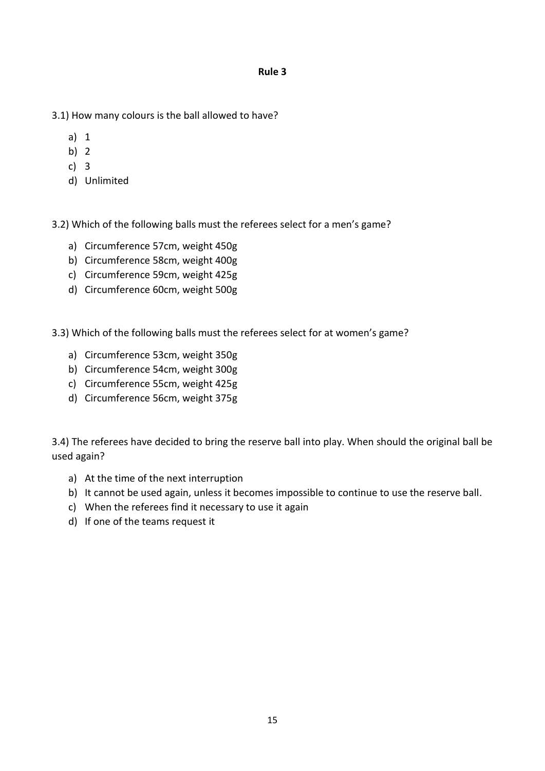## Rule 3

3.1) How many colours is the ball allowed to have?

a) 1
b) 2
c) 3
d) Unlimited

3.2) Which of the following balls must the referees select for a men's game?

a) Circumference 57cm, weight 450g
b) Circumference 58cm, weight 400g
c) Circumference 59cm, weight 425g
d) Circumference 60cm, weight 500g

3.3) Which of the following balls must the referees select for at women's game?

a) Circumference 53cm, weight 350g
b) Circumference 54cm, weight 300g
c) Circumference 55cm, weight 425g
d) Circumference 56cm, weight 375g

3.4) The referees have decided to bring the reserve ball into play. When should the original ball be used again?

a) At the time of the next interruption
b) It cannot be used again, unless it becomes impossible to continue to use the reserve ball.
c) When the referees find it necessary to use it again
d) If one of the teams request it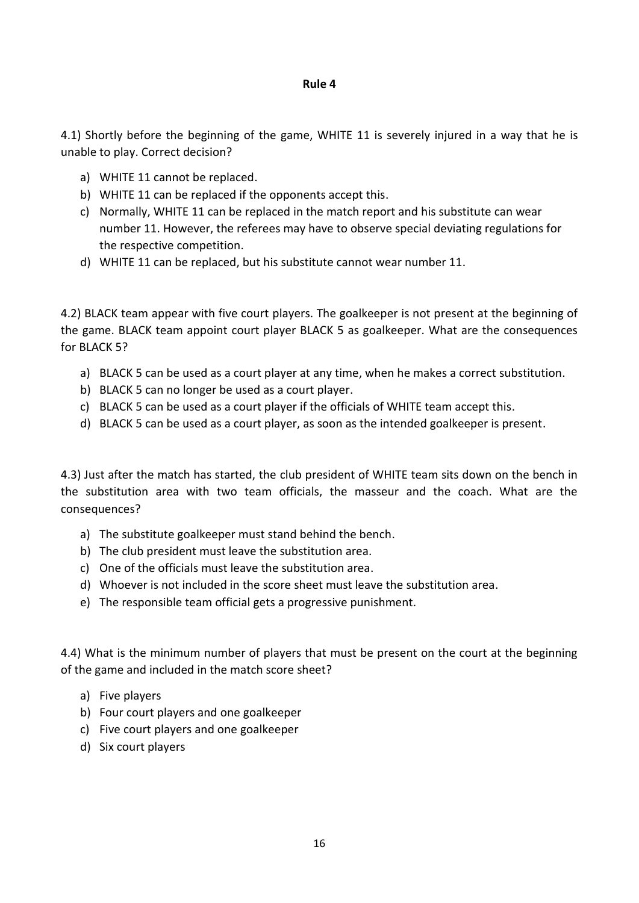## Rule 4

4.1) Shortly before the beginning of the game, WHITE 11 is severely injured in a way that he is unable to play. Correct decision?

a) WHITE 11 cannot be replaced.
b) WHITE 11 can be replaced if the opponents accept this.
c) Normally, WHITE 11 can be replaced in the match report and his substitute can wear number 11. However, the referees may have to observe special deviating regulations for the respective competition.
d) WHITE 11 can be replaced, but his substitute cannot wear number 11.

4.2) BLACK team appear with five court players. The goalkeeper is not present at the beginning of the game. BLACK team appoint court player BLACK 5 as goalkeeper. What are the consequences for BLACK 5?

a) BLACK 5 can be used as a court player at any time, when he makes a correct substitution.
b) BLACK 5 can no longer be used as a court player.
c) BLACK 5 can be used as a court player if the officials of WHITE team accept this.
d) BLACK 5 can be used as a court player, as soon as the intended goalkeeper is present.

4.3) Just after the match has started, the club president of WHITE team sits down on the bench in the substitution area with two team officials, the masseur and the coach. What are the consequences?

a) The substitute goalkeeper must stand behind the bench.
b) The club president must leave the substitution area.
c) One of the officials must leave the substitution area.
d) Whoever is not included in the score sheet must leave the substitution area.
e) The responsible team official gets a progressive punishment.

4.4) What is the minimum number of players that must be present on the court at the beginning of the game and included in the match score sheet?

a) Five players
b) Four court players and one goalkeeper
c) Five court players and one goalkeeper
d) Six court players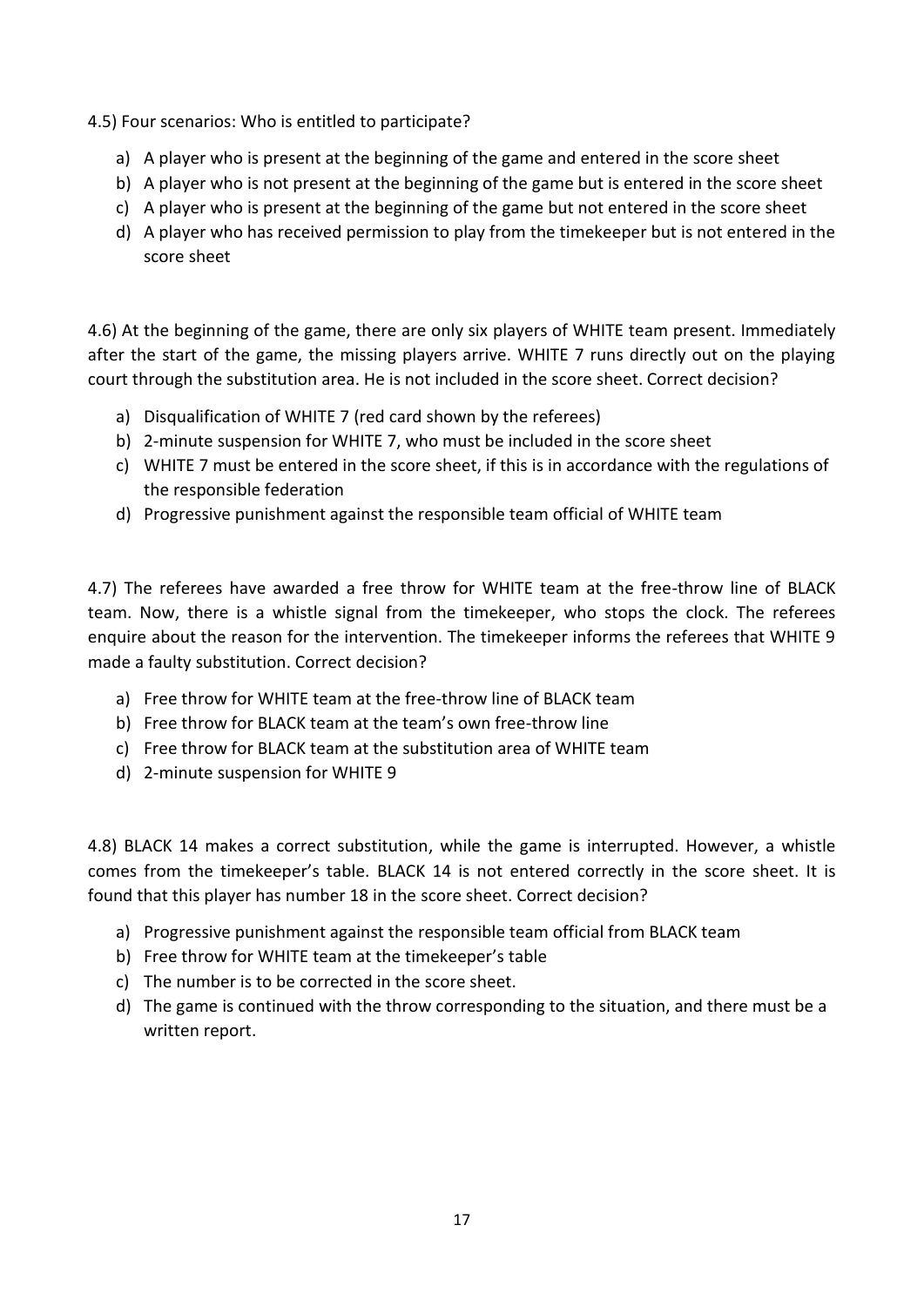4.5) Four scenarios: Who is entitled to participate?

a) A player who is present at the beginning of the game and entered in the score sheet
b) A player who is not present at the beginning of the game but is entered in the score sheet
c) A player who is present at the beginning of the game but not entered in the score sheet
d) A player who has received permission to play from the timekeeper but is not entered in the score sheet

4.6) At the beginning of the game, there are only six players of WHITE team present. Immediately after the start of the game, the missing players arrive. WHITE 7 runs directly out on the playing court through the substitution area. He is not included in the score sheet. Correct decision?

a) Disqualification of WHITE 7 (red card shown by the referees)
b) 2-minute suspension for WHITE 7, who must be included in the score sheet
c) WHITE 7 must be entered in the score sheet, if this is in accordance with the regulations of the responsible federation
d) Progressive punishment against the responsible team official of WHITE team

4.7) The referees have awarded a free throw for WHITE team at the free-throw line of BLACK team. Now, there is a whistle signal from the timekeeper, who stops the clock. The referees enquire about the reason for the intervention. The timekeeper informs the referees that WHITE 9 made a faulty substitution. Correct decision?

a) Free throw for WHITE team at the free-throw line of BLACK team
b) Free throw for BLACK team at the team's own free-throw line
c) Free throw for BLACK team at the substitution area of WHITE team
d) 2-minute suspension for WHITE 9

4.8) BLACK 14 makes a correct substitution, while the game is interrupted. However, a whistle comes from the timekeeper's table. BLACK 14 is not entered correctly in the score sheet. It is found that this player has number 18 in the score sheet. Correct decision?

a) Progressive punishment against the responsible team official from BLACK team
b) Free throw for WHITE team at the timekeeper's table
c) The number is to be corrected in the score sheet.
d) The game is continued with the throw corresponding to the situation, and there must be a written report.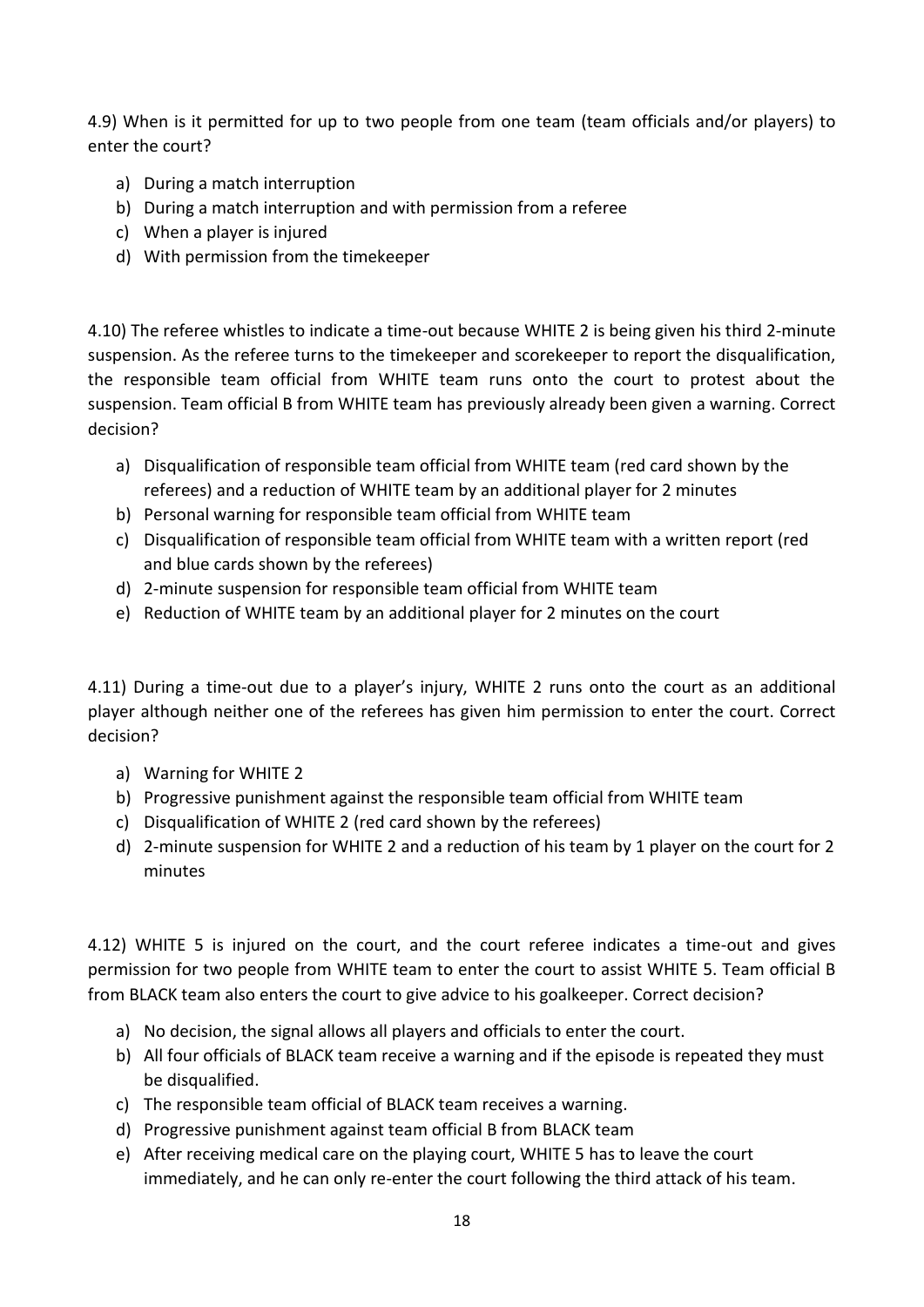4.9) When is it permitted for up to two people from one team (team officials and/or players) to enter the court?

a) During a match interruption
b) During a match interruption and with permission from a referee
c) When a player is injured
d) With permission from the timekeeper

4.10) The referee whistles to indicate a time-out because WHITE 2 is being given his third 2-minute suspension. As the referee turns to the timekeeper and scorekeeper to report the disqualification, the responsible team official from WHITE team runs onto the court to protest about the suspension. Team official B from WHITE team has previously already been given a warning. Correct decision?

a) Disqualification of responsible team official from WHITE team (red card shown by the referees) and a reduction of WHITE team by an additional player for 2 minutes
b) Personal warning for responsible team official from WHITE team
c) Disqualification of responsible team official from WHITE team with a written report (red and blue cards shown by the referees)
d) 2-minute suspension for responsible team official from WHITE team
e) Reduction of WHITE team by an additional player for 2 minutes on the court

4.11) During a time-out due to a player's injury, WHITE 2 runs onto the court as an additional player although neither one of the referees has given him permission to enter the court. Correct decision?

a) Warning for WHITE 2
b) Progressive punishment against the responsible team official from WHITE team
c) Disqualification of WHITE 2 (red card shown by the referees)
d) 2-minute suspension for WHITE 2 and a reduction of his team by 1 player on the court for 2 minutes

4.12) WHITE 5 is injured on the court, and the court referee indicates a time-out and gives permission for two people from WHITE team to enter the court to assist WHITE 5. Team official B from BLACK team also enters the court to give advice to his goalkeeper. Correct decision?

a) No decision, the signal allows all players and officials to enter the court.
b) All four officials of BLACK team receive a warning and if the episode is repeated they must be disqualified.
c) The responsible team official of BLACK team receives a warning.
d) Progressive punishment against team official B from BLACK team
e) After receiving medical care on the playing court, WHITE 5 has to leave the court immediately, and he can only re-enter the court following the third attack of his team.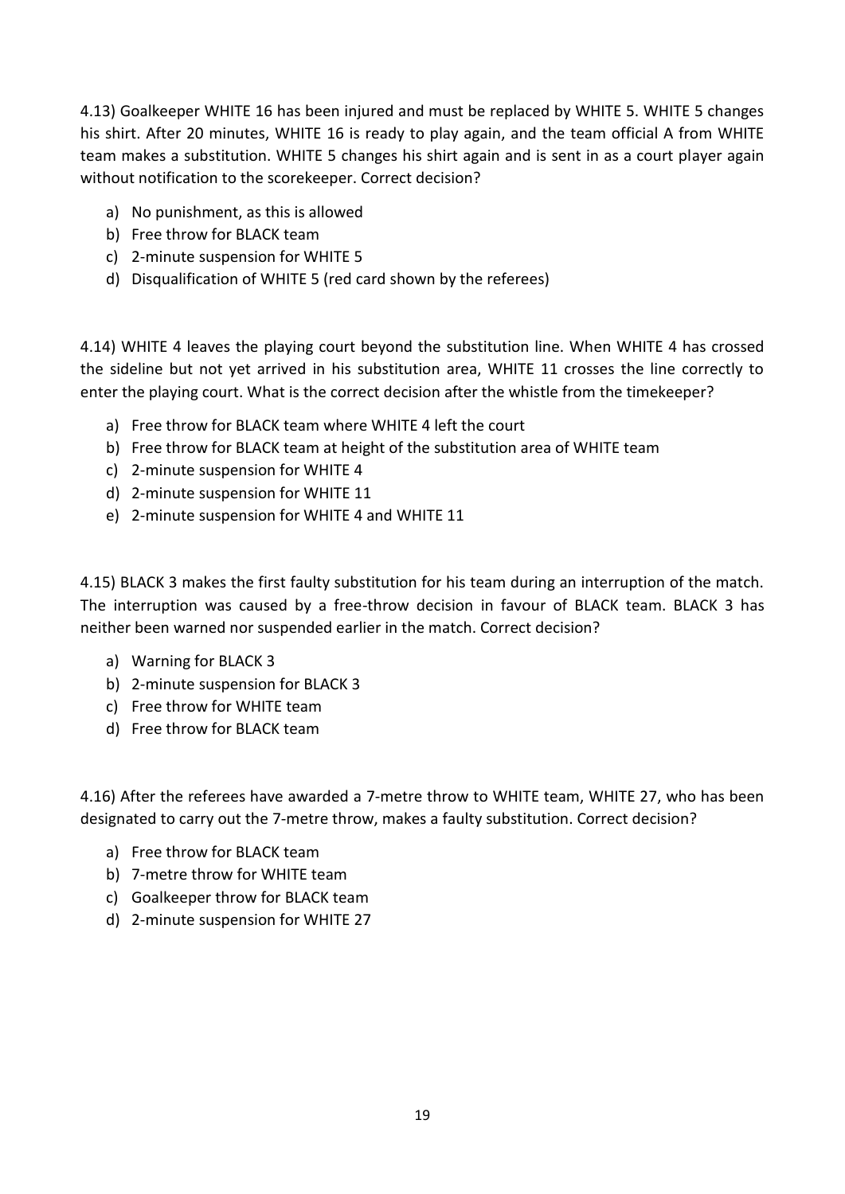4.13) Goalkeeper WHITE 16 has been injured and must be replaced by WHITE 5. WHITE 5 changes his shirt. After 20 minutes, WHITE 16 is ready to play again, and the team official A from WHITE team makes a substitution. WHITE 5 changes his shirt again and is sent in as a court player again without notification to the scorekeeper. Correct decision?

a) No punishment, as this is allowed
b) Free throw for BLACK team
c) 2-minute suspension for WHITE 5
d) Disqualification of WHITE 5 (red card shown by the referees)

4.14) WHITE 4 leaves the playing court beyond the substitution line. When WHITE 4 has crossed the sideline but not yet arrived in his substitution area, WHITE 11 crosses the line correctly to enter the playing court. What is the correct decision after the whistle from the timekeeper?

a) Free throw for BLACK team where WHITE 4 left the court
b) Free throw for BLACK team at height of the substitution area of WHITE team
c) 2-minute suspension for WHITE 4
d) 2-minute suspension for WHITE 11
e) 2-minute suspension for WHITE 4 and WHITE 11

4.15) BLACK 3 makes the first faulty substitution for his team during an interruption of the match. The interruption was caused by a free-throw decision in favour of BLACK team. BLACK 3 has neither been warned nor suspended earlier in the match. Correct decision?

a) Warning for BLACK 3
b) 2-minute suspension for BLACK 3
c) Free throw for WHITE team
d) Free throw for BLACK team

4.16) After the referees have awarded a 7-metre throw to WHITE team, WHITE 27, who has been designated to carry out the 7-metre throw, makes a faulty substitution. Correct decision?

a) Free throw for BLACK team
b) 7-metre throw for WHITE team
c) Goalkeeper throw for BLACK team
d) 2-minute suspension for WHITE 27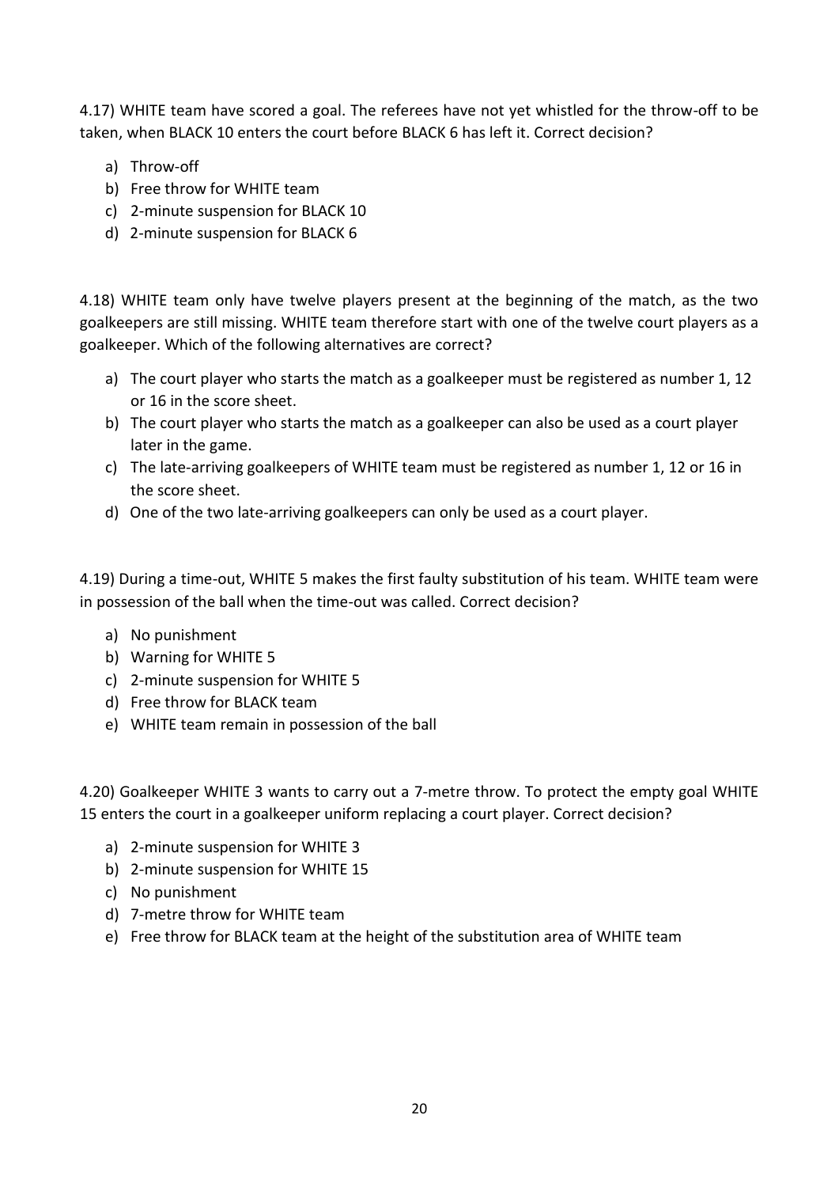4.17) WHITE team have scored a goal. The referees have not yet whistled for the throw-off to be taken, when BLACK 10 enters the court before BLACK 6 has left it. Correct decision?

a) Throw-off
b) Free throw for WHITE team
c) 2-minute suspension for BLACK 10
d) 2-minute suspension for BLACK 6

4.18) WHITE team only have twelve players present at the beginning of the match, as the two goalkeepers are still missing. WHITE team therefore start with one of the twelve court players as a goalkeeper. Which of the following alternatives are correct?

a) The court player who starts the match as a goalkeeper must be registered as number 1, 12 or 16 in the score sheet.
b) The court player who starts the match as a goalkeeper can also be used as a court player later in the game.
c) The late-arriving goalkeepers of WHITE team must be registered as number 1, 12 or 16 in the score sheet.
d) One of the two late-arriving goalkeepers can only be used as a court player.

4.19) During a time-out, WHITE 5 makes the first faulty substitution of his team. WHITE team were in possession of the ball when the time-out was called. Correct decision?

a) No punishment
b) Warning for WHITE 5
c) 2-minute suspension for WHITE 5
d) Free throw for BLACK team
e) WHITE team remain in possession of the ball

4.20) Goalkeeper WHITE 3 wants to carry out a 7-metre throw. To protect the empty goal WHITE 15 enters the court in a goalkeeper uniform replacing a court player. Correct decision?

a) 2-minute suspension for WHITE 3
b) 2-minute suspension for WHITE 15
c) No punishment
d) 7-metre throw for WHITE team
e) Free throw for BLACK team at the height of the substitution area of WHITE team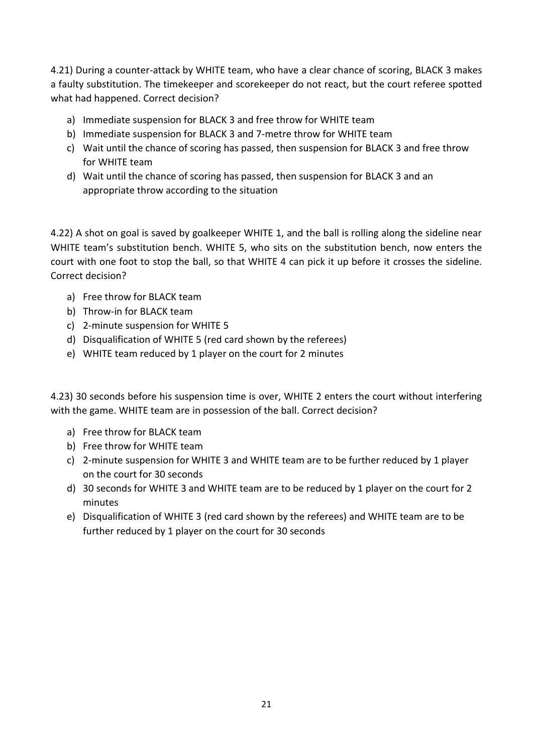4.21) During a counter-attack by WHITE team, who have a clear chance of scoring, BLACK 3 makes a faulty substitution. The timekeeper and scorekeeper do not react, but the court referee spotted what had happened. Correct decision?

a) Immediate suspension for BLACK 3 and free throw for WHITE team
b) Immediate suspension for BLACK 3 and 7-metre throw for WHITE team
c) Wait until the chance of scoring has passed, then suspension for BLACK 3 and free throw for WHITE team
d) Wait until the chance of scoring has passed, then suspension for BLACK 3 and an appropriate throw according to the situation

4.22) A shot on goal is saved by goalkeeper WHITE 1, and the ball is rolling along the sideline near WHITE team's substitution bench. WHITE 5, who sits on the substitution bench, now enters the court with one foot to stop the ball, so that WHITE 4 can pick it up before it crosses the sideline. Correct decision?

a) Free throw for BLACK team
b) Throw-in for BLACK team
c) 2-minute suspension for WHITE 5
d) Disqualification of WHITE 5 (red card shown by the referees)
e) WHITE team reduced by 1 player on the court for 2 minutes

4.23) 30 seconds before his suspension time is over, WHITE 2 enters the court without interfering with the game. WHITE team are in possession of the ball. Correct decision?

a) Free throw for BLACK team
b) Free throw for WHITE team
c) 2-minute suspension for WHITE 3 and WHITE team are to be further reduced by 1 player on the court for 30 seconds
d) 30 seconds for WHITE 3 and WHITE team are to be reduced by 1 player on the court for 2 minutes
e) Disqualification of WHITE 3 (red card shown by the referees) and WHITE team are to be further reduced by 1 player on the court for 30 seconds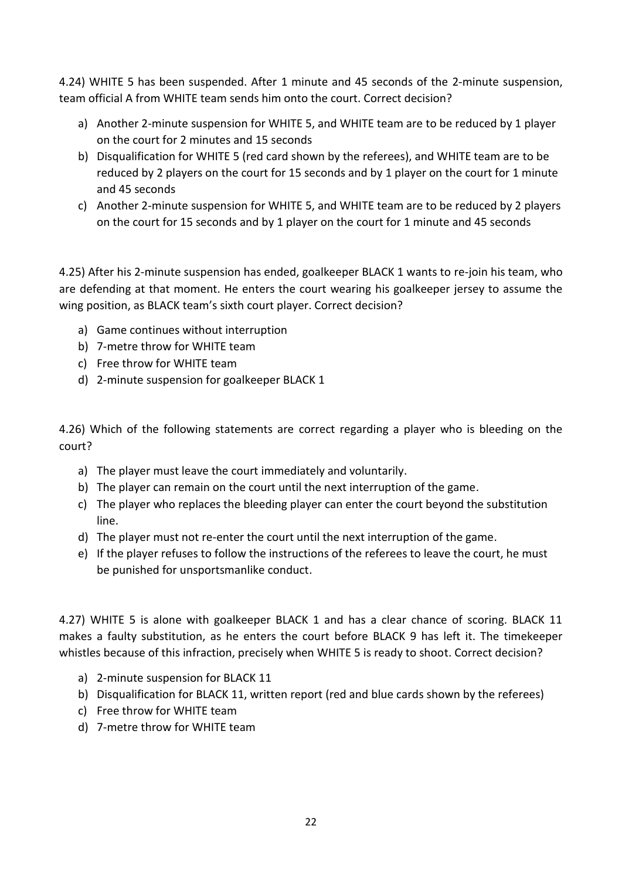4.24) WHITE 5 has been suspended. After 1 minute and 45 seconds of the 2-minute suspension, team official A from WHITE team sends him onto the court. Correct decision?

a) Another 2-minute suspension for WHITE 5, and WHITE team are to be reduced by 1 player on the court for 2 minutes and 15 seconds
b) Disqualification for WHITE 5 (red card shown by the referees), and WHITE team are to be reduced by 2 players on the court for 15 seconds and by 1 player on the court for 1 minute and 45 seconds
c) Another 2-minute suspension for WHITE 5, and WHITE team are to be reduced by 2 players on the court for 15 seconds and by 1 player on the court for 1 minute and 45 seconds

4.25) After his 2-minute suspension has ended, goalkeeper BLACK 1 wants to re-join his team, who are defending at that moment. He enters the court wearing his goalkeeper jersey to assume the wing position, as BLACK team's sixth court player. Correct decision?

a) Game continues without interruption
b) 7-metre throw for WHITE team
c) Free throw for WHITE team
d) 2-minute suspension for goalkeeper BLACK 1

4.26) Which of the following statements are correct regarding a player who is bleeding on the court?

a) The player must leave the court immediately and voluntarily.
b) The player can remain on the court until the next interruption of the game.
c) The player who replaces the bleeding player can enter the court beyond the substitution line.
d) The player must not re-enter the court until the next interruption of the game.
e) If the player refuses to follow the instructions of the referees to leave the court, he must be punished for unsportsmanlike conduct.

4.27) WHITE 5 is alone with goalkeeper BLACK 1 and has a clear chance of scoring. BLACK 11 makes a faulty substitution, as he enters the court before BLACK 9 has left it. The timekeeper whistles because of this infraction, precisely when WHITE 5 is ready to shoot. Correct decision?

a) 2-minute suspension for BLACK 11
b) Disqualification for BLACK 11, written report (red and blue cards shown by the referees)
c) Free throw for WHITE team
d) 7-metre throw for WHITE team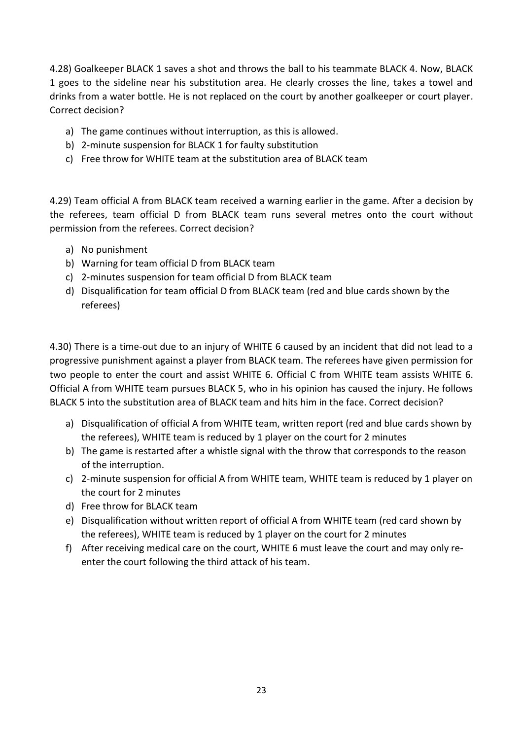4.28) Goalkeeper BLACK 1 saves a shot and throws the ball to his teammate BLACK 4. Now, BLACK 1 goes to the sideline near his substitution area. He clearly crosses the line, takes a towel and drinks from a water bottle. He is not replaced on the court by another goalkeeper or court player. Correct decision?

a) The game continues without interruption, as this is allowed.
b) 2-minute suspension for BLACK 1 for faulty substitution
c) Free throw for WHITE team at the substitution area of BLACK team

4.29) Team official A from BLACK team received a warning earlier in the game. After a decision by the referees, team official D from BLACK team runs several metres onto the court without permission from the referees. Correct decision?

a) No punishment
b) Warning for team official D from BLACK team
c) 2-minutes suspension for team official D from BLACK team
d) Disqualification for team official D from BLACK team (red and blue cards shown by the referees)

4.30) There is a time-out due to an injury of WHITE 6 caused by an incident that did not lead to a progressive punishment against a player from BLACK team. The referees have given permission for two people to enter the court and assist WHITE 6. Official C from WHITE team assists WHITE 6. Official A from WHITE team pursues BLACK 5, who in his opinion has caused the injury. He follows BLACK 5 into the substitution area of BLACK team and hits him in the face. Correct decision?

a) Disqualification of official A from WHITE team, written report (red and blue cards shown by the referees), WHITE team is reduced by 1 player on the court for 2 minutes
b) The game is restarted after a whistle signal with the throw that corresponds to the reason of the interruption.
c) 2-minute suspension for official A from WHITE team, WHITE team is reduced by 1 player on the court for 2 minutes
d) Free throw for BLACK team
e) Disqualification without written report of official A from WHITE team (red card shown by the referees), WHITE team is reduced by 1 player on the court for 2 minutes
f) After receiving medical care on the court, WHITE 6 must leave the court and may only re-enter the court following the third attack of his team.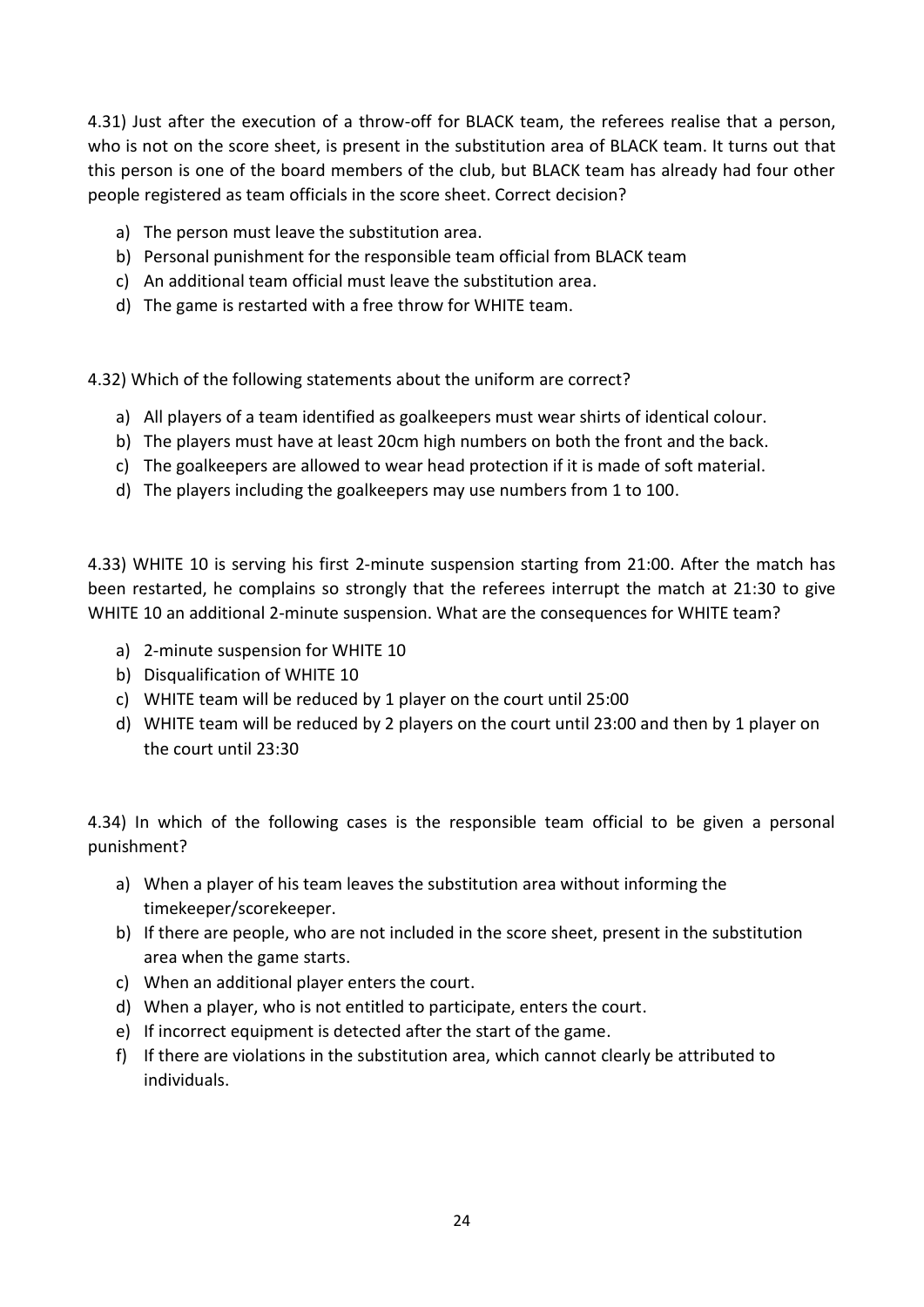4.31) Just after the execution of a throw-off for BLACK team, the referees realise that a person, who is not on the score sheet, is present in the substitution area of BLACK team. It turns out that this person is one of the board members of the club, but BLACK team has already had four other people registered as team officials in the score sheet. Correct decision?

a) The person must leave the substitution area.
b) Personal punishment for the responsible team official from BLACK team
c) An additional team official must leave the substitution area.
d) The game is restarted with a free throw for WHITE team.

4.32) Which of the following statements about the uniform are correct?

a) All players of a team identified as goalkeepers must wear shirts of identical colour.
b) The players must have at least 20cm high numbers on both the front and the back.
c) The goalkeepers are allowed to wear head protection if it is made of soft material.
d) The players including the goalkeepers may use numbers from 1 to 100.

4.33) WHITE 10 is serving his first 2-minute suspension starting from 21:00. After the match has been restarted, he complains so strongly that the referees interrupt the match at 21:30 to give WHITE 10 an additional 2-minute suspension. What are the consequences for WHITE team?

a) 2-minute suspension for WHITE 10
b) Disqualification of WHITE 10
c) WHITE team will be reduced by 1 player on the court until 25:00
d) WHITE team will be reduced by 2 players on the court until 23:00 and then by 1 player on the court until 23:30

4.34) In which of the following cases is the responsible team official to be given a personal punishment?

a) When a player of his team leaves the substitution area without informing the timekeeper/scorekeeper.
b) If there are people, who are not included in the score sheet, present in the substitution area when the game starts.
c) When an additional player enters the court.
d) When a player, who is not entitled to participate, enters the court.
e) If incorrect equipment is detected after the start of the game.
f) If there are violations in the substitution area, which cannot clearly be attributed to individuals.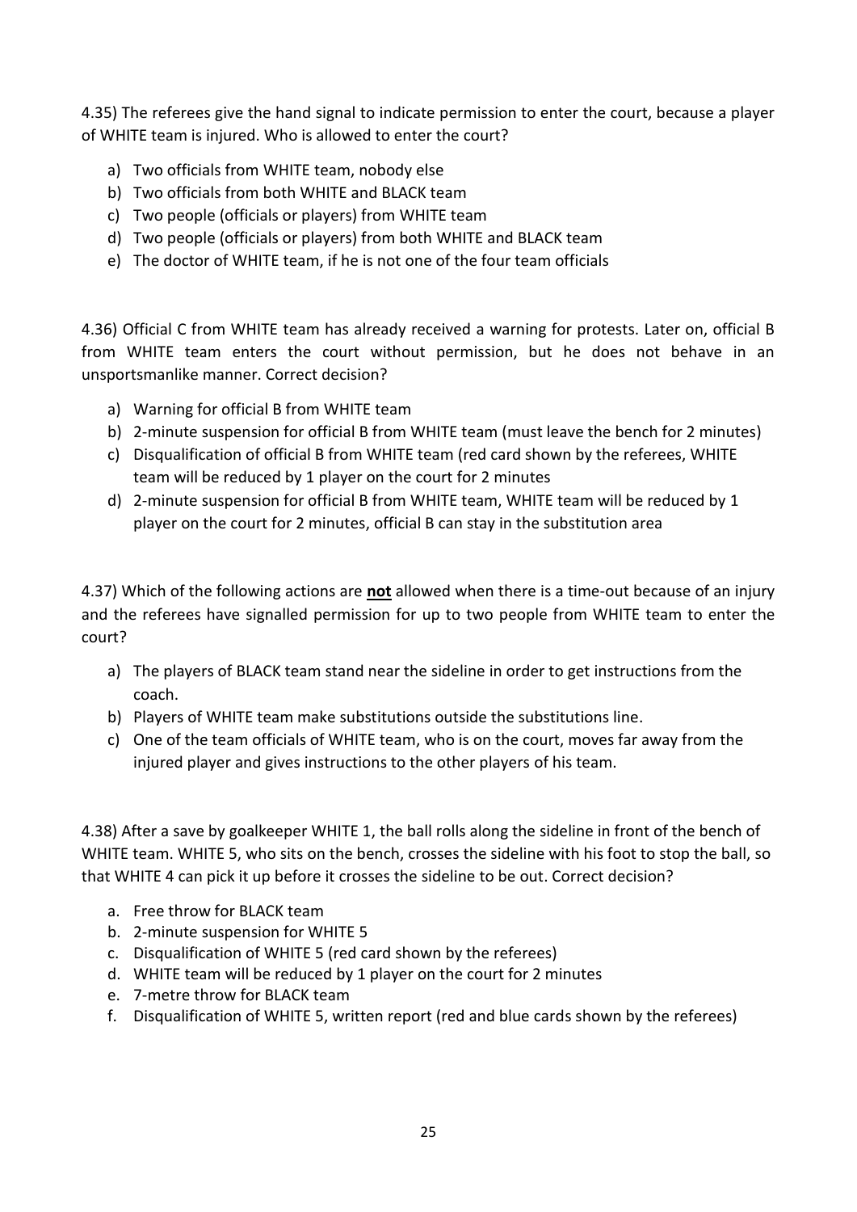4.35) The referees give the hand signal to indicate permission to enter the court, because a player of WHITE team is injured. Who is allowed to enter the court?

a) Two officials from WHITE team, nobody else
b) Two officials from both WHITE and BLACK team
c) Two people (officials or players) from WHITE team
d) Two people (officials or players) from both WHITE and BLACK team
e) The doctor of WHITE team, if he is not one of the four team officials

4.36) Official C from WHITE team has already received a warning for protests. Later on, official B from WHITE team enters the court without permission, but he does not behave in an unsportsmanlike manner. Correct decision?

a) Warning for official B from WHITE team
b) 2-minute suspension for official B from WHITE team (must leave the bench for 2 minutes)
c) Disqualification of official B from WHITE team (red card shown by the referees, WHITE team will be reduced by 1 player on the court for 2 minutes
d) 2-minute suspension for official B from WHITE team, WHITE team will be reduced by 1 player on the court for 2 minutes, official B can stay in the substitution area

4.37) Which of the following actions are **not** allowed when there is a time-out because of an injury and the referees have signalled permission for up to two people from WHITE team to enter the court?

a) The players of BLACK team stand near the sideline in order to get instructions from the coach.
b) Players of WHITE team make substitutions outside the substitutions line.
c) One of the team officials of WHITE team, who is on the court, moves far away from the injured player and gives instructions to the other players of his team.

4.38) After a save by goalkeeper WHITE 1, the ball rolls along the sideline in front of the bench of WHITE team. WHITE 5, who sits on the bench, crosses the sideline with his foot to stop the ball, so that WHITE 4 can pick it up before it crosses the sideline to be out. Correct decision?

a. Free throw for BLACK team
b. 2-minute suspension for WHITE 5
c. Disqualification of WHITE 5 (red card shown by the referees)
d. WHITE team will be reduced by 1 player on the court for 2 minutes
e. 7-metre throw for BLACK team
f. Disqualification of WHITE 5, written report (red and blue cards shown by the referees)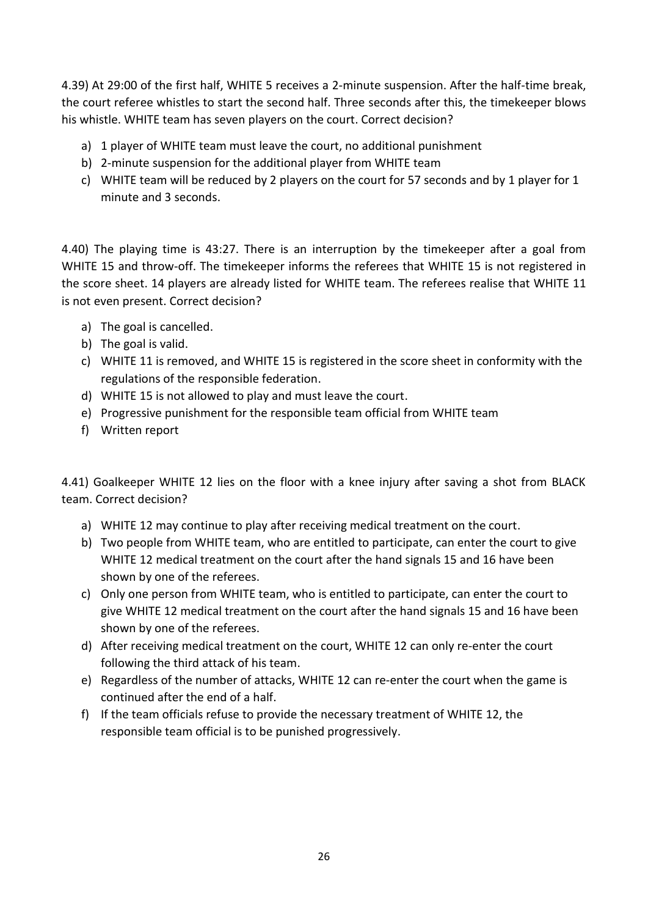4.39) At 29:00 of the first half, WHITE 5 receives a 2-minute suspension. After the half-time break, the court referee whistles to start the second half. Three seconds after this, the timekeeper blows his whistle. WHITE team has seven players on the court. Correct decision?

a) 1 player of WHITE team must leave the court, no additional punishment
b) 2-minute suspension for the additional player from WHITE team
c) WHITE team will be reduced by 2 players on the court for 57 seconds and by 1 player for 1 minute and 3 seconds.

4.40) The playing time is 43:27. There is an interruption by the timekeeper after a goal from WHITE 15 and throw-off. The timekeeper informs the referees that WHITE 15 is not registered in the score sheet. 14 players are already listed for WHITE team. The referees realise that WHITE 11 is not even present. Correct decision?

a) The goal is cancelled.
b) The goal is valid.
c) WHITE 11 is removed, and WHITE 15 is registered in the score sheet in conformity with the regulations of the responsible federation.
d) WHITE 15 is not allowed to play and must leave the court.
e) Progressive punishment for the responsible team official from WHITE team
f) Written report

4.41) Goalkeeper WHITE 12 lies on the floor with a knee injury after saving a shot from BLACK team. Correct decision?

a) WHITE 12 may continue to play after receiving medical treatment on the court.
b) Two people from WHITE team, who are entitled to participate, can enter the court to give WHITE 12 medical treatment on the court after the hand signals 15 and 16 have been shown by one of the referees.
c) Only one person from WHITE team, who is entitled to participate, can enter the court to give WHITE 12 medical treatment on the court after the hand signals 15 and 16 have been shown by one of the referees.
d) After receiving medical treatment on the court, WHITE 12 can only re-enter the court following the third attack of his team.
e) Regardless of the number of attacks, WHITE 12 can re-enter the court when the game is continued after the end of a half.
f) If the team officials refuse to provide the necessary treatment of WHITE 12, the responsible team official is to be punished progressively.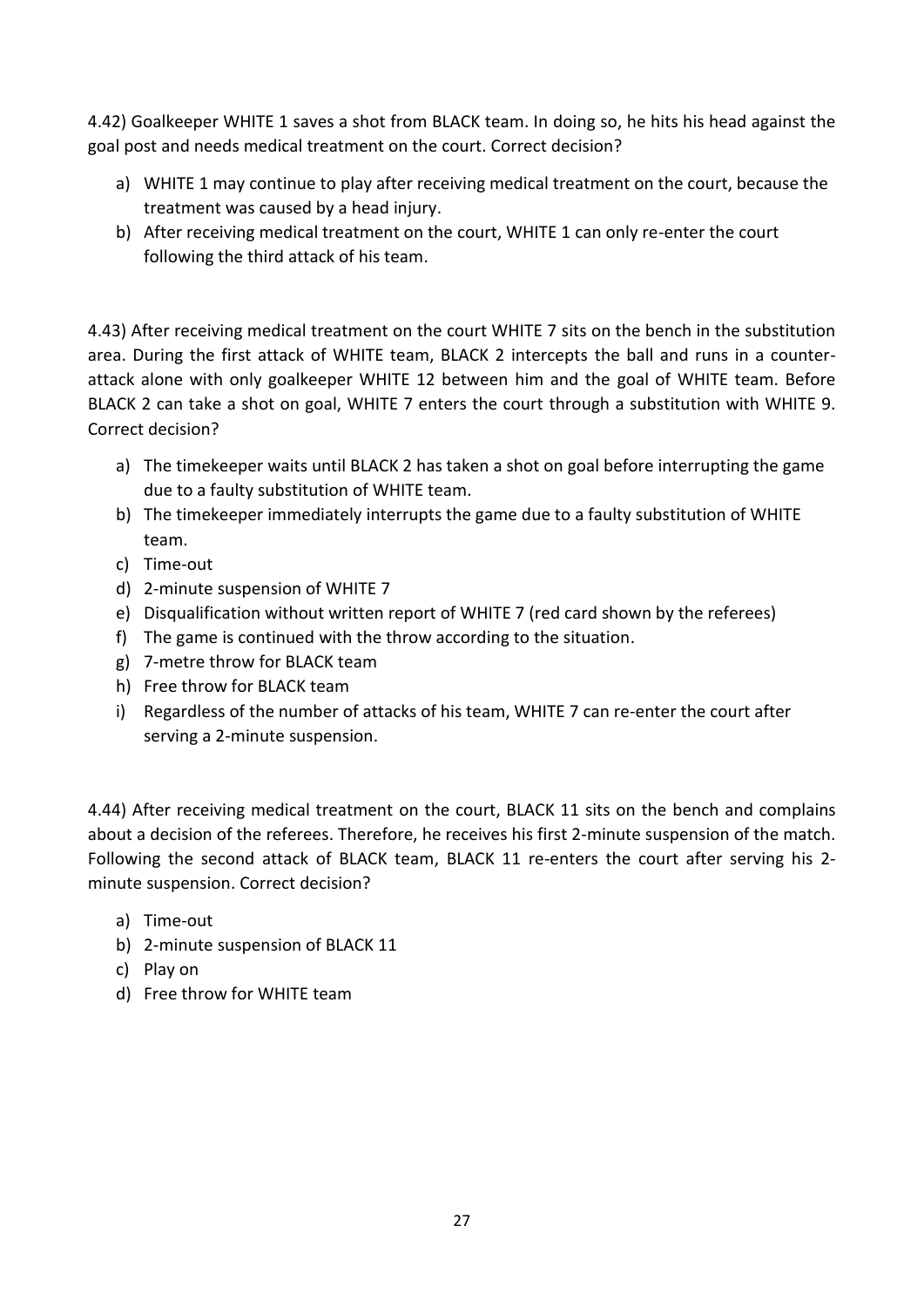4.42) Goalkeeper WHITE 1 saves a shot from BLACK team. In doing so, he hits his head against the goal post and needs medical treatment on the court. Correct decision?

a) WHITE 1 may continue to play after receiving medical treatment on the court, because the treatment was caused by a head injury.
b) After receiving medical treatment on the court, WHITE 1 can only re-enter the court following the third attack of his team.

4.43) After receiving medical treatment on the court WHITE 7 sits on the bench in the substitution area. During the first attack of WHITE team, BLACK 2 intercepts the ball and runs in a counter-attack alone with only goalkeeper WHITE 12 between him and the goal of WHITE team. Before BLACK 2 can take a shot on goal, WHITE 7 enters the court through a substitution with WHITE 9. Correct decision?

a) The timekeeper waits until BLACK 2 has taken a shot on goal before interrupting the game due to a faulty substitution of WHITE team.
b) The timekeeper immediately interrupts the game due to a faulty substitution of WHITE team.
c) Time-out
d) 2-minute suspension of WHITE 7
e) Disqualification without written report of WHITE 7 (red card shown by the referees)
f) The game is continued with the throw according to the situation.
g) 7-metre throw for BLACK team
h) Free throw for BLACK team
i) Regardless of the number of attacks of his team, WHITE 7 can re-enter the court after serving a 2-minute suspension.

4.44) After receiving medical treatment on the court, BLACK 11 sits on the bench and complains about a decision of the referees. Therefore, he receives his first 2-minute suspension of the match. Following the second attack of BLACK team, BLACK 11 re-enters the court after serving his 2-minute suspension. Correct decision?

a) Time-out
b) 2-minute suspension of BLACK 11
c) Play on
d) Free throw for WHITE team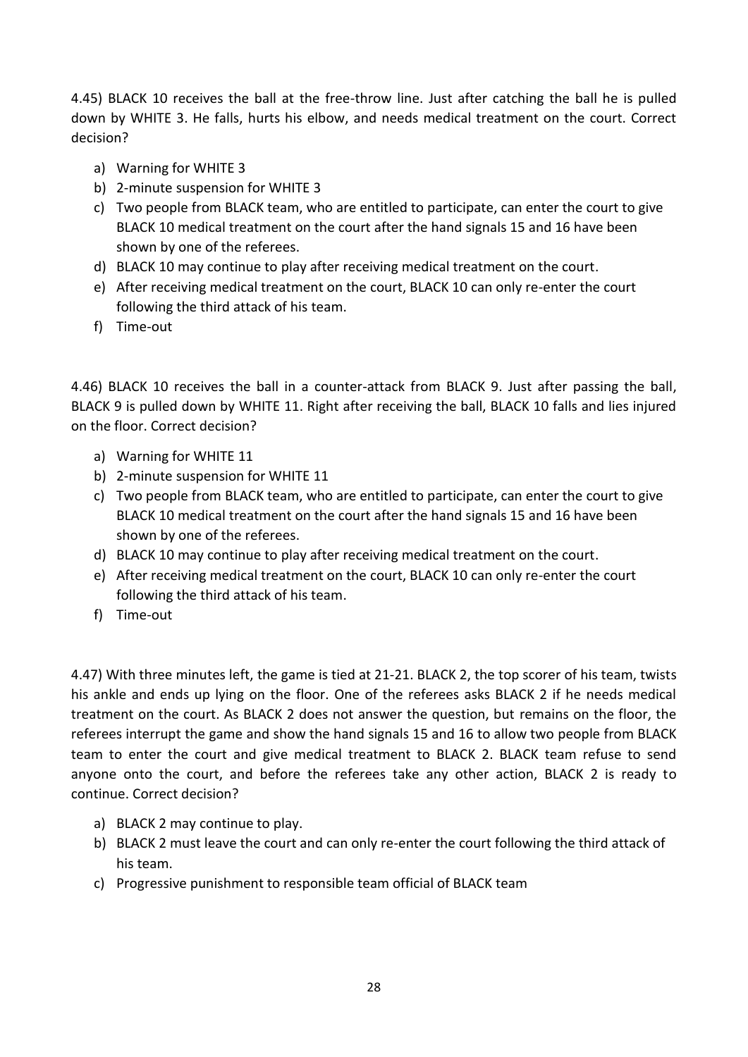4.45) BLACK 10 receives the ball at the free-throw line. Just after catching the ball he is pulled down by WHITE 3. He falls, hurts his elbow, and needs medical treatment on the court. Correct decision?

a) Warning for WHITE 3
b) 2-minute suspension for WHITE 3
c) Two people from BLACK team, who are entitled to participate, can enter the court to give BLACK 10 medical treatment on the court after the hand signals 15 and 16 have been shown by one of the referees.
d) BLACK 10 may continue to play after receiving medical treatment on the court.
e) After receiving medical treatment on the court, BLACK 10 can only re-enter the court following the third attack of his team.
f) Time-out

4.46) BLACK 10 receives the ball in a counter-attack from BLACK 9. Just after passing the ball, BLACK 9 is pulled down by WHITE 11. Right after receiving the ball, BLACK 10 falls and lies injured on the floor. Correct decision?

a) Warning for WHITE 11
b) 2-minute suspension for WHITE 11
c) Two people from BLACK team, who are entitled to participate, can enter the court to give BLACK 10 medical treatment on the court after the hand signals 15 and 16 have been shown by one of the referees.
d) BLACK 10 may continue to play after receiving medical treatment on the court.
e) After receiving medical treatment on the court, BLACK 10 can only re-enter the court following the third attack of his team.
f) Time-out

4.47) With three minutes left, the game is tied at 21-21. BLACK 2, the top scorer of his team, twists his ankle and ends up lying on the floor. One of the referees asks BLACK 2 if he needs medical treatment on the court. As BLACK 2 does not answer the question, but remains on the floor, the referees interrupt the game and show the hand signals 15 and 16 to allow two people from BLACK team to enter the court and give medical treatment to BLACK 2. BLACK team refuse to send anyone onto the court, and before the referees take any other action, BLACK 2 is ready to continue. Correct decision?

a) BLACK 2 may continue to play.
b) BLACK 2 must leave the court and can only re-enter the court following the third attack of his team.
c) Progressive punishment to responsible team official of BLACK team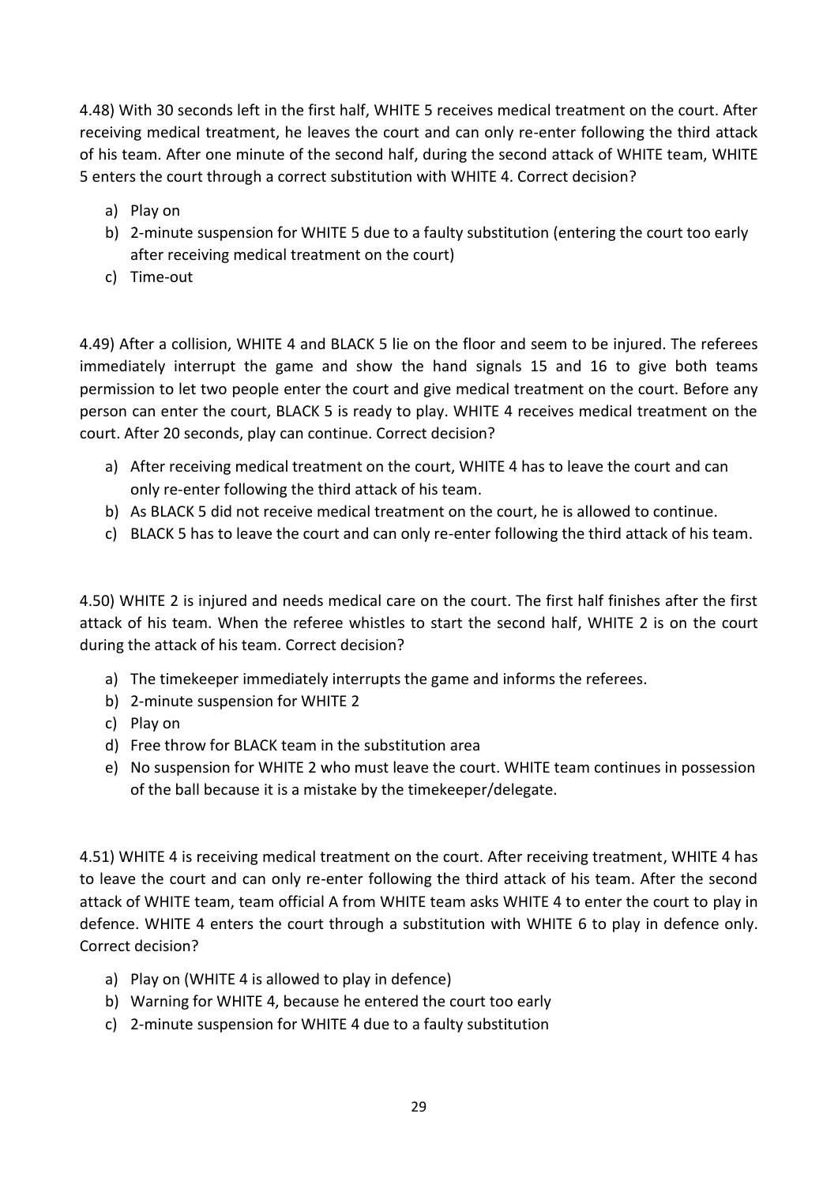4.48) With 30 seconds left in the first half, WHITE 5 receives medical treatment on the court. After receiving medical treatment, he leaves the court and can only re-enter following the third attack of his team. After one minute of the second half, during the second attack of WHITE team, WHITE 5 enters the court through a correct substitution with WHITE 4. Correct decision?

a) Play on
b) 2-minute suspension for WHITE 5 due to a faulty substitution (entering the court too early after receiving medical treatment on the court)
c) Time-out

4.49) After a collision, WHITE 4 and BLACK 5 lie on the floor and seem to be injured. The referees immediately interrupt the game and show the hand signals 15 and 16 to give both teams permission to let two people enter the court and give medical treatment on the court. Before any person can enter the court, BLACK 5 is ready to play. WHITE 4 receives medical treatment on the court. After 20 seconds, play can continue. Correct decision?

a) After receiving medical treatment on the court, WHITE 4 has to leave the court and can only re-enter following the third attack of his team.
b) As BLACK 5 did not receive medical treatment on the court, he is allowed to continue.
c) BLACK 5 has to leave the court and can only re-enter following the third attack of his team.

4.50) WHITE 2 is injured and needs medical care on the court. The first half finishes after the first attack of his team. When the referee whistles to start the second half, WHITE 2 is on the court during the attack of his team. Correct decision?

a) The timekeeper immediately interrupts the game and informs the referees.
b) 2-minute suspension for WHITE 2
c) Play on
d) Free throw for BLACK team in the substitution area
e) No suspension for WHITE 2 who must leave the court. WHITE team continues in possession of the ball because it is a mistake by the timekeeper/delegate.

4.51) WHITE 4 is receiving medical treatment on the court. After receiving treatment, WHITE 4 has to leave the court and can only re-enter following the third attack of his team. After the second attack of WHITE team, team official A from WHITE team asks WHITE 4 to enter the court to play in defence. WHITE 4 enters the court through a substitution with WHITE 6 to play in defence only. Correct decision?

a) Play on (WHITE 4 is allowed to play in defence)
b) Warning for WHITE 4, because he entered the court too early
c) 2-minute suspension for WHITE 4 due to a faulty substitution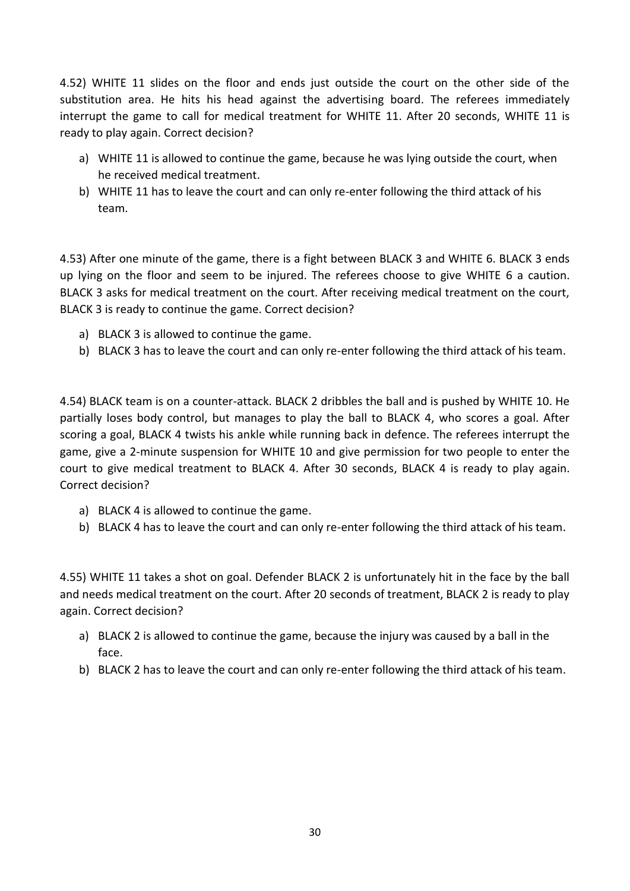4.52) WHITE 11 slides on the floor and ends just outside the court on the other side of the substitution area. He hits his head against the advertising board. The referees immediately interrupt the game to call for medical treatment for WHITE 11. After 20 seconds, WHITE 11 is ready to play again. Correct decision?

a) WHITE 11 is allowed to continue the game, because he was lying outside the court, when he received medical treatment.
b) WHITE 11 has to leave the court and can only re-enter following the third attack of his team.

4.53) After one minute of the game, there is a fight between BLACK 3 and WHITE 6. BLACK 3 ends up lying on the floor and seem to be injured. The referees choose to give WHITE 6 a caution. BLACK 3 asks for medical treatment on the court. After receiving medical treatment on the court, BLACK 3 is ready to continue the game. Correct decision?

a) BLACK 3 is allowed to continue the game.
b) BLACK 3 has to leave the court and can only re-enter following the third attack of his team.

4.54) BLACK team is on a counter-attack. BLACK 2 dribbles the ball and is pushed by WHITE 10. He partially loses body control, but manages to play the ball to BLACK 4, who scores a goal. After scoring a goal, BLACK 4 twists his ankle while running back in defence. The referees interrupt the game, give a 2-minute suspension for WHITE 10 and give permission for two people to enter the court to give medical treatment to BLACK 4. After 30 seconds, BLACK 4 is ready to play again. Correct decision?

a) BLACK 4 is allowed to continue the game.
b) BLACK 4 has to leave the court and can only re-enter following the third attack of his team.

4.55) WHITE 11 takes a shot on goal. Defender BLACK 2 is unfortunately hit in the face by the ball and needs medical treatment on the court. After 20 seconds of treatment, BLACK 2 is ready to play again. Correct decision?

a) BLACK 2 is allowed to continue the game, because the injury was caused by a ball in the face.
b) BLACK 2 has to leave the court and can only re-enter following the third attack of his team.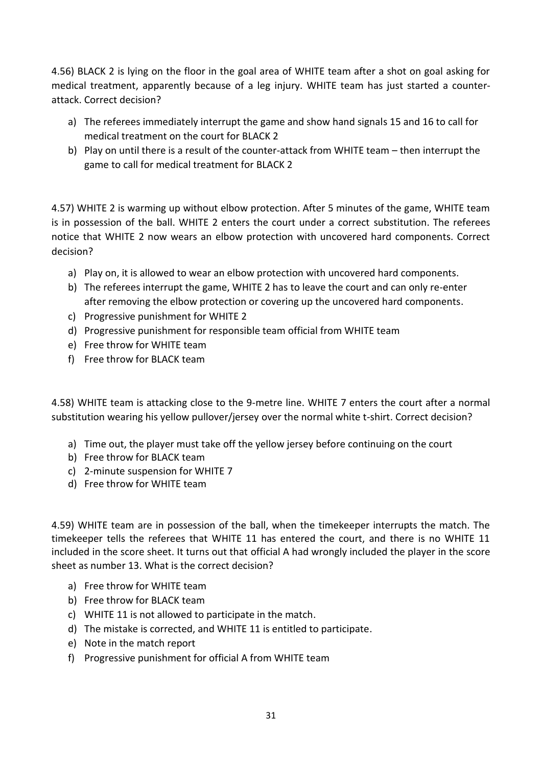4.56) BLACK 2 is lying on the floor in the goal area of WHITE team after a shot on goal asking for medical treatment, apparently because of a leg injury. WHITE team has just started a counter-attack. Correct decision?

a) The referees immediately interrupt the game and show hand signals 15 and 16 to call for medical treatment on the court for BLACK 2
b) Play on until there is a result of the counter-attack from WHITE team – then interrupt the game to call for medical treatment for BLACK 2

4.57) WHITE 2 is warming up without elbow protection. After 5 minutes of the game, WHITE team is in possession of the ball. WHITE 2 enters the court under a correct substitution. The referees notice that WHITE 2 now wears an elbow protection with uncovered hard components. Correct decision?

a) Play on, it is allowed to wear an elbow protection with uncovered hard components.
b) The referees interrupt the game, WHITE 2 has to leave the court and can only re-enter after removing the elbow protection or covering up the uncovered hard components.
c) Progressive punishment for WHITE 2
d) Progressive punishment for responsible team official from WHITE team
e) Free throw for WHITE team
f) Free throw for BLACK team

4.58) WHITE team is attacking close to the 9-metre line. WHITE 7 enters the court after a normal substitution wearing his yellow pullover/jersey over the normal white t-shirt. Correct decision?

a) Time out, the player must take off the yellow jersey before continuing on the court
b) Free throw for BLACK team
c) 2-minute suspension for WHITE 7
d) Free throw for WHITE team

4.59) WHITE team are in possession of the ball, when the timekeeper interrupts the match. The timekeeper tells the referees that WHITE 11 has entered the court, and there is no WHITE 11 included in the score sheet. It turns out that official A had wrongly included the player in the score sheet as number 13. What is the correct decision?

a) Free throw for WHITE team
b) Free throw for BLACK team
c) WHITE 11 is not allowed to participate in the match.
d) The mistake is corrected, and WHITE 11 is entitled to participate.
e) Note in the match report
f) Progressive punishment for official A from WHITE team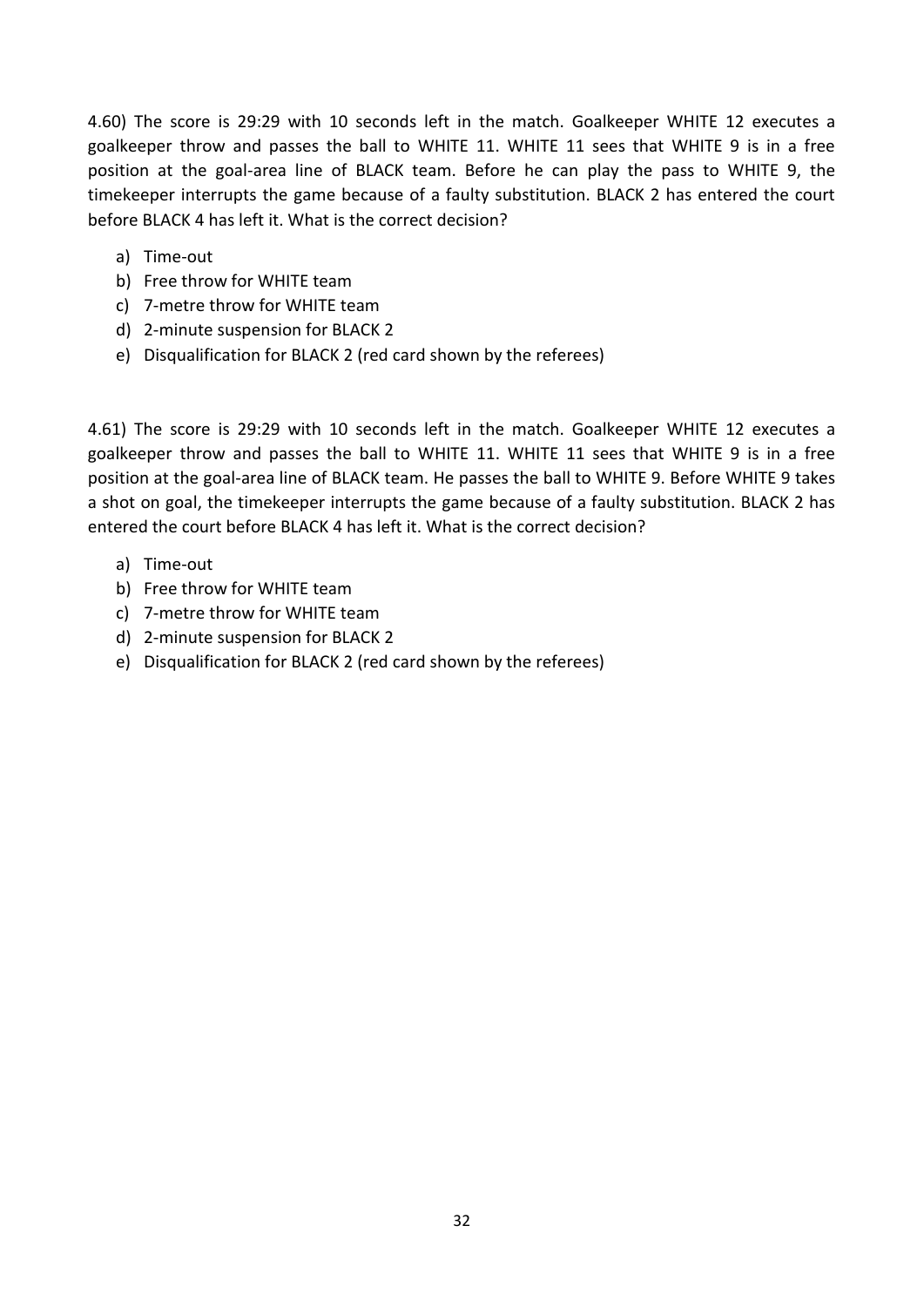4.60) The score is 29:29 with 10 seconds left in the match. Goalkeeper WHITE 12 executes a goalkeeper throw and passes the ball to WHITE 11. WHITE 11 sees that WHITE 9 is in a free position at the goal-area line of BLACK team. Before he can play the pass to WHITE 9, the timekeeper interrupts the game because of a faulty substitution. BLACK 2 has entered the court before BLACK 4 has left it. What is the correct decision?

a) Time-out
b) Free throw for WHITE team
c) 7-metre throw for WHITE team
d) 2-minute suspension for BLACK 2
e) Disqualification for BLACK 2 (red card shown by the referees)

4.61) The score is 29:29 with 10 seconds left in the match. Goalkeeper WHITE 12 executes a goalkeeper throw and passes the ball to WHITE 11. WHITE 11 sees that WHITE 9 is in a free position at the goal-area line of BLACK team. He passes the ball to WHITE 9. Before WHITE 9 takes a shot on goal, the timekeeper interrupts the game because of a faulty substitution. BLACK 2 has entered the court before BLACK 4 has left it. What is the correct decision?

a) Time-out
b) Free throw for WHITE team
c) 7-metre throw for WHITE team
d) 2-minute suspension for BLACK 2
e) Disqualification for BLACK 2 (red card shown by the referees)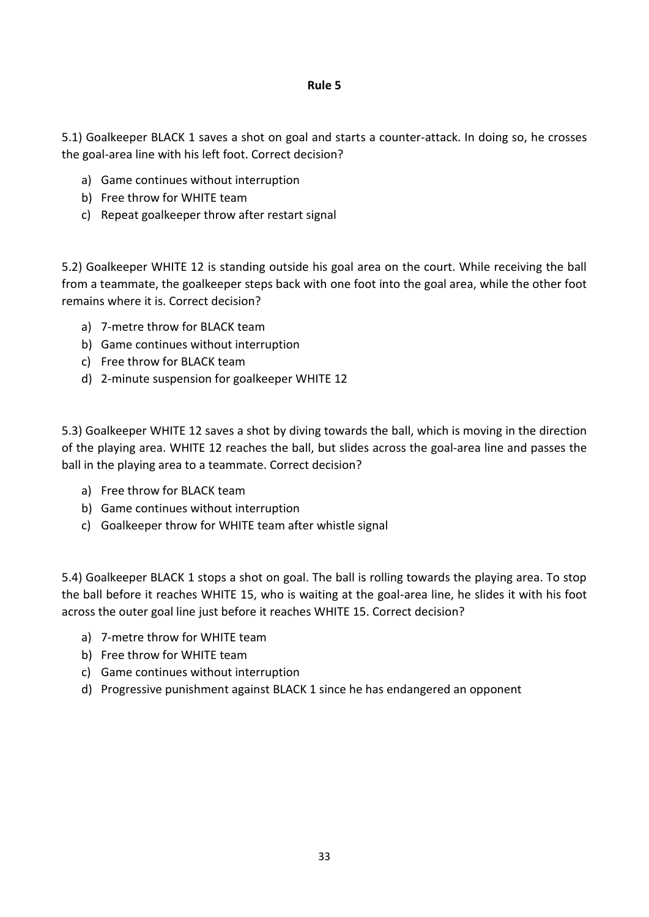## Rule 5

5.1) Goalkeeper BLACK 1 saves a shot on goal and starts a counter-attack. In doing so, he crosses the goal-area line with his left foot. Correct decision?

a) Game continues without interruption
b) Free throw for WHITE team
c) Repeat goalkeeper throw after restart signal

5.2) Goalkeeper WHITE 12 is standing outside his goal area on the court. While receiving the ball from a teammate, the goalkeeper steps back with one foot into the goal area, while the other foot remains where it is. Correct decision?

a) 7-metre throw for BLACK team
b) Game continues without interruption
c) Free throw for BLACK team
d) 2-minute suspension for goalkeeper WHITE 12

5.3) Goalkeeper WHITE 12 saves a shot by diving towards the ball, which is moving in the direction of the playing area. WHITE 12 reaches the ball, but slides across the goal-area line and passes the ball in the playing area to a teammate. Correct decision?

a) Free throw for BLACK team
b) Game continues without interruption
c) Goalkeeper throw for WHITE team after whistle signal

5.4) Goalkeeper BLACK 1 stops a shot on goal. The ball is rolling towards the playing area. To stop the ball before it reaches WHITE 15, who is waiting at the goal-area line, he slides it with his foot across the outer goal line just before it reaches WHITE 15. Correct decision?

a) 7-metre throw for WHITE team
b) Free throw for WHITE team
c) Game continues without interruption
d) Progressive punishment against BLACK 1 since he has endangered an opponent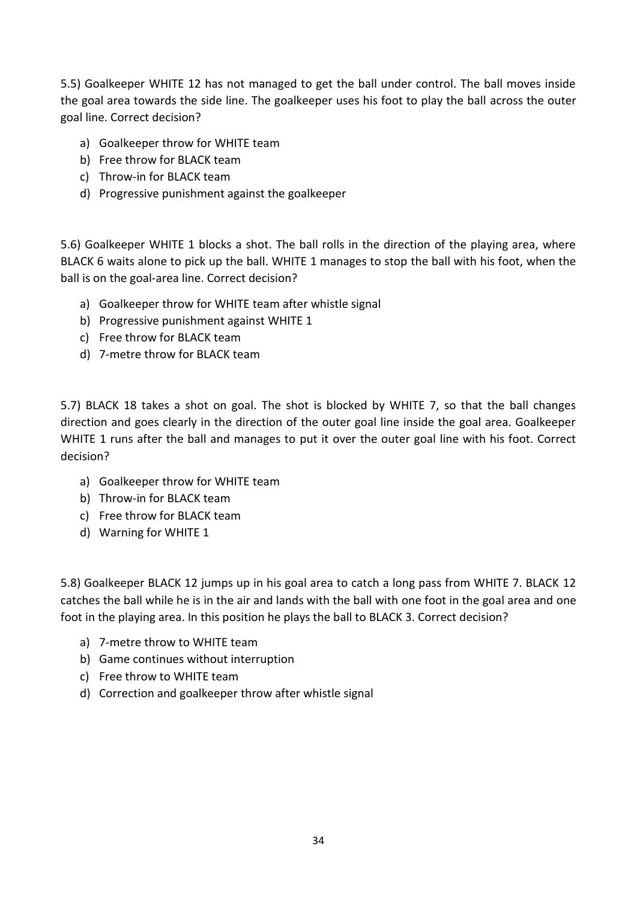5.5) Goalkeeper WHITE 12 has not managed to get the ball under control. The ball moves inside the goal area towards the side line. The goalkeeper uses his foot to play the ball across the outer goal line. Correct decision?

a) Goalkeeper throw for WHITE team
b) Free throw for BLACK team
c) Throw-in for BLACK team
d) Progressive punishment against the goalkeeper

5.6) Goalkeeper WHITE 1 blocks a shot. The ball rolls in the direction of the playing area, where BLACK 6 waits alone to pick up the ball. WHITE 1 manages to stop the ball with his foot, when the ball is on the goal-area line. Correct decision?

a) Goalkeeper throw for WHITE team after whistle signal
b) Progressive punishment against WHITE 1
c) Free throw for BLACK team
d) 7-metre throw for BLACK team

5.7) BLACK 18 takes a shot on goal. The shot is blocked by WHITE 7, so that the ball changes direction and goes clearly in the direction of the outer goal line inside the goal area. Goalkeeper WHITE 1 runs after the ball and manages to put it over the outer goal line with his foot. Correct decision?

a) Goalkeeper throw for WHITE team
b) Throw-in for BLACK team
c) Free throw for BLACK team
d) Warning for WHITE 1

5.8) Goalkeeper BLACK 12 jumps up in his goal area to catch a long pass from WHITE 7. BLACK 12 catches the ball while he is in the air and lands with the ball with one foot in the goal area and one foot in the playing area. In this position he plays the ball to BLACK 3. Correct decision?

a) 7-metre throw to WHITE team
b) Game continues without interruption
c) Free throw to WHITE team
d) Correction and goalkeeper throw after whistle signal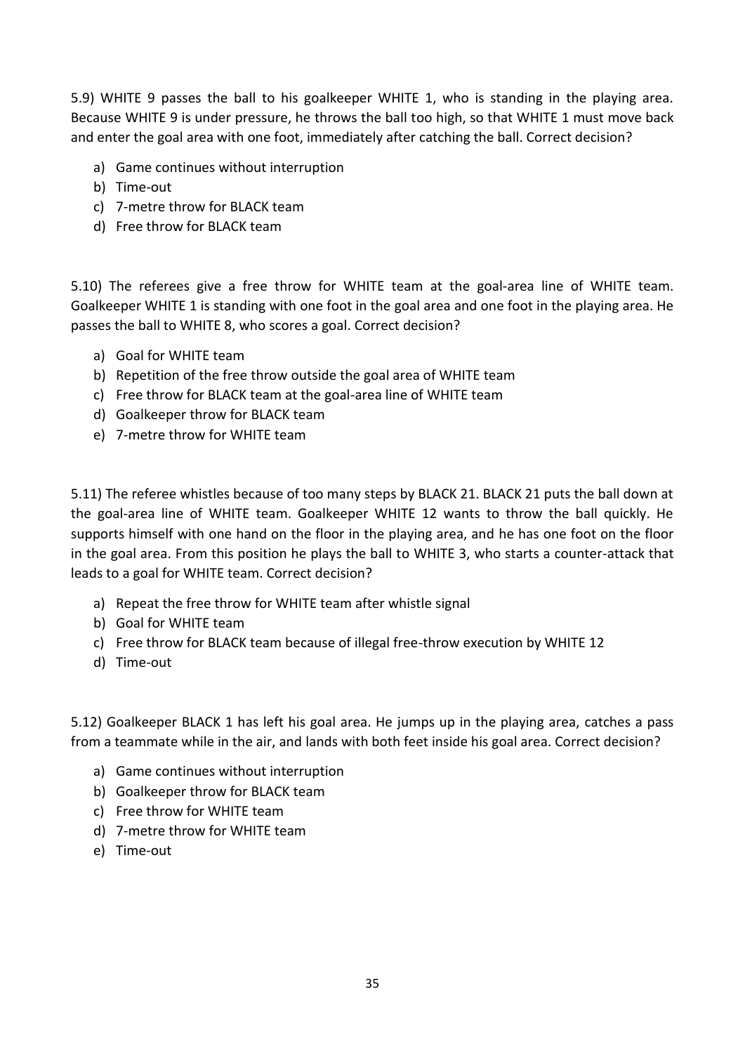5.9) WHITE 9 passes the ball to his goalkeeper WHITE 1, who is standing in the playing area. Because WHITE 9 is under pressure, he throws the ball too high, so that WHITE 1 must move back and enter the goal area with one foot, immediately after catching the ball. Correct decision?

a) Game continues without interruption
b) Time-out
c) 7-metre throw for BLACK team
d) Free throw for BLACK team

5.10) The referees give a free throw for WHITE team at the goal-area line of WHITE team. Goalkeeper WHITE 1 is standing with one foot in the goal area and one foot in the playing area. He passes the ball to WHITE 8, who scores a goal. Correct decision?

a) Goal for WHITE team
b) Repetition of the free throw outside the goal area of WHITE team
c) Free throw for BLACK team at the goal-area line of WHITE team
d) Goalkeeper throw for BLACK team
e) 7-metre throw for WHITE team

5.11) The referee whistles because of too many steps by BLACK 21. BLACK 21 puts the ball down at the goal-area line of WHITE team. Goalkeeper WHITE 12 wants to throw the ball quickly. He supports himself with one hand on the floor in the playing area, and he has one foot on the floor in the goal area. From this position he plays the ball to WHITE 3, who starts a counter-attack that leads to a goal for WHITE team. Correct decision?

a) Repeat the free throw for WHITE team after whistle signal
b) Goal for WHITE team
c) Free throw for BLACK team because of illegal free-throw execution by WHITE 12
d) Time-out

5.12) Goalkeeper BLACK 1 has left his goal area. He jumps up in the playing area, catches a pass from a teammate while in the air, and lands with both feet inside his goal area. Correct decision?

a) Game continues without interruption
b) Goalkeeper throw for BLACK team
c) Free throw for WHITE team
d) 7-metre throw for WHITE team
e) Time-out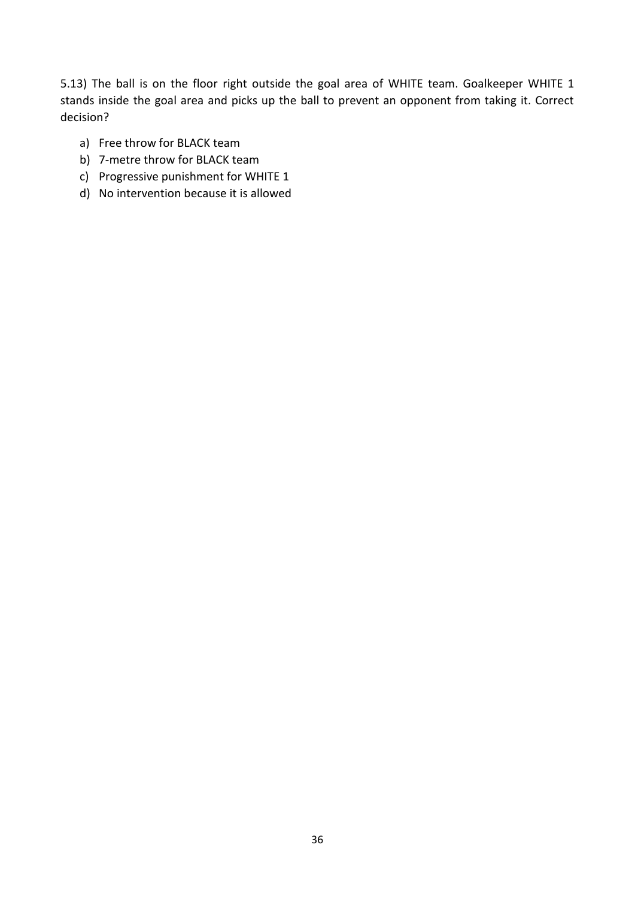5.13) The ball is on the floor right outside the goal area of WHITE team. Goalkeeper WHITE 1 stands inside the goal area and picks up the ball to prevent an opponent from taking it. Correct decision?

a) Free throw for BLACK team
b) 7-metre throw for BLACK team
c) Progressive punishment for WHITE 1
d) No intervention because it is allowed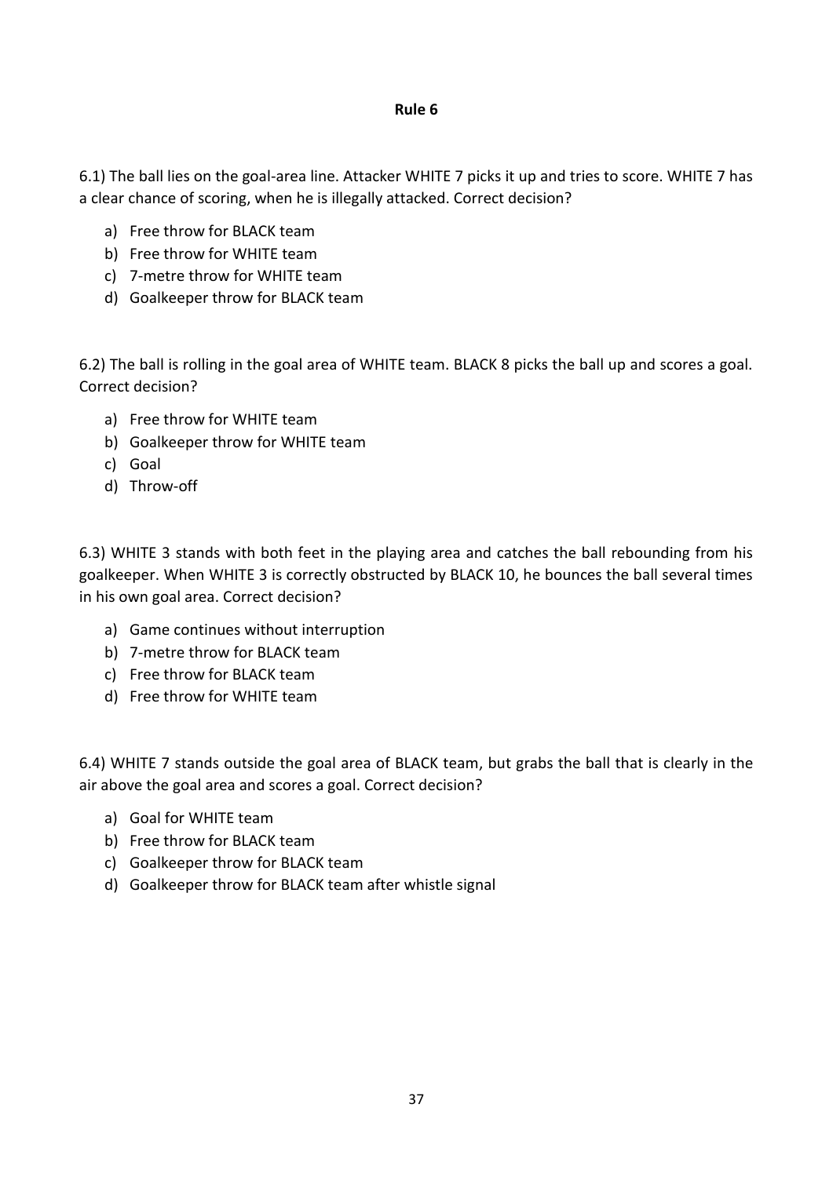**Rule 6**

6.1) The ball lies on the goal-area line. Attacker WHITE 7 picks it up and tries to score. WHITE 7 has a clear chance of scoring, when he is illegally attacked. Correct decision?

a) Free throw for BLACK team
b) Free throw for WHITE team
c) 7-metre throw for WHITE team
d) Goalkeeper throw for BLACK team

6.2) The ball is rolling in the goal area of WHITE team. BLACK 8 picks the ball up and scores a goal. Correct decision?

a) Free throw for WHITE team
b) Goalkeeper throw for WHITE team
c) Goal
d) Throw-off

6.3) WHITE 3 stands with both feet in the playing area and catches the ball rebounding from his goalkeeper. When WHITE 3 is correctly obstructed by BLACK 10, he bounces the ball several times in his own goal area. Correct decision?

a) Game continues without interruption
b) 7-metre throw for BLACK team
c) Free throw for BLACK team
d) Free throw for WHITE team

6.4) WHITE 7 stands outside the goal area of BLACK team, but grabs the ball that is clearly in the air above the goal area and scores a goal. Correct decision?

a) Goal for WHITE team
b) Free throw for BLACK team
c) Goalkeeper throw for BLACK team
d) Goalkeeper throw for BLACK team after whistle signal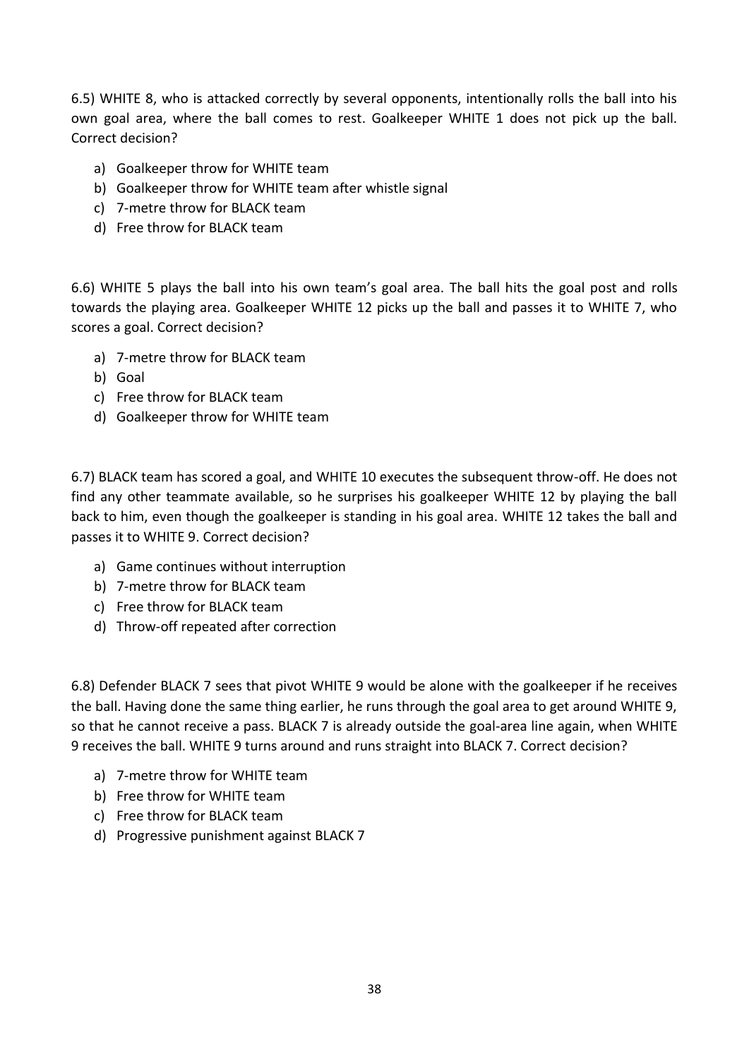6.5) WHITE 8, who is attacked correctly by several opponents, intentionally rolls the ball into his own goal area, where the ball comes to rest. Goalkeeper WHITE 1 does not pick up the ball. Correct decision?

a) Goalkeeper throw for WHITE team
b) Goalkeeper throw for WHITE team after whistle signal
c) 7-metre throw for BLACK team
d) Free throw for BLACK team

6.6) WHITE 5 plays the ball into his own team's goal area. The ball hits the goal post and rolls towards the playing area. Goalkeeper WHITE 12 picks up the ball and passes it to WHITE 7, who scores a goal. Correct decision?

a) 7-metre throw for BLACK team
b) Goal
c) Free throw for BLACK team
d) Goalkeeper throw for WHITE team

6.7) BLACK team has scored a goal, and WHITE 10 executes the subsequent throw-off. He does not find any other teammate available, so he surprises his goalkeeper WHITE 12 by playing the ball back to him, even though the goalkeeper is standing in his goal area. WHITE 12 takes the ball and passes it to WHITE 9. Correct decision?

a) Game continues without interruption
b) 7-metre throw for BLACK team
c) Free throw for BLACK team
d) Throw-off repeated after correction

6.8) Defender BLACK 7 sees that pivot WHITE 9 would be alone with the goalkeeper if he receives the ball. Having done the same thing earlier, he runs through the goal area to get around WHITE 9, so that he cannot receive a pass. BLACK 7 is already outside the goal-area line again, when WHITE 9 receives the ball. WHITE 9 turns around and runs straight into BLACK 7. Correct decision?

a) 7-metre throw for WHITE team
b) Free throw for WHITE team
c) Free throw for BLACK team
d) Progressive punishment against BLACK 7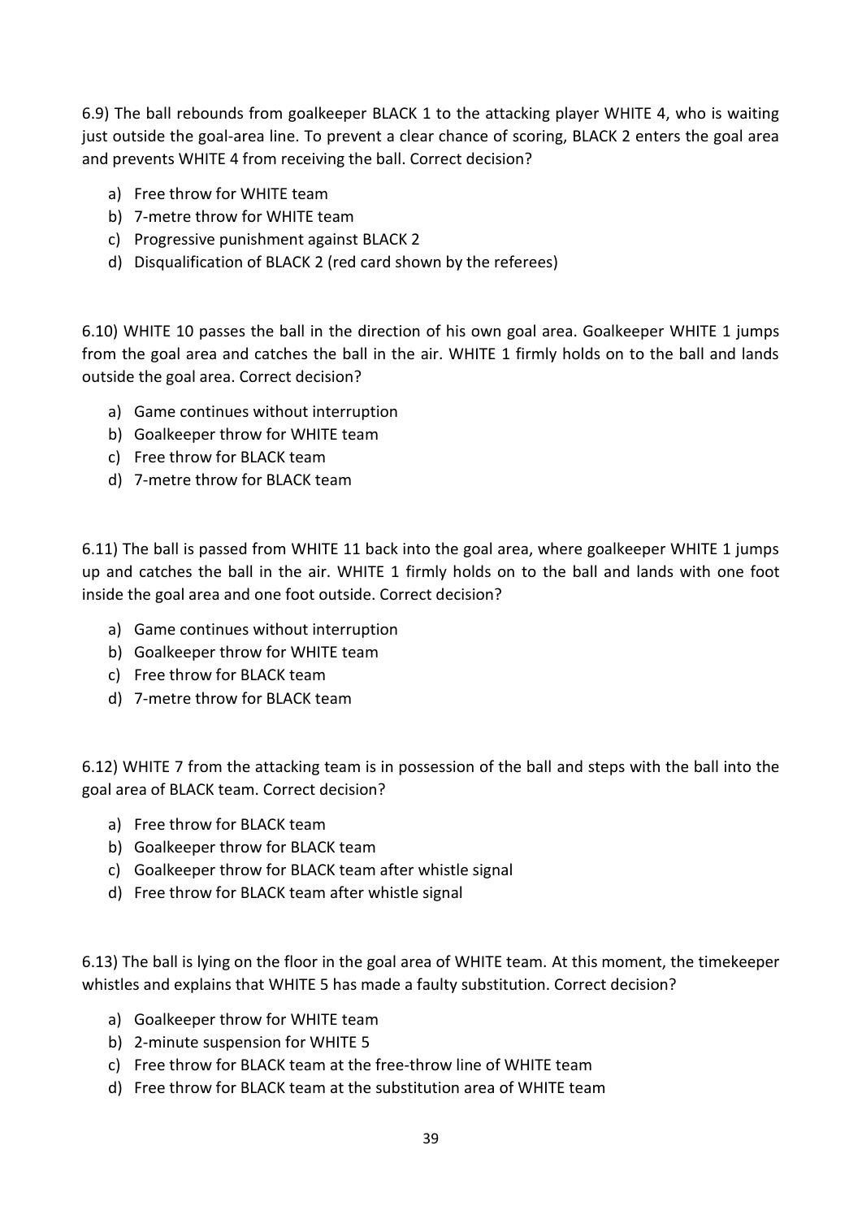6.9) The ball rebounds from goalkeeper BLACK 1 to the attacking player WHITE 4, who is waiting just outside the goal-area line. To prevent a clear chance of scoring, BLACK 2 enters the goal area and prevents WHITE 4 from receiving the ball. Correct decision?

a) Free throw for WHITE team
b) 7-metre throw for WHITE team
c) Progressive punishment against BLACK 2
d) Disqualification of BLACK 2 (red card shown by the referees)

6.10) WHITE 10 passes the ball in the direction of his own goal area. Goalkeeper WHITE 1 jumps from the goal area and catches the ball in the air. WHITE 1 firmly holds on to the ball and lands outside the goal area. Correct decision?

a) Game continues without interruption
b) Goalkeeper throw for WHITE team
c) Free throw for BLACK team
d) 7-metre throw for BLACK team

6.11) The ball is passed from WHITE 11 back into the goal area, where goalkeeper WHITE 1 jumps up and catches the ball in the air. WHITE 1 firmly holds on to the ball and lands with one foot inside the goal area and one foot outside. Correct decision?

a) Game continues without interruption
b) Goalkeeper throw for WHITE team
c) Free throw for BLACK team
d) 7-metre throw for BLACK team

6.12) WHITE 7 from the attacking team is in possession of the ball and steps with the ball into the goal area of BLACK team. Correct decision?

a) Free throw for BLACK team
b) Goalkeeper throw for BLACK team
c) Goalkeeper throw for BLACK team after whistle signal
d) Free throw for BLACK team after whistle signal

6.13) The ball is lying on the floor in the goal area of WHITE team. At this moment, the timekeeper whistles and explains that WHITE 5 has made a faulty substitution. Correct decision?

a) Goalkeeper throw for WHITE team
b) 2-minute suspension for WHITE 5
c) Free throw for BLACK team at the free-throw line of WHITE team
d) Free throw for BLACK team at the substitution area of WHITE team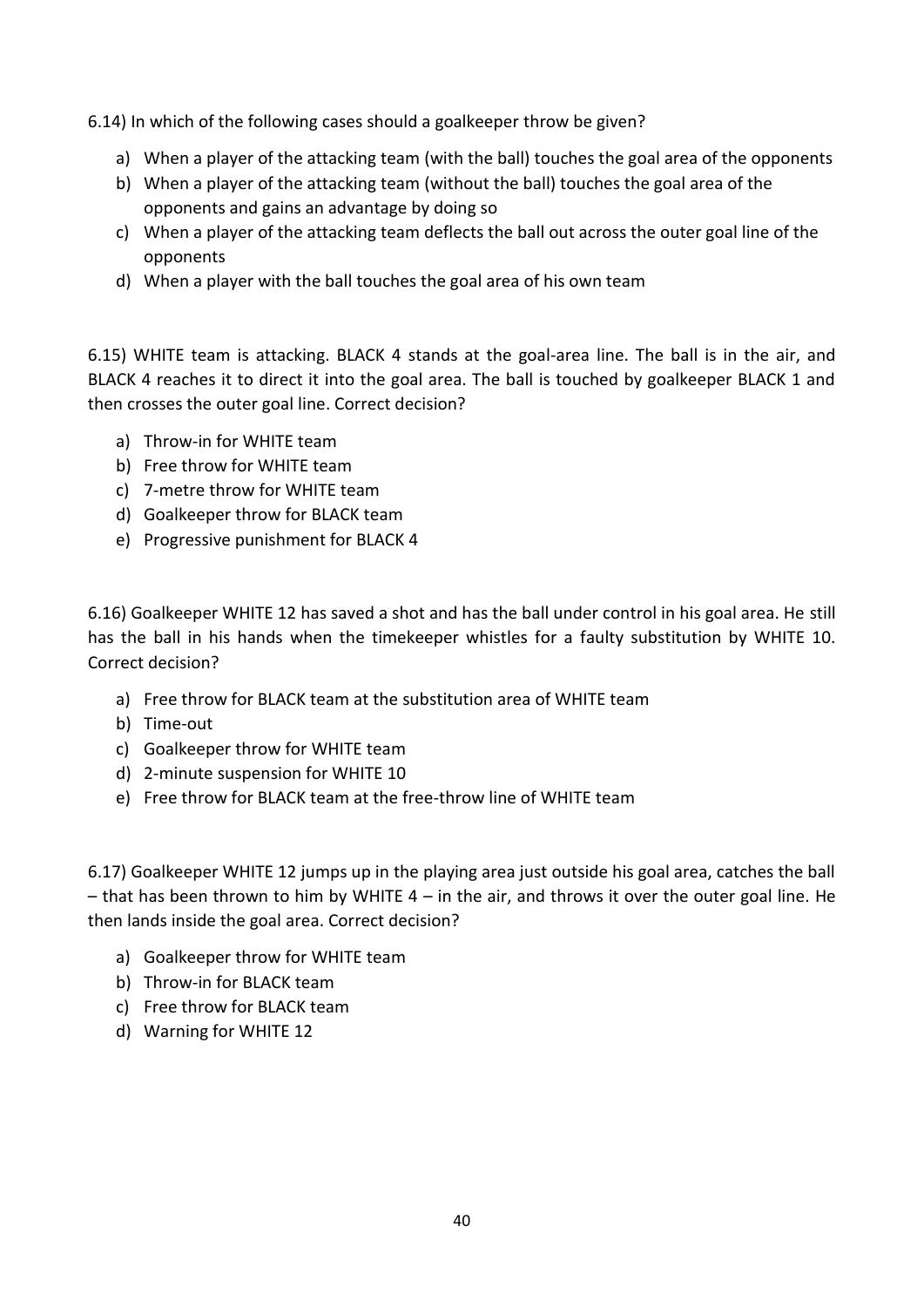6.14) In which of the following cases should a goalkeeper throw be given?

a) When a player of the attacking team (with the ball) touches the goal area of the opponents
b) When a player of the attacking team (without the ball) touches the goal area of the opponents and gains an advantage by doing so
c) When a player of the attacking team deflects the ball out across the outer goal line of the opponents
d) When a player with the ball touches the goal area of his own team

6.15) WHITE team is attacking. BLACK 4 stands at the goal-area line. The ball is in the air, and BLACK 4 reaches it to direct it into the goal area. The ball is touched by goalkeeper BLACK 1 and then crosses the outer goal line. Correct decision?

a) Throw-in for WHITE team
b) Free throw for WHITE team
c) 7-metre throw for WHITE team
d) Goalkeeper throw for BLACK team
e) Progressive punishment for BLACK 4

6.16) Goalkeeper WHITE 12 has saved a shot and has the ball under control in his goal area. He still has the ball in his hands when the timekeeper whistles for a faulty substitution by WHITE 10. Correct decision?

a) Free throw for BLACK team at the substitution area of WHITE team
b) Time-out
c) Goalkeeper throw for WHITE team
d) 2-minute suspension for WHITE 10
e) Free throw for BLACK team at the free-throw line of WHITE team

6.17) Goalkeeper WHITE 12 jumps up in the playing area just outside his goal area, catches the ball – that has been thrown to him by WHITE 4 – in the air, and throws it over the outer goal line. He then lands inside the goal area. Correct decision?

a) Goalkeeper throw for WHITE team
b) Throw-in for BLACK team
c) Free throw for BLACK team
d) Warning for WHITE 12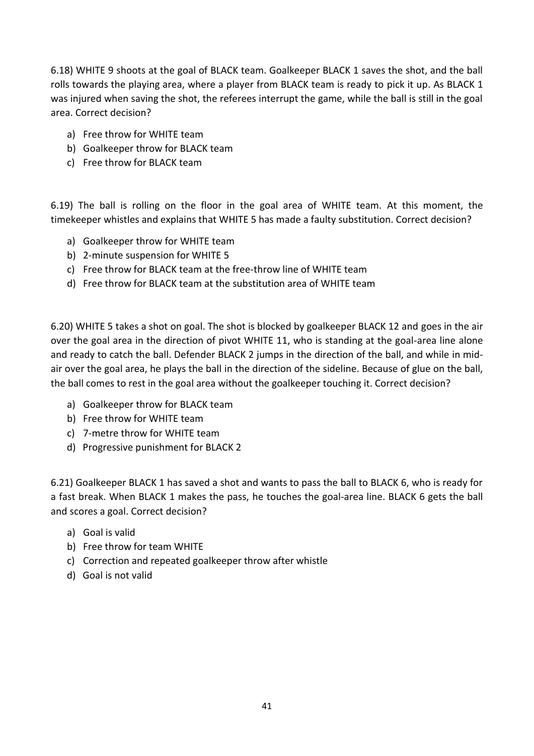6.18) WHITE 9 shoots at the goal of BLACK team. Goalkeeper BLACK 1 saves the shot, and the ball rolls towards the playing area, where a player from BLACK team is ready to pick it up. As BLACK 1 was injured when saving the shot, the referees interrupt the game, while the ball is still in the goal area. Correct decision?

a) Free throw for WHITE team
b) Goalkeeper throw for BLACK team
c) Free throw for BLACK team

6.19) The ball is rolling on the floor in the goal area of WHITE team. At this moment, the timekeeper whistles and explains that WHITE 5 has made a faulty substitution. Correct decision?

a) Goalkeeper throw for WHITE team
b) 2-minute suspension for WHITE 5
c) Free throw for BLACK team at the free-throw line of WHITE team
d) Free throw for BLACK team at the substitution area of WHITE team

6.20) WHITE 5 takes a shot on goal. The shot is blocked by goalkeeper BLACK 12 and goes in the air over the goal area in the direction of pivot WHITE 11, who is standing at the goal-area line alone and ready to catch the ball. Defender BLACK 2 jumps in the direction of the ball, and while in mid-air over the goal area, he plays the ball in the direction of the sideline. Because of glue on the ball, the ball comes to rest in the goal area without the goalkeeper touching it. Correct decision?

a) Goalkeeper throw for BLACK team
b) Free throw for WHITE team
c) 7-metre throw for WHITE team
d) Progressive punishment for BLACK 2

6.21) Goalkeeper BLACK 1 has saved a shot and wants to pass the ball to BLACK 6, who is ready for a fast break. When BLACK 1 makes the pass, he touches the goal-area line. BLACK 6 gets the ball and scores a goal. Correct decision?

a) Goal is valid
b) Free throw for team WHITE
c) Correction and repeated goalkeeper throw after whistle
d) Goal is not valid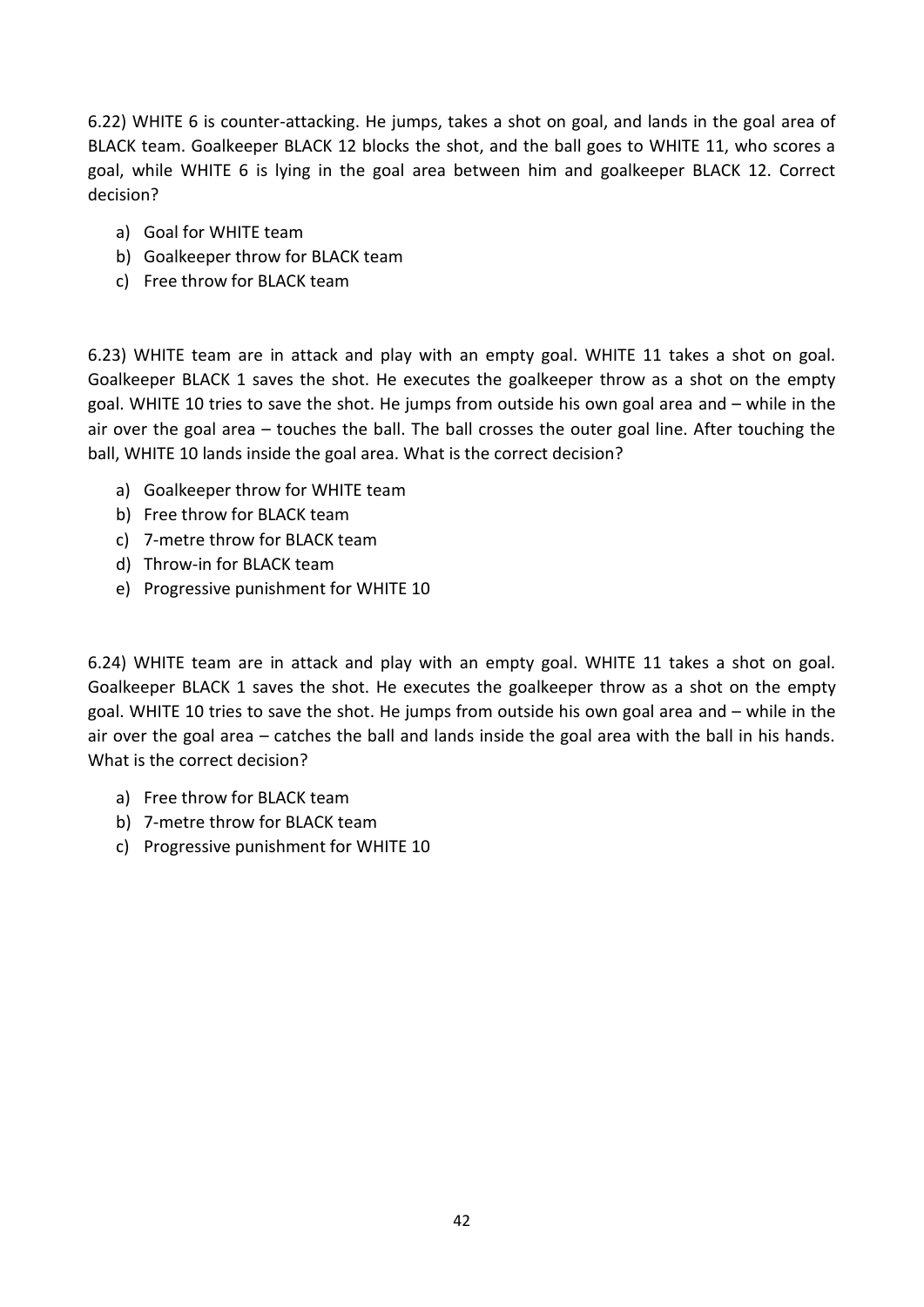6.22) WHITE 6 is counter-attacking. He jumps, takes a shot on goal, and lands in the goal area of BLACK team. Goalkeeper BLACK 12 blocks the shot, and the ball goes to WHITE 11, who scores a goal, while WHITE 6 is lying in the goal area between him and goalkeeper BLACK 12. Correct decision?

a) Goal for WHITE team
b) Goalkeeper throw for BLACK team
c) Free throw for BLACK team

6.23) WHITE team are in attack and play with an empty goal. WHITE 11 takes a shot on goal. Goalkeeper BLACK 1 saves the shot. He executes the goalkeeper throw as a shot on the empty goal. WHITE 10 tries to save the shot. He jumps from outside his own goal area and – while in the air over the goal area – touches the ball. The ball crosses the outer goal line. After touching the ball, WHITE 10 lands inside the goal area. What is the correct decision?

a) Goalkeeper throw for WHITE team
b) Free throw for BLACK team
c) 7-metre throw for BLACK team
d) Throw-in for BLACK team
e) Progressive punishment for WHITE 10

6.24) WHITE team are in attack and play with an empty goal. WHITE 11 takes a shot on goal. Goalkeeper BLACK 1 saves the shot. He executes the goalkeeper throw as a shot on the empty goal. WHITE 10 tries to save the shot. He jumps from outside his own goal area and – while in the air over the goal area – catches the ball and lands inside the goal area with the ball in his hands. What is the correct decision?

a) Free throw for BLACK team
b) 7-metre throw for BLACK team
c) Progressive punishment for WHITE 10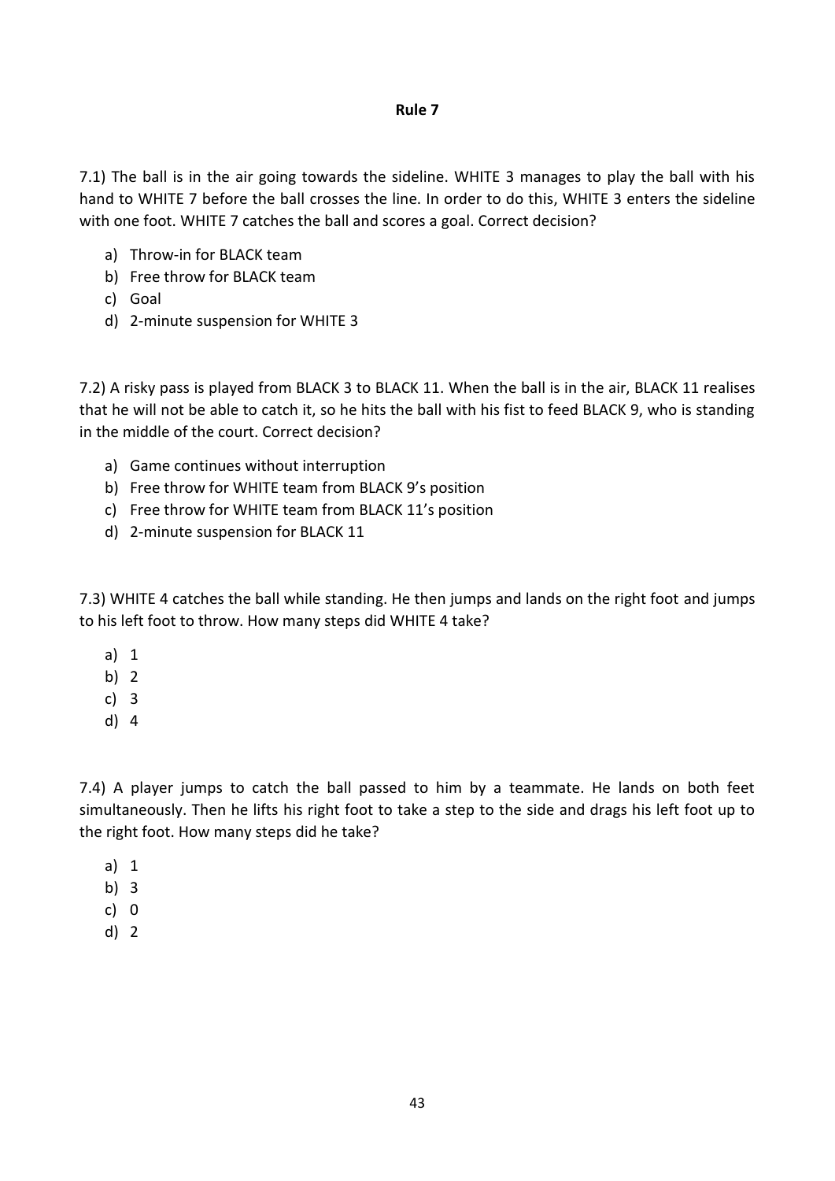# Rule 7

7.1) The ball is in the air going towards the sideline. WHITE 3 manages to play the ball with his hand to WHITE 7 before the ball crosses the line. In order to do this, WHITE 3 enters the sideline with one foot. WHITE 7 catches the ball and scores a goal. Correct decision?

a) Throw-in for BLACK team
b) Free throw for BLACK team
c) Goal
d) 2-minute suspension for WHITE 3

7.2) A risky pass is played from BLACK 3 to BLACK 11. When the ball is in the air, BLACK 11 realises that he will not be able to catch it, so he hits the ball with his fist to feed BLACK 9, who is standing in the middle of the court. Correct decision?

a) Game continues without interruption
b) Free throw for WHITE team from BLACK 9's position
c) Free throw for WHITE team from BLACK 11's position
d) 2-minute suspension for BLACK 11

7.3) WHITE 4 catches the ball while standing. He then jumps and lands on the right foot and jumps to his left foot to throw. How many steps did WHITE 4 take?

a) 1
b) 2
c) 3
d) 4

7.4) A player jumps to catch the ball passed to him by a teammate. He lands on both feet simultaneously. Then he lifts his right foot to take a step to the side and drags his left foot up to the right foot. How many steps did he take?

a) 1
b) 3
c) 0
d) 2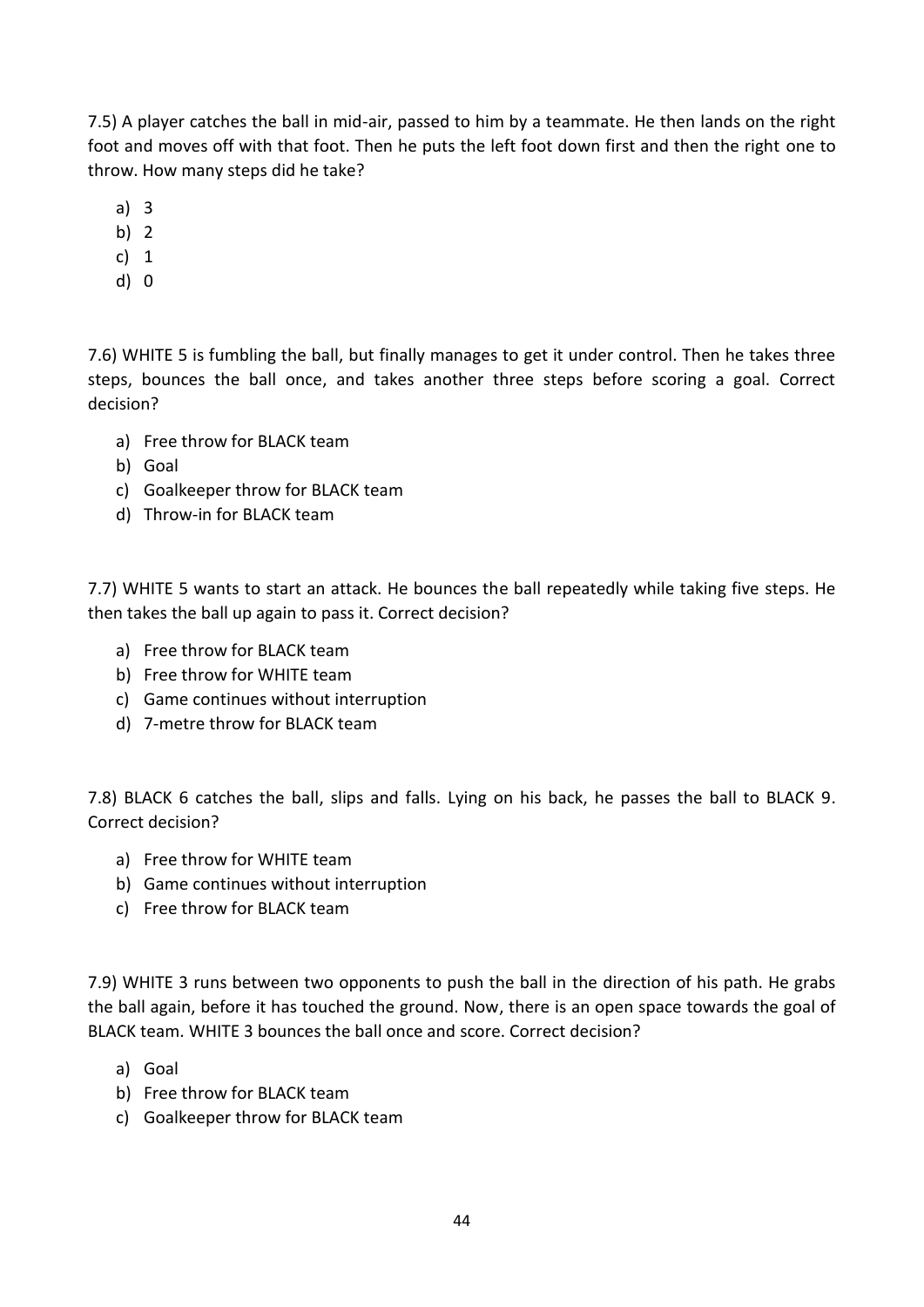7.5) A player catches the ball in mid-air, passed to him by a teammate. He then lands on the right foot and moves off with that foot. Then he puts the left foot down first and then the right one to throw. How many steps did he take?

a) 3
b) 2
c) 1
d) 0

7.6) WHITE 5 is fumbling the ball, but finally manages to get it under control. Then he takes three steps, bounces the ball once, and takes another three steps before scoring a goal. Correct decision?

a) Free throw for BLACK team
b) Goal
c) Goalkeeper throw for BLACK team
d) Throw-in for BLACK team

7.7) WHITE 5 wants to start an attack. He bounces the ball repeatedly while taking five steps. He then takes the ball up again to pass it. Correct decision?

a) Free throw for BLACK team
b) Free throw for WHITE team
c) Game continues without interruption
d) 7-metre throw for BLACK team

7.8) BLACK 6 catches the ball, slips and falls. Lying on his back, he passes the ball to BLACK 9. Correct decision?

a) Free throw for WHITE team
b) Game continues without interruption
c) Free throw for BLACK team

7.9) WHITE 3 runs between two opponents to push the ball in the direction of his path. He grabs the ball again, before it has touched the ground. Now, there is an open space towards the goal of BLACK team. WHITE 3 bounces the ball once and score. Correct decision?

a) Goal
b) Free throw for BLACK team
c) Goalkeeper throw for BLACK team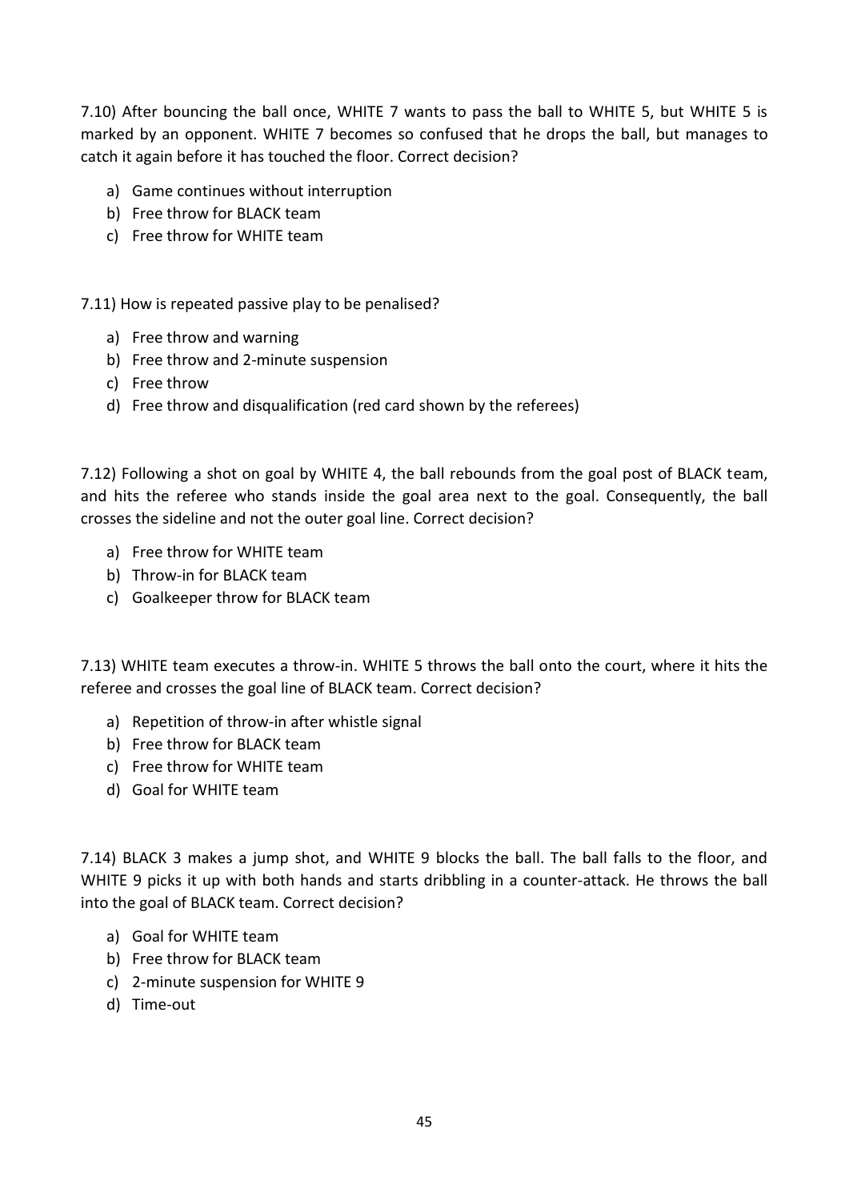7.10) After bouncing the ball once, WHITE 7 wants to pass the ball to WHITE 5, but WHITE 5 is marked by an opponent. WHITE 7 becomes so confused that he drops the ball, but manages to catch it again before it has touched the floor. Correct decision?

a) Game continues without interruption
b) Free throw for BLACK team
c) Free throw for WHITE team

7.11) How is repeated passive play to be penalised?

a) Free throw and warning
b) Free throw and 2-minute suspension
c) Free throw
d) Free throw and disqualification (red card shown by the referees)

7.12) Following a shot on goal by WHITE 4, the ball rebounds from the goal post of BLACK team, and hits the referee who stands inside the goal area next to the goal. Consequently, the ball crosses the sideline and not the outer goal line. Correct decision?

a) Free throw for WHITE team
b) Throw-in for BLACK team
c) Goalkeeper throw for BLACK team

7.13) WHITE team executes a throw-in. WHITE 5 throws the ball onto the court, where it hits the referee and crosses the goal line of BLACK team. Correct decision?

a) Repetition of throw-in after whistle signal
b) Free throw for BLACK team
c) Free throw for WHITE team
d) Goal for WHITE team

7.14) BLACK 3 makes a jump shot, and WHITE 9 blocks the ball. The ball falls to the floor, and WHITE 9 picks it up with both hands and starts dribbling in a counter-attack. He throws the ball into the goal of BLACK team. Correct decision?

a) Goal for WHITE team
b) Free throw for BLACK team
c) 2-minute suspension for WHITE 9
d) Time-out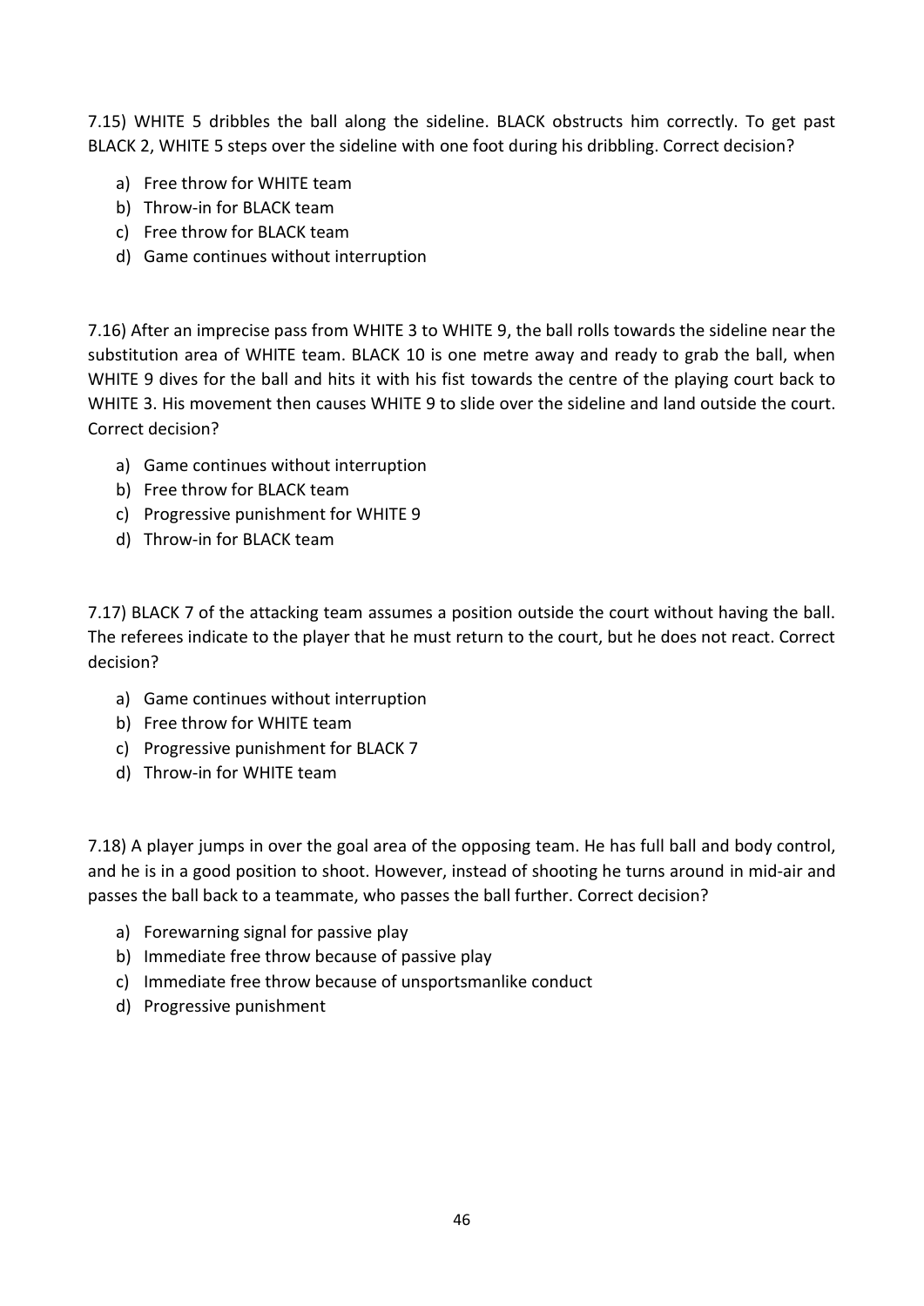7.15) WHITE 5 dribbles the ball along the sideline. BLACK obstructs him correctly. To get past BLACK 2, WHITE 5 steps over the sideline with one foot during his dribbling. Correct decision?

a) Free throw for WHITE team
b) Throw-in for BLACK team
c) Free throw for BLACK team
d) Game continues without interruption

7.16) After an imprecise pass from WHITE 3 to WHITE 9, the ball rolls towards the sideline near the substitution area of WHITE team. BLACK 10 is one metre away and ready to grab the ball, when WHITE 9 dives for the ball and hits it with his fist towards the centre of the playing court back to WHITE 3. His movement then causes WHITE 9 to slide over the sideline and land outside the court. Correct decision?

a) Game continues without interruption
b) Free throw for BLACK team
c) Progressive punishment for WHITE 9
d) Throw-in for BLACK team

7.17) BLACK 7 of the attacking team assumes a position outside the court without having the ball. The referees indicate to the player that he must return to the court, but he does not react. Correct decision?

a) Game continues without interruption
b) Free throw for WHITE team
c) Progressive punishment for BLACK 7
d) Throw-in for WHITE team

7.18) A player jumps in over the goal area of the opposing team. He has full ball and body control, and he is in a good position to shoot. However, instead of shooting he turns around in mid-air and passes the ball back to a teammate, who passes the ball further. Correct decision?

a) Forewarning signal for passive play
b) Immediate free throw because of passive play
c) Immediate free throw because of unsportsmanlike conduct
d) Progressive punishment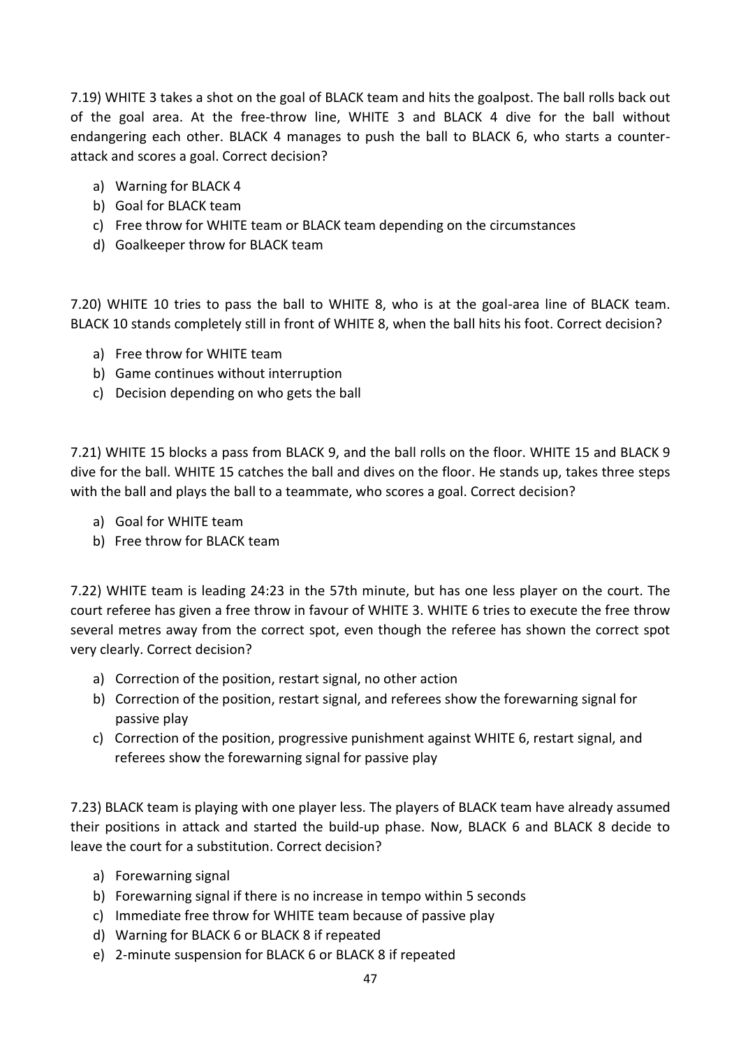7.19) WHITE 3 takes a shot on the goal of BLACK team and hits the goalpost. The ball rolls back out of the goal area. At the free-throw line, WHITE 3 and BLACK 4 dive for the ball without endangering each other. BLACK 4 manages to push the ball to BLACK 6, who starts a counter-attack and scores a goal. Correct decision?

a) Warning for BLACK 4
b) Goal for BLACK team
c) Free throw for WHITE team or BLACK team depending on the circumstances
d) Goalkeeper throw for BLACK team

7.20) WHITE 10 tries to pass the ball to WHITE 8, who is at the goal-area line of BLACK team. BLACK 10 stands completely still in front of WHITE 8, when the ball hits his foot. Correct decision?

a) Free throw for WHITE team
b) Game continues without interruption
c) Decision depending on who gets the ball

7.21) WHITE 15 blocks a pass from BLACK 9, and the ball rolls on the floor. WHITE 15 and BLACK 9 dive for the ball. WHITE 15 catches the ball and dives on the floor. He stands up, takes three steps with the ball and plays the ball to a teammate, who scores a goal. Correct decision?

a) Goal for WHITE team
b) Free throw for BLACK team

7.22) WHITE team is leading 24:23 in the 57th minute, but has one less player on the court. The court referee has given a free throw in favour of WHITE 3. WHITE 6 tries to execute the free throw several metres away from the correct spot, even though the referee has shown the correct spot very clearly. Correct decision?

a) Correction of the position, restart signal, no other action
b) Correction of the position, restart signal, and referees show the forewarning signal for passive play
c) Correction of the position, progressive punishment against WHITE 6, restart signal, and referees show the forewarning signal for passive play

7.23) BLACK team is playing with one player less. The players of BLACK team have already assumed their positions in attack and started the build-up phase. Now, BLACK 6 and BLACK 8 decide to leave the court for a substitution. Correct decision?

a) Forewarning signal
b) Forewarning signal if there is no increase in tempo within 5 seconds
c) Immediate free throw for WHITE team because of passive play
d) Warning for BLACK 6 or BLACK 8 if repeated
e) 2-minute suspension for BLACK 6 or BLACK 8 if repeated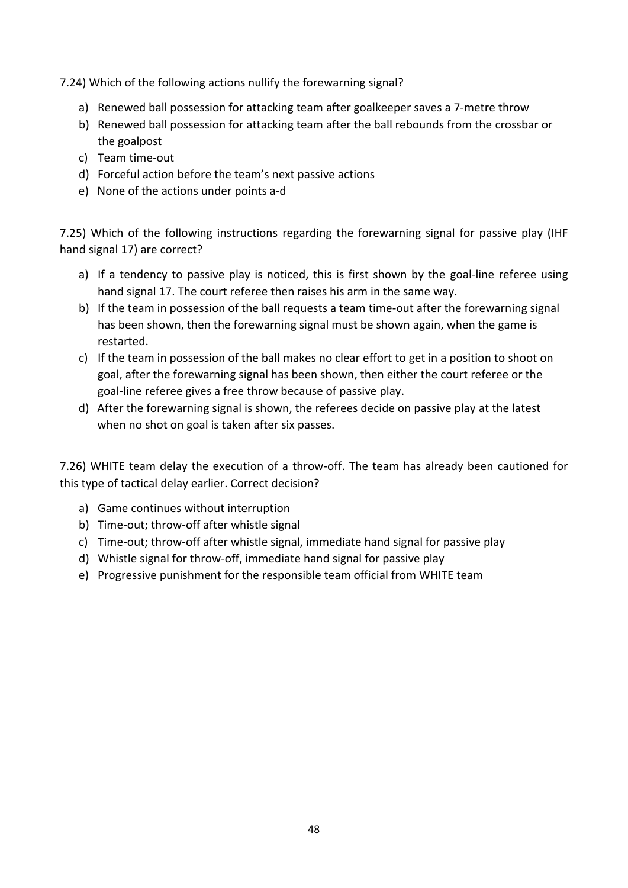7.24) Which of the following actions nullify the forewarning signal?

a) Renewed ball possession for attacking team after goalkeeper saves a 7-metre throw
b) Renewed ball possession for attacking team after the ball rebounds from the crossbar or the goalpost
c) Team time-out
d) Forceful action before the team's next passive actions
e) None of the actions under points a-d

7.25) Which of the following instructions regarding the forewarning signal for passive play (IHF hand signal 17) are correct?

a) If a tendency to passive play is noticed, this is first shown by the goal-line referee using hand signal 17. The court referee then raises his arm in the same way.
b) If the team in possession of the ball requests a team time-out after the forewarning signal has been shown, then the forewarning signal must be shown again, when the game is restarted.
c) If the team in possession of the ball makes no clear effort to get in a position to shoot on goal, after the forewarning signal has been shown, then either the court referee or the goal-line referee gives a free throw because of passive play.
d) After the forewarning signal is shown, the referees decide on passive play at the latest when no shot on goal is taken after six passes.

7.26) WHITE team delay the execution of a throw-off. The team has already been cautioned for this type of tactical delay earlier. Correct decision?

a) Game continues without interruption
b) Time-out; throw-off after whistle signal
c) Time-out; throw-off after whistle signal, immediate hand signal for passive play
d) Whistle signal for throw-off, immediate hand signal for passive play
e) Progressive punishment for the responsible team official from WHITE team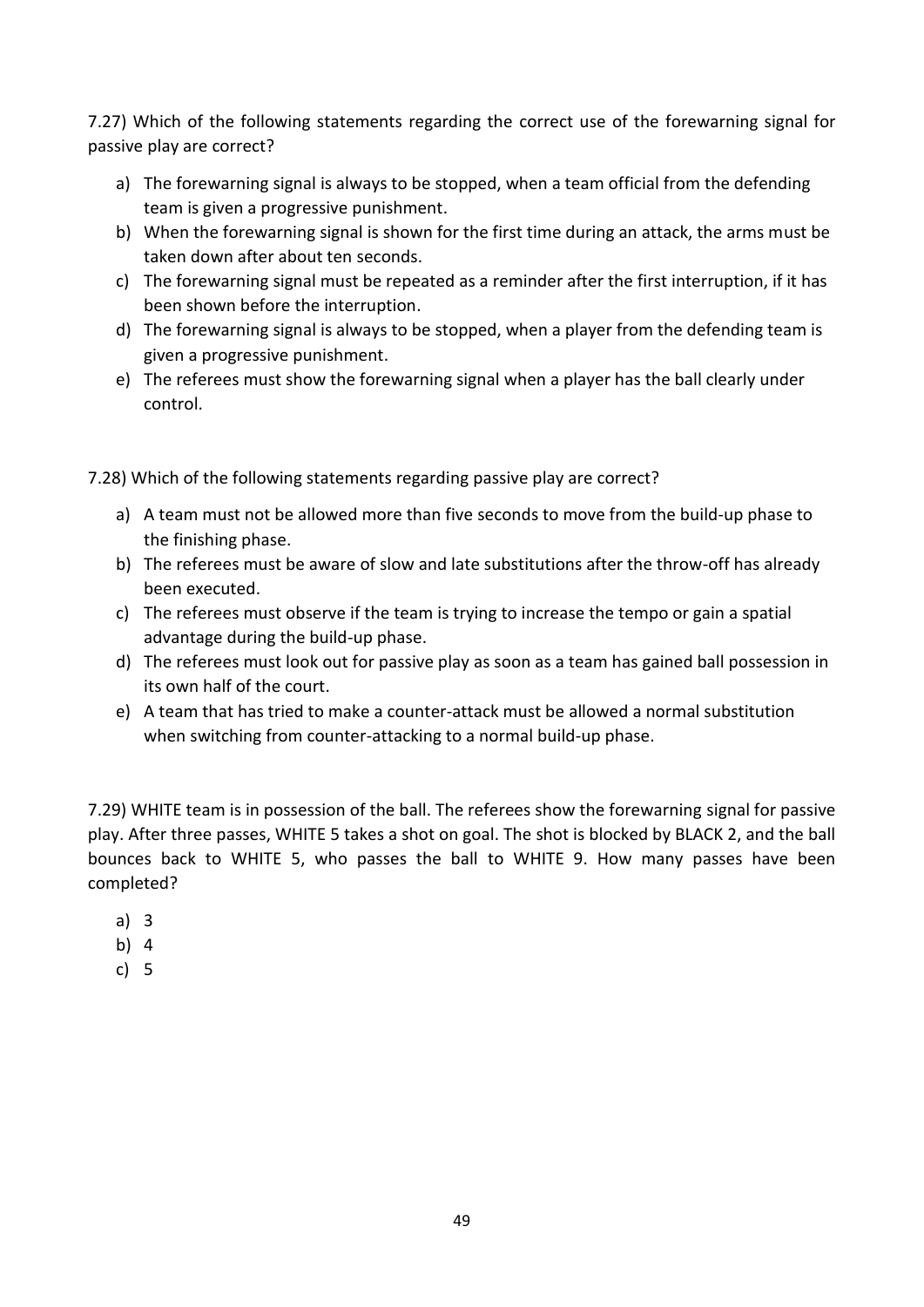7.27) Which of the following statements regarding the correct use of the forewarning signal for passive play are correct?

a) The forewarning signal is always to be stopped, when a team official from the defending team is given a progressive punishment.
b) When the forewarning signal is shown for the first time during an attack, the arms must be taken down after about ten seconds.
c) The forewarning signal must be repeated as a reminder after the first interruption, if it has been shown before the interruption.
d) The forewarning signal is always to be stopped, when a player from the defending team is given a progressive punishment.
e) The referees must show the forewarning signal when a player has the ball clearly under control.

7.28) Which of the following statements regarding passive play are correct?

a) A team must not be allowed more than five seconds to move from the build-up phase to the finishing phase.
b) The referees must be aware of slow and late substitutions after the throw-off has already been executed.
c) The referees must observe if the team is trying to increase the tempo or gain a spatial advantage during the build-up phase.
d) The referees must look out for passive play as soon as a team has gained ball possession in its own half of the court.
e) A team that has tried to make a counter-attack must be allowed a normal substitution when switching from counter-attacking to a normal build-up phase.

7.29) WHITE team is in possession of the ball. The referees show the forewarning signal for passive play. After three passes, WHITE 5 takes a shot on goal. The shot is blocked by BLACK 2, and the ball bounces back to WHITE 5, who passes the ball to WHITE 9. How many passes have been completed?

a) 3
b) 4
c) 5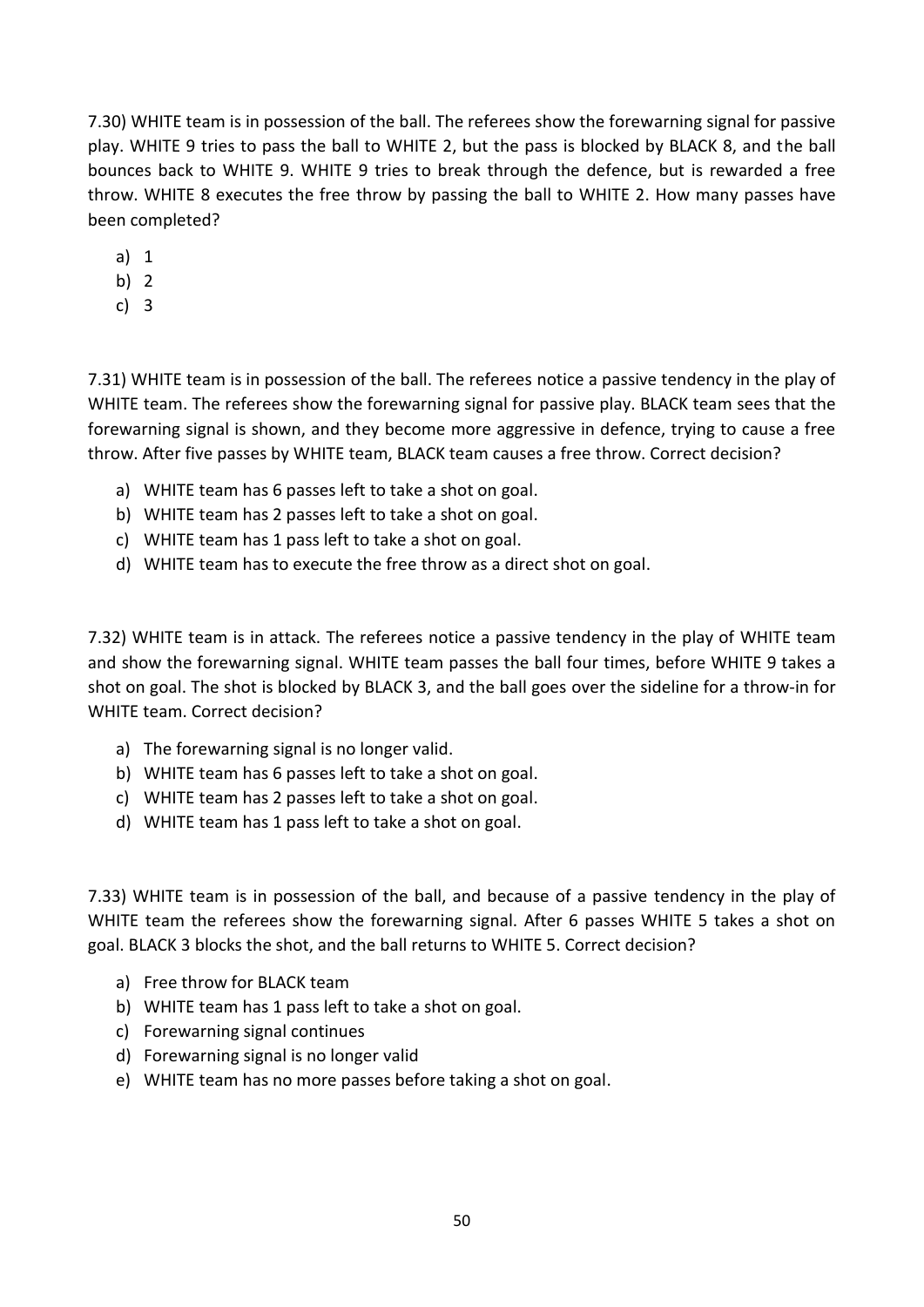7.30) WHITE team is in possession of the ball. The referees show the forewarning signal for passive play. WHITE 9 tries to pass the ball to WHITE 2, but the pass is blocked by BLACK 8, and the ball bounces back to WHITE 9. WHITE 9 tries to break through the defence, but is rewarded a free throw. WHITE 8 executes the free throw by passing the ball to WHITE 2. How many passes have been completed?

a) 1
b) 2
c) 3

7.31) WHITE team is in possession of the ball. The referees notice a passive tendency in the play of WHITE team. The referees show the forewarning signal for passive play. BLACK team sees that the forewarning signal is shown, and they become more aggressive in defence, trying to cause a free throw. After five passes by WHITE team, BLACK team causes a free throw. Correct decision?

a) WHITE team has 6 passes left to take a shot on goal.
b) WHITE team has 2 passes left to take a shot on goal.
c) WHITE team has 1 pass left to take a shot on goal.
d) WHITE team has to execute the free throw as a direct shot on goal.

7.32) WHITE team is in attack. The referees notice a passive tendency in the play of WHITE team and show the forewarning signal. WHITE team passes the ball four times, before WHITE 9 takes a shot on goal. The shot is blocked by BLACK 3, and the ball goes over the sideline for a throw-in for WHITE team. Correct decision?

a) The forewarning signal is no longer valid.
b) WHITE team has 6 passes left to take a shot on goal.
c) WHITE team has 2 passes left to take a shot on goal.
d) WHITE team has 1 pass left to take a shot on goal.

7.33) WHITE team is in possession of the ball, and because of a passive tendency in the play of WHITE team the referees show the forewarning signal. After 6 passes WHITE 5 takes a shot on goal. BLACK 3 blocks the shot, and the ball returns to WHITE 5. Correct decision?

a) Free throw for BLACK team
b) WHITE team has 1 pass left to take a shot on goal.
c) Forewarning signal continues
d) Forewarning signal is no longer valid
e) WHITE team has no more passes before taking a shot on goal.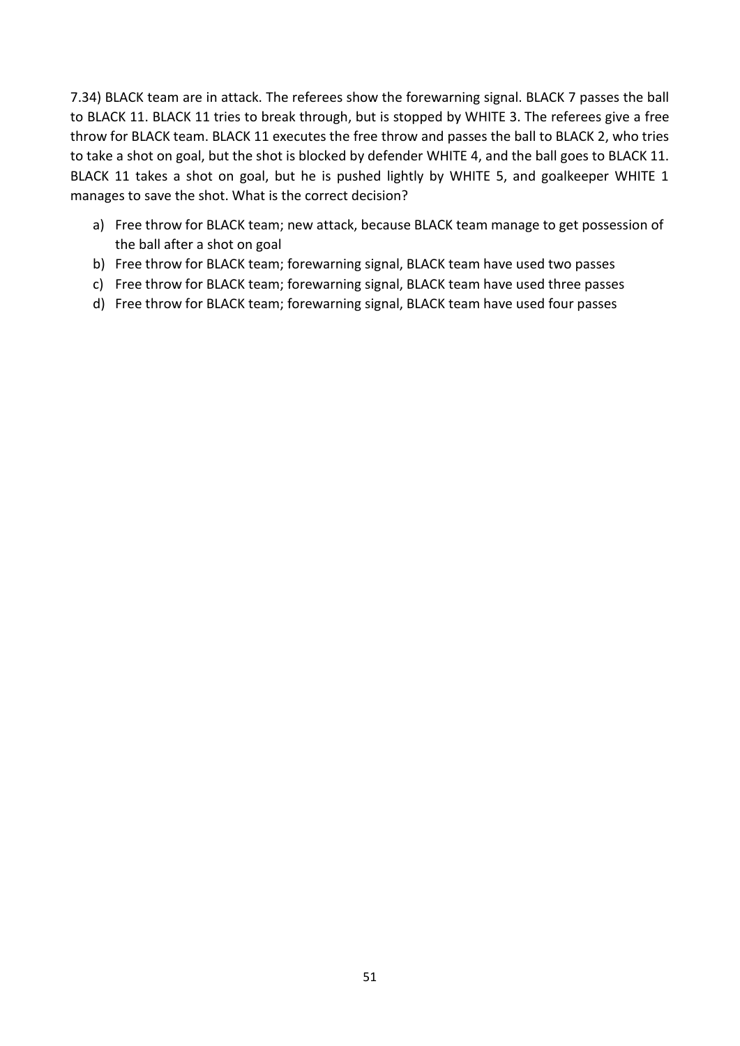7.34) BLACK team are in attack. The referees show the forewarning signal. BLACK 7 passes the ball to BLACK 11. BLACK 11 tries to break through, but is stopped by WHITE 3. The referees give a free throw for BLACK team. BLACK 11 executes the free throw and passes the ball to BLACK 2, who tries to take a shot on goal, but the shot is blocked by defender WHITE 4, and the ball goes to BLACK 11. BLACK 11 takes a shot on goal, but he is pushed lightly by WHITE 5, and goalkeeper WHITE 1 manages to save the shot. What is the correct decision?

a) Free throw for BLACK team; new attack, because BLACK team manage to get possession of the ball after a shot on goal
b) Free throw for BLACK team; forewarning signal, BLACK team have used two passes
c) Free throw for BLACK team; forewarning signal, BLACK team have used three passes
d) Free throw for BLACK team; forewarning signal, BLACK team have used four passes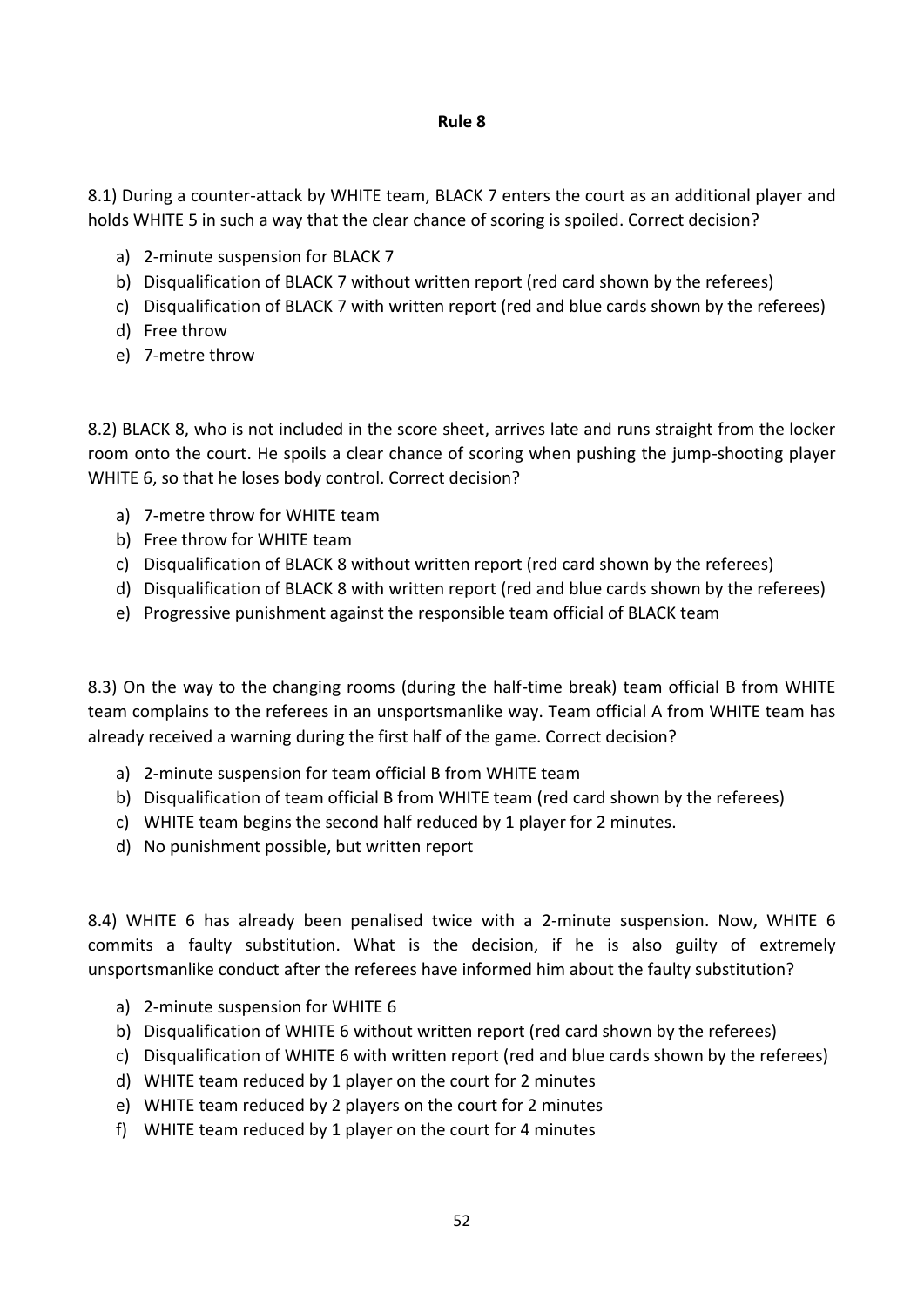# Rule 8

8.1) During a counter-attack by WHITE team, BLACK 7 enters the court as an additional player and holds WHITE 5 in such a way that the clear chance of scoring is spoiled. Correct decision?

a) 2-minute suspension for BLACK 7
b) Disqualification of BLACK 7 without written report (red card shown by the referees)
c) Disqualification of BLACK 7 with written report (red and blue cards shown by the referees)
d) Free throw
e) 7-metre throw

8.2) BLACK 8, who is not included in the score sheet, arrives late and runs straight from the locker room onto the court. He spoils a clear chance of scoring when pushing the jump-shooting player WHITE 6, so that he loses body control. Correct decision?

a) 7-metre throw for WHITE team
b) Free throw for WHITE team
c) Disqualification of BLACK 8 without written report (red card shown by the referees)
d) Disqualification of BLACK 8 with written report (red and blue cards shown by the referees)
e) Progressive punishment against the responsible team official of BLACK team

8.3) On the way to the changing rooms (during the half-time break) team official B from WHITE team complains to the referees in an unsportsmanlike way. Team official A from WHITE team has already received a warning during the first half of the game. Correct decision?

a) 2-minute suspension for team official B from WHITE team
b) Disqualification of team official B from WHITE team (red card shown by the referees)
c) WHITE team begins the second half reduced by 1 player for 2 minutes.
d) No punishment possible, but written report

8.4) WHITE 6 has already been penalised twice with a 2-minute suspension. Now, WHITE 6 commits a faulty substitution. What is the decision, if he is also guilty of extremely unsportsmanlike conduct after the referees have informed him about the faulty substitution?

a) 2-minute suspension for WHITE 6
b) Disqualification of WHITE 6 without written report (red card shown by the referees)
c) Disqualification of WHITE 6 with written report (red and blue cards shown by the referees)
d) WHITE team reduced by 1 player on the court for 2 minutes
e) WHITE team reduced by 2 players on the court for 2 minutes
f) WHITE team reduced by 1 player on the court for 4 minutes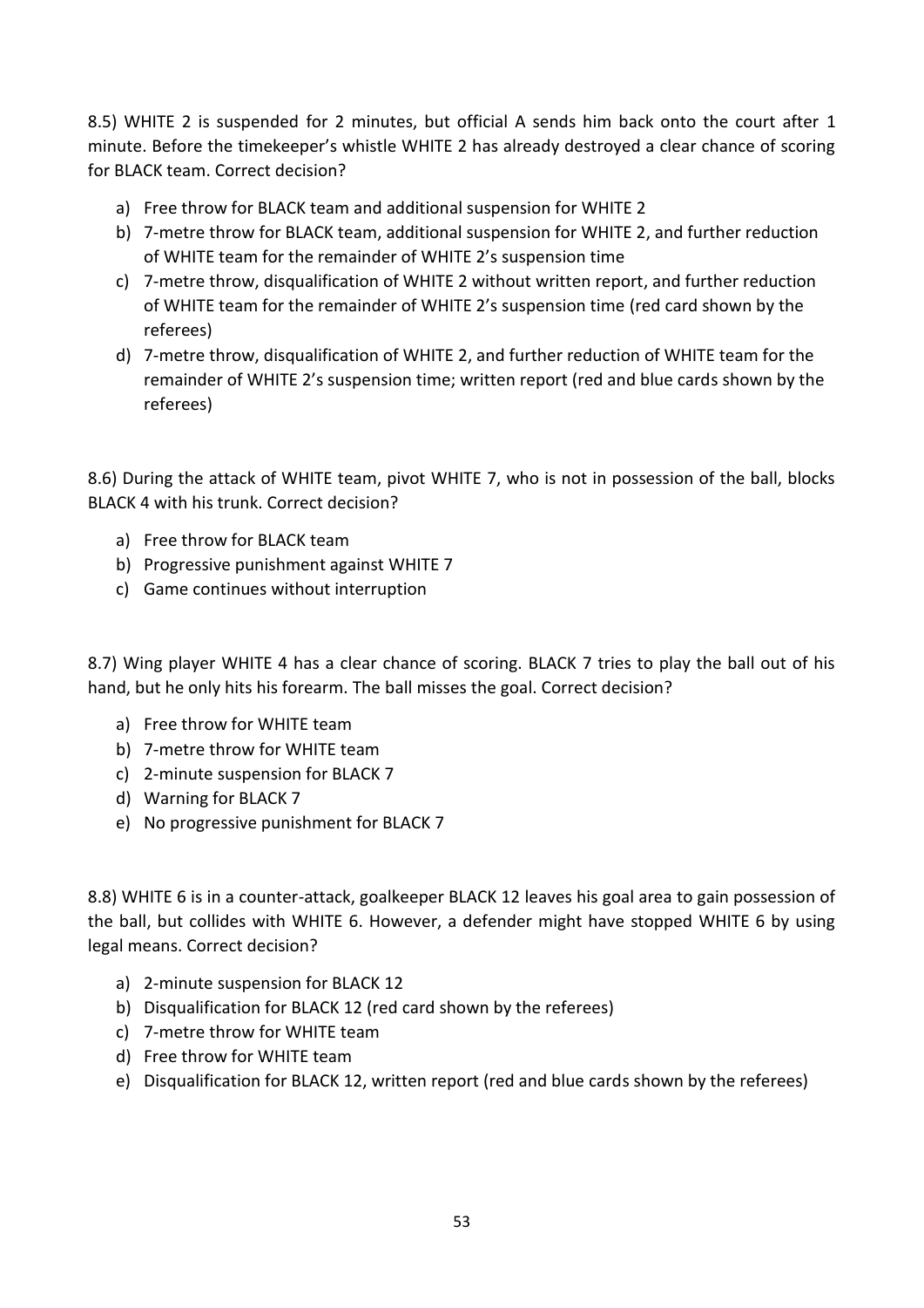8.5) WHITE 2 is suspended for 2 minutes, but official A sends him back onto the court after 1 minute. Before the timekeeper's whistle WHITE 2 has already destroyed a clear chance of scoring for BLACK team. Correct decision?

a) Free throw for BLACK team and additional suspension for WHITE 2
b) 7-metre throw for BLACK team, additional suspension for WHITE 2, and further reduction of WHITE team for the remainder of WHITE 2's suspension time
c) 7-metre throw, disqualification of WHITE 2 without written report, and further reduction of WHITE team for the remainder of WHITE 2's suspension time (red card shown by the referees)
d) 7-metre throw, disqualification of WHITE 2, and further reduction of WHITE team for the remainder of WHITE 2's suspension time; written report (red and blue cards shown by the referees)

8.6) During the attack of WHITE team, pivot WHITE 7, who is not in possession of the ball, blocks BLACK 4 with his trunk. Correct decision?

a) Free throw for BLACK team
b) Progressive punishment against WHITE 7
c) Game continues without interruption

8.7) Wing player WHITE 4 has a clear chance of scoring. BLACK 7 tries to play the ball out of his hand, but he only hits his forearm. The ball misses the goal. Correct decision?

a) Free throw for WHITE team
b) 7-metre throw for WHITE team
c) 2-minute suspension for BLACK 7
d) Warning for BLACK 7
e) No progressive punishment for BLACK 7

8.8) WHITE 6 is in a counter-attack, goalkeeper BLACK 12 leaves his goal area to gain possession of the ball, but collides with WHITE 6. However, a defender might have stopped WHITE 6 by using legal means. Correct decision?

a) 2-minute suspension for BLACK 12
b) Disqualification for BLACK 12 (red card shown by the referees)
c) 7-metre throw for WHITE team
d) Free throw for WHITE team
e) Disqualification for BLACK 12, written report (red and blue cards shown by the referees)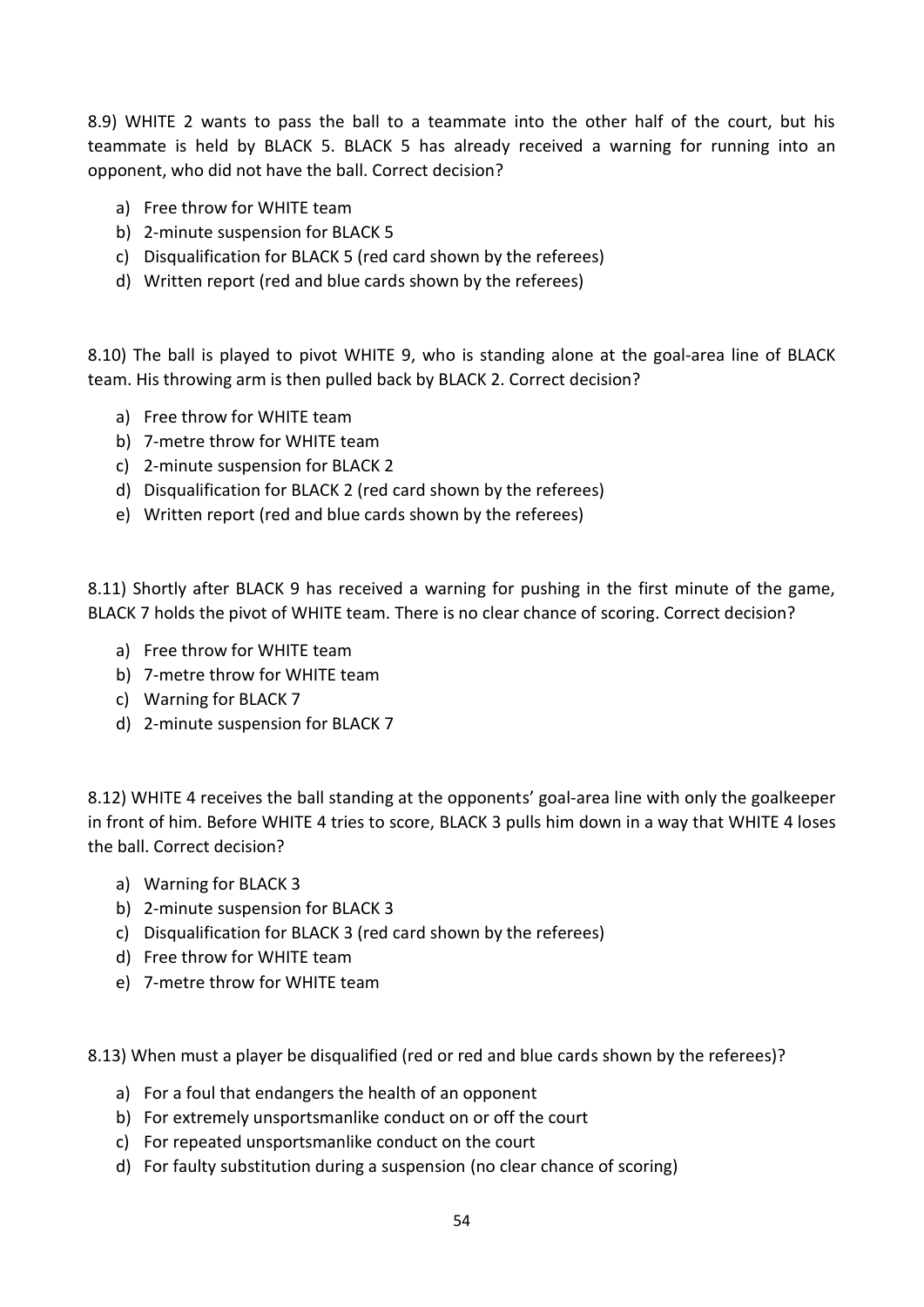8.9) WHITE 2 wants to pass the ball to a teammate into the other half of the court, but his teammate is held by BLACK 5. BLACK 5 has already received a warning for running into an opponent, who did not have the ball. Correct decision?

a) Free throw for WHITE team
b) 2-minute suspension for BLACK 5
c) Disqualification for BLACK 5 (red card shown by the referees)
d) Written report (red and blue cards shown by the referees)

8.10) The ball is played to pivot WHITE 9, who is standing alone at the goal-area line of BLACK team. His throwing arm is then pulled back by BLACK 2. Correct decision?

a) Free throw for WHITE team
b) 7-metre throw for WHITE team
c) 2-minute suspension for BLACK 2
d) Disqualification for BLACK 2 (red card shown by the referees)
e) Written report (red and blue cards shown by the referees)

8.11) Shortly after BLACK 9 has received a warning for pushing in the first minute of the game, BLACK 7 holds the pivot of WHITE team. There is no clear chance of scoring. Correct decision?

a) Free throw for WHITE team
b) 7-metre throw for WHITE team
c) Warning for BLACK 7
d) 2-minute suspension for BLACK 7

8.12) WHITE 4 receives the ball standing at the opponents' goal-area line with only the goalkeeper in front of him. Before WHITE 4 tries to score, BLACK 3 pulls him down in a way that WHITE 4 loses the ball. Correct decision?

a) Warning for BLACK 3
b) 2-minute suspension for BLACK 3
c) Disqualification for BLACK 3 (red card shown by the referees)
d) Free throw for WHITE team
e) 7-metre throw for WHITE team

8.13) When must a player be disqualified (red or red and blue cards shown by the referees)?

a) For a foul that endangers the health of an opponent
b) For extremely unsportsmanlike conduct on or off the court
c) For repeated unsportsmanlike conduct on the court
d) For faulty substitution during a suspension (no clear chance of scoring)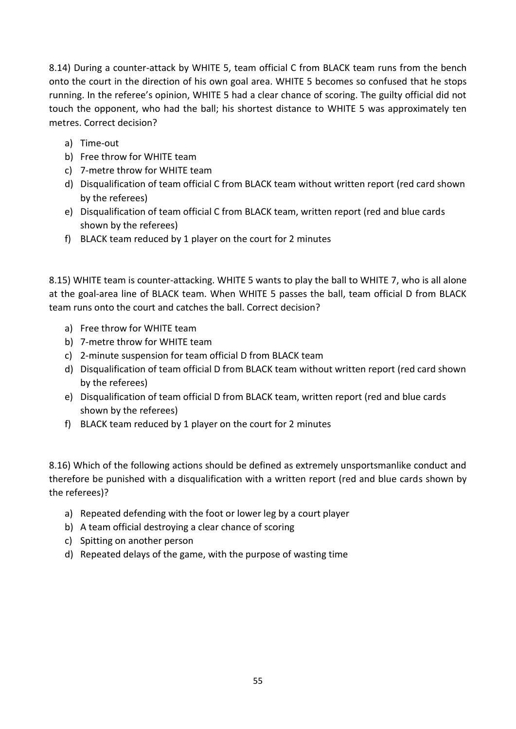8.14) During a counter-attack by WHITE 5, team official C from BLACK team runs from the bench onto the court in the direction of his own goal area. WHITE 5 becomes so confused that he stops running. In the referee's opinion, WHITE 5 had a clear chance of scoring. The guilty official did not touch the opponent, who had the ball; his shortest distance to WHITE 5 was approximately ten metres. Correct decision?

a) Time-out
b) Free throw for WHITE team
c) 7-metre throw for WHITE team
d) Disqualification of team official C from BLACK team without written report (red card shown by the referees)
e) Disqualification of team official C from BLACK team, written report (red and blue cards shown by the referees)
f) BLACK team reduced by 1 player on the court for 2 minutes

8.15) WHITE team is counter-attacking. WHITE 5 wants to play the ball to WHITE 7, who is all alone at the goal-area line of BLACK team. When WHITE 5 passes the ball, team official D from BLACK team runs onto the court and catches the ball. Correct decision?

a) Free throw for WHITE team
b) 7-metre throw for WHITE team
c) 2-minute suspension for team official D from BLACK team
d) Disqualification of team official D from BLACK team without written report (red card shown by the referees)
e) Disqualification of team official D from BLACK team, written report (red and blue cards shown by the referees)
f) BLACK team reduced by 1 player on the court for 2 minutes

8.16) Which of the following actions should be defined as extremely unsportsmanlike conduct and therefore be punished with a disqualification with a written report (red and blue cards shown by the referees)?

a) Repeated defending with the foot or lower leg by a court player
b) A team official destroying a clear chance of scoring
c) Spitting on another person
d) Repeated delays of the game, with the purpose of wasting time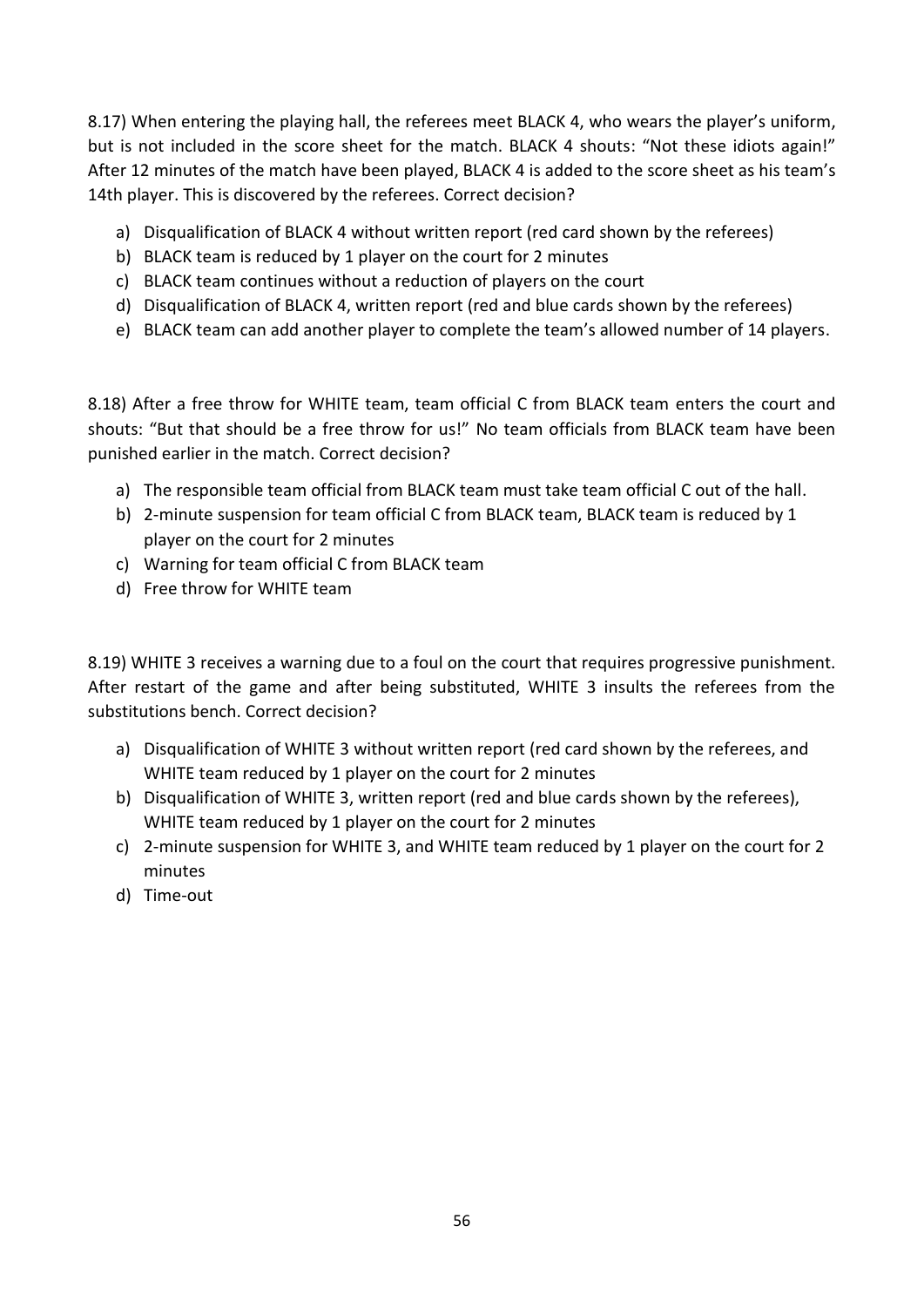8.17) When entering the playing hall, the referees meet BLACK 4, who wears the player's uniform, but is not included in the score sheet for the match. BLACK 4 shouts: "Not these idiots again!" After 12 minutes of the match have been played, BLACK 4 is added to the score sheet as his team's 14th player. This is discovered by the referees. Correct decision?

a) Disqualification of BLACK 4 without written report (red card shown by the referees)
b) BLACK team is reduced by 1 player on the court for 2 minutes
c) BLACK team continues without a reduction of players on the court
d) Disqualification of BLACK 4, written report (red and blue cards shown by the referees)
e) BLACK team can add another player to complete the team's allowed number of 14 players.

8.18) After a free throw for WHITE team, team official C from BLACK team enters the court and shouts: "But that should be a free throw for us!" No team officials from BLACK team have been punished earlier in the match. Correct decision?

a) The responsible team official from BLACK team must take team official C out of the hall.
b) 2-minute suspension for team official C from BLACK team, BLACK team is reduced by 1 player on the court for 2 minutes
c) Warning for team official C from BLACK team
d) Free throw for WHITE team

8.19) WHITE 3 receives a warning due to a foul on the court that requires progressive punishment. After restart of the game and after being substituted, WHITE 3 insults the referees from the substitutions bench. Correct decision?

a) Disqualification of WHITE 3 without written report (red card shown by the referees, and WHITE team reduced by 1 player on the court for 2 minutes
b) Disqualification of WHITE 3, written report (red and blue cards shown by the referees), WHITE team reduced by 1 player on the court for 2 minutes
c) 2-minute suspension for WHITE 3, and WHITE team reduced by 1 player on the court for 2 minutes
d) Time-out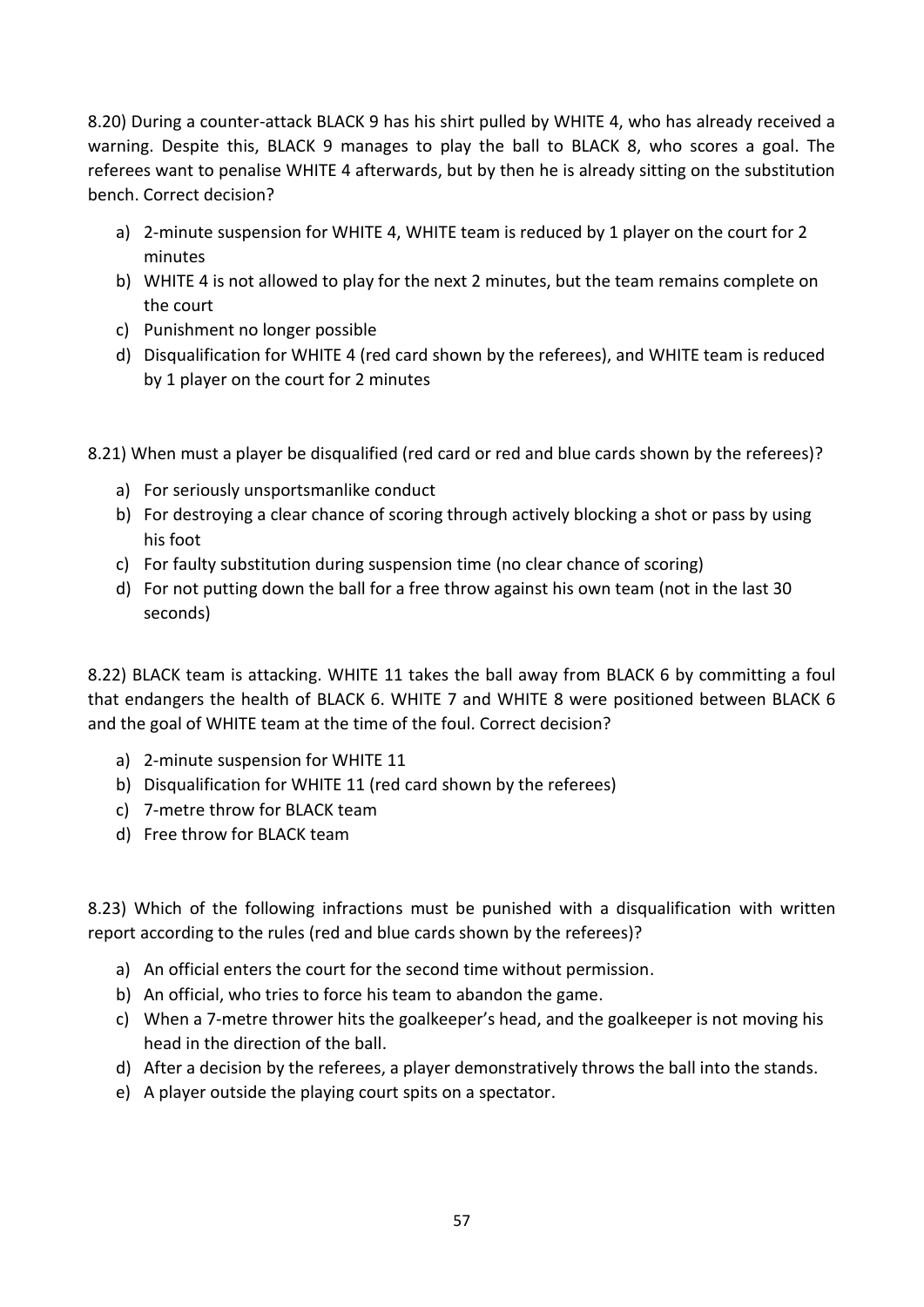8.20) During a counter-attack BLACK 9 has his shirt pulled by WHITE 4, who has already received a warning. Despite this, BLACK 9 manages to play the ball to BLACK 8, who scores a goal. The referees want to penalise WHITE 4 afterwards, but by then he is already sitting on the substitution bench. Correct decision?

a) 2-minute suspension for WHITE 4, WHITE team is reduced by 1 player on the court for 2 minutes
b) WHITE 4 is not allowed to play for the next 2 minutes, but the team remains complete on the court
c) Punishment no longer possible
d) Disqualification for WHITE 4 (red card shown by the referees), and WHITE team is reduced by 1 player on the court for 2 minutes

8.21) When must a player be disqualified (red card or red and blue cards shown by the referees)?

a) For seriously unsportsmanlike conduct
b) For destroying a clear chance of scoring through actively blocking a shot or pass by using his foot
c) For faulty substitution during suspension time (no clear chance of scoring)
d) For not putting down the ball for a free throw against his own team (not in the last 30 seconds)

8.22) BLACK team is attacking. WHITE 11 takes the ball away from BLACK 6 by committing a foul that endangers the health of BLACK 6. WHITE 7 and WHITE 8 were positioned between BLACK 6 and the goal of WHITE team at the time of the foul. Correct decision?

a) 2-minute suspension for WHITE 11
b) Disqualification for WHITE 11 (red card shown by the referees)
c) 7-metre throw for BLACK team
d) Free throw for BLACK team

8.23) Which of the following infractions must be punished with a disqualification with written report according to the rules (red and blue cards shown by the referees)?

a) An official enters the court for the second time without permission.
b) An official, who tries to force his team to abandon the game.
c) When a 7-metre thrower hits the goalkeeper's head, and the goalkeeper is not moving his head in the direction of the ball.
d) After a decision by the referees, a player demonstratively throws the ball into the stands.
e) A player outside the playing court spits on a spectator.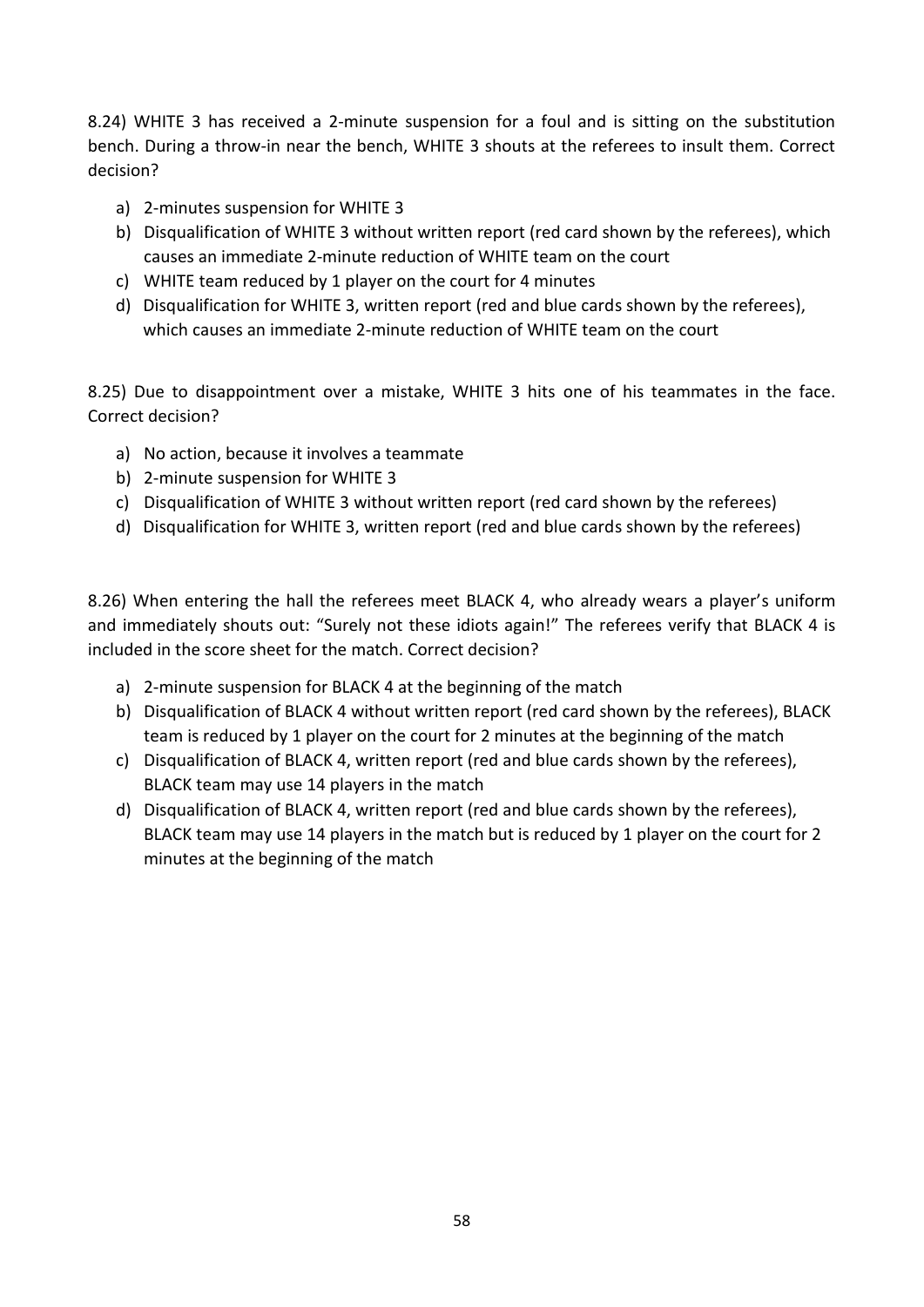8.24) WHITE 3 has received a 2-minute suspension for a foul and is sitting on the substitution bench. During a throw-in near the bench, WHITE 3 shouts at the referees to insult them. Correct decision?

a) 2-minutes suspension for WHITE 3
b) Disqualification of WHITE 3 without written report (red card shown by the referees), which causes an immediate 2-minute reduction of WHITE team on the court
c) WHITE team reduced by 1 player on the court for 4 minutes
d) Disqualification for WHITE 3, written report (red and blue cards shown by the referees), which causes an immediate 2-minute reduction of WHITE team on the court

8.25) Due to disappointment over a mistake, WHITE 3 hits one of his teammates in the face. Correct decision?

a) No action, because it involves a teammate
b) 2-minute suspension for WHITE 3
c) Disqualification of WHITE 3 without written report (red card shown by the referees)
d) Disqualification for WHITE 3, written report (red and blue cards shown by the referees)

8.26) When entering the hall the referees meet BLACK 4, who already wears a player's uniform and immediately shouts out: "Surely not these idiots again!" The referees verify that BLACK 4 is included in the score sheet for the match. Correct decision?

a) 2-minute suspension for BLACK 4 at the beginning of the match
b) Disqualification of BLACK 4 without written report (red card shown by the referees), BLACK team is reduced by 1 player on the court for 2 minutes at the beginning of the match
c) Disqualification of BLACK 4, written report (red and blue cards shown by the referees), BLACK team may use 14 players in the match
d) Disqualification of BLACK 4, written report (red and blue cards shown by the referees), BLACK team may use 14 players in the match but is reduced by 1 player on the court for 2 minutes at the beginning of the match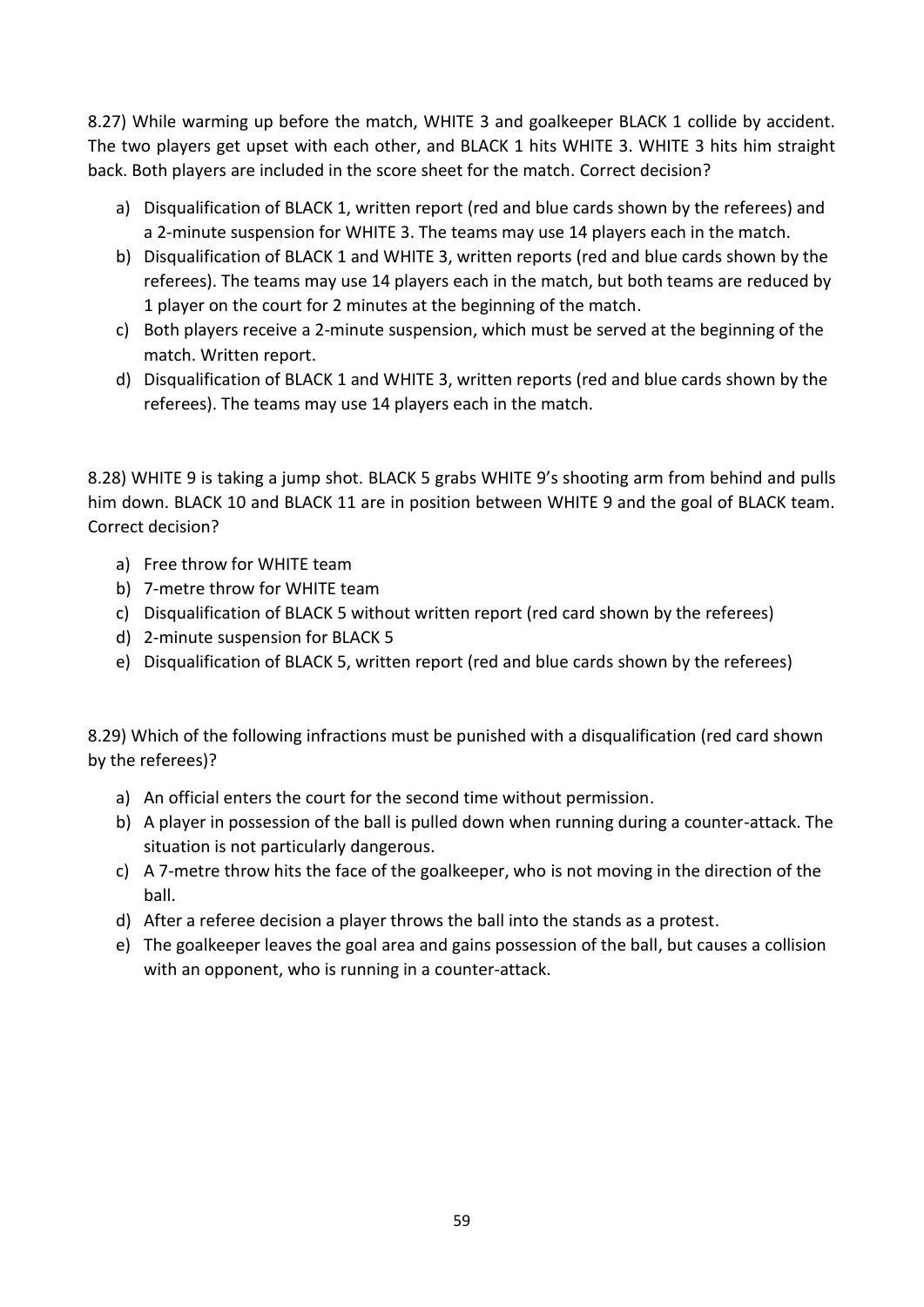8.27) While warming up before the match, WHITE 3 and goalkeeper BLACK 1 collide by accident. The two players get upset with each other, and BLACK 1 hits WHITE 3. WHITE 3 hits him straight back. Both players are included in the score sheet for the match. Correct decision?

a) Disqualification of BLACK 1, written report (red and blue cards shown by the referees) and a 2-minute suspension for WHITE 3. The teams may use 14 players each in the match.
b) Disqualification of BLACK 1 and WHITE 3, written reports (red and blue cards shown by the referees). The teams may use 14 players each in the match, but both teams are reduced by 1 player on the court for 2 minutes at the beginning of the match.
c) Both players receive a 2-minute suspension, which must be served at the beginning of the match. Written report.
d) Disqualification of BLACK 1 and WHITE 3, written reports (red and blue cards shown by the referees). The teams may use 14 players each in the match.

8.28) WHITE 9 is taking a jump shot. BLACK 5 grabs WHITE 9's shooting arm from behind and pulls him down. BLACK 10 and BLACK 11 are in position between WHITE 9 and the goal of BLACK team. Correct decision?

a) Free throw for WHITE team
b) 7-metre throw for WHITE team
c) Disqualification of BLACK 5 without written report (red card shown by the referees)
d) 2-minute suspension for BLACK 5
e) Disqualification of BLACK 5, written report (red and blue cards shown by the referees)

8.29) Which of the following infractions must be punished with a disqualification (red card shown by the referees)?

a) An official enters the court for the second time without permission.
b) A player in possession of the ball is pulled down when running during a counter-attack. The situation is not particularly dangerous.
c) A 7-metre throw hits the face of the goalkeeper, who is not moving in the direction of the ball.
d) After a referee decision a player throws the ball into the stands as a protest.
e) The goalkeeper leaves the goal area and gains possession of the ball, but causes a collision with an opponent, who is running in a counter-attack.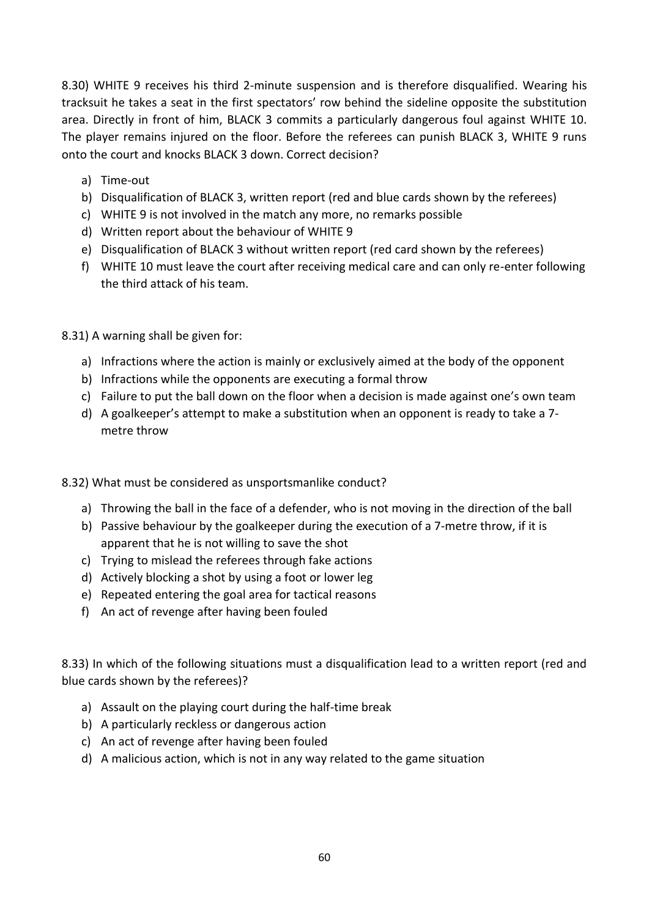8.30) WHITE 9 receives his third 2-minute suspension and is therefore disqualified. Wearing his tracksuit he takes a seat in the first spectators' row behind the sideline opposite the substitution area. Directly in front of him, BLACK 3 commits a particularly dangerous foul against WHITE 10. The player remains injured on the floor. Before the referees can punish BLACK 3, WHITE 9 runs onto the court and knocks BLACK 3 down. Correct decision?

a) Time-out
b) Disqualification of BLACK 3, written report (red and blue cards shown by the referees)
c) WHITE 9 is not involved in the match any more, no remarks possible
d) Written report about the behaviour of WHITE 9
e) Disqualification of BLACK 3 without written report (red card shown by the referees)
f) WHITE 10 must leave the court after receiving medical care and can only re-enter following the third attack of his team.

8.31) A warning shall be given for:

a) Infractions where the action is mainly or exclusively aimed at the body of the opponent
b) Infractions while the opponents are executing a formal throw
c) Failure to put the ball down on the floor when a decision is made against one's own team
d) A goalkeeper's attempt to make a substitution when an opponent is ready to take a 7-metre throw

8.32) What must be considered as unsportsmanlike conduct?

a) Throwing the ball in the face of a defender, who is not moving in the direction of the ball
b) Passive behaviour by the goalkeeper during the execution of a 7-metre throw, if it is apparent that he is not willing to save the shot
c) Trying to mislead the referees through fake actions
d) Actively blocking a shot by using a foot or lower leg
e) Repeated entering the goal area for tactical reasons
f) An act of revenge after having been fouled

8.33) In which of the following situations must a disqualification lead to a written report (red and blue cards shown by the referees)?

a) Assault on the playing court during the half-time break
b) A particularly reckless or dangerous action
c) An act of revenge after having been fouled
d) A malicious action, which is not in any way related to the game situation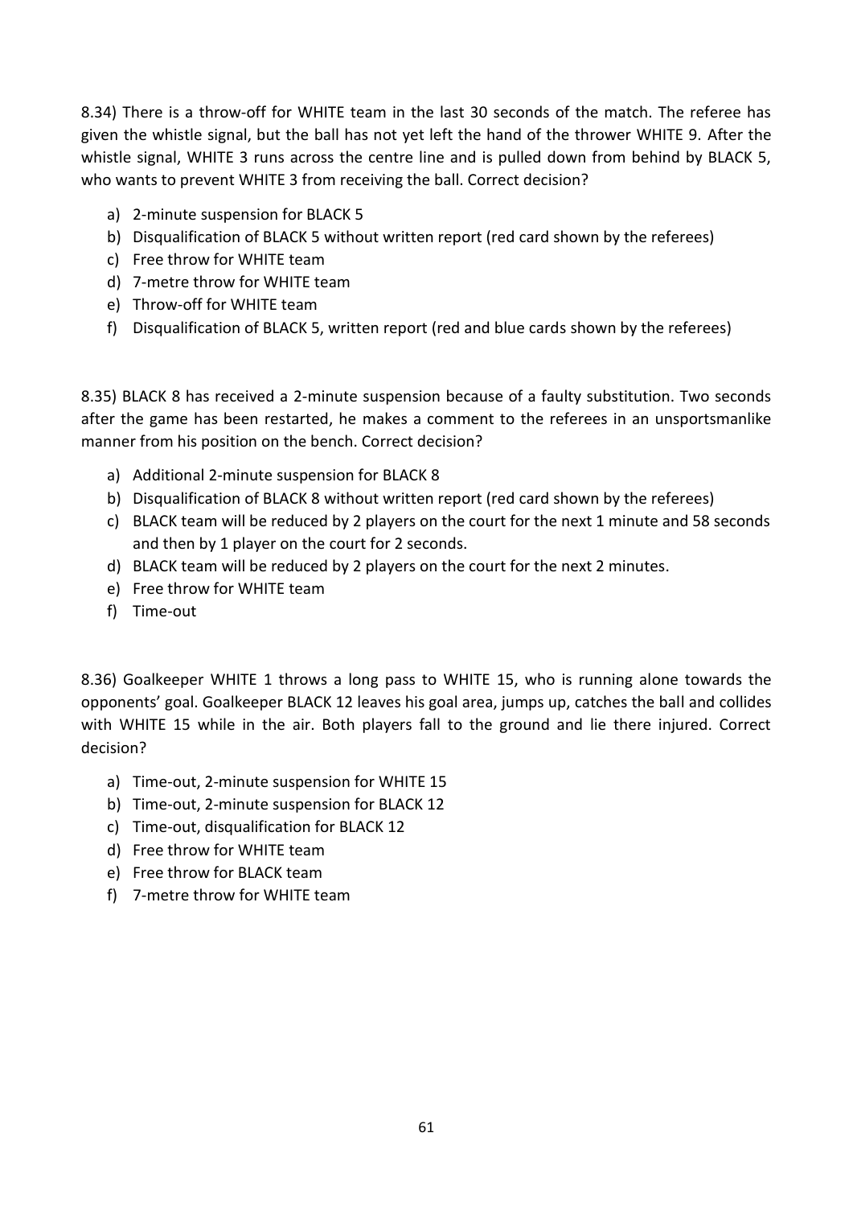8.34) There is a throw-off for WHITE team in the last 30 seconds of the match. The referee has given the whistle signal, but the ball has not yet left the hand of the thrower WHITE 9. After the whistle signal, WHITE 3 runs across the centre line and is pulled down from behind by BLACK 5, who wants to prevent WHITE 3 from receiving the ball. Correct decision?

a) 2-minute suspension for BLACK 5
b) Disqualification of BLACK 5 without written report (red card shown by the referees)
c) Free throw for WHITE team
d) 7-metre throw for WHITE team
e) Throw-off for WHITE team
f) Disqualification of BLACK 5, written report (red and blue cards shown by the referees)

8.35) BLACK 8 has received a 2-minute suspension because of a faulty substitution. Two seconds after the game has been restarted, he makes a comment to the referees in an unsportsmanlike manner from his position on the bench. Correct decision?

a) Additional 2-minute suspension for BLACK 8
b) Disqualification of BLACK 8 without written report (red card shown by the referees)
c) BLACK team will be reduced by 2 players on the court for the next 1 minute and 58 seconds and then by 1 player on the court for 2 seconds.
d) BLACK team will be reduced by 2 players on the court for the next 2 minutes.
e) Free throw for WHITE team
f) Time-out

8.36) Goalkeeper WHITE 1 throws a long pass to WHITE 15, who is running alone towards the opponents' goal. Goalkeeper BLACK 12 leaves his goal area, jumps up, catches the ball and collides with WHITE 15 while in the air. Both players fall to the ground and lie there injured. Correct decision?

a) Time-out, 2-minute suspension for WHITE 15
b) Time-out, 2-minute suspension for BLACK 12
c) Time-out, disqualification for BLACK 12
d) Free throw for WHITE team
e) Free throw for BLACK team
f) 7-metre throw for WHITE team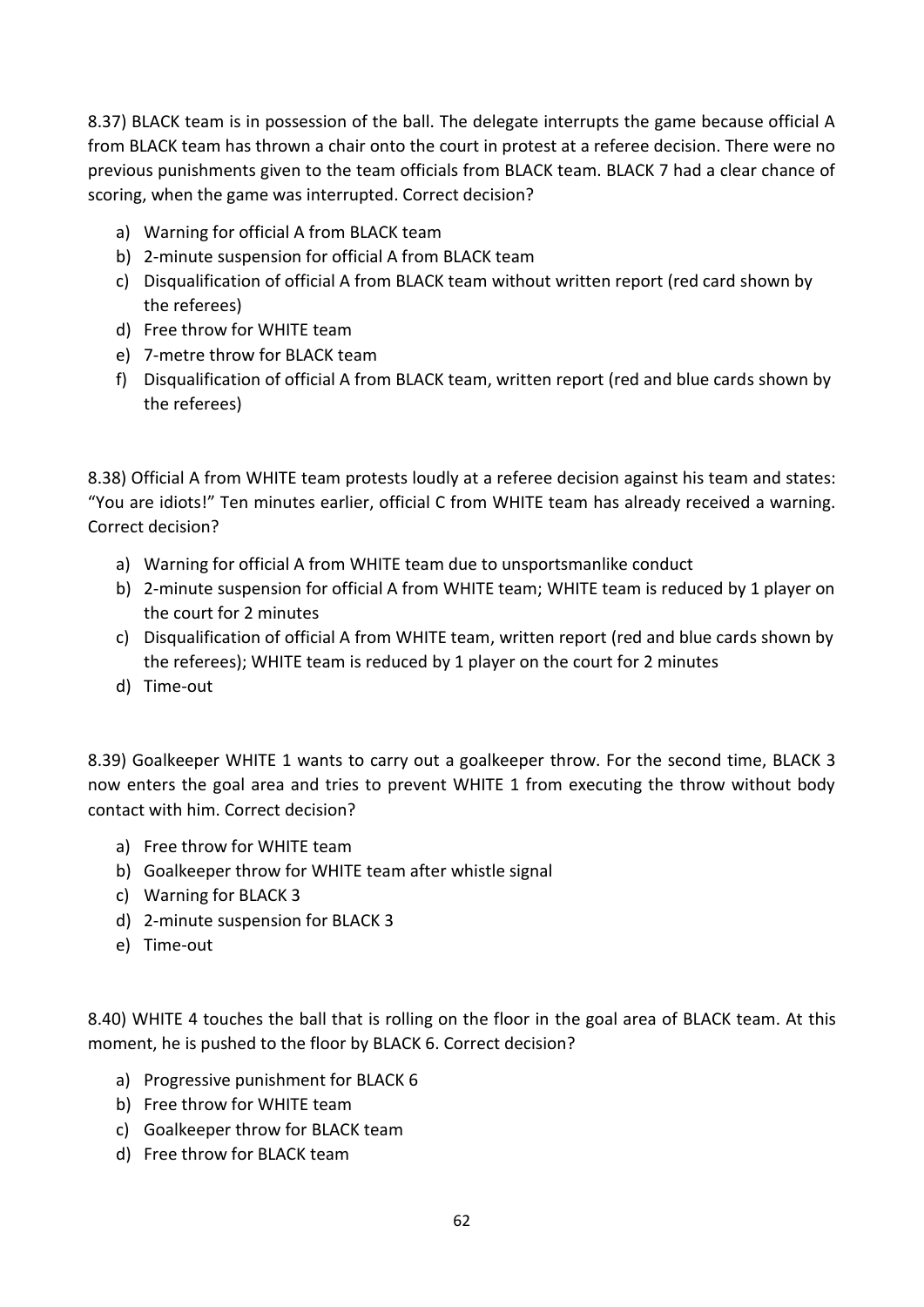8.37) BLACK team is in possession of the ball. The delegate interrupts the game because official A from BLACK team has thrown a chair onto the court in protest at a referee decision. There were no previous punishments given to the team officials from BLACK team. BLACK 7 had a clear chance of scoring, when the game was interrupted. Correct decision?

a) Warning for official A from BLACK team
b) 2-minute suspension for official A from BLACK team
c) Disqualification of official A from BLACK team without written report (red card shown by the referees)
d) Free throw for WHITE team
e) 7-metre throw for BLACK team
f) Disqualification of official A from BLACK team, written report (red and blue cards shown by the referees)

8.38) Official A from WHITE team protests loudly at a referee decision against his team and states: "You are idiots!" Ten minutes earlier, official C from WHITE team has already received a warning. Correct decision?

a) Warning for official A from WHITE team due to unsportsmanlike conduct
b) 2-minute suspension for official A from WHITE team; WHITE team is reduced by 1 player on the court for 2 minutes
c) Disqualification of official A from WHITE team, written report (red and blue cards shown by the referees); WHITE team is reduced by 1 player on the court for 2 minutes
d) Time-out

8.39) Goalkeeper WHITE 1 wants to carry out a goalkeeper throw. For the second time, BLACK 3 now enters the goal area and tries to prevent WHITE 1 from executing the throw without body contact with him. Correct decision?

a) Free throw for WHITE team
b) Goalkeeper throw for WHITE team after whistle signal
c) Warning for BLACK 3
d) 2-minute suspension for BLACK 3
e) Time-out

8.40) WHITE 4 touches the ball that is rolling on the floor in the goal area of BLACK team. At this moment, he is pushed to the floor by BLACK 6. Correct decision?

a) Progressive punishment for BLACK 6
b) Free throw for WHITE team
c) Goalkeeper throw for BLACK team
d) Free throw for BLACK team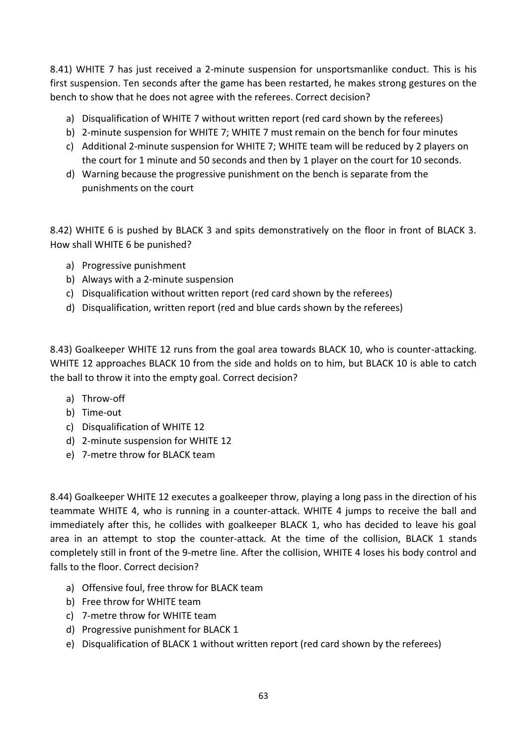8.41) WHITE 7 has just received a 2-minute suspension for unsportsmanlike conduct. This is his first suspension. Ten seconds after the game has been restarted, he makes strong gestures on the bench to show that he does not agree with the referees. Correct decision?

a) Disqualification of WHITE 7 without written report (red card shown by the referees)
b) 2-minute suspension for WHITE 7; WHITE 7 must remain on the bench for four minutes
c) Additional 2-minute suspension for WHITE 7; WHITE team will be reduced by 2 players on the court for 1 minute and 50 seconds and then by 1 player on the court for 10 seconds.
d) Warning because the progressive punishment on the bench is separate from the punishments on the court

8.42) WHITE 6 is pushed by BLACK 3 and spits demonstratively on the floor in front of BLACK 3. How shall WHITE 6 be punished?

a) Progressive punishment
b) Always with a 2-minute suspension
c) Disqualification without written report (red card shown by the referees)
d) Disqualification, written report (red and blue cards shown by the referees)

8.43) Goalkeeper WHITE 12 runs from the goal area towards BLACK 10, who is counter-attacking. WHITE 12 approaches BLACK 10 from the side and holds on to him, but BLACK 10 is able to catch the ball to throw it into the empty goal. Correct decision?

a) Throw-off
b) Time-out
c) Disqualification of WHITE 12
d) 2-minute suspension for WHITE 12
e) 7-metre throw for BLACK team

8.44) Goalkeeper WHITE 12 executes a goalkeeper throw, playing a long pass in the direction of his teammate WHITE 4, who is running in a counter-attack. WHITE 4 jumps to receive the ball and immediately after this, he collides with goalkeeper BLACK 1, who has decided to leave his goal area in an attempt to stop the counter-attack. At the time of the collision, BLACK 1 stands completely still in front of the 9-metre line. After the collision, WHITE 4 loses his body control and falls to the floor. Correct decision?

a) Offensive foul, free throw for BLACK team
b) Free throw for WHITE team
c) 7-metre throw for WHITE team
d) Progressive punishment for BLACK 1
e) Disqualification of BLACK 1 without written report (red card shown by the referees)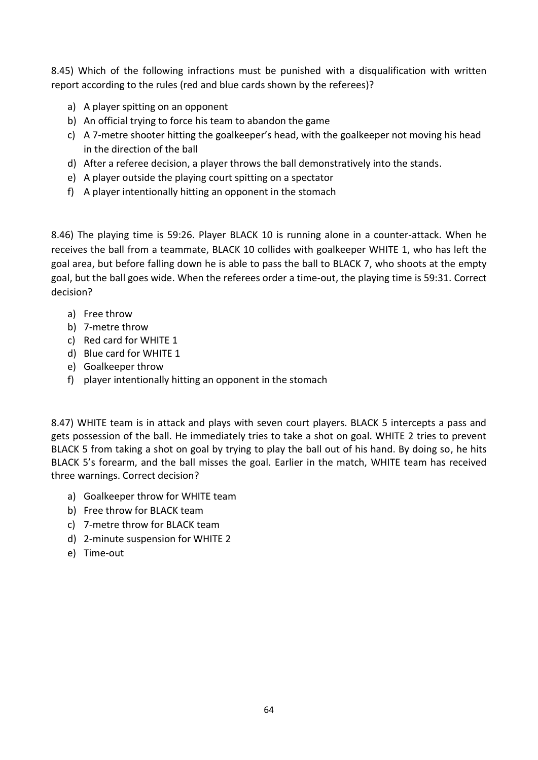8.45) Which of the following infractions must be punished with a disqualification with written report according to the rules (red and blue cards shown by the referees)?

a) A player spitting on an opponent
b) An official trying to force his team to abandon the game
c) A 7-metre shooter hitting the goalkeeper's head, with the goalkeeper not moving his head in the direction of the ball
d) After a referee decision, a player throws the ball demonstratively into the stands.
e) A player outside the playing court spitting on a spectator
f) A player intentionally hitting an opponent in the stomach

8.46) The playing time is 59:26. Player BLACK 10 is running alone in a counter-attack. When he receives the ball from a teammate, BLACK 10 collides with goalkeeper WHITE 1, who has left the goal area, but before falling down he is able to pass the ball to BLACK 7, who shoots at the empty goal, but the ball goes wide. When the referees order a time-out, the playing time is 59:31. Correct decision?

a) Free throw
b) 7-metre throw
c) Red card for WHITE 1
d) Blue card for WHITE 1
e) Goalkeeper throw
f) player intentionally hitting an opponent in the stomach

8.47) WHITE team is in attack and plays with seven court players. BLACK 5 intercepts a pass and gets possession of the ball. He immediately tries to take a shot on goal. WHITE 2 tries to prevent BLACK 5 from taking a shot on goal by trying to play the ball out of his hand. By doing so, he hits BLACK 5's forearm, and the ball misses the goal. Earlier in the match, WHITE team has received three warnings. Correct decision?

a) Goalkeeper throw for WHITE team
b) Free throw for BLACK team
c) 7-metre throw for BLACK team
d) 2-minute suspension for WHITE 2
e) Time-out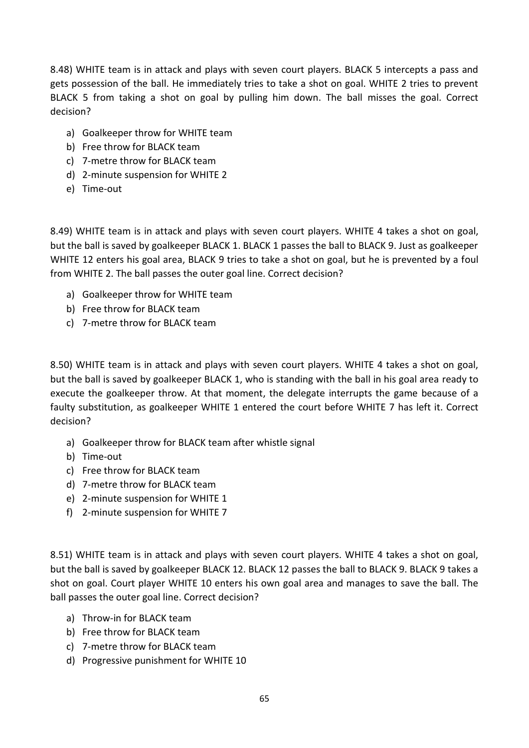8.48) WHITE team is in attack and plays with seven court players. BLACK 5 intercepts a pass and gets possession of the ball. He immediately tries to take a shot on goal. WHITE 2 tries to prevent BLACK 5 from taking a shot on goal by pulling him down. The ball misses the goal. Correct decision?

a) Goalkeeper throw for WHITE team
b) Free throw for BLACK team
c) 7-metre throw for BLACK team
d) 2-minute suspension for WHITE 2
e) Time-out

8.49) WHITE team is in attack and plays with seven court players. WHITE 4 takes a shot on goal, but the ball is saved by goalkeeper BLACK 1. BLACK 1 passes the ball to BLACK 9. Just as goalkeeper WHITE 12 enters his goal area, BLACK 9 tries to take a shot on goal, but he is prevented by a foul from WHITE 2. The ball passes the outer goal line. Correct decision?

a) Goalkeeper throw for WHITE team
b) Free throw for BLACK team
c) 7-metre throw for BLACK team

8.50) WHITE team is in attack and plays with seven court players. WHITE 4 takes a shot on goal, but the ball is saved by goalkeeper BLACK 1, who is standing with the ball in his goal area ready to execute the goalkeeper throw. At that moment, the delegate interrupts the game because of a faulty substitution, as goalkeeper WHITE 1 entered the court before WHITE 7 has left it. Correct decision?

a) Goalkeeper throw for BLACK team after whistle signal
b) Time-out
c) Free throw for BLACK team
d) 7-metre throw for BLACK team
e) 2-minute suspension for WHITE 1
f) 2-minute suspension for WHITE 7

8.51) WHITE team is in attack and plays with seven court players. WHITE 4 takes a shot on goal, but the ball is saved by goalkeeper BLACK 12. BLACK 12 passes the ball to BLACK 9. BLACK 9 takes a shot on goal. Court player WHITE 10 enters his own goal area and manages to save the ball. The ball passes the outer goal line. Correct decision?

a) Throw-in for BLACK team
b) Free throw for BLACK team
c) 7-metre throw for BLACK team
d) Progressive punishment for WHITE 10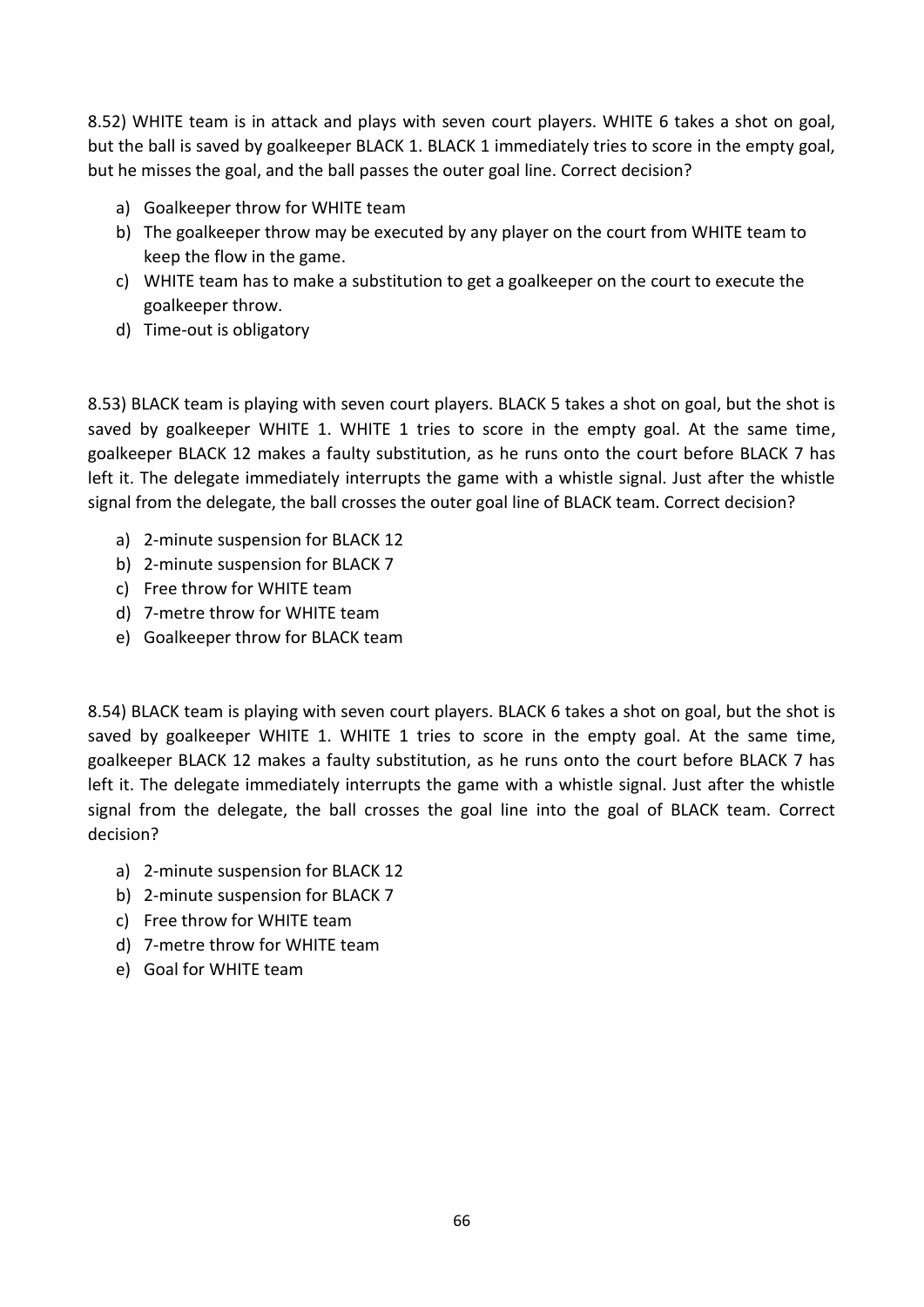8.52) WHITE team is in attack and plays with seven court players. WHITE 6 takes a shot on goal, but the ball is saved by goalkeeper BLACK 1. BLACK 1 immediately tries to score in the empty goal, but he misses the goal, and the ball passes the outer goal line. Correct decision?

a) Goalkeeper throw for WHITE team
b) The goalkeeper throw may be executed by any player on the court from WHITE team to keep the flow in the game.
c) WHITE team has to make a substitution to get a goalkeeper on the court to execute the goalkeeper throw.
d) Time-out is obligatory

8.53) BLACK team is playing with seven court players. BLACK 5 takes a shot on goal, but the shot is saved by goalkeeper WHITE 1. WHITE 1 tries to score in the empty goal. At the same time, goalkeeper BLACK 12 makes a faulty substitution, as he runs onto the court before BLACK 7 has left it. The delegate immediately interrupts the game with a whistle signal. Just after the whistle signal from the delegate, the ball crosses the outer goal line of BLACK team. Correct decision?

a) 2-minute suspension for BLACK 12
b) 2-minute suspension for BLACK 7
c) Free throw for WHITE team
d) 7-metre throw for WHITE team
e) Goalkeeper throw for BLACK team

8.54) BLACK team is playing with seven court players. BLACK 6 takes a shot on goal, but the shot is saved by goalkeeper WHITE 1. WHITE 1 tries to score in the empty goal. At the same time, goalkeeper BLACK 12 makes a faulty substitution, as he runs onto the court before BLACK 7 has left it. The delegate immediately interrupts the game with a whistle signal. Just after the whistle signal from the delegate, the ball crosses the goal line into the goal of BLACK team. Correct decision?

a) 2-minute suspension for BLACK 12
b) 2-minute suspension for BLACK 7
c) Free throw for WHITE team
d) 7-metre throw for WHITE team
e) Goal for WHITE team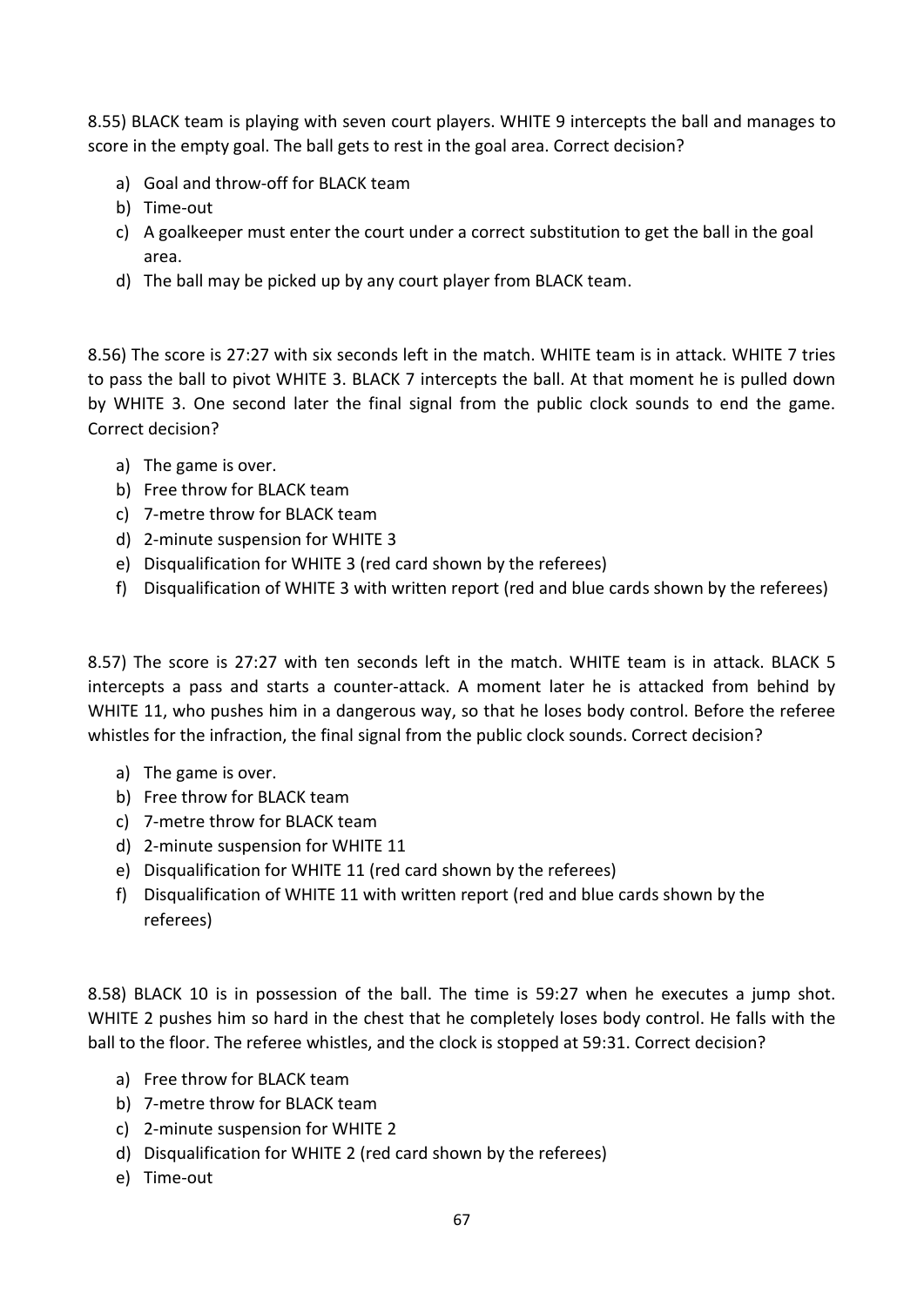8.55) BLACK team is playing with seven court players. WHITE 9 intercepts the ball and manages to score in the empty goal. The ball gets to rest in the goal area. Correct decision?

a) Goal and throw-off for BLACK team
b) Time-out
c) A goalkeeper must enter the court under a correct substitution to get the ball in the goal area.
d) The ball may be picked up by any court player from BLACK team.

8.56) The score is 27:27 with six seconds left in the match. WHITE team is in attack. WHITE 7 tries to pass the ball to pivot WHITE 3. BLACK 7 intercepts the ball. At that moment he is pulled down by WHITE 3. One second later the final signal from the public clock sounds to end the game. Correct decision?

a) The game is over.
b) Free throw for BLACK team
c) 7-metre throw for BLACK team
d) 2-minute suspension for WHITE 3
e) Disqualification for WHITE 3 (red card shown by the referees)
f) Disqualification of WHITE 3 with written report (red and blue cards shown by the referees)

8.57) The score is 27:27 with ten seconds left in the match. WHITE team is in attack. BLACK 5 intercepts a pass and starts a counter-attack. A moment later he is attacked from behind by WHITE 11, who pushes him in a dangerous way, so that he loses body control. Before the referee whistles for the infraction, the final signal from the public clock sounds. Correct decision?

a) The game is over.
b) Free throw for BLACK team
c) 7-metre throw for BLACK team
d) 2-minute suspension for WHITE 11
e) Disqualification for WHITE 11 (red card shown by the referees)
f) Disqualification of WHITE 11 with written report (red and blue cards shown by the referees)

8.58) BLACK 10 is in possession of the ball. The time is 59:27 when he executes a jump shot. WHITE 2 pushes him so hard in the chest that he completely loses body control. He falls with the ball to the floor. The referee whistles, and the clock is stopped at 59:31. Correct decision?

a) Free throw for BLACK team
b) 7-metre throw for BLACK team
c) 2-minute suspension for WHITE 2
d) Disqualification for WHITE 2 (red card shown by the referees)
e) Time-out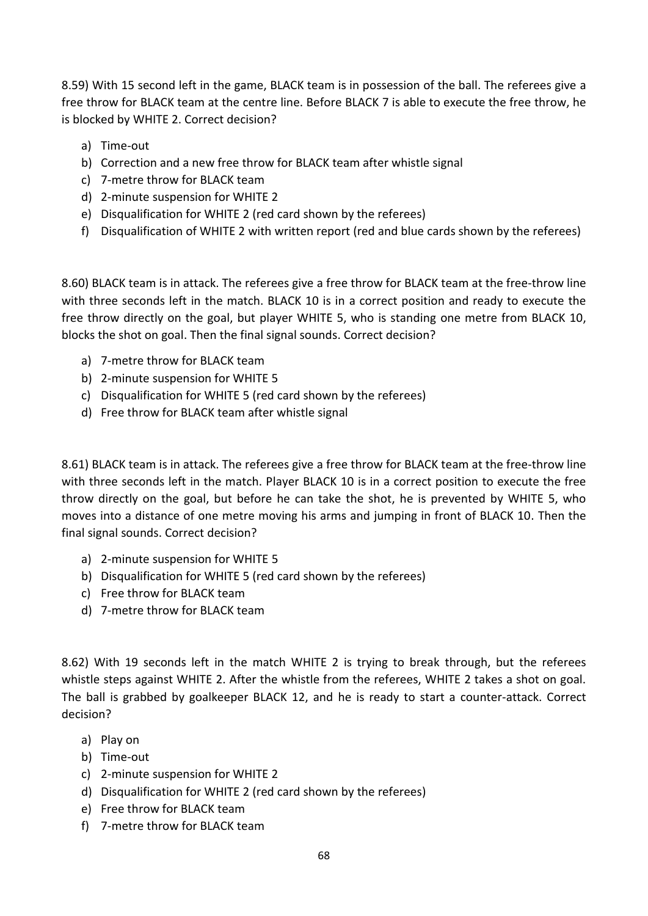8.59) With 15 second left in the game, BLACK team is in possession of the ball. The referees give a free throw for BLACK team at the centre line. Before BLACK 7 is able to execute the free throw, he is blocked by WHITE 2. Correct decision?

a) Time-out
b) Correction and a new free throw for BLACK team after whistle signal
c) 7-metre throw for BLACK team
d) 2-minute suspension for WHITE 2
e) Disqualification for WHITE 2 (red card shown by the referees)
f) Disqualification of WHITE 2 with written report (red and blue cards shown by the referees)

8.60) BLACK team is in attack. The referees give a free throw for BLACK team at the free-throw line with three seconds left in the match. BLACK 10 is in a correct position and ready to execute the free throw directly on the goal, but player WHITE 5, who is standing one metre from BLACK 10, blocks the shot on goal. Then the final signal sounds. Correct decision?

a) 7-metre throw for BLACK team
b) 2-minute suspension for WHITE 5
c) Disqualification for WHITE 5 (red card shown by the referees)
d) Free throw for BLACK team after whistle signal

8.61) BLACK team is in attack. The referees give a free throw for BLACK team at the free-throw line with three seconds left in the match. Player BLACK 10 is in a correct position to execute the free throw directly on the goal, but before he can take the shot, he is prevented by WHITE 5, who moves into a distance of one metre moving his arms and jumping in front of BLACK 10. Then the final signal sounds. Correct decision?

a) 2-minute suspension for WHITE 5
b) Disqualification for WHITE 5 (red card shown by the referees)
c) Free throw for BLACK team
d) 7-metre throw for BLACK team

8.62) With 19 seconds left in the match WHITE 2 is trying to break through, but the referees whistle steps against WHITE 2. After the whistle from the referees, WHITE 2 takes a shot on goal. The ball is grabbed by goalkeeper BLACK 12, and he is ready to start a counter-attack. Correct decision?

a) Play on
b) Time-out
c) 2-minute suspension for WHITE 2
d) Disqualification for WHITE 2 (red card shown by the referees)
e) Free throw for BLACK team
f) 7-metre throw for BLACK team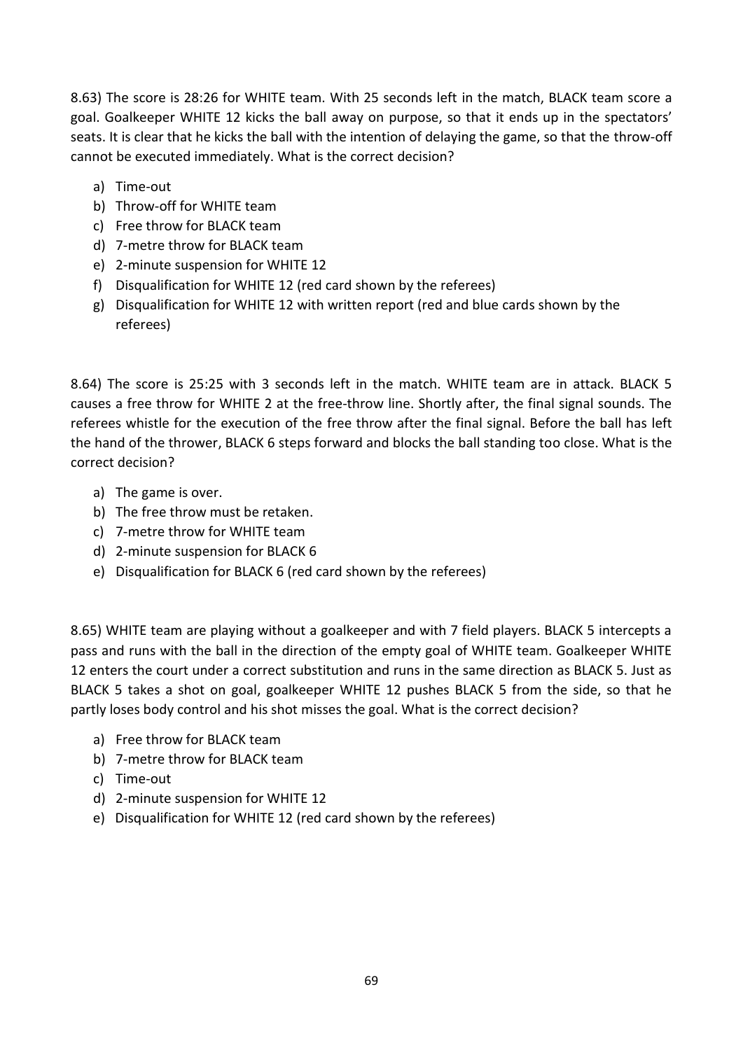8.63) The score is 28:26 for WHITE team. With 25 seconds left in the match, BLACK team score a goal. Goalkeeper WHITE 12 kicks the ball away on purpose, so that it ends up in the spectators' seats. It is clear that he kicks the ball with the intention of delaying the game, so that the throw-off cannot be executed immediately. What is the correct decision?

a) Time-out
b) Throw-off for WHITE team
c) Free throw for BLACK team
d) 7-metre throw for BLACK team
e) 2-minute suspension for WHITE 12
f) Disqualification for WHITE 12 (red card shown by the referees)
g) Disqualification for WHITE 12 with written report (red and blue cards shown by the referees)

8.64) The score is 25:25 with 3 seconds left in the match. WHITE team are in attack. BLACK 5 causes a free throw for WHITE 2 at the free-throw line. Shortly after, the final signal sounds. The referees whistle for the execution of the free throw after the final signal. Before the ball has left the hand of the thrower, BLACK 6 steps forward and blocks the ball standing too close. What is the correct decision?

a) The game is over.
b) The free throw must be retaken.
c) 7-metre throw for WHITE team
d) 2-minute suspension for BLACK 6
e) Disqualification for BLACK 6 (red card shown by the referees)

8.65) WHITE team are playing without a goalkeeper and with 7 field players. BLACK 5 intercepts a pass and runs with the ball in the direction of the empty goal of WHITE team. Goalkeeper WHITE 12 enters the court under a correct substitution and runs in the same direction as BLACK 5. Just as BLACK 5 takes a shot on goal, goalkeeper WHITE 12 pushes BLACK 5 from the side, so that he partly loses body control and his shot misses the goal. What is the correct decision?

a) Free throw for BLACK team
b) 7-metre throw for BLACK team
c) Time-out
d) 2-minute suspension for WHITE 12
e) Disqualification for WHITE 12 (red card shown by the referees)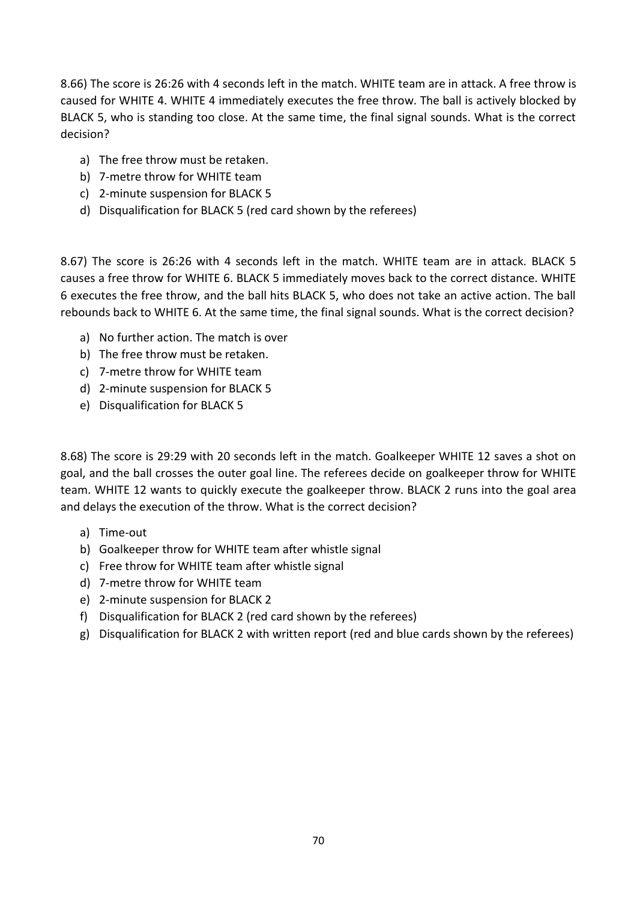8.66) The score is 26:26 with 4 seconds left in the match. WHITE team are in attack. A free throw is caused for WHITE 4. WHITE 4 immediately executes the free throw. The ball is actively blocked by BLACK 5, who is standing too close. At the same time, the final signal sounds. What is the correct decision?

a) The free throw must be retaken.
b) 7-metre throw for WHITE team
c) 2-minute suspension for BLACK 5
d) Disqualification for BLACK 5 (red card shown by the referees)

8.67) The score is 26:26 with 4 seconds left in the match. WHITE team are in attack. BLACK 5 causes a free throw for WHITE 6. BLACK 5 immediately moves back to the correct distance. WHITE 6 executes the free throw, and the ball hits BLACK 5, who does not take an active action. The ball rebounds back to WHITE 6. At the same time, the final signal sounds. What is the correct decision?

a) No further action. The match is over
b) The free throw must be retaken.
c) 7-metre throw for WHITE team
d) 2-minute suspension for BLACK 5
e) Disqualification for BLACK 5

8.68) The score is 29:29 with 20 seconds left in the match. Goalkeeper WHITE 12 saves a shot on goal, and the ball crosses the outer goal line. The referees decide on goalkeeper throw for WHITE team. WHITE 12 wants to quickly execute the goalkeeper throw. BLACK 2 runs into the goal area and delays the execution of the throw. What is the correct decision?

a) Time-out
b) Goalkeeper throw for WHITE team after whistle signal
c) Free throw for WHITE team after whistle signal
d) 7-metre throw for WHITE team
e) 2-minute suspension for BLACK 2
f) Disqualification for BLACK 2 (red card shown by the referees)
g) Disqualification for BLACK 2 with written report (red and blue cards shown by the referees)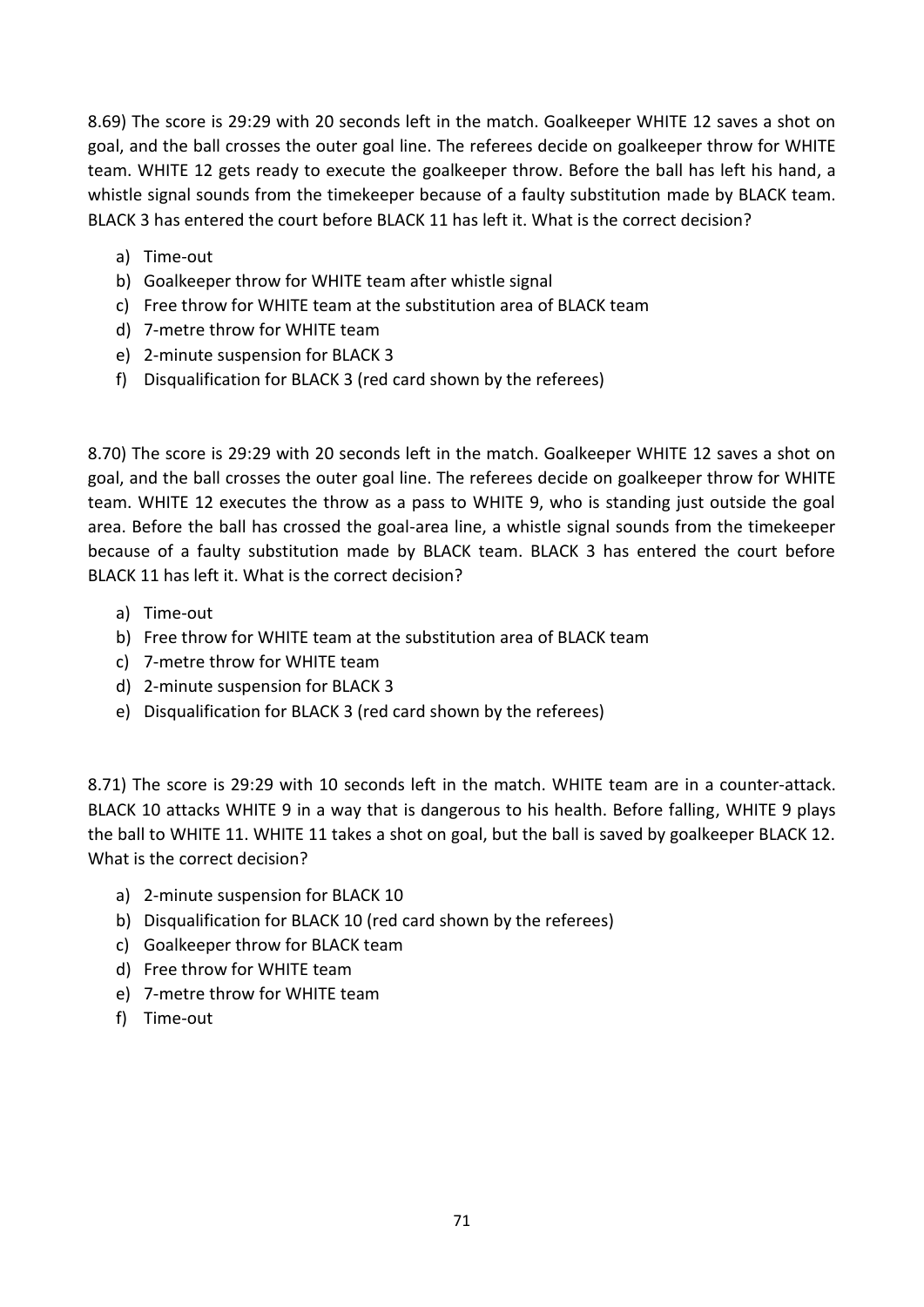8.69) The score is 29:29 with 20 seconds left in the match. Goalkeeper WHITE 12 saves a shot on goal, and the ball crosses the outer goal line. The referees decide on goalkeeper throw for WHITE team. WHITE 12 gets ready to execute the goalkeeper throw. Before the ball has left his hand, a whistle signal sounds from the timekeeper because of a faulty substitution made by BLACK team. BLACK 3 has entered the court before BLACK 11 has left it. What is the correct decision?

a) Time-out
b) Goalkeeper throw for WHITE team after whistle signal
c) Free throw for WHITE team at the substitution area of BLACK team
d) 7-metre throw for WHITE team
e) 2-minute suspension for BLACK 3
f) Disqualification for BLACK 3 (red card shown by the referees)

8.70) The score is 29:29 with 20 seconds left in the match. Goalkeeper WHITE 12 saves a shot on goal, and the ball crosses the outer goal line. The referees decide on goalkeeper throw for WHITE team. WHITE 12 executes the throw as a pass to WHITE 9, who is standing just outside the goal area. Before the ball has crossed the goal-area line, a whistle signal sounds from the timekeeper because of a faulty substitution made by BLACK team. BLACK 3 has entered the court before BLACK 11 has left it. What is the correct decision?

a) Time-out
b) Free throw for WHITE team at the substitution area of BLACK team
c) 7-metre throw for WHITE team
d) 2-minute suspension for BLACK 3
e) Disqualification for BLACK 3 (red card shown by the referees)

8.71) The score is 29:29 with 10 seconds left in the match. WHITE team are in a counter-attack. BLACK 10 attacks WHITE 9 in a way that is dangerous to his health. Before falling, WHITE 9 plays the ball to WHITE 11. WHITE 11 takes a shot on goal, but the ball is saved by goalkeeper BLACK 12. What is the correct decision?

a) 2-minute suspension for BLACK 10
b) Disqualification for BLACK 10 (red card shown by the referees)
c) Goalkeeper throw for BLACK team
d) Free throw for WHITE team
e) 7-metre throw for WHITE team
f) Time-out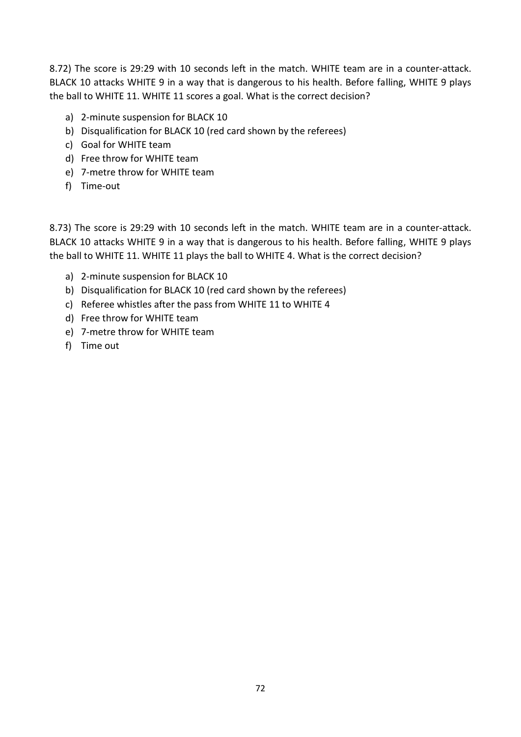8.72) The score is 29:29 with 10 seconds left in the match. WHITE team are in a counter-attack. BLACK 10 attacks WHITE 9 in a way that is dangerous to his health. Before falling, WHITE 9 plays the ball to WHITE 11. WHITE 11 scores a goal. What is the correct decision?

a) 2-minute suspension for BLACK 10
b) Disqualification for BLACK 10 (red card shown by the referees)
c) Goal for WHITE team
d) Free throw for WHITE team
e) 7-metre throw for WHITE team
f) Time-out

8.73) The score is 29:29 with 10 seconds left in the match. WHITE team are in a counter-attack. BLACK 10 attacks WHITE 9 in a way that is dangerous to his health. Before falling, WHITE 9 plays the ball to WHITE 11. WHITE 11 plays the ball to WHITE 4. What is the correct decision?

a) 2-minute suspension for BLACK 10
b) Disqualification for BLACK 10 (red card shown by the referees)
c) Referee whistles after the pass from WHITE 11 to WHITE 4
d) Free throw for WHITE team
e) 7-metre throw for WHITE team
f) Time out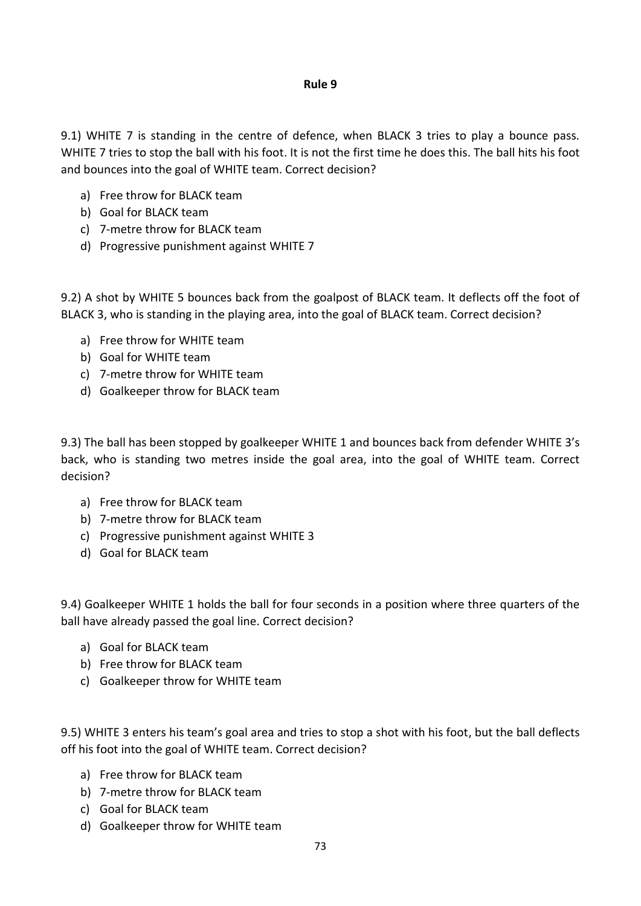## Rule 9

9.1) WHITE 7 is standing in the centre of defence, when BLACK 3 tries to play a bounce pass. WHITE 7 tries to stop the ball with his foot. It is not the first time he does this. The ball hits his foot and bounces into the goal of WHITE team. Correct decision?

a) Free throw for BLACK team
b) Goal for BLACK team
c) 7-metre throw for BLACK team
d) Progressive punishment against WHITE 7

9.2) A shot by WHITE 5 bounces back from the goalpost of BLACK team. It deflects off the foot of BLACK 3, who is standing in the playing area, into the goal of BLACK team. Correct decision?

a) Free throw for WHITE team
b) Goal for WHITE team
c) 7-metre throw for WHITE team
d) Goalkeeper throw for BLACK team

9.3) The ball has been stopped by goalkeeper WHITE 1 and bounces back from defender WHITE 3's back, who is standing two metres inside the goal area, into the goal of WHITE team. Correct decision?

a) Free throw for BLACK team
b) 7-metre throw for BLACK team
c) Progressive punishment against WHITE 3
d) Goal for BLACK team

9.4) Goalkeeper WHITE 1 holds the ball for four seconds in a position where three quarters of the ball have already passed the goal line. Correct decision?

a) Goal for BLACK team
b) Free throw for BLACK team
c) Goalkeeper throw for WHITE team

9.5) WHITE 3 enters his team's goal area and tries to stop a shot with his foot, but the ball deflects off his foot into the goal of WHITE team. Correct decision?

a) Free throw for BLACK team
b) 7-metre throw for BLACK team
c) Goal for BLACK team
d) Goalkeeper throw for WHITE team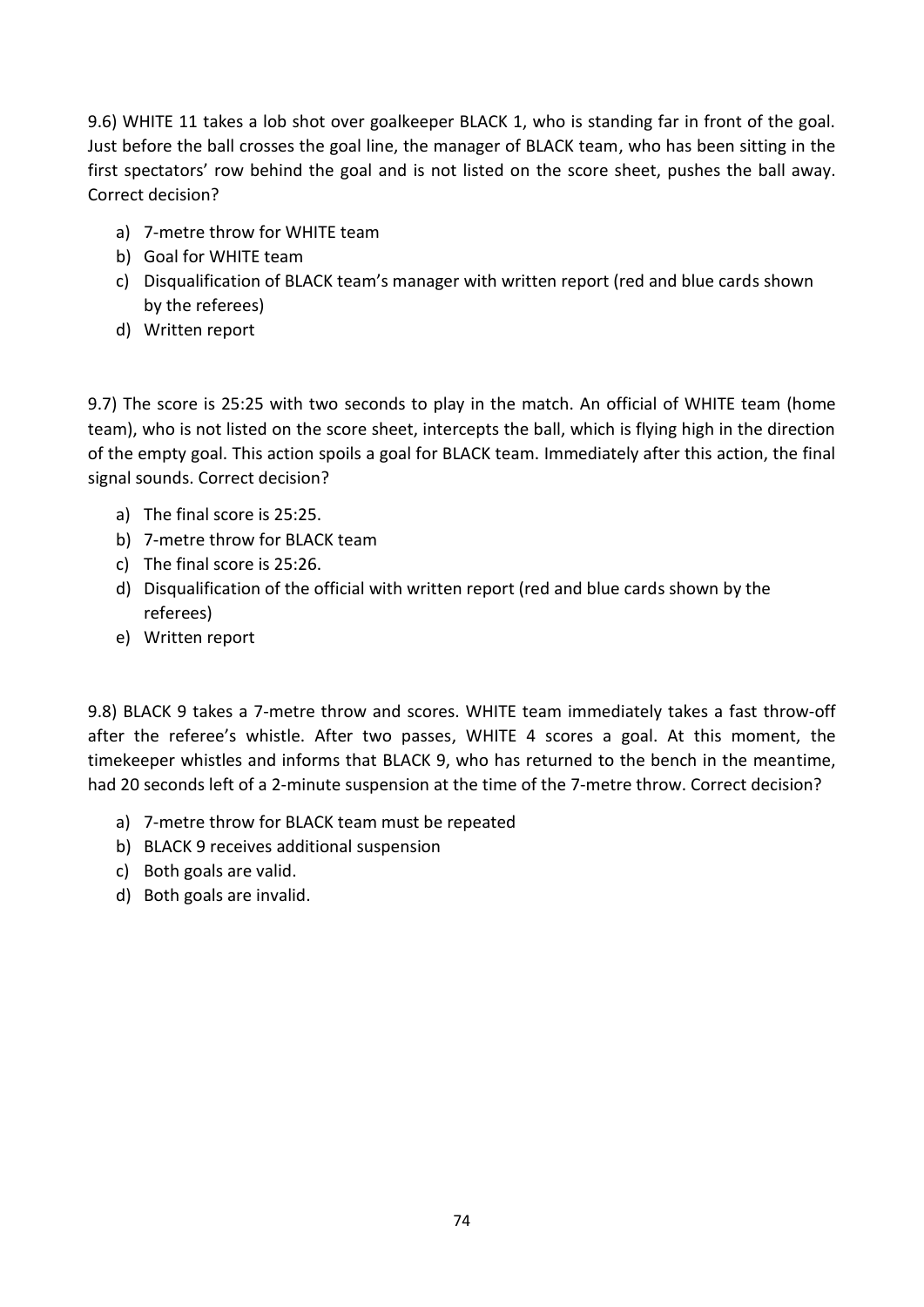9.6) WHITE 11 takes a lob shot over goalkeeper BLACK 1, who is standing far in front of the goal. Just before the ball crosses the goal line, the manager of BLACK team, who has been sitting in the first spectators' row behind the goal and is not listed on the score sheet, pushes the ball away. Correct decision?

a) 7-metre throw for WHITE team
b) Goal for WHITE team
c) Disqualification of BLACK team's manager with written report (red and blue cards shown by the referees)
d) Written report

9.7) The score is 25:25 with two seconds to play in the match. An official of WHITE team (home team), who is not listed on the score sheet, intercepts the ball, which is flying high in the direction of the empty goal. This action spoils a goal for BLACK team. Immediately after this action, the final signal sounds. Correct decision?

a) The final score is 25:25.
b) 7-metre throw for BLACK team
c) The final score is 25:26.
d) Disqualification of the official with written report (red and blue cards shown by the referees)
e) Written report

9.8) BLACK 9 takes a 7-metre throw and scores. WHITE team immediately takes a fast throw-off after the referee's whistle. After two passes, WHITE 4 scores a goal. At this moment, the timekeeper whistles and informs that BLACK 9, who has returned to the bench in the meantime, had 20 seconds left of a 2-minute suspension at the time of the 7-metre throw. Correct decision?

a) 7-metre throw for BLACK team must be repeated
b) BLACK 9 receives additional suspension
c) Both goals are valid.
d) Both goals are invalid.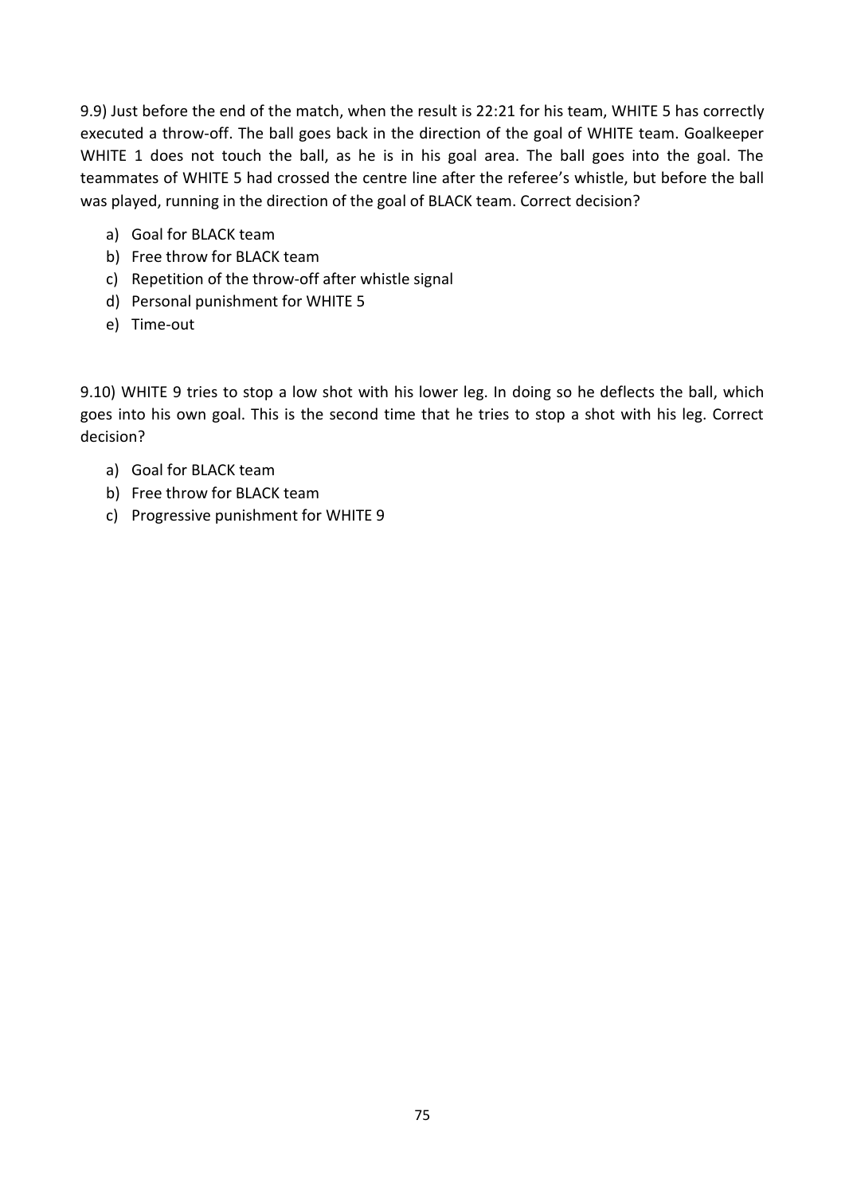9.9) Just before the end of the match, when the result is 22:21 for his team, WHITE 5 has correctly executed a throw-off. The ball goes back in the direction of the goal of WHITE team. Goalkeeper WHITE 1 does not touch the ball, as he is in his goal area. The ball goes into the goal. The teammates of WHITE 5 had crossed the centre line after the referee's whistle, but before the ball was played, running in the direction of the goal of BLACK team. Correct decision?

a) Goal for BLACK team
b) Free throw for BLACK team
c) Repetition of the throw-off after whistle signal
d) Personal punishment for WHITE 5
e) Time-out

9.10) WHITE 9 tries to stop a low shot with his lower leg. In doing so he deflects the ball, which goes into his own goal. This is the second time that he tries to stop a shot with his leg. Correct decision?

a) Goal for BLACK team
b) Free throw for BLACK team
c) Progressive punishment for WHITE 9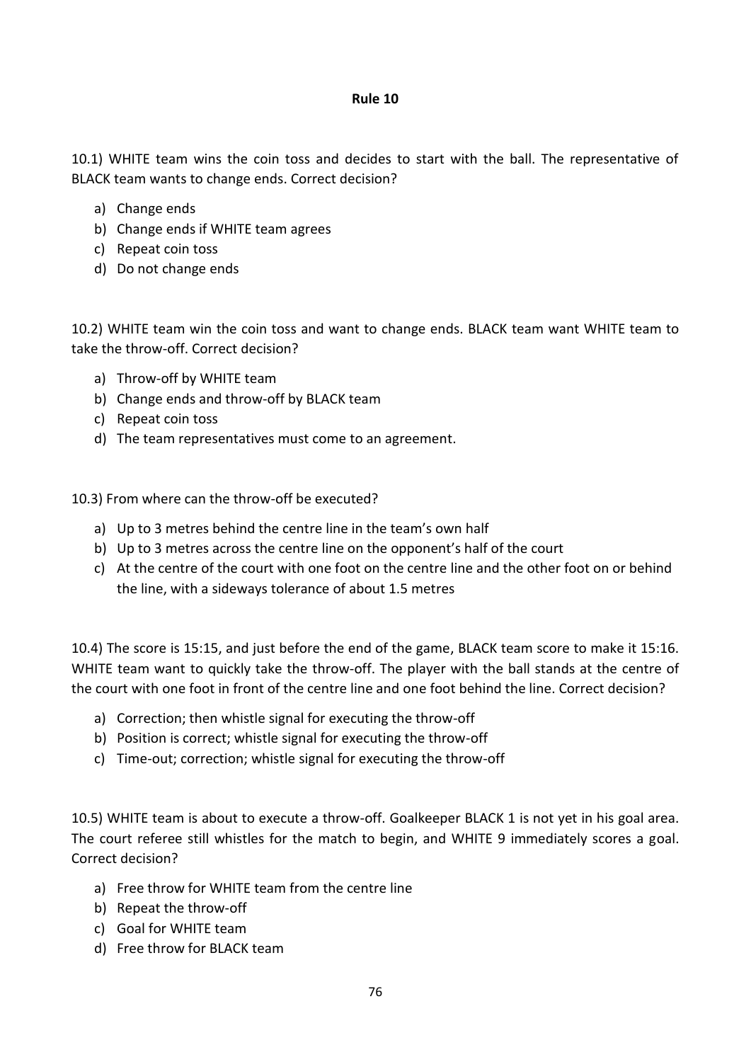## Rule 10

10.1) WHITE team wins the coin toss and decides to start with the ball. The representative of BLACK team wants to change ends. Correct decision?

a) Change ends
b) Change ends if WHITE team agrees
c) Repeat coin toss
d) Do not change ends

10.2) WHITE team win the coin toss and want to change ends. BLACK team want WHITE team to take the throw-off. Correct decision?

a) Throw-off by WHITE team
b) Change ends and throw-off by BLACK team
c) Repeat coin toss
d) The team representatives must come to an agreement.

10.3) From where can the throw-off be executed?

a) Up to 3 metres behind the centre line in the team's own half
b) Up to 3 metres across the centre line on the opponent's half of the court
c) At the centre of the court with one foot on the centre line and the other foot on or behind the line, with a sideways tolerance of about 1.5 metres

10.4) The score is 15:15, and just before the end of the game, BLACK team score to make it 15:16. WHITE team want to quickly take the throw-off. The player with the ball stands at the centre of the court with one foot in front of the centre line and one foot behind the line. Correct decision?

a) Correction; then whistle signal for executing the throw-off
b) Position is correct; whistle signal for executing the throw-off
c) Time-out; correction; whistle signal for executing the throw-off

10.5) WHITE team is about to execute a throw-off. Goalkeeper BLACK 1 is not yet in his goal area. The court referee still whistles for the match to begin, and WHITE 9 immediately scores a goal. Correct decision?

a) Free throw for WHITE team from the centre line
b) Repeat the throw-off
c) Goal for WHITE team
d) Free throw for BLACK team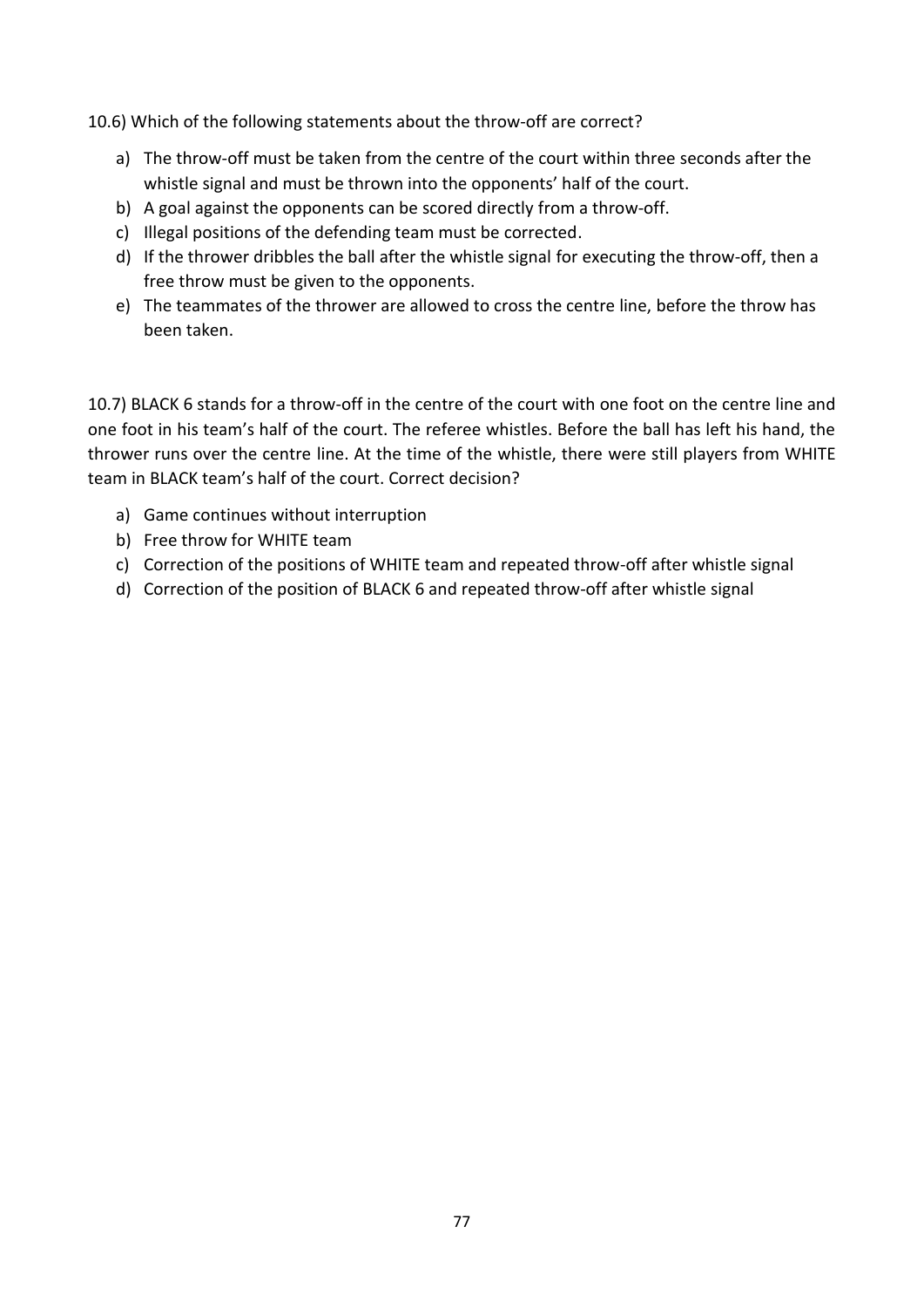10.6) Which of the following statements about the throw-off are correct?

a) The throw-off must be taken from the centre of the court within three seconds after the whistle signal and must be thrown into the opponents' half of the court.
b) A goal against the opponents can be scored directly from a throw-off.
c) Illegal positions of the defending team must be corrected.
d) If the thrower dribbles the ball after the whistle signal for executing the throw-off, then a free throw must be given to the opponents.
e) The teammates of the thrower are allowed to cross the centre line, before the throw has been taken.

10.7) BLACK 6 stands for a throw-off in the centre of the court with one foot on the centre line and one foot in his team's half of the court. The referee whistles. Before the ball has left his hand, the thrower runs over the centre line. At the time of the whistle, there were still players from WHITE team in BLACK team's half of the court. Correct decision?

a) Game continues without interruption
b) Free throw for WHITE team
c) Correction of the positions of WHITE team and repeated throw-off after whistle signal
d) Correction of the position of BLACK 6 and repeated throw-off after whistle signal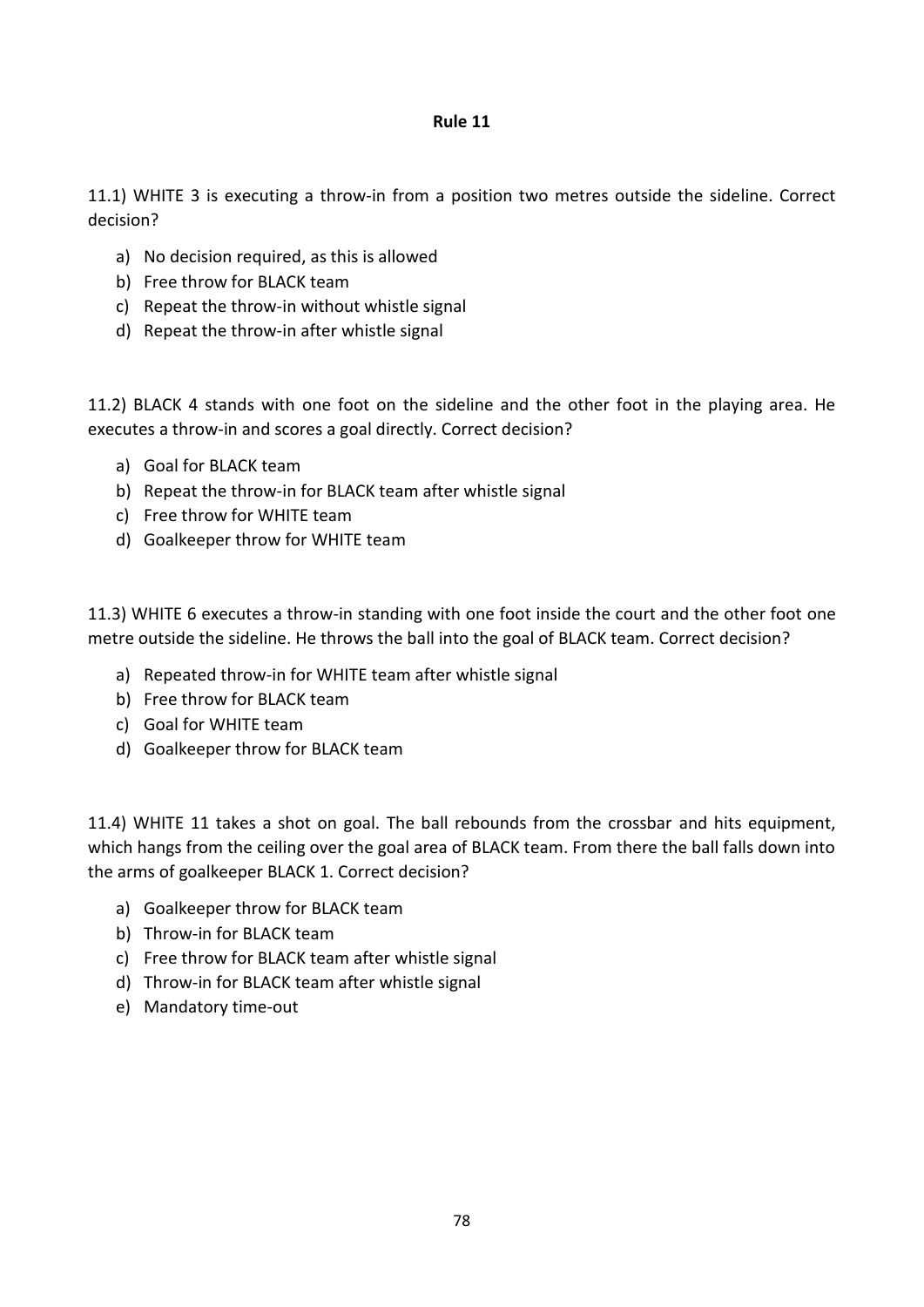## Rule 11

11.1) WHITE 3 is executing a throw-in from a position two metres outside the sideline. Correct decision?

a) No decision required, as this is allowed
b) Free throw for BLACK team
c) Repeat the throw-in without whistle signal
d) Repeat the throw-in after whistle signal

11.2) BLACK 4 stands with one foot on the sideline and the other foot in the playing area. He executes a throw-in and scores a goal directly. Correct decision?

a) Goal for BLACK team
b) Repeat the throw-in for BLACK team after whistle signal
c) Free throw for WHITE team
d) Goalkeeper throw for WHITE team

11.3) WHITE 6 executes a throw-in standing with one foot inside the court and the other foot one metre outside the sideline. He throws the ball into the goal of BLACK team. Correct decision?

a) Repeated throw-in for WHITE team after whistle signal
b) Free throw for BLACK team
c) Goal for WHITE team
d) Goalkeeper throw for BLACK team

11.4) WHITE 11 takes a shot on goal. The ball rebounds from the crossbar and hits equipment, which hangs from the ceiling over the goal area of BLACK team. From there the ball falls down into the arms of goalkeeper BLACK 1. Correct decision?

a) Goalkeeper throw for BLACK team
b) Throw-in for BLACK team
c) Free throw for BLACK team after whistle signal
d) Throw-in for BLACK team after whistle signal
e) Mandatory time-out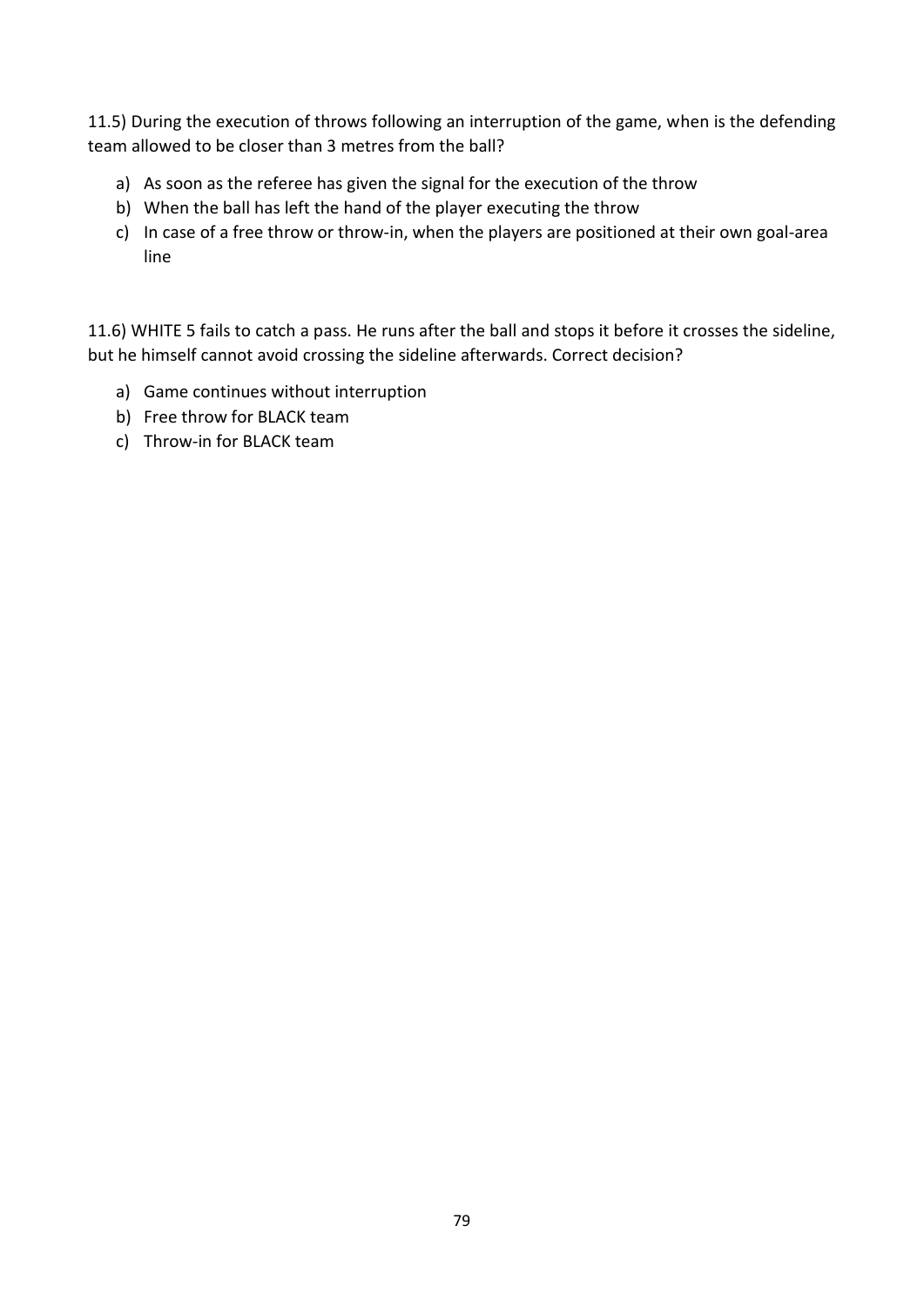11.5) During the execution of throws following an interruption of the game, when is the defending team allowed to be closer than 3 metres from the ball?

a) As soon as the referee has given the signal for the execution of the throw
b) When the ball has left the hand of the player executing the throw
c) In case of a free throw or throw-in, when the players are positioned at their own goal-area line

11.6) WHITE 5 fails to catch a pass. He runs after the ball and stops it before it crosses the sideline, but he himself cannot avoid crossing the sideline afterwards. Correct decision?

a) Game continues without interruption
b) Free throw for BLACK team
c) Throw-in for BLACK team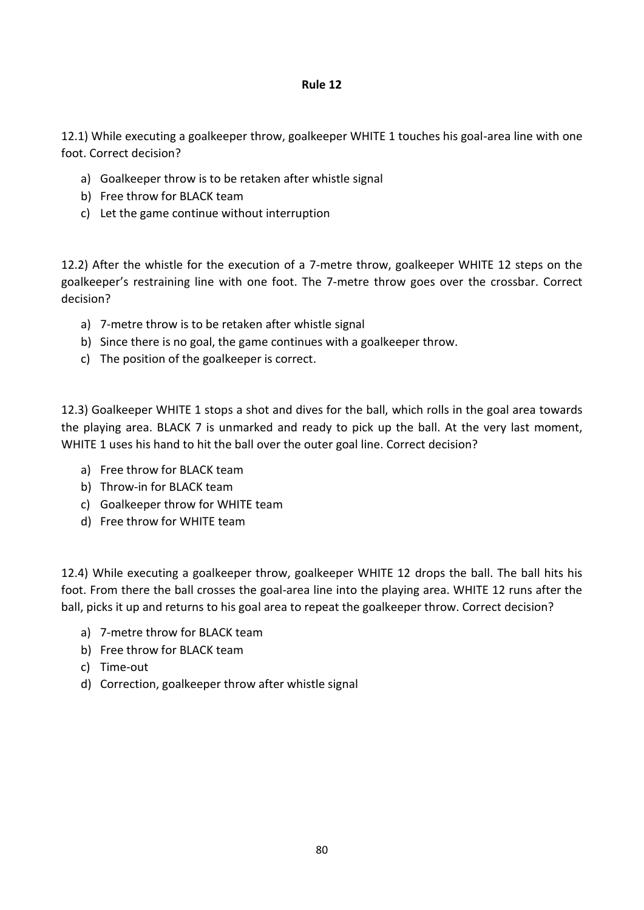**Rule 12**

12.1) While executing a goalkeeper throw, goalkeeper WHITE 1 touches his goal-area line with one foot. Correct decision?

a) Goalkeeper throw is to be retaken after whistle signal
b) Free throw for BLACK team
c) Let the game continue without interruption

12.2) After the whistle for the execution of a 7-metre throw, goalkeeper WHITE 12 steps on the goalkeeper's restraining line with one foot. The 7-metre throw goes over the crossbar. Correct decision?

a) 7-metre throw is to be retaken after whistle signal
b) Since there is no goal, the game continues with a goalkeeper throw.
c) The position of the goalkeeper is correct.

12.3) Goalkeeper WHITE 1 stops a shot and dives for the ball, which rolls in the goal area towards the playing area. BLACK 7 is unmarked and ready to pick up the ball. At the very last moment, WHITE 1 uses his hand to hit the ball over the outer goal line. Correct decision?

a) Free throw for BLACK team
b) Throw-in for BLACK team
c) Goalkeeper throw for WHITE team
d) Free throw for WHITE team

12.4) While executing a goalkeeper throw, goalkeeper WHITE 12 drops the ball. The ball hits his foot. From there the ball crosses the goal-area line into the playing area. WHITE 12 runs after the ball, picks it up and returns to his goal area to repeat the goalkeeper throw. Correct decision?

a) 7-metre throw for BLACK team
b) Free throw for BLACK team
c) Time-out
d) Correction, goalkeeper throw after whistle signal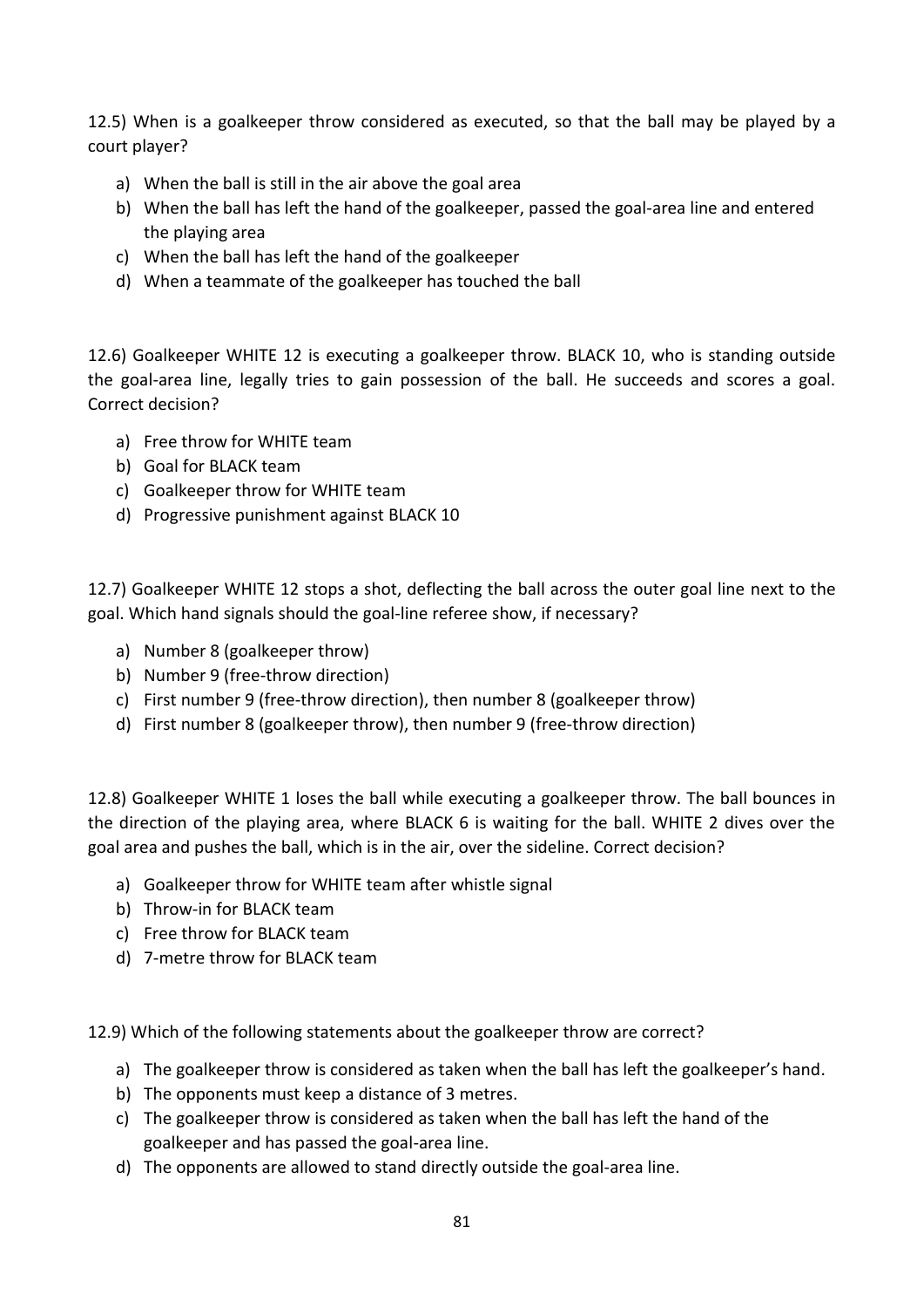12.5) When is a goalkeeper throw considered as executed, so that the ball may be played by a court player?

a) When the ball is still in the air above the goal area
b) When the ball has left the hand of the goalkeeper, passed the goal-area line and entered the playing area
c) When the ball has left the hand of the goalkeeper
d) When a teammate of the goalkeeper has touched the ball

12.6) Goalkeeper WHITE 12 is executing a goalkeeper throw. BLACK 10, who is standing outside the goal-area line, legally tries to gain possession of the ball. He succeeds and scores a goal. Correct decision?

a) Free throw for WHITE team
b) Goal for BLACK team
c) Goalkeeper throw for WHITE team
d) Progressive punishment against BLACK 10

12.7) Goalkeeper WHITE 12 stops a shot, deflecting the ball across the outer goal line next to the goal. Which hand signals should the goal-line referee show, if necessary?

a) Number 8 (goalkeeper throw)
b) Number 9 (free-throw direction)
c) First number 9 (free-throw direction), then number 8 (goalkeeper throw)
d) First number 8 (goalkeeper throw), then number 9 (free-throw direction)

12.8) Goalkeeper WHITE 1 loses the ball while executing a goalkeeper throw. The ball bounces in the direction of the playing area, where BLACK 6 is waiting for the ball. WHITE 2 dives over the goal area and pushes the ball, which is in the air, over the sideline. Correct decision?

a) Goalkeeper throw for WHITE team after whistle signal
b) Throw-in for BLACK team
c) Free throw for BLACK team
d) 7-metre throw for BLACK team

12.9) Which of the following statements about the goalkeeper throw are correct?

a) The goalkeeper throw is considered as taken when the ball has left the goalkeeper's hand.
b) The opponents must keep a distance of 3 metres.
c) The goalkeeper throw is considered as taken when the ball has left the hand of the goalkeeper and has passed the goal-area line.
d) The opponents are allowed to stand directly outside the goal-area line.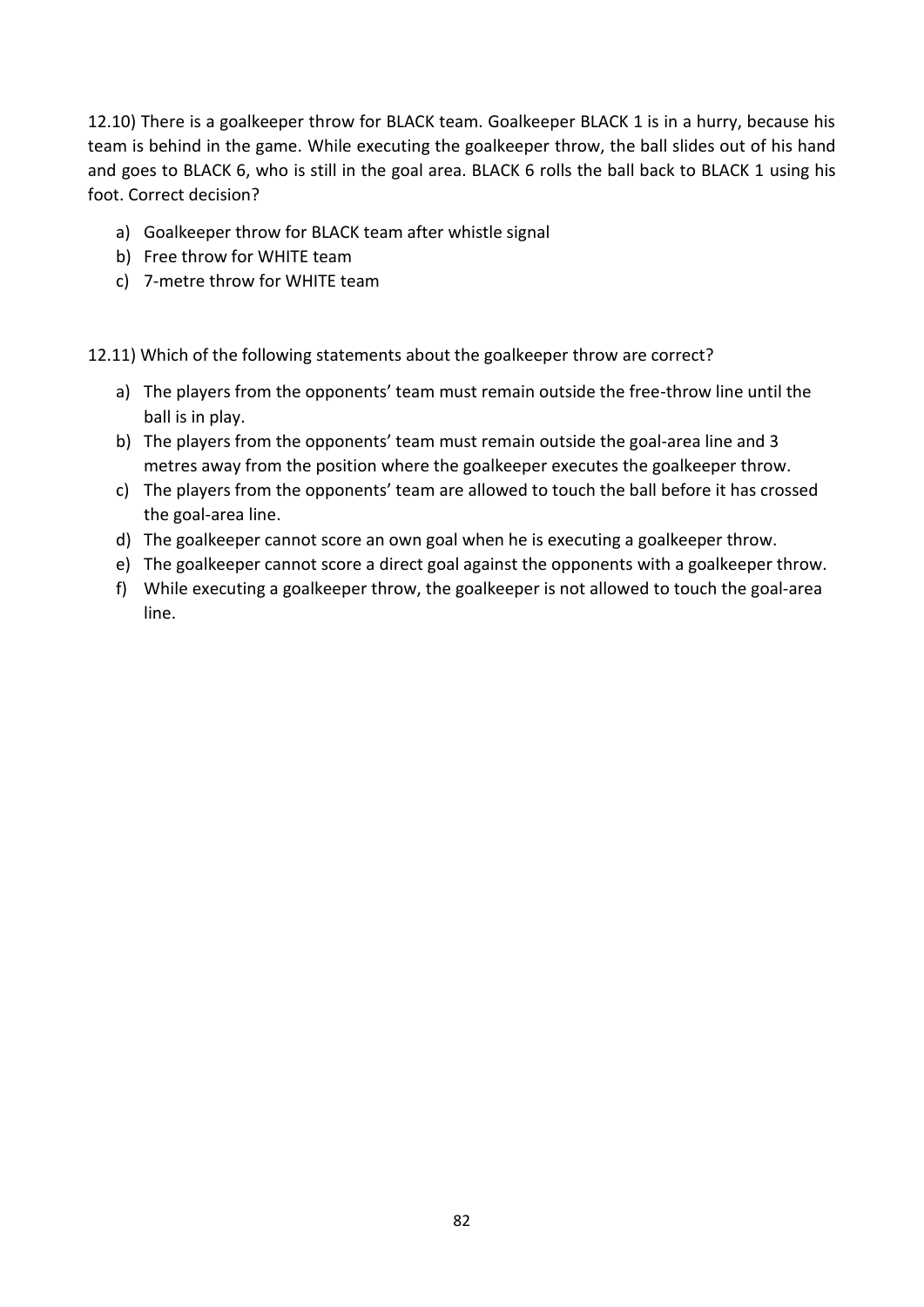12.10) There is a goalkeeper throw for BLACK team. Goalkeeper BLACK 1 is in a hurry, because his team is behind in the game. While executing the goalkeeper throw, the ball slides out of his hand and goes to BLACK 6, who is still in the goal area. BLACK 6 rolls the ball back to BLACK 1 using his foot. Correct decision?

a) Goalkeeper throw for BLACK team after whistle signal
b) Free throw for WHITE team
c) 7-metre throw for WHITE team

12.11) Which of the following statements about the goalkeeper throw are correct?

a) The players from the opponents' team must remain outside the free-throw line until the ball is in play.
b) The players from the opponents' team must remain outside the goal-area line and 3 metres away from the position where the goalkeeper executes the goalkeeper throw.
c) The players from the opponents' team are allowed to touch the ball before it has crossed the goal-area line.
d) The goalkeeper cannot score an own goal when he is executing a goalkeeper throw.
e) The goalkeeper cannot score a direct goal against the opponents with a goalkeeper throw.
f) While executing a goalkeeper throw, the goalkeeper is not allowed to touch the goal-area line.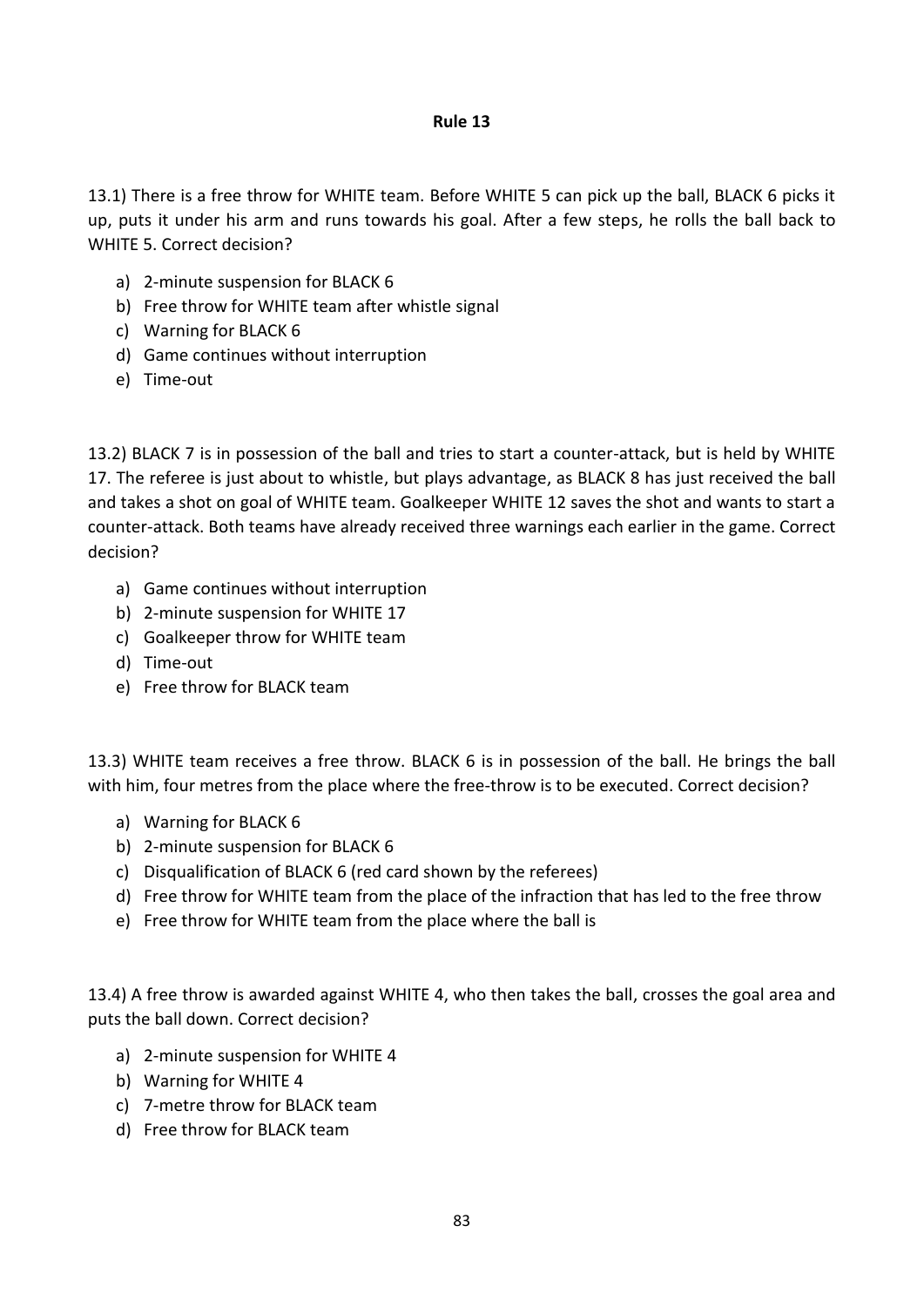## Rule 13

13.1) There is a free throw for WHITE team. Before WHITE 5 can pick up the ball, BLACK 6 picks it up, puts it under his arm and runs towards his goal. After a few steps, he rolls the ball back to WHITE 5. Correct decision?

a) 2-minute suspension for BLACK 6
b) Free throw for WHITE team after whistle signal
c) Warning for BLACK 6
d) Game continues without interruption
e) Time-out

13.2) BLACK 7 is in possession of the ball and tries to start a counter-attack, but is held by WHITE 17. The referee is just about to whistle, but plays advantage, as BLACK 8 has just received the ball and takes a shot on goal of WHITE team. Goalkeeper WHITE 12 saves the shot and wants to start a counter-attack. Both teams have already received three warnings each earlier in the game. Correct decision?

a) Game continues without interruption
b) 2-minute suspension for WHITE 17
c) Goalkeeper throw for WHITE team
d) Time-out
e) Free throw for BLACK team

13.3) WHITE team receives a free throw. BLACK 6 is in possession of the ball. He brings the ball with him, four metres from the place where the free-throw is to be executed. Correct decision?

a) Warning for BLACK 6
b) 2-minute suspension for BLACK 6
c) Disqualification of BLACK 6 (red card shown by the referees)
d) Free throw for WHITE team from the place of the infraction that has led to the free throw
e) Free throw for WHITE team from the place where the ball is

13.4) A free throw is awarded against WHITE 4, who then takes the ball, crosses the goal area and puts the ball down. Correct decision?

a) 2-minute suspension for WHITE 4
b) Warning for WHITE 4
c) 7-metre throw for BLACK team
d) Free throw for BLACK team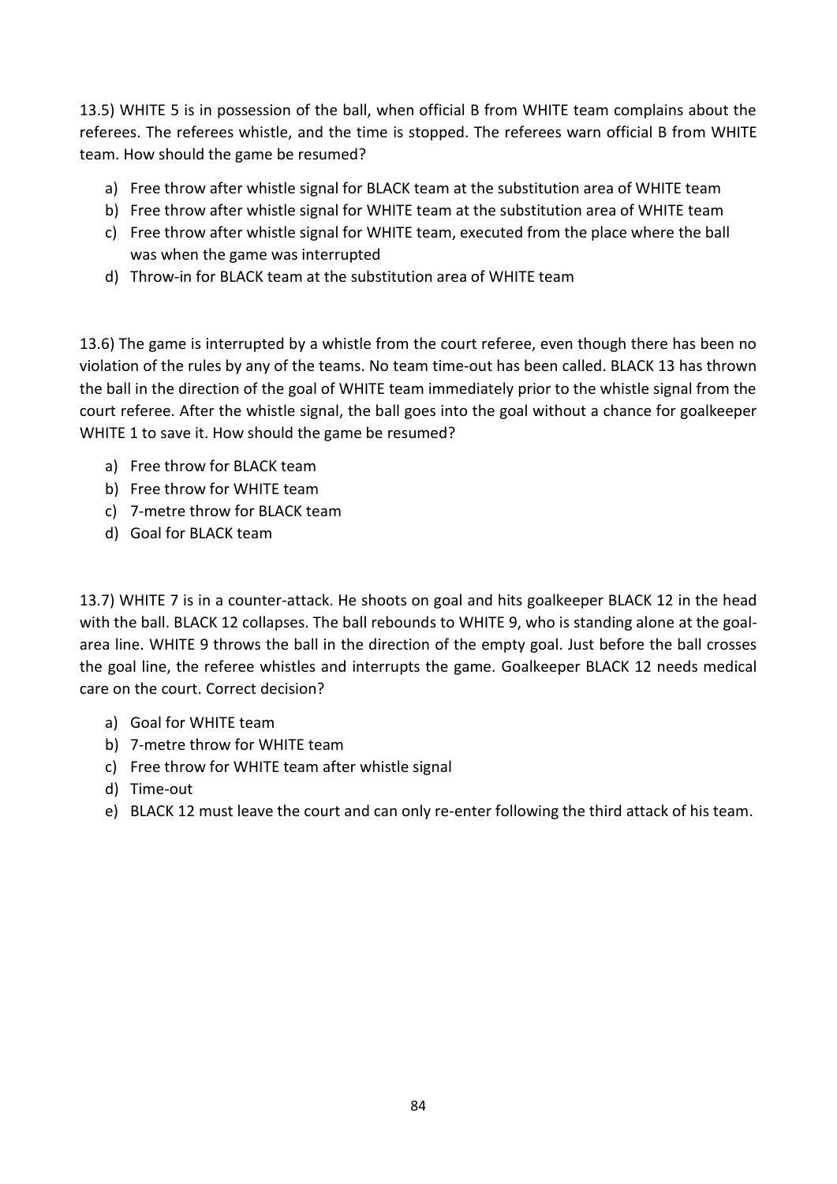13.5) WHITE 5 is in possession of the ball, when official B from WHITE team complains about the referees. The referees whistle, and the time is stopped. The referees warn official B from WHITE team. How should the game be resumed?

a) Free throw after whistle signal for BLACK team at the substitution area of WHITE team
b) Free throw after whistle signal for WHITE team at the substitution area of WHITE team
c) Free throw after whistle signal for WHITE team, executed from the place where the ball was when the game was interrupted
d) Throw-in for BLACK team at the substitution area of WHITE team

13.6) The game is interrupted by a whistle from the court referee, even though there has been no violation of the rules by any of the teams. No team time-out has been called. BLACK 13 has thrown the ball in the direction of the goal of WHITE team immediately prior to the whistle signal from the court referee. After the whistle signal, the ball goes into the goal without a chance for goalkeeper WHITE 1 to save it. How should the game be resumed?

a) Free throw for BLACK team
b) Free throw for WHITE team
c) 7-metre throw for BLACK team
d) Goal for BLACK team

13.7) WHITE 7 is in a counter-attack. He shoots on goal and hits goalkeeper BLACK 12 in the head with the ball. BLACK 12 collapses. The ball rebounds to WHITE 9, who is standing alone at the goal-area line. WHITE 9 throws the ball in the direction of the empty goal. Just before the ball crosses the goal line, the referee whistles and interrupts the game. Goalkeeper BLACK 12 needs medical care on the court. Correct decision?

a) Goal for WHITE team
b) 7-metre throw for WHITE team
c) Free throw for WHITE team after whistle signal
d) Time-out
e) BLACK 12 must leave the court and can only re-enter following the third attack of his team.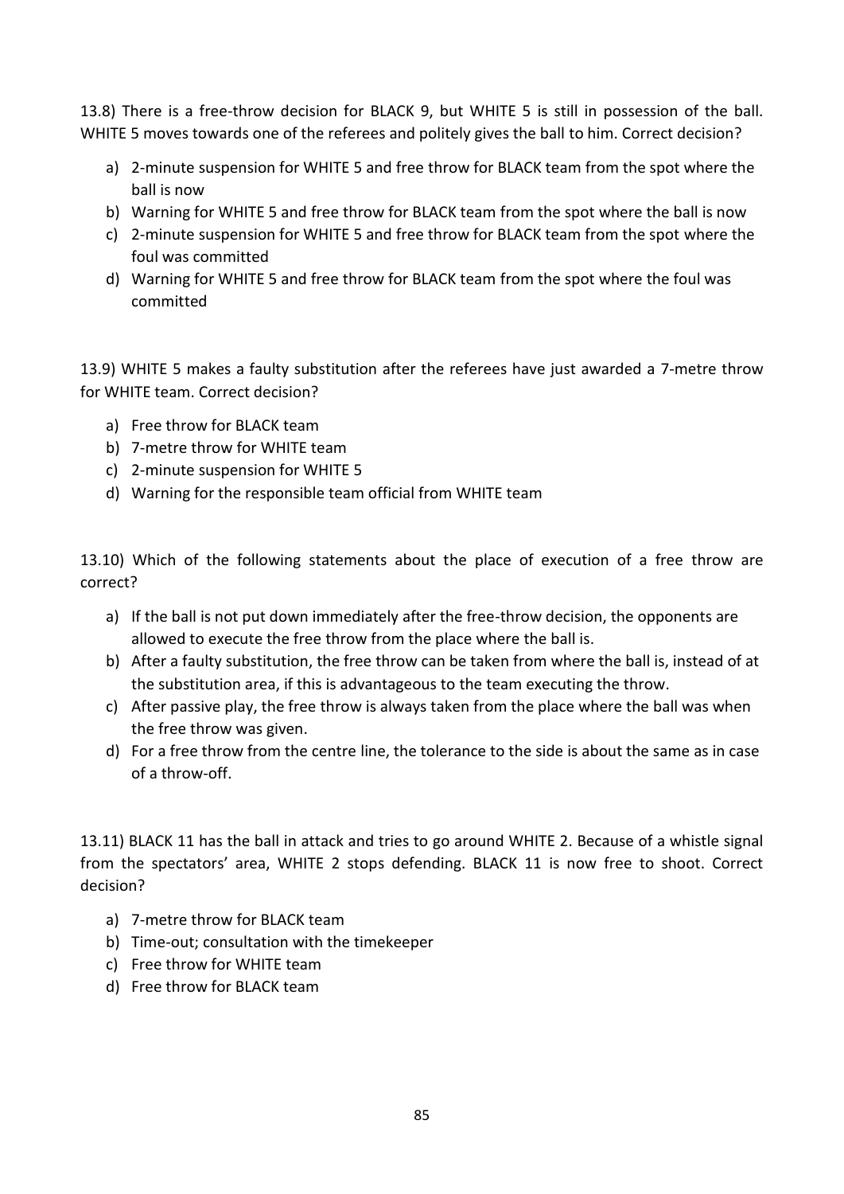13.8) There is a free-throw decision for BLACK 9, but WHITE 5 is still in possession of the ball. WHITE 5 moves towards one of the referees and politely gives the ball to him. Correct decision?

a) 2-minute suspension for WHITE 5 and free throw for BLACK team from the spot where the ball is now
b) Warning for WHITE 5 and free throw for BLACK team from the spot where the ball is now
c) 2-minute suspension for WHITE 5 and free throw for BLACK team from the spot where the foul was committed
d) Warning for WHITE 5 and free throw for BLACK team from the spot where the foul was committed

13.9) WHITE 5 makes a faulty substitution after the referees have just awarded a 7-metre throw for WHITE team. Correct decision?

a) Free throw for BLACK team
b) 7-metre throw for WHITE team
c) 2-minute suspension for WHITE 5
d) Warning for the responsible team official from WHITE team

13.10) Which of the following statements about the place of execution of a free throw are correct?

a) If the ball is not put down immediately after the free-throw decision, the opponents are allowed to execute the free throw from the place where the ball is.
b) After a faulty substitution, the free throw can be taken from where the ball is, instead of at the substitution area, if this is advantageous to the team executing the throw.
c) After passive play, the free throw is always taken from the place where the ball was when the free throw was given.
d) For a free throw from the centre line, the tolerance to the side is about the same as in case of a throw-off.

13.11) BLACK 11 has the ball in attack and tries to go around WHITE 2. Because of a whistle signal from the spectators' area, WHITE 2 stops defending. BLACK 11 is now free to shoot. Correct decision?

a) 7-metre throw for BLACK team
b) Time-out; consultation with the timekeeper
c) Free throw for WHITE team
d) Free throw for BLACK team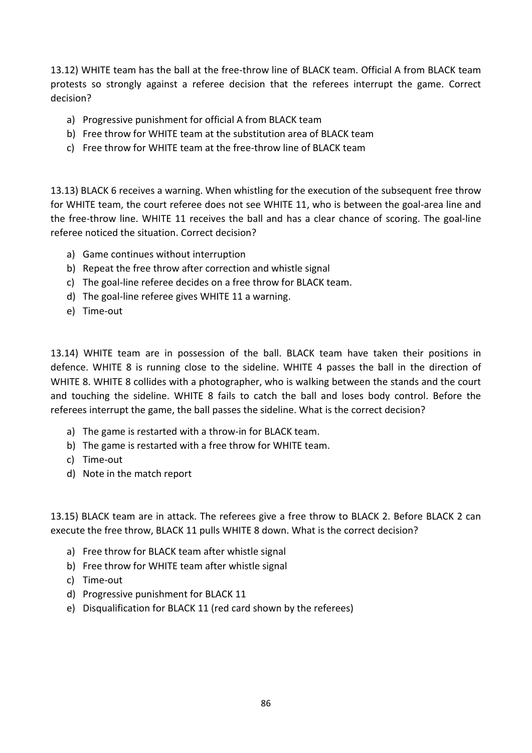13.12) WHITE team has the ball at the free-throw line of BLACK team. Official A from BLACK team protests so strongly against a referee decision that the referees interrupt the game. Correct decision?

a) Progressive punishment for official A from BLACK team
b) Free throw for WHITE team at the substitution area of BLACK team
c) Free throw for WHITE team at the free-throw line of BLACK team

13.13) BLACK 6 receives a warning. When whistling for the execution of the subsequent free throw for WHITE team, the court referee does not see WHITE 11, who is between the goal-area line and the free-throw line. WHITE 11 receives the ball and has a clear chance of scoring. The goal-line referee noticed the situation. Correct decision?

a) Game continues without interruption
b) Repeat the free throw after correction and whistle signal
c) The goal-line referee decides on a free throw for BLACK team.
d) The goal-line referee gives WHITE 11 a warning.
e) Time-out

13.14) WHITE team are in possession of the ball. BLACK team have taken their positions in defence. WHITE 8 is running close to the sideline. WHITE 4 passes the ball in the direction of WHITE 8. WHITE 8 collides with a photographer, who is walking between the stands and the court and touching the sideline. WHITE 8 fails to catch the ball and loses body control. Before the referees interrupt the game, the ball passes the sideline. What is the correct decision?

a) The game is restarted with a throw-in for BLACK team.
b) The game is restarted with a free throw for WHITE team.
c) Time-out
d) Note in the match report

13.15) BLACK team are in attack. The referees give a free throw to BLACK 2. Before BLACK 2 can execute the free throw, BLACK 11 pulls WHITE 8 down. What is the correct decision?

a) Free throw for BLACK team after whistle signal
b) Free throw for WHITE team after whistle signal
c) Time-out
d) Progressive punishment for BLACK 11
e) Disqualification for BLACK 11 (red card shown by the referees)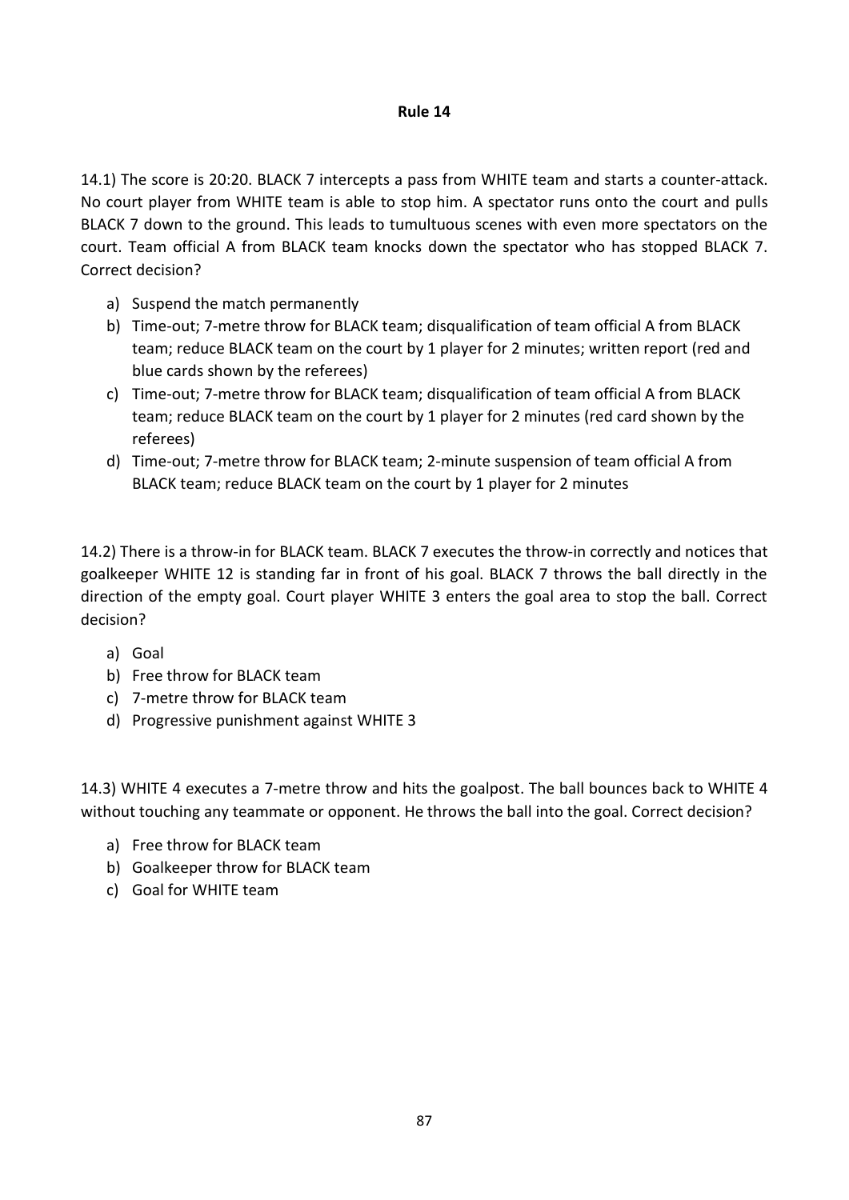**Rule 14**

14.1) The score is 20:20. BLACK 7 intercepts a pass from WHITE team and starts a counter-attack. No court player from WHITE team is able to stop him. A spectator runs onto the court and pulls BLACK 7 down to the ground. This leads to tumultuous scenes with even more spectators on the court. Team official A from BLACK team knocks down the spectator who has stopped BLACK 7. Correct decision?

a) Suspend the match permanently
b) Time-out; 7-metre throw for BLACK team; disqualification of team official A from BLACK team; reduce BLACK team on the court by 1 player for 2 minutes; written report (red and blue cards shown by the referees)
c) Time-out; 7-metre throw for BLACK team; disqualification of team official A from BLACK team; reduce BLACK team on the court by 1 player for 2 minutes (red card shown by the referees)
d) Time-out; 7-metre throw for BLACK team; 2-minute suspension of team official A from BLACK team; reduce BLACK team on the court by 1 player for 2 minutes

14.2) There is a throw-in for BLACK team. BLACK 7 executes the throw-in correctly and notices that goalkeeper WHITE 12 is standing far in front of his goal. BLACK 7 throws the ball directly in the direction of the empty goal. Court player WHITE 3 enters the goal area to stop the ball. Correct decision?

a) Goal
b) Free throw for BLACK team
c) 7-metre throw for BLACK team
d) Progressive punishment against WHITE 3

14.3) WHITE 4 executes a 7-metre throw and hits the goalpost. The ball bounces back to WHITE 4 without touching any teammate or opponent. He throws the ball into the goal. Correct decision?

a) Free throw for BLACK team
b) Goalkeeper throw for BLACK team
c) Goal for WHITE team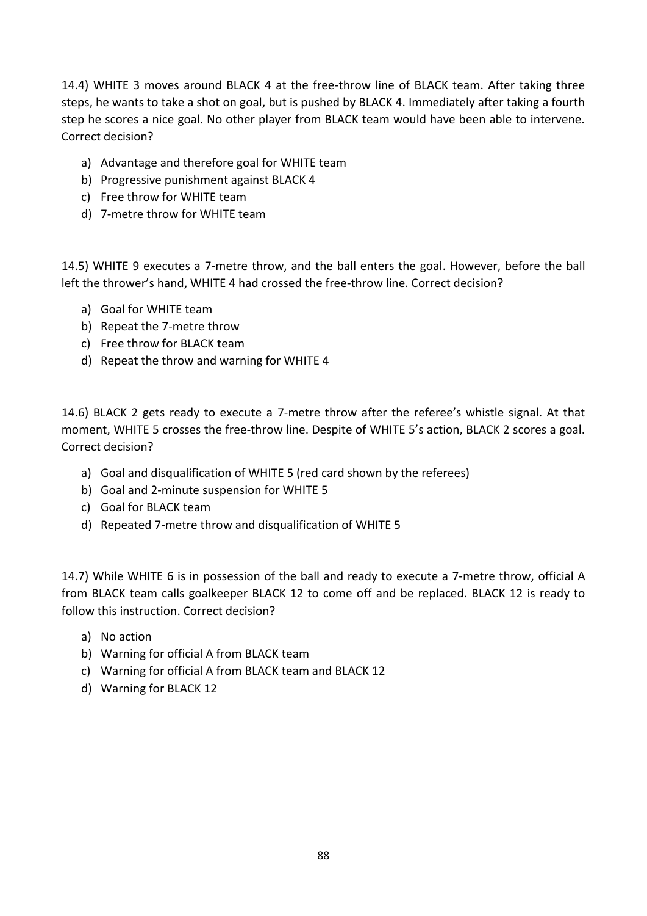14.4) WHITE 3 moves around BLACK 4 at the free-throw line of BLACK team. After taking three steps, he wants to take a shot on goal, but is pushed by BLACK 4. Immediately after taking a fourth step he scores a nice goal. No other player from BLACK team would have been able to intervene. Correct decision?

a) Advantage and therefore goal for WHITE team
b) Progressive punishment against BLACK 4
c) Free throw for WHITE team
d) 7-metre throw for WHITE team

14.5) WHITE 9 executes a 7-metre throw, and the ball enters the goal. However, before the ball left the thrower's hand, WHITE 4 had crossed the free-throw line. Correct decision?

a) Goal for WHITE team
b) Repeat the 7-metre throw
c) Free throw for BLACK team
d) Repeat the throw and warning for WHITE 4

14.6) BLACK 2 gets ready to execute a 7-metre throw after the referee's whistle signal. At that moment, WHITE 5 crosses the free-throw line. Despite of WHITE 5's action, BLACK 2 scores a goal. Correct decision?

a) Goal and disqualification of WHITE 5 (red card shown by the referees)
b) Goal and 2-minute suspension for WHITE 5
c) Goal for BLACK team
d) Repeated 7-metre throw and disqualification of WHITE 5

14.7) While WHITE 6 is in possession of the ball and ready to execute a 7-metre throw, official A from BLACK team calls goalkeeper BLACK 12 to come off and be replaced. BLACK 12 is ready to follow this instruction. Correct decision?

a) No action
b) Warning for official A from BLACK team
c) Warning for official A from BLACK team and BLACK 12
d) Warning for BLACK 12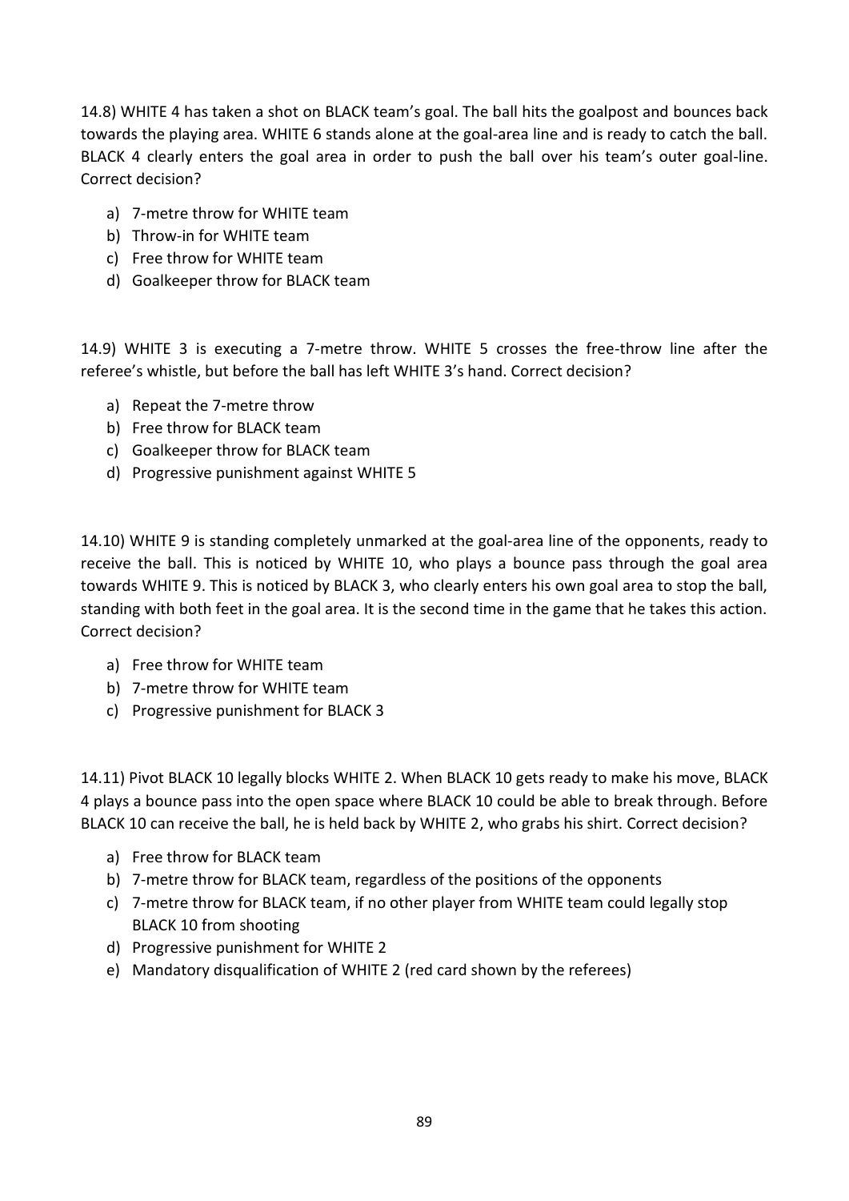14.8) WHITE 4 has taken a shot on BLACK team's goal. The ball hits the goalpost and bounces back towards the playing area. WHITE 6 stands alone at the goal-area line and is ready to catch the ball. BLACK 4 clearly enters the goal area in order to push the ball over his team's outer goal-line. Correct decision?

a) 7-metre throw for WHITE team
b) Throw-in for WHITE team
c) Free throw for WHITE team
d) Goalkeeper throw for BLACK team

14.9) WHITE 3 is executing a 7-metre throw. WHITE 5 crosses the free-throw line after the referee's whistle, but before the ball has left WHITE 3's hand. Correct decision?

a) Repeat the 7-metre throw
b) Free throw for BLACK team
c) Goalkeeper throw for BLACK team
d) Progressive punishment against WHITE 5

14.10) WHITE 9 is standing completely unmarked at the goal-area line of the opponents, ready to receive the ball. This is noticed by WHITE 10, who plays a bounce pass through the goal area towards WHITE 9. This is noticed by BLACK 3, who clearly enters his own goal area to stop the ball, standing with both feet in the goal area. It is the second time in the game that he takes this action. Correct decision?

a) Free throw for WHITE team
b) 7-metre throw for WHITE team
c) Progressive punishment for BLACK 3

14.11) Pivot BLACK 10 legally blocks WHITE 2. When BLACK 10 gets ready to make his move, BLACK 4 plays a bounce pass into the open space where BLACK 10 could be able to break through. Before BLACK 10 can receive the ball, he is held back by WHITE 2, who grabs his shirt. Correct decision?

a) Free throw for BLACK team
b) 7-metre throw for BLACK team, regardless of the positions of the opponents
c) 7-metre throw for BLACK team, if no other player from WHITE team could legally stop BLACK 10 from shooting
d) Progressive punishment for WHITE 2
e) Mandatory disqualification of WHITE 2 (red card shown by the referees)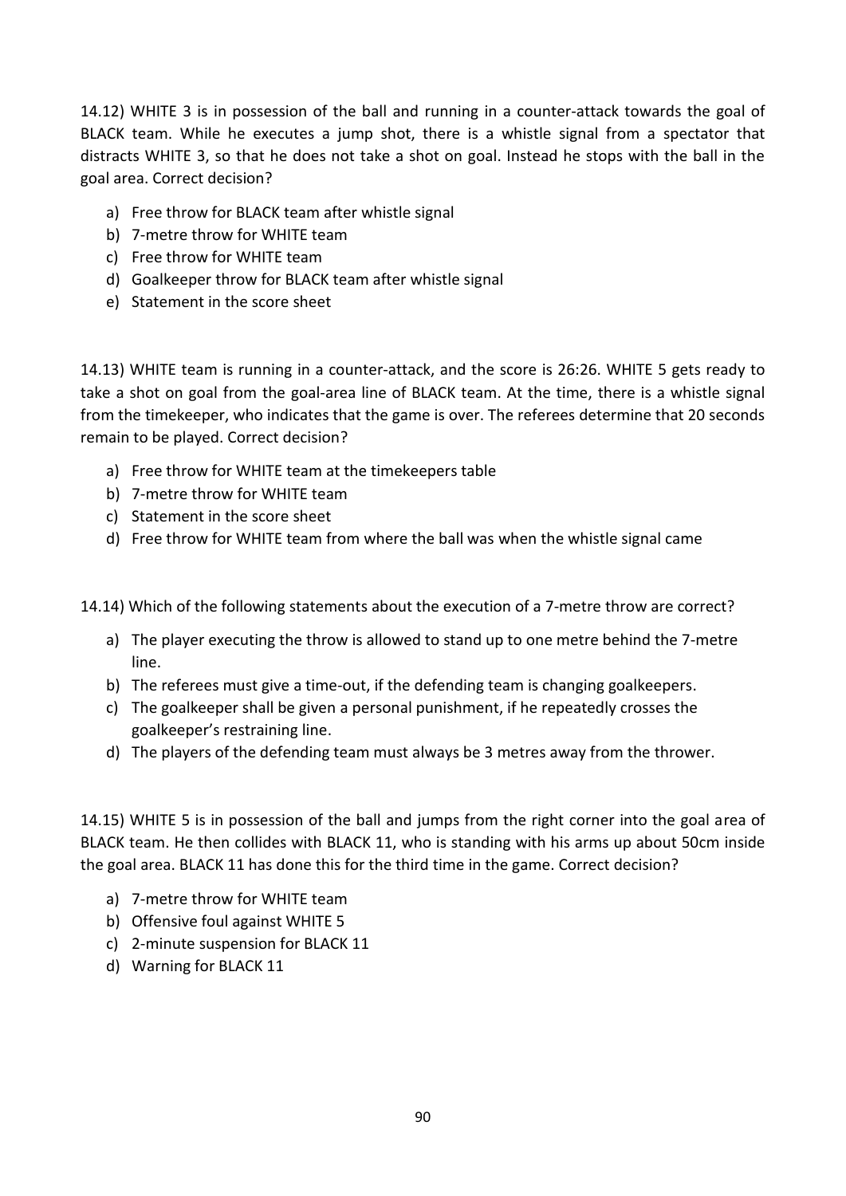14.12) WHITE 3 is in possession of the ball and running in a counter-attack towards the goal of BLACK team. While he executes a jump shot, there is a whistle signal from a spectator that distracts WHITE 3, so that he does not take a shot on goal. Instead he stops with the ball in the goal area. Correct decision?

a) Free throw for BLACK team after whistle signal
b) 7-metre throw for WHITE team
c) Free throw for WHITE team
d) Goalkeeper throw for BLACK team after whistle signal
e) Statement in the score sheet

14.13) WHITE team is running in a counter-attack, and the score is 26:26. WHITE 5 gets ready to take a shot on goal from the goal-area line of BLACK team. At the time, there is a whistle signal from the timekeeper, who indicates that the game is over. The referees determine that 20 seconds remain to be played. Correct decision?

a) Free throw for WHITE team at the timekeepers table
b) 7-metre throw for WHITE team
c) Statement in the score sheet
d) Free throw for WHITE team from where the ball was when the whistle signal came

14.14) Which of the following statements about the execution of a 7-metre throw are correct?

a) The player executing the throw is allowed to stand up to one metre behind the 7-metre line.
b) The referees must give a time-out, if the defending team is changing goalkeepers.
c) The goalkeeper shall be given a personal punishment, if he repeatedly crosses the goalkeeper's restraining line.
d) The players of the defending team must always be 3 metres away from the thrower.

14.15) WHITE 5 is in possession of the ball and jumps from the right corner into the goal area of BLACK team. He then collides with BLACK 11, who is standing with his arms up about 50cm inside the goal area. BLACK 11 has done this for the third time in the game. Correct decision?

a) 7-metre throw for WHITE team
b) Offensive foul against WHITE 5
c) 2-minute suspension for BLACK 11
d) Warning for BLACK 11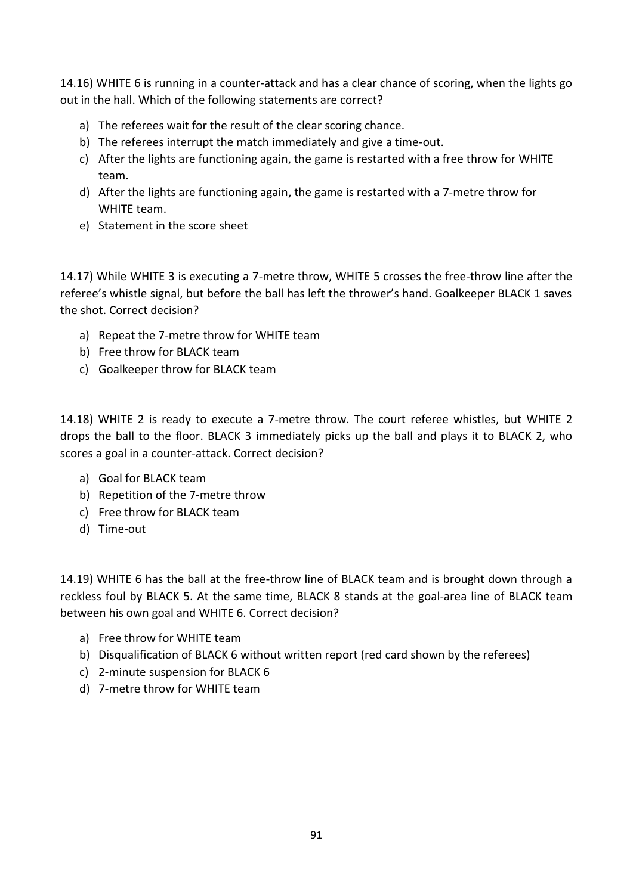14.16) WHITE 6 is running in a counter-attack and has a clear chance of scoring, when the lights go out in the hall. Which of the following statements are correct?

a) The referees wait for the result of the clear scoring chance.
b) The referees interrupt the match immediately and give a time-out.
c) After the lights are functioning again, the game is restarted with a free throw for WHITE team.
d) After the lights are functioning again, the game is restarted with a 7-metre throw for WHITE team.
e) Statement in the score sheet

14.17) While WHITE 3 is executing a 7-metre throw, WHITE 5 crosses the free-throw line after the referee's whistle signal, but before the ball has left the thrower's hand. Goalkeeper BLACK 1 saves the shot. Correct decision?

a) Repeat the 7-metre throw for WHITE team
b) Free throw for BLACK team
c) Goalkeeper throw for BLACK team

14.18) WHITE 2 is ready to execute a 7-metre throw. The court referee whistles, but WHITE 2 drops the ball to the floor. BLACK 3 immediately picks up the ball and plays it to BLACK 2, who scores a goal in a counter-attack. Correct decision?

a) Goal for BLACK team
b) Repetition of the 7-metre throw
c) Free throw for BLACK team
d) Time-out

14.19) WHITE 6 has the ball at the free-throw line of BLACK team and is brought down through a reckless foul by BLACK 5. At the same time, BLACK 8 stands at the goal-area line of BLACK team between his own goal and WHITE 6. Correct decision?

a) Free throw for WHITE team
b) Disqualification of BLACK 6 without written report (red card shown by the referees)
c) 2-minute suspension for BLACK 6
d) 7-metre throw for WHITE team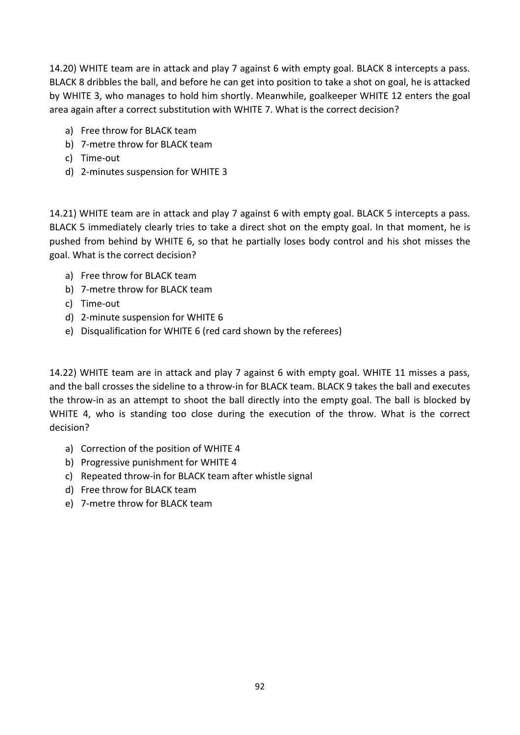14.20) WHITE team are in attack and play 7 against 6 with empty goal. BLACK 8 intercepts a pass. BLACK 8 dribbles the ball, and before he can get into position to take a shot on goal, he is attacked by WHITE 3, who manages to hold him shortly. Meanwhile, goalkeeper WHITE 12 enters the goal area again after a correct substitution with WHITE 7. What is the correct decision?

a) Free throw for BLACK team
b) 7-metre throw for BLACK team
c) Time-out
d) 2-minutes suspension for WHITE 3

14.21) WHITE team are in attack and play 7 against 6 with empty goal. BLACK 5 intercepts a pass. BLACK 5 immediately clearly tries to take a direct shot on the empty goal. In that moment, he is pushed from behind by WHITE 6, so that he partially loses body control and his shot misses the goal. What is the correct decision?

a) Free throw for BLACK team
b) 7-metre throw for BLACK team
c) Time-out
d) 2-minute suspension for WHITE 6
e) Disqualification for WHITE 6 (red card shown by the referees)

14.22) WHITE team are in attack and play 7 against 6 with empty goal. WHITE 11 misses a pass, and the ball crosses the sideline to a throw-in for BLACK team. BLACK 9 takes the ball and executes the throw-in as an attempt to shoot the ball directly into the empty goal. The ball is blocked by WHITE 4, who is standing too close during the execution of the throw. What is the correct decision?

a) Correction of the position of WHITE 4
b) Progressive punishment for WHITE 4
c) Repeated throw-in for BLACK team after whistle signal
d) Free throw for BLACK team
e) 7-metre throw for BLACK team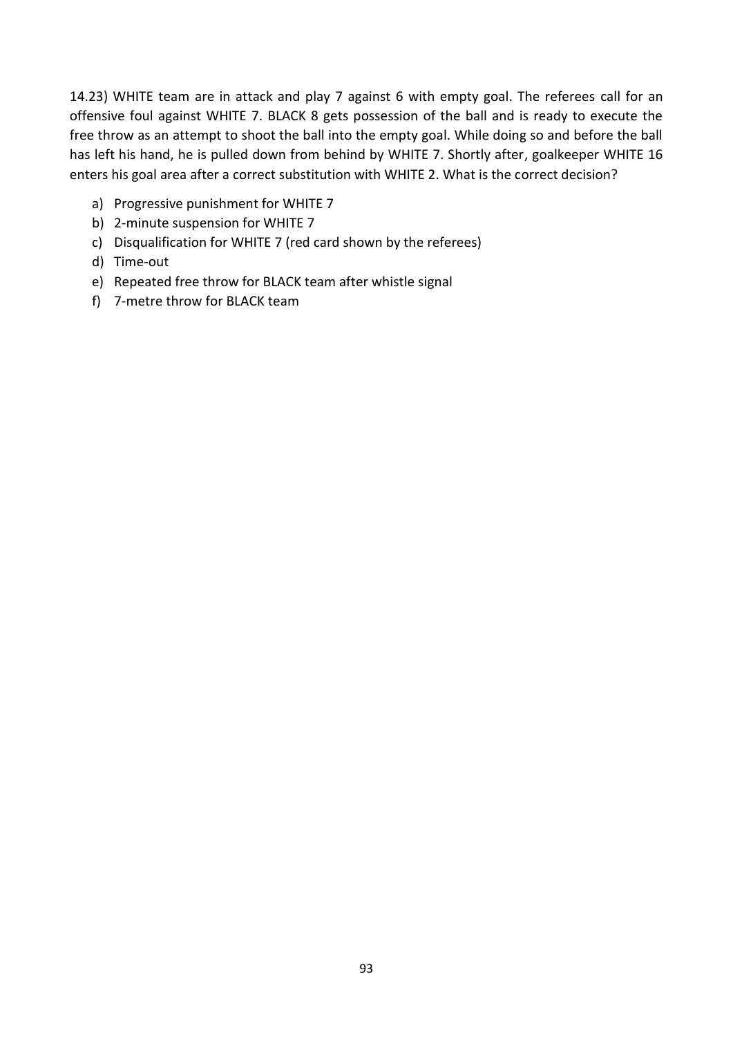14.23) WHITE team are in attack and play 7 against 6 with empty goal. The referees call for an offensive foul against WHITE 7. BLACK 8 gets possession of the ball and is ready to execute the free throw as an attempt to shoot the ball into the empty goal. While doing so and before the ball has left his hand, he is pulled down from behind by WHITE 7. Shortly after, goalkeeper WHITE 16 enters his goal area after a correct substitution with WHITE 2. What is the correct decision?

a) Progressive punishment for WHITE 7
b) 2-minute suspension for WHITE 7
c) Disqualification for WHITE 7 (red card shown by the referees)
d) Time-out
e) Repeated free throw for BLACK team after whistle signal
f) 7-metre throw for BLACK team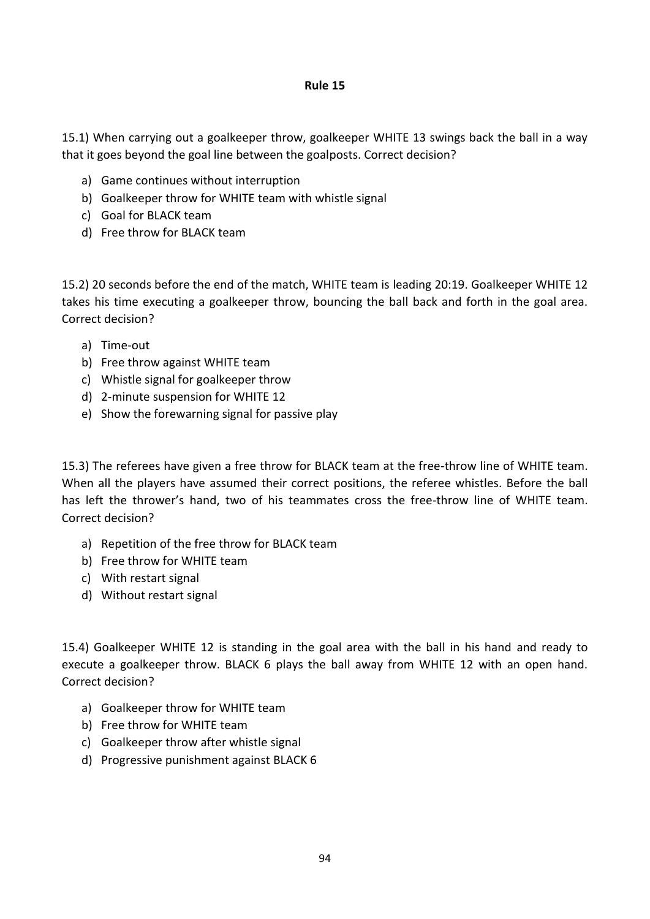## Rule 15

15.1) When carrying out a goalkeeper throw, goalkeeper WHITE 13 swings back the ball in a way that it goes beyond the goal line between the goalposts. Correct decision?

a) Game continues without interruption
b) Goalkeeper throw for WHITE team with whistle signal
c) Goal for BLACK team
d) Free throw for BLACK team

15.2) 20 seconds before the end of the match, WHITE team is leading 20:19. Goalkeeper WHITE 12 takes his time executing a goalkeeper throw, bouncing the ball back and forth in the goal area. Correct decision?

a) Time-out
b) Free throw against WHITE team
c) Whistle signal for goalkeeper throw
d) 2-minute suspension for WHITE 12
e) Show the forewarning signal for passive play

15.3) The referees have given a free throw for BLACK team at the free-throw line of WHITE team. When all the players have assumed their correct positions, the referee whistles. Before the ball has left the thrower's hand, two of his teammates cross the free-throw line of WHITE team. Correct decision?

a) Repetition of the free throw for BLACK team
b) Free throw for WHITE team
c) With restart signal
d) Without restart signal

15.4) Goalkeeper WHITE 12 is standing in the goal area with the ball in his hand and ready to execute a goalkeeper throw. BLACK 6 plays the ball away from WHITE 12 with an open hand. Correct decision?

a) Goalkeeper throw for WHITE team
b) Free throw for WHITE team
c) Goalkeeper throw after whistle signal
d) Progressive punishment against BLACK 6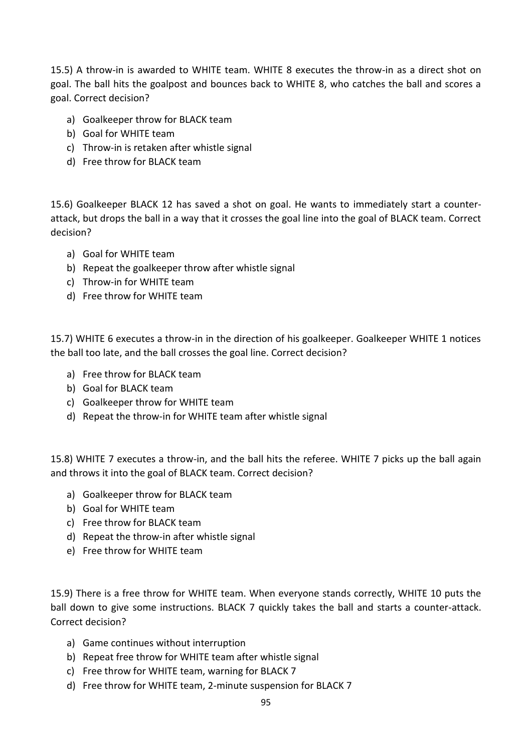15.5) A throw-in is awarded to WHITE team. WHITE 8 executes the throw-in as a direct shot on goal. The ball hits the goalpost and bounces back to WHITE 8, who catches the ball and scores a goal. Correct decision?

a) Goalkeeper throw for BLACK team
b) Goal for WHITE team
c) Throw-in is retaken after whistle signal
d) Free throw for BLACK team

15.6) Goalkeeper BLACK 12 has saved a shot on goal. He wants to immediately start a counter-attack, but drops the ball in a way that it crosses the goal line into the goal of BLACK team. Correct decision?

a) Goal for WHITE team
b) Repeat the goalkeeper throw after whistle signal
c) Throw-in for WHITE team
d) Free throw for WHITE team

15.7) WHITE 6 executes a throw-in in the direction of his goalkeeper. Goalkeeper WHITE 1 notices the ball too late, and the ball crosses the goal line. Correct decision?

a) Free throw for BLACK team
b) Goal for BLACK team
c) Goalkeeper throw for WHITE team
d) Repeat the throw-in for WHITE team after whistle signal

15.8) WHITE 7 executes a throw-in, and the ball hits the referee. WHITE 7 picks up the ball again and throws it into the goal of BLACK team. Correct decision?

a) Goalkeeper throw for BLACK team
b) Goal for WHITE team
c) Free throw for BLACK team
d) Repeat the throw-in after whistle signal
e) Free throw for WHITE team

15.9) There is a free throw for WHITE team. When everyone stands correctly, WHITE 10 puts the ball down to give some instructions. BLACK 7 quickly takes the ball and starts a counter-attack. Correct decision?

a) Game continues without interruption
b) Repeat free throw for WHITE team after whistle signal
c) Free throw for WHITE team, warning for BLACK 7
d) Free throw for WHITE team, 2-minute suspension for BLACK 7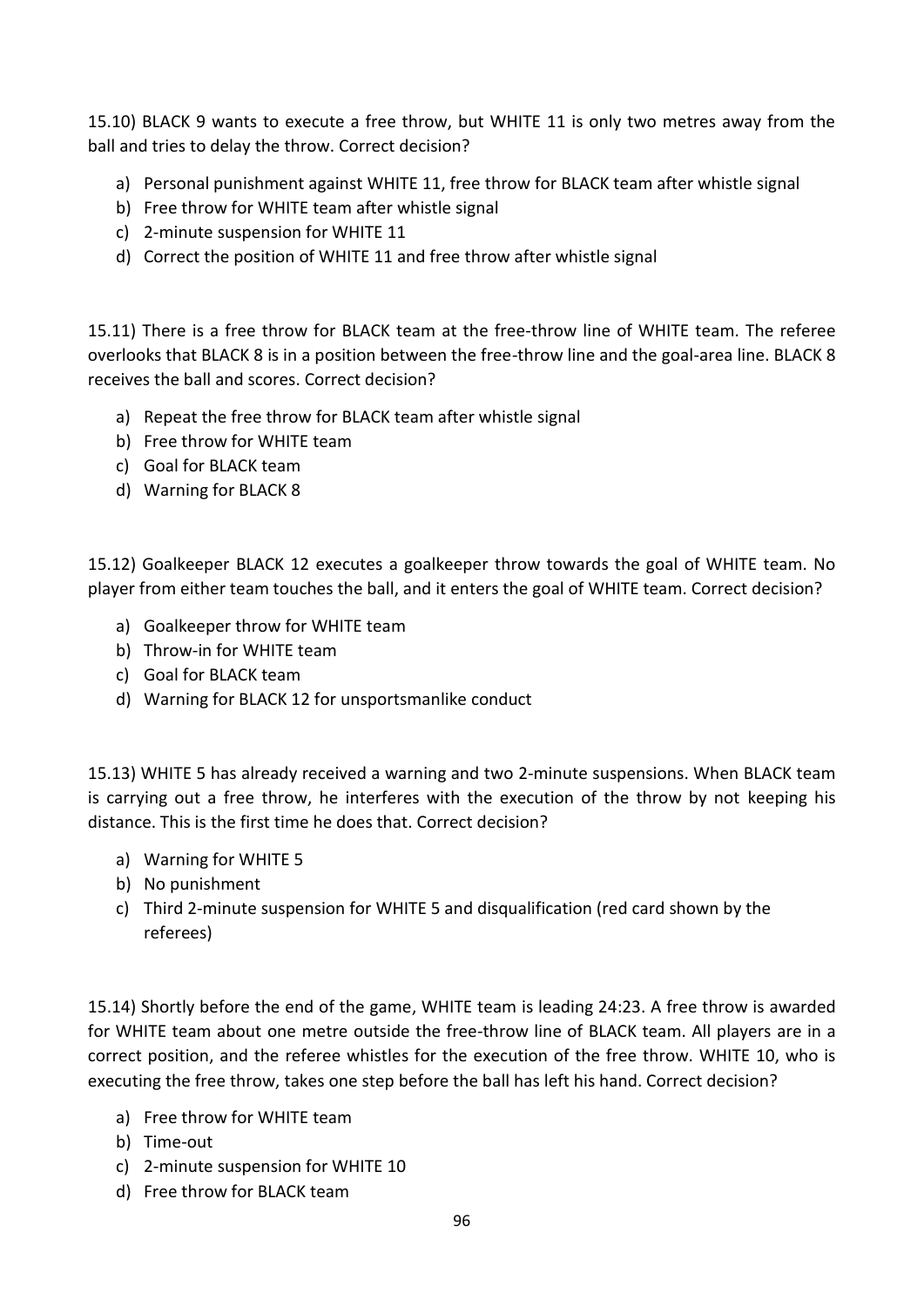15.10) BLACK 9 wants to execute a free throw, but WHITE 11 is only two metres away from the ball and tries to delay the throw. Correct decision?

a) Personal punishment against WHITE 11, free throw for BLACK team after whistle signal
b) Free throw for WHITE team after whistle signal
c) 2-minute suspension for WHITE 11
d) Correct the position of WHITE 11 and free throw after whistle signal

15.11) There is a free throw for BLACK team at the free-throw line of WHITE team. The referee overlooks that BLACK 8 is in a position between the free-throw line and the goal-area line. BLACK 8 receives the ball and scores. Correct decision?

a) Repeat the free throw for BLACK team after whistle signal
b) Free throw for WHITE team
c) Goal for BLACK team
d) Warning for BLACK 8

15.12) Goalkeeper BLACK 12 executes a goalkeeper throw towards the goal of WHITE team. No player from either team touches the ball, and it enters the goal of WHITE team. Correct decision?

a) Goalkeeper throw for WHITE team
b) Throw-in for WHITE team
c) Goal for BLACK team
d) Warning for BLACK 12 for unsportsmanlike conduct

15.13) WHITE 5 has already received a warning and two 2-minute suspensions. When BLACK team is carrying out a free throw, he interferes with the execution of the throw by not keeping his distance. This is the first time he does that. Correct decision?

a) Warning for WHITE 5
b) No punishment
c) Third 2-minute suspension for WHITE 5 and disqualification (red card shown by the referees)

15.14) Shortly before the end of the game, WHITE team is leading 24:23. A free throw is awarded for WHITE team about one metre outside the free-throw line of BLACK team. All players are in a correct position, and the referee whistles for the execution of the free throw. WHITE 10, who is executing the free throw, takes one step before the ball has left his hand. Correct decision?

a) Free throw for WHITE team
b) Time-out
c) 2-minute suspension for WHITE 10
d) Free throw for BLACK team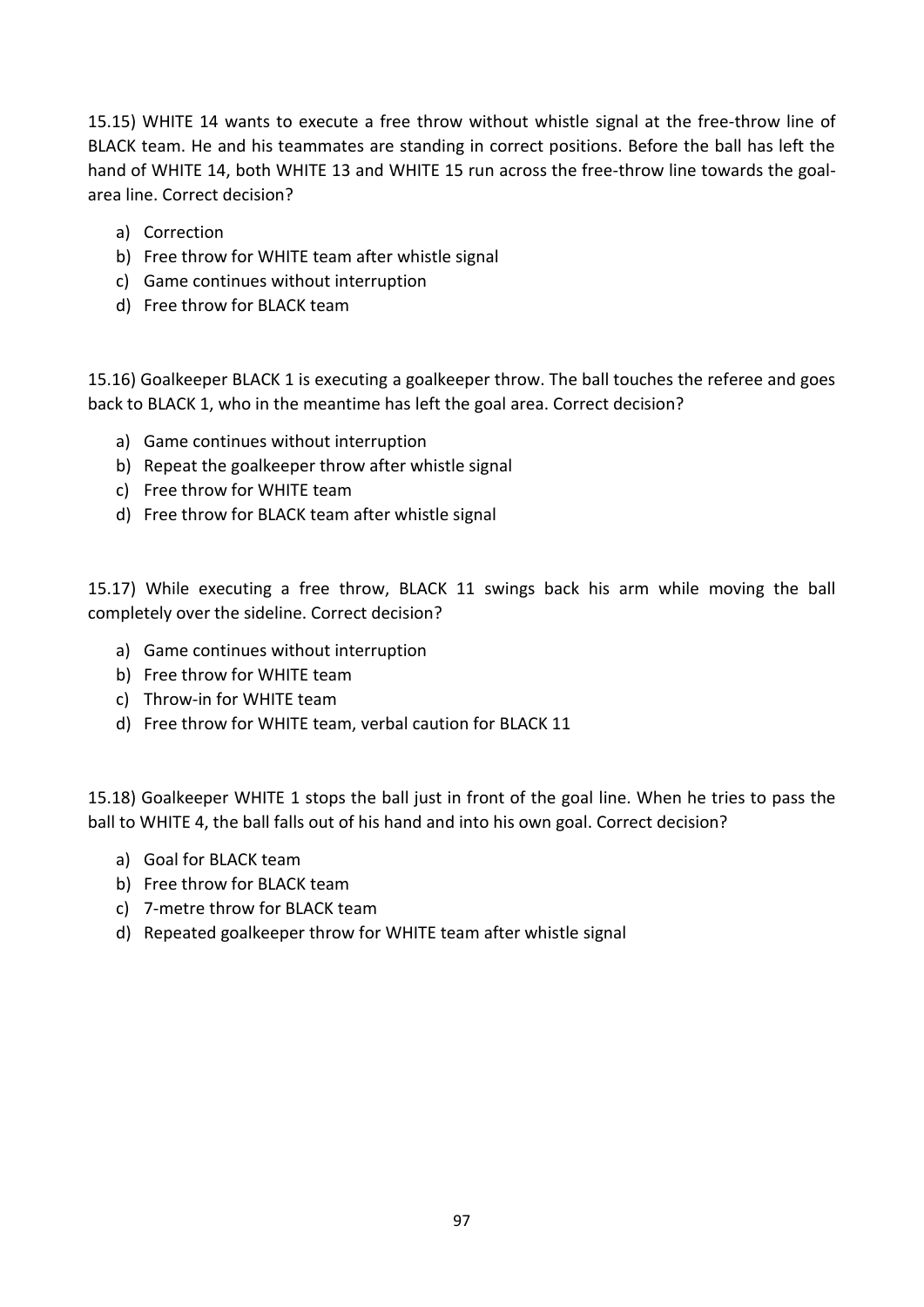15.15) WHITE 14 wants to execute a free throw without whistle signal at the free-throw line of BLACK team. He and his teammates are standing in correct positions. Before the ball has left the hand of WHITE 14, both WHITE 13 and WHITE 15 run across the free-throw line towards the goal-area line. Correct decision?

a) Correction
b) Free throw for WHITE team after whistle signal
c) Game continues without interruption
d) Free throw for BLACK team

15.16) Goalkeeper BLACK 1 is executing a goalkeeper throw. The ball touches the referee and goes back to BLACK 1, who in the meantime has left the goal area. Correct decision?

a) Game continues without interruption
b) Repeat the goalkeeper throw after whistle signal
c) Free throw for WHITE team
d) Free throw for BLACK team after whistle signal

15.17) While executing a free throw, BLACK 11 swings back his arm while moving the ball completely over the sideline. Correct decision?

a) Game continues without interruption
b) Free throw for WHITE team
c) Throw-in for WHITE team
d) Free throw for WHITE team, verbal caution for BLACK 11

15.18) Goalkeeper WHITE 1 stops the ball just in front of the goal line. When he tries to pass the ball to WHITE 4, the ball falls out of his hand and into his own goal. Correct decision?

a) Goal for BLACK team
b) Free throw for BLACK team
c) 7-metre throw for BLACK team
d) Repeated goalkeeper throw for WHITE team after whistle signal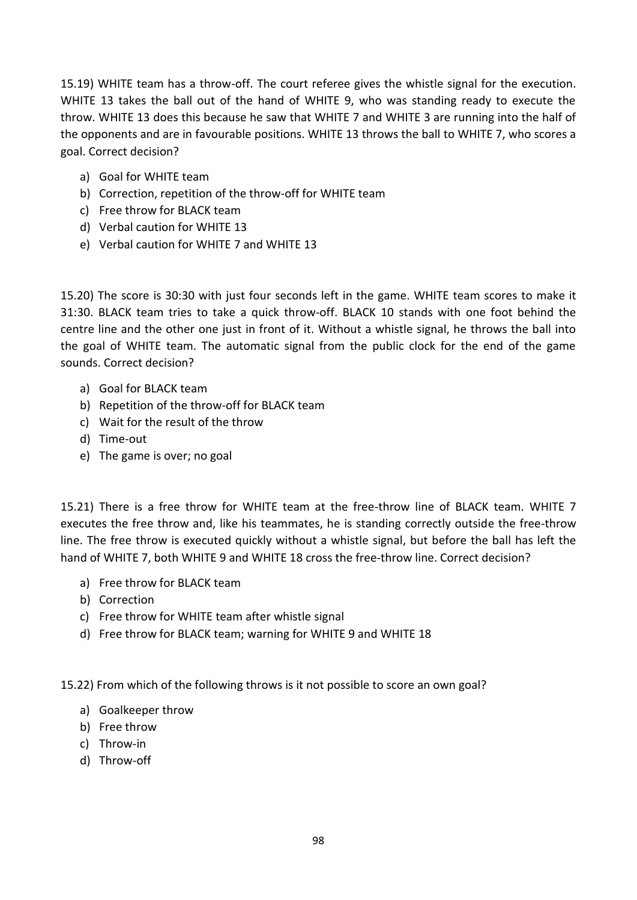15.19) WHITE team has a throw-off. The court referee gives the whistle signal for the execution. WHITE 13 takes the ball out of the hand of WHITE 9, who was standing ready to execute the throw. WHITE 13 does this because he saw that WHITE 7 and WHITE 3 are running into the half of the opponents and are in favourable positions. WHITE 13 throws the ball to WHITE 7, who scores a goal. Correct decision?

a) Goal for WHITE team
b) Correction, repetition of the throw-off for WHITE team
c) Free throw for BLACK team
d) Verbal caution for WHITE 13
e) Verbal caution for WHITE 7 and WHITE 13

15.20) The score is 30:30 with just four seconds left in the game. WHITE team scores to make it 31:30. BLACK team tries to take a quick throw-off. BLACK 10 stands with one foot behind the centre line and the other one just in front of it. Without a whistle signal, he throws the ball into the goal of WHITE team. The automatic signal from the public clock for the end of the game sounds. Correct decision?

a) Goal for BLACK team
b) Repetition of the throw-off for BLACK team
c) Wait for the result of the throw
d) Time-out
e) The game is over; no goal

15.21) There is a free throw for WHITE team at the free-throw line of BLACK team. WHITE 7 executes the free throw and, like his teammates, he is standing correctly outside the free-throw line. The free throw is executed quickly without a whistle signal, but before the ball has left the hand of WHITE 7, both WHITE 9 and WHITE 18 cross the free-throw line. Correct decision?

a) Free throw for BLACK team
b) Correction
c) Free throw for WHITE team after whistle signal
d) Free throw for BLACK team; warning for WHITE 9 and WHITE 18

15.22) From which of the following throws is it not possible to score an own goal?

a) Goalkeeper throw
b) Free throw
c) Throw-in
d) Throw-off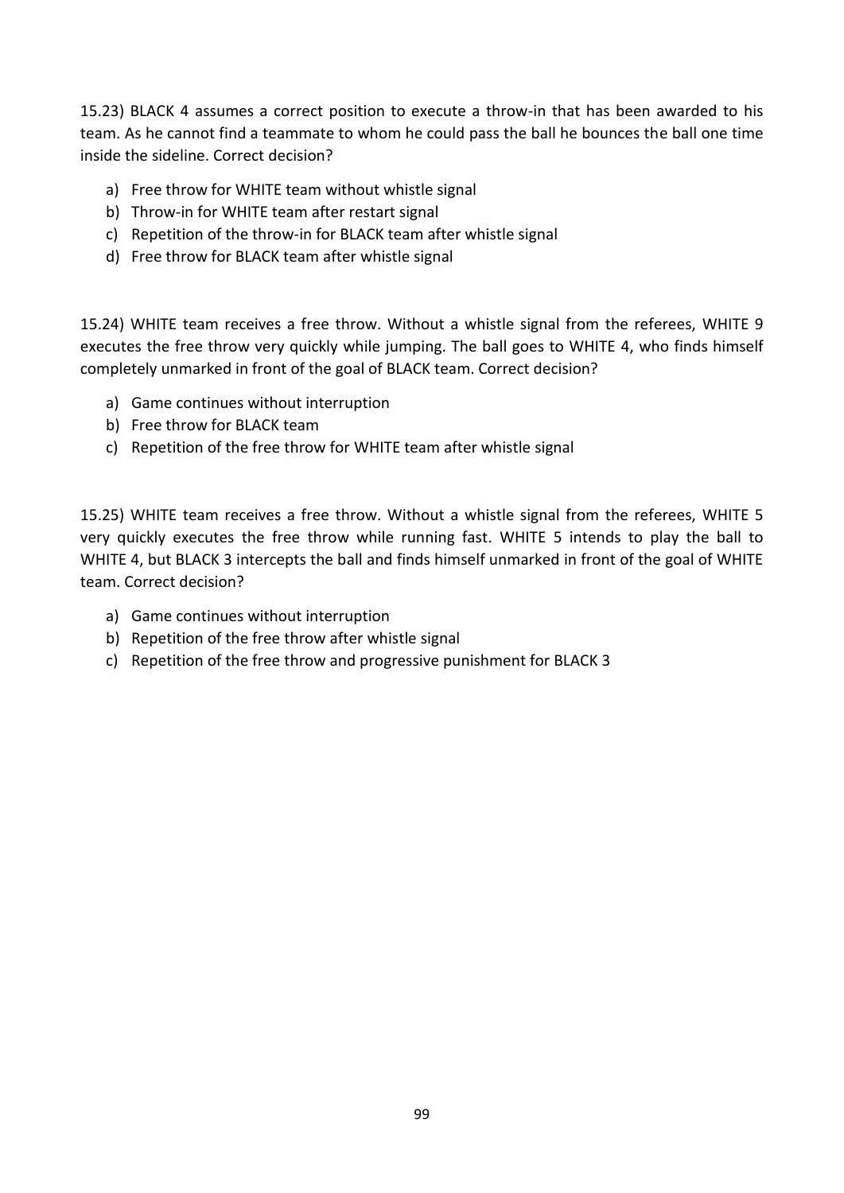15.23) BLACK 4 assumes a correct position to execute a throw-in that has been awarded to his team. As he cannot find a teammate to whom he could pass the ball he bounces the ball one time inside the sideline. Correct decision?

a) Free throw for WHITE team without whistle signal
b) Throw-in for WHITE team after restart signal
c) Repetition of the throw-in for BLACK team after whistle signal
d) Free throw for BLACK team after whistle signal

15.24) WHITE team receives a free throw. Without a whistle signal from the referees, WHITE 9 executes the free throw very quickly while jumping. The ball goes to WHITE 4, who finds himself completely unmarked in front of the goal of BLACK team. Correct decision?

a) Game continues without interruption
b) Free throw for BLACK team
c) Repetition of the free throw for WHITE team after whistle signal

15.25) WHITE team receives a free throw. Without a whistle signal from the referees, WHITE 5 very quickly executes the free throw while running fast. WHITE 5 intends to play the ball to WHITE 4, but BLACK 3 intercepts the ball and finds himself unmarked in front of the goal of WHITE team. Correct decision?

a) Game continues without interruption
b) Repetition of the free throw after whistle signal
c) Repetition of the free throw and progressive punishment for BLACK 3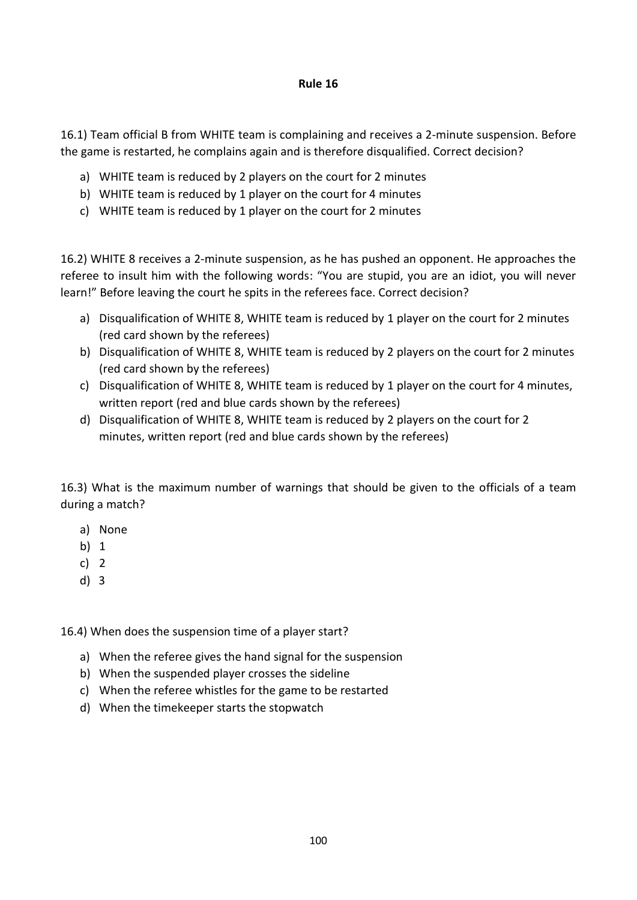## Rule 16

16.1) Team official B from WHITE team is complaining and receives a 2-minute suspension. Before the game is restarted, he complains again and is therefore disqualified. Correct decision?

a) WHITE team is reduced by 2 players on the court for 2 minutes
b) WHITE team is reduced by 1 player on the court for 4 minutes
c) WHITE team is reduced by 1 player on the court for 2 minutes

16.2) WHITE 8 receives a 2-minute suspension, as he has pushed an opponent. He approaches the referee to insult him with the following words: "You are stupid, you are an idiot, you will never learn!" Before leaving the court he spits in the referees face. Correct decision?

a) Disqualification of WHITE 8, WHITE team is reduced by 1 player on the court for 2 minutes (red card shown by the referees)
b) Disqualification of WHITE 8, WHITE team is reduced by 2 players on the court for 2 minutes (red card shown by the referees)
c) Disqualification of WHITE 8, WHITE team is reduced by 1 player on the court for 4 minutes, written report (red and blue cards shown by the referees)
d) Disqualification of WHITE 8, WHITE team is reduced by 2 players on the court for 2 minutes, written report (red and blue cards shown by the referees)

16.3) What is the maximum number of warnings that should be given to the officials of a team during a match?

a) None
b) 1
c) 2
d) 3

16.4) When does the suspension time of a player start?

a) When the referee gives the hand signal for the suspension
b) When the suspended player crosses the sideline
c) When the referee whistles for the game to be restarted
d) When the timekeeper starts the stopwatch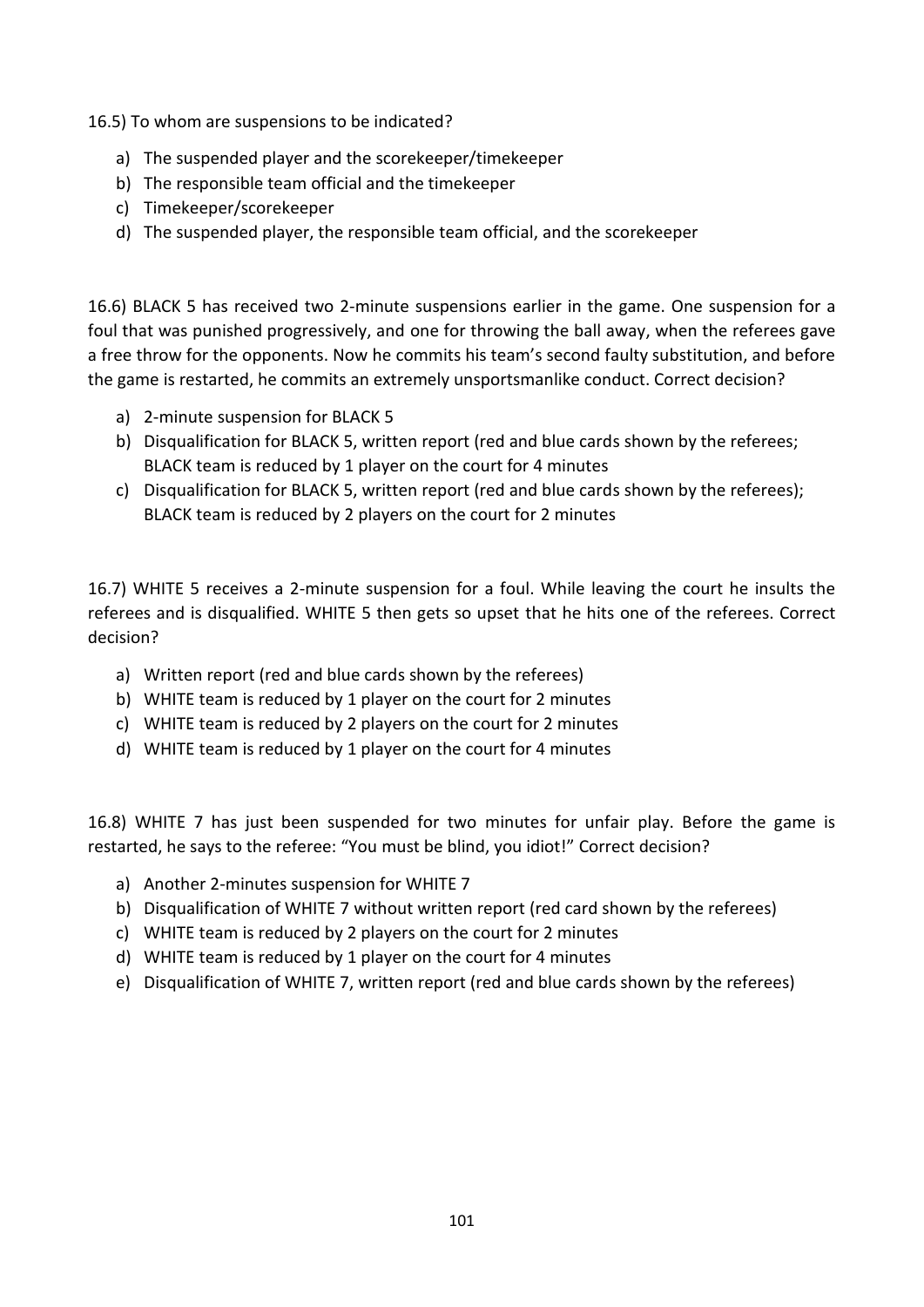16.5) To whom are suspensions to be indicated?

a) The suspended player and the scorekeeper/timekeeper
b) The responsible team official and the timekeeper
c) Timekeeper/scorekeeper
d) The suspended player, the responsible team official, and the scorekeeper

16.6) BLACK 5 has received two 2-minute suspensions earlier in the game. One suspension for a foul that was punished progressively, and one for throwing the ball away, when the referees gave a free throw for the opponents. Now he commits his team's second faulty substitution, and before the game is restarted, he commits an extremely unsportsmanlike conduct. Correct decision?

a) 2-minute suspension for BLACK 5
b) Disqualification for BLACK 5, written report (red and blue cards shown by the referees; BLACK team is reduced by 1 player on the court for 4 minutes
c) Disqualification for BLACK 5, written report (red and blue cards shown by the referees); BLACK team is reduced by 2 players on the court for 2 minutes

16.7) WHITE 5 receives a 2-minute suspension for a foul. While leaving the court he insults the referees and is disqualified. WHITE 5 then gets so upset that he hits one of the referees. Correct decision?

a) Written report (red and blue cards shown by the referees)
b) WHITE team is reduced by 1 player on the court for 2 minutes
c) WHITE team is reduced by 2 players on the court for 2 minutes
d) WHITE team is reduced by 1 player on the court for 4 minutes

16.8) WHITE 7 has just been suspended for two minutes for unfair play. Before the game is restarted, he says to the referee: "You must be blind, you idiot!" Correct decision?

a) Another 2-minutes suspension for WHITE 7
b) Disqualification of WHITE 7 without written report (red card shown by the referees)
c) WHITE team is reduced by 2 players on the court for 2 minutes
d) WHITE team is reduced by 1 player on the court for 4 minutes
e) Disqualification of WHITE 7, written report (red and blue cards shown by the referees)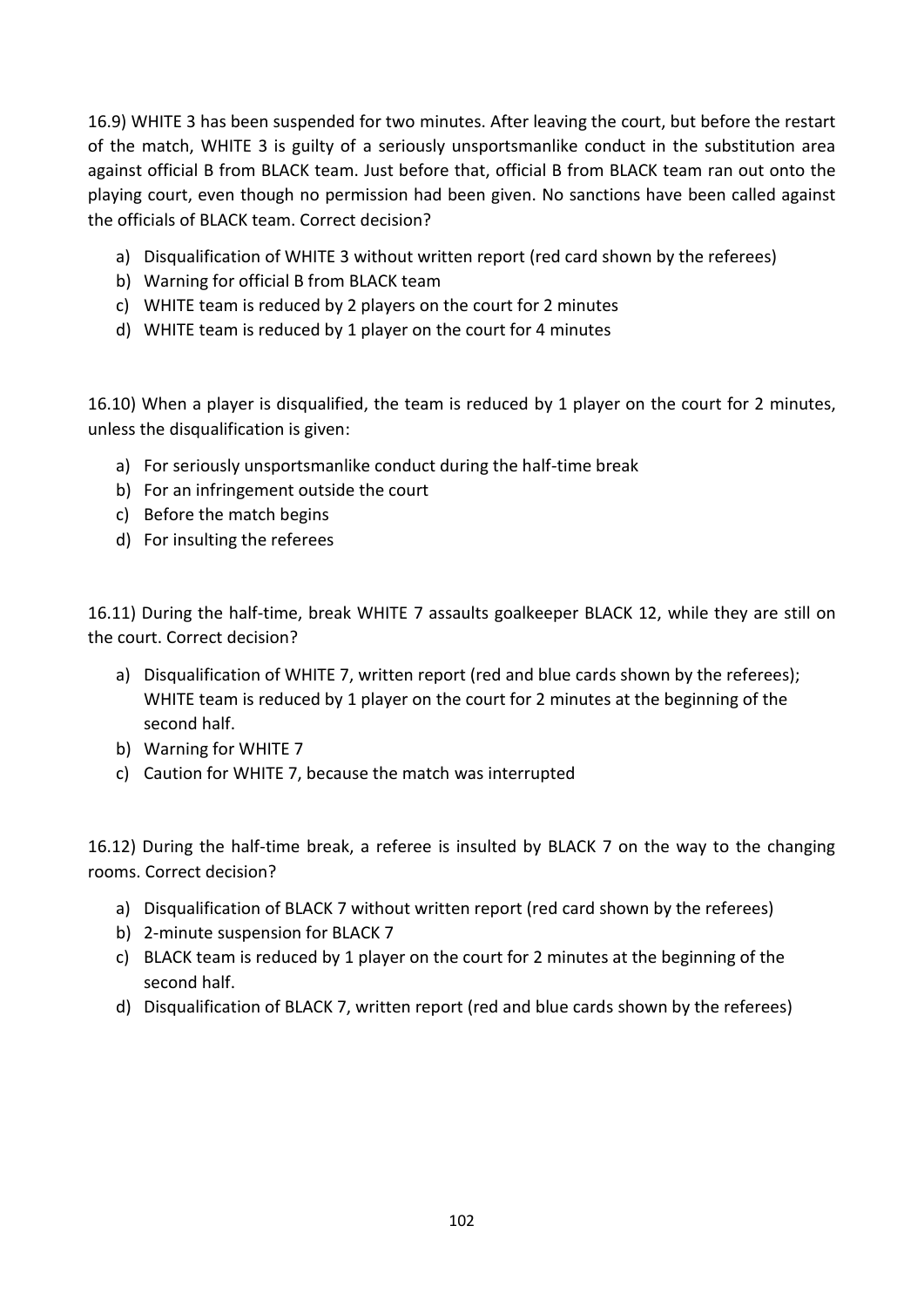16.9) WHITE 3 has been suspended for two minutes. After leaving the court, but before the restart of the match, WHITE 3 is guilty of a seriously unsportsmanlike conduct in the substitution area against official B from BLACK team. Just before that, official B from BLACK team ran out onto the playing court, even though no permission had been given. No sanctions have been called against the officials of BLACK team. Correct decision?

a) Disqualification of WHITE 3 without written report (red card shown by the referees)
b) Warning for official B from BLACK team
c) WHITE team is reduced by 2 players on the court for 2 minutes
d) WHITE team is reduced by 1 player on the court for 4 minutes

16.10) When a player is disqualified, the team is reduced by 1 player on the court for 2 minutes, unless the disqualification is given:

a) For seriously unsportsmanlike conduct during the half-time break
b) For an infringement outside the court
c) Before the match begins
d) For insulting the referees

16.11) During the half-time, break WHITE 7 assaults goalkeeper BLACK 12, while they are still on the court. Correct decision?

a) Disqualification of WHITE 7, written report (red and blue cards shown by the referees); WHITE team is reduced by 1 player on the court for 2 minutes at the beginning of the second half.
b) Warning for WHITE 7
c) Caution for WHITE 7, because the match was interrupted

16.12) During the half-time break, a referee is insulted by BLACK 7 on the way to the changing rooms. Correct decision?

a) Disqualification of BLACK 7 without written report (red card shown by the referees)
b) 2-minute suspension for BLACK 7
c) BLACK team is reduced by 1 player on the court for 2 minutes at the beginning of the second half.
d) Disqualification of BLACK 7, written report (red and blue cards shown by the referees)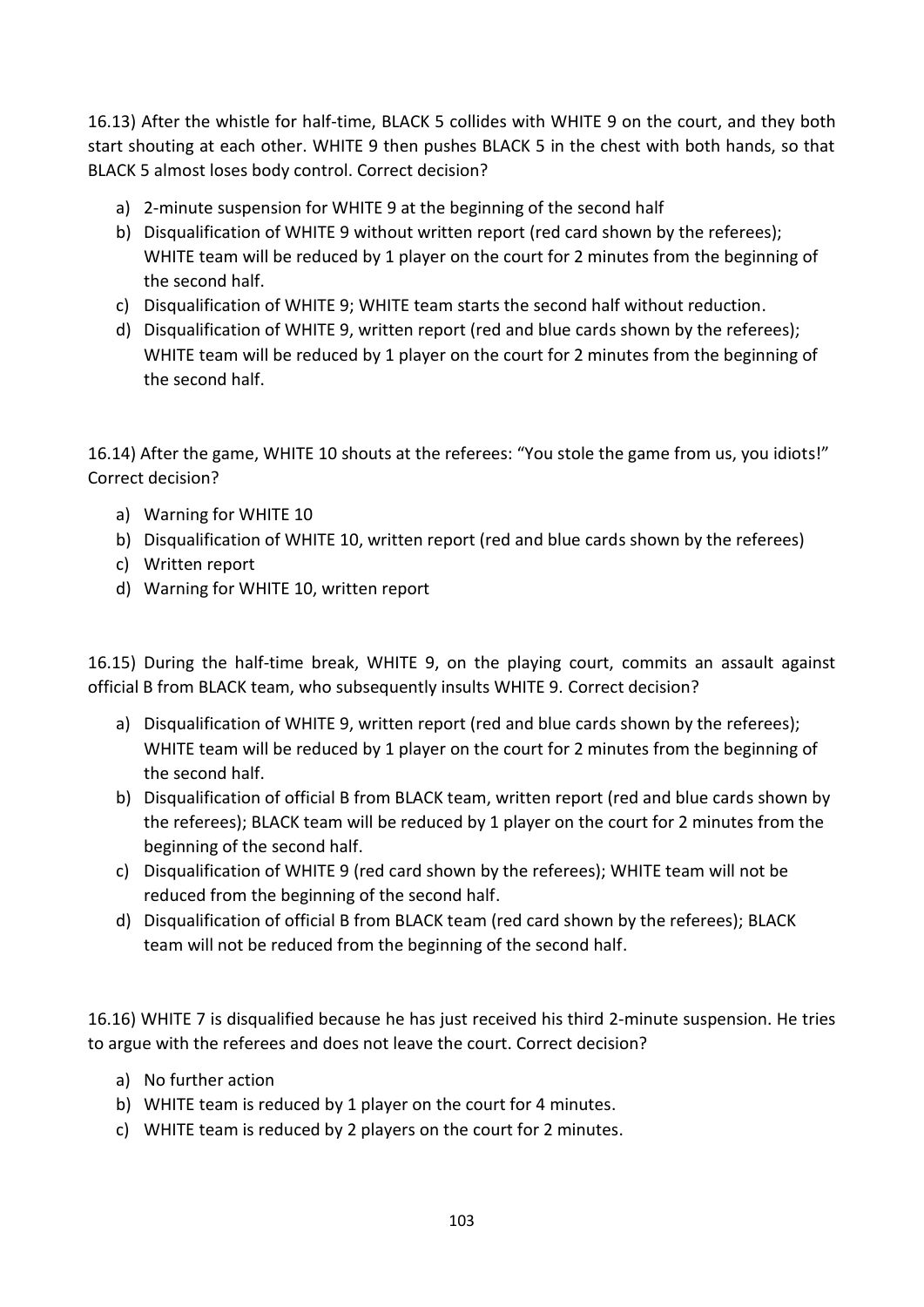16.13) After the whistle for half-time, BLACK 5 collides with WHITE 9 on the court, and they both start shouting at each other. WHITE 9 then pushes BLACK 5 in the chest with both hands, so that BLACK 5 almost loses body control. Correct decision?

a) 2-minute suspension for WHITE 9 at the beginning of the second half
b) Disqualification of WHITE 9 without written report (red card shown by the referees); WHITE team will be reduced by 1 player on the court for 2 minutes from the beginning of the second half.
c) Disqualification of WHITE 9; WHITE team starts the second half without reduction.
d) Disqualification of WHITE 9, written report (red and blue cards shown by the referees); WHITE team will be reduced by 1 player on the court for 2 minutes from the beginning of the second half.

16.14) After the game, WHITE 10 shouts at the referees: "You stole the game from us, you idiots!" Correct decision?

a) Warning for WHITE 10
b) Disqualification of WHITE 10, written report (red and blue cards shown by the referees)
c) Written report
d) Warning for WHITE 10, written report

16.15) During the half-time break, WHITE 9, on the playing court, commits an assault against official B from BLACK team, who subsequently insults WHITE 9. Correct decision?

a) Disqualification of WHITE 9, written report (red and blue cards shown by the referees); WHITE team will be reduced by 1 player on the court for 2 minutes from the beginning of the second half.
b) Disqualification of official B from BLACK team, written report (red and blue cards shown by the referees); BLACK team will be reduced by 1 player on the court for 2 minutes from the beginning of the second half.
c) Disqualification of WHITE 9 (red card shown by the referees); WHITE team will not be reduced from the beginning of the second half.
d) Disqualification of official B from BLACK team (red card shown by the referees); BLACK team will not be reduced from the beginning of the second half.

16.16) WHITE 7 is disqualified because he has just received his third 2-minute suspension. He tries to argue with the referees and does not leave the court. Correct decision?

a) No further action
b) WHITE team is reduced by 1 player on the court for 4 minutes.
c) WHITE team is reduced by 2 players on the court for 2 minutes.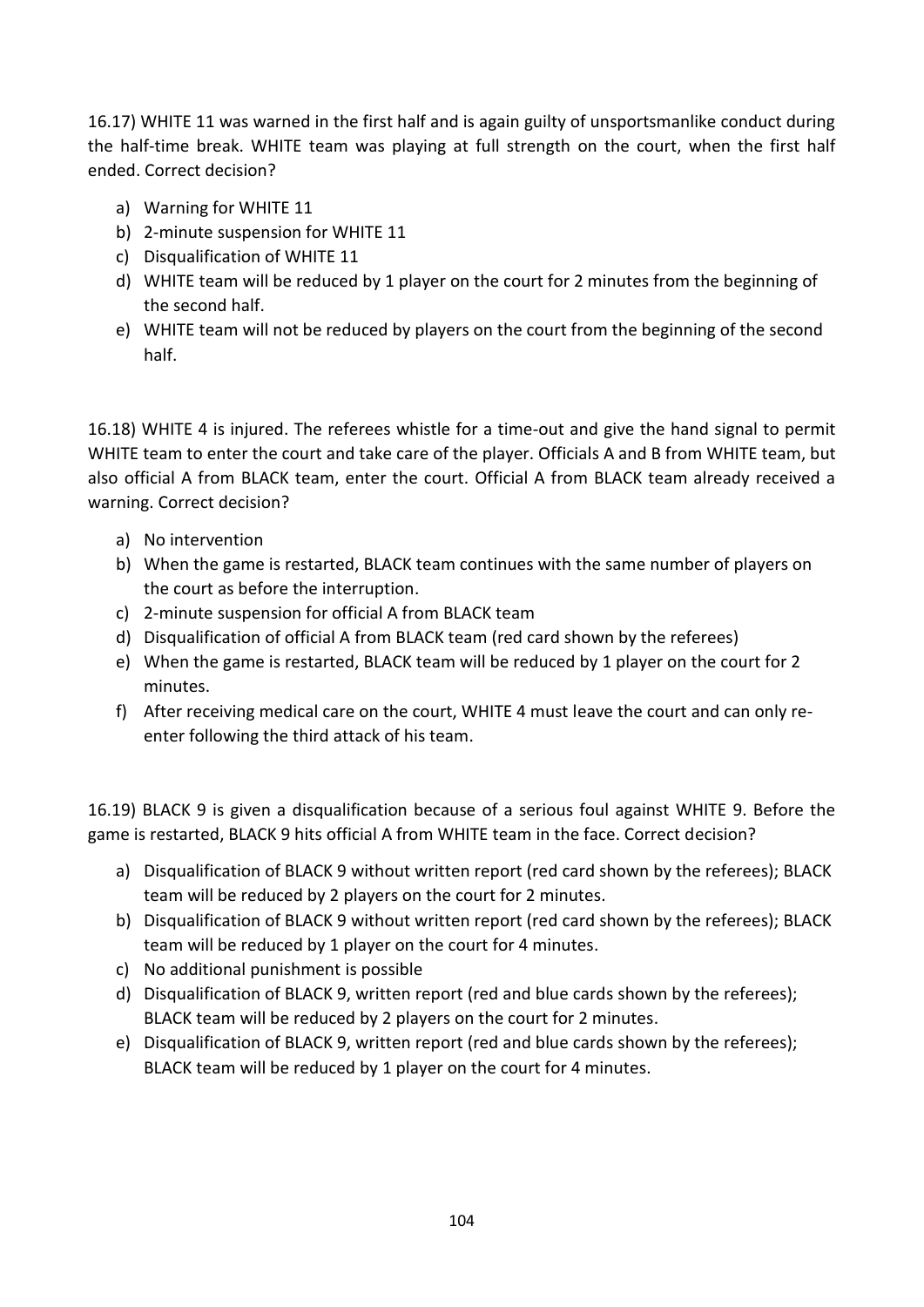16.17) WHITE 11 was warned in the first half and is again guilty of unsportsmanlike conduct during the half-time break. WHITE team was playing at full strength on the court, when the first half ended. Correct decision?

a) Warning for WHITE 11
b) 2-minute suspension for WHITE 11
c) Disqualification of WHITE 11
d) WHITE team will be reduced by 1 player on the court for 2 minutes from the beginning of the second half.
e) WHITE team will not be reduced by players on the court from the beginning of the second half.

16.18) WHITE 4 is injured. The referees whistle for a time-out and give the hand signal to permit WHITE team to enter the court and take care of the player. Officials A and B from WHITE team, but also official A from BLACK team, enter the court. Official A from BLACK team already received a warning. Correct decision?

a) No intervention
b) When the game is restarted, BLACK team continues with the same number of players on the court as before the interruption.
c) 2-minute suspension for official A from BLACK team
d) Disqualification of official A from BLACK team (red card shown by the referees)
e) When the game is restarted, BLACK team will be reduced by 1 player on the court for 2 minutes.
f) After receiving medical care on the court, WHITE 4 must leave the court and can only re-enter following the third attack of his team.

16.19) BLACK 9 is given a disqualification because of a serious foul against WHITE 9. Before the game is restarted, BLACK 9 hits official A from WHITE team in the face. Correct decision?

a) Disqualification of BLACK 9 without written report (red card shown by the referees); BLACK team will be reduced by 2 players on the court for 2 minutes.
b) Disqualification of BLACK 9 without written report (red card shown by the referees); BLACK team will be reduced by 1 player on the court for 4 minutes.
c) No additional punishment is possible
d) Disqualification of BLACK 9, written report (red and blue cards shown by the referees); BLACK team will be reduced by 2 players on the court for 2 minutes.
e) Disqualification of BLACK 9, written report (red and blue cards shown by the referees); BLACK team will be reduced by 1 player on the court for 4 minutes.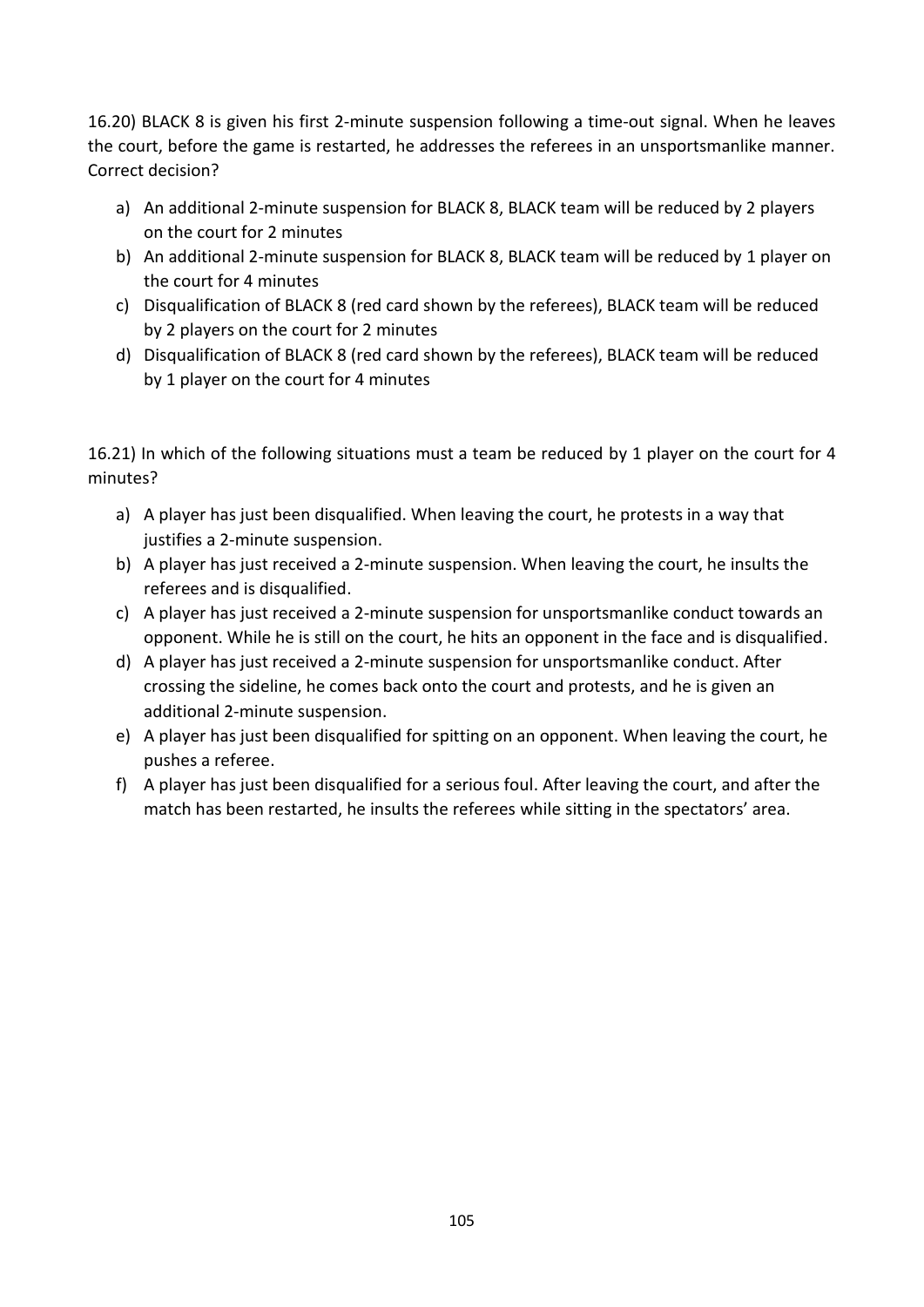16.20) BLACK 8 is given his first 2-minute suspension following a time-out signal. When he leaves the court, before the game is restarted, he addresses the referees in an unsportsmanlike manner. Correct decision?

a) An additional 2-minute suspension for BLACK 8, BLACK team will be reduced by 2 players on the court for 2 minutes
b) An additional 2-minute suspension for BLACK 8, BLACK team will be reduced by 1 player on the court for 4 minutes
c) Disqualification of BLACK 8 (red card shown by the referees), BLACK team will be reduced by 2 players on the court for 2 minutes
d) Disqualification of BLACK 8 (red card shown by the referees), BLACK team will be reduced by 1 player on the court for 4 minutes

16.21) In which of the following situations must a team be reduced by 1 player on the court for 4 minutes?

a) A player has just been disqualified. When leaving the court, he protests in a way that justifies a 2-minute suspension.
b) A player has just received a 2-minute suspension. When leaving the court, he insults the referees and is disqualified.
c) A player has just received a 2-minute suspension for unsportsmanlike conduct towards an opponent. While he is still on the court, he hits an opponent in the face and is disqualified.
d) A player has just received a 2-minute suspension for unsportsmanlike conduct. After crossing the sideline, he comes back onto the court and protests, and he is given an additional 2-minute suspension.
e) A player has just been disqualified for spitting on an opponent. When leaving the court, he pushes a referee.
f) A player has just been disqualified for a serious foul. After leaving the court, and after the match has been restarted, he insults the referees while sitting in the spectators' area.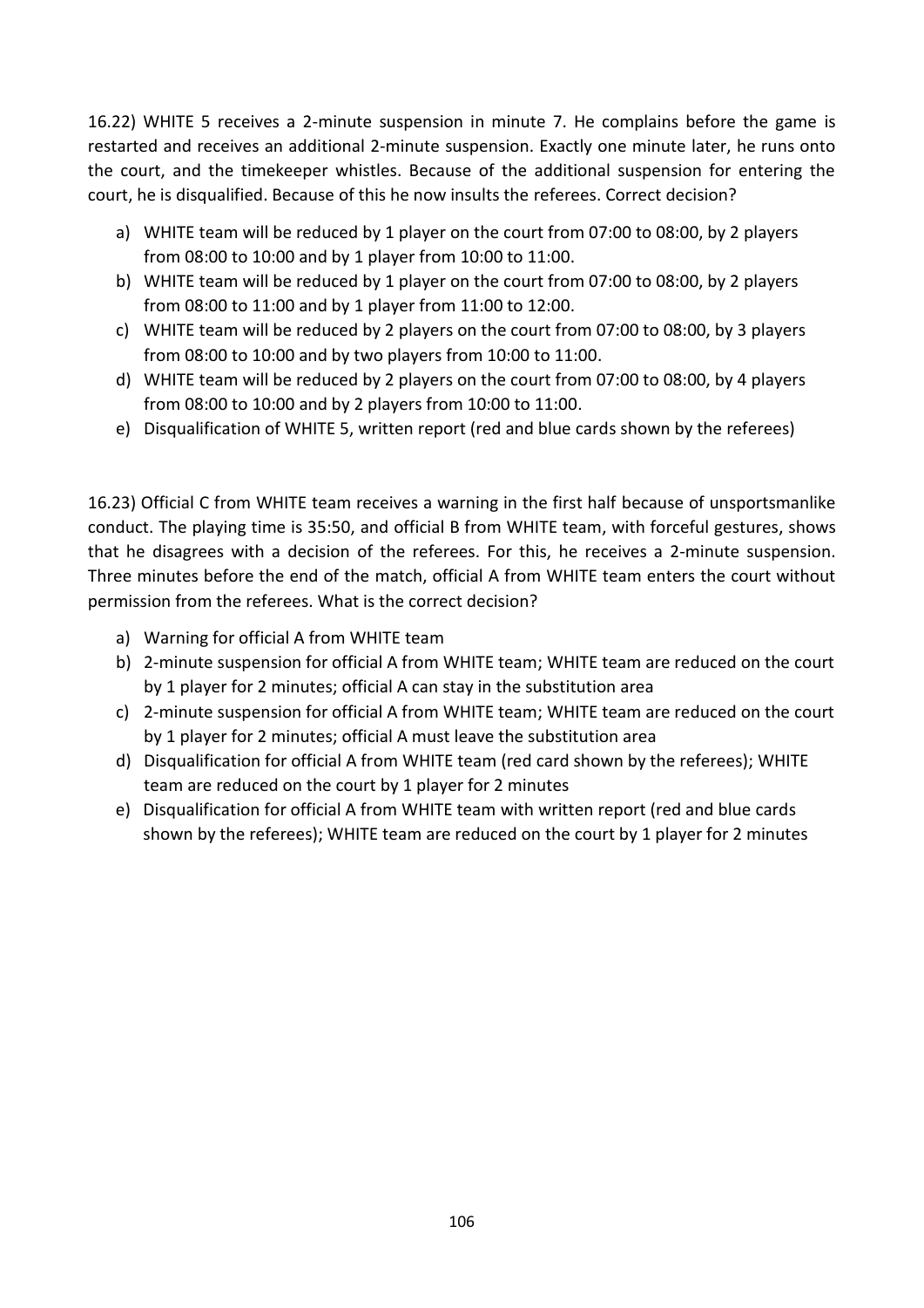16.22) WHITE 5 receives a 2-minute suspension in minute 7. He complains before the game is restarted and receives an additional 2-minute suspension. Exactly one minute later, he runs onto the court, and the timekeeper whistles. Because of the additional suspension for entering the court, he is disqualified. Because of this he now insults the referees. Correct decision?

a) WHITE team will be reduced by 1 player on the court from 07:00 to 08:00, by 2 players from 08:00 to 10:00 and by 1 player from 10:00 to 11:00.
b) WHITE team will be reduced by 1 player on the court from 07:00 to 08:00, by 2 players from 08:00 to 11:00 and by 1 player from 11:00 to 12:00.
c) WHITE team will be reduced by 2 players on the court from 07:00 to 08:00, by 3 players from 08:00 to 10:00 and by two players from 10:00 to 11:00.
d) WHITE team will be reduced by 2 players on the court from 07:00 to 08:00, by 4 players from 08:00 to 10:00 and by 2 players from 10:00 to 11:00.
e) Disqualification of WHITE 5, written report (red and blue cards shown by the referees)

16.23) Official C from WHITE team receives a warning in the first half because of unsportsmanlike conduct. The playing time is 35:50, and official B from WHITE team, with forceful gestures, shows that he disagrees with a decision of the referees. For this, he receives a 2-minute suspension. Three minutes before the end of the match, official A from WHITE team enters the court without permission from the referees. What is the correct decision?

a) Warning for official A from WHITE team
b) 2-minute suspension for official A from WHITE team; WHITE team are reduced on the court by 1 player for 2 minutes; official A can stay in the substitution area
c) 2-minute suspension for official A from WHITE team; WHITE team are reduced on the court by 1 player for 2 minutes; official A must leave the substitution area
d) Disqualification for official A from WHITE team (red card shown by the referees); WHITE team are reduced on the court by 1 player for 2 minutes
e) Disqualification for official A from WHITE team with written report (red and blue cards shown by the referees); WHITE team are reduced on the court by 1 player for 2 minutes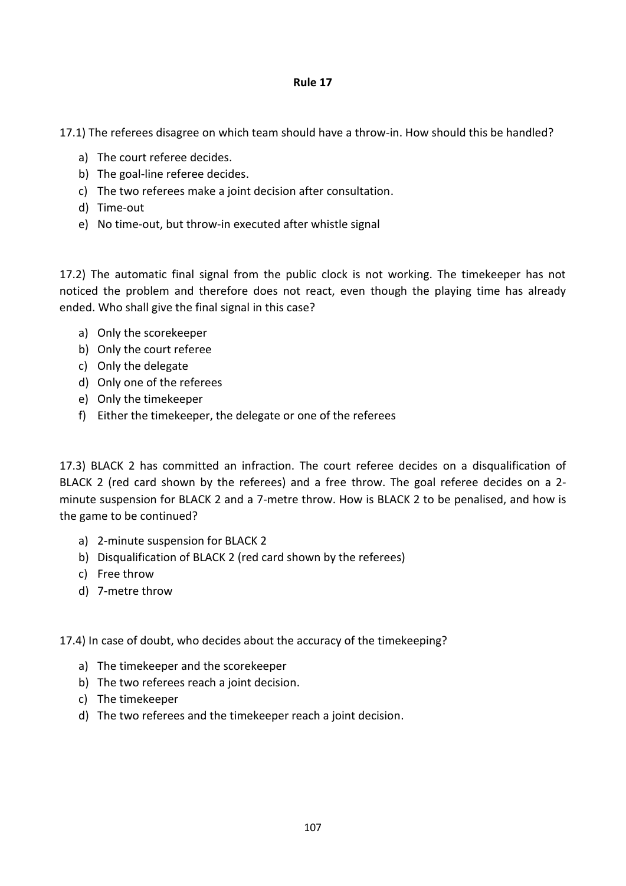**Rule 17**

17.1) The referees disagree on which team should have a throw-in. How should this be handled?

a) The court referee decides.
b) The goal-line referee decides.
c) The two referees make a joint decision after consultation.
d) Time-out
e) No time-out, but throw-in executed after whistle signal

17.2) The automatic final signal from the public clock is not working. The timekeeper has not noticed the problem and therefore does not react, even though the playing time has already ended. Who shall give the final signal in this case?

a) Only the scorekeeper
b) Only the court referee
c) Only the delegate
d) Only one of the referees
e) Only the timekeeper
f) Either the timekeeper, the delegate or one of the referees

17.3) BLACK 2 has committed an infraction. The court referee decides on a disqualification of BLACK 2 (red card shown by the referees) and a free throw. The goal referee decides on a 2-minute suspension for BLACK 2 and a 7-metre throw. How is BLACK 2 to be penalised, and how is the game to be continued?

a) 2-minute suspension for BLACK 2
b) Disqualification of BLACK 2 (red card shown by the referees)
c) Free throw
d) 7-metre throw

17.4) In case of doubt, who decides about the accuracy of the timekeeping?

a) The timekeeper and the scorekeeper
b) The two referees reach a joint decision.
c) The timekeeper
d) The two referees and the timekeeper reach a joint decision.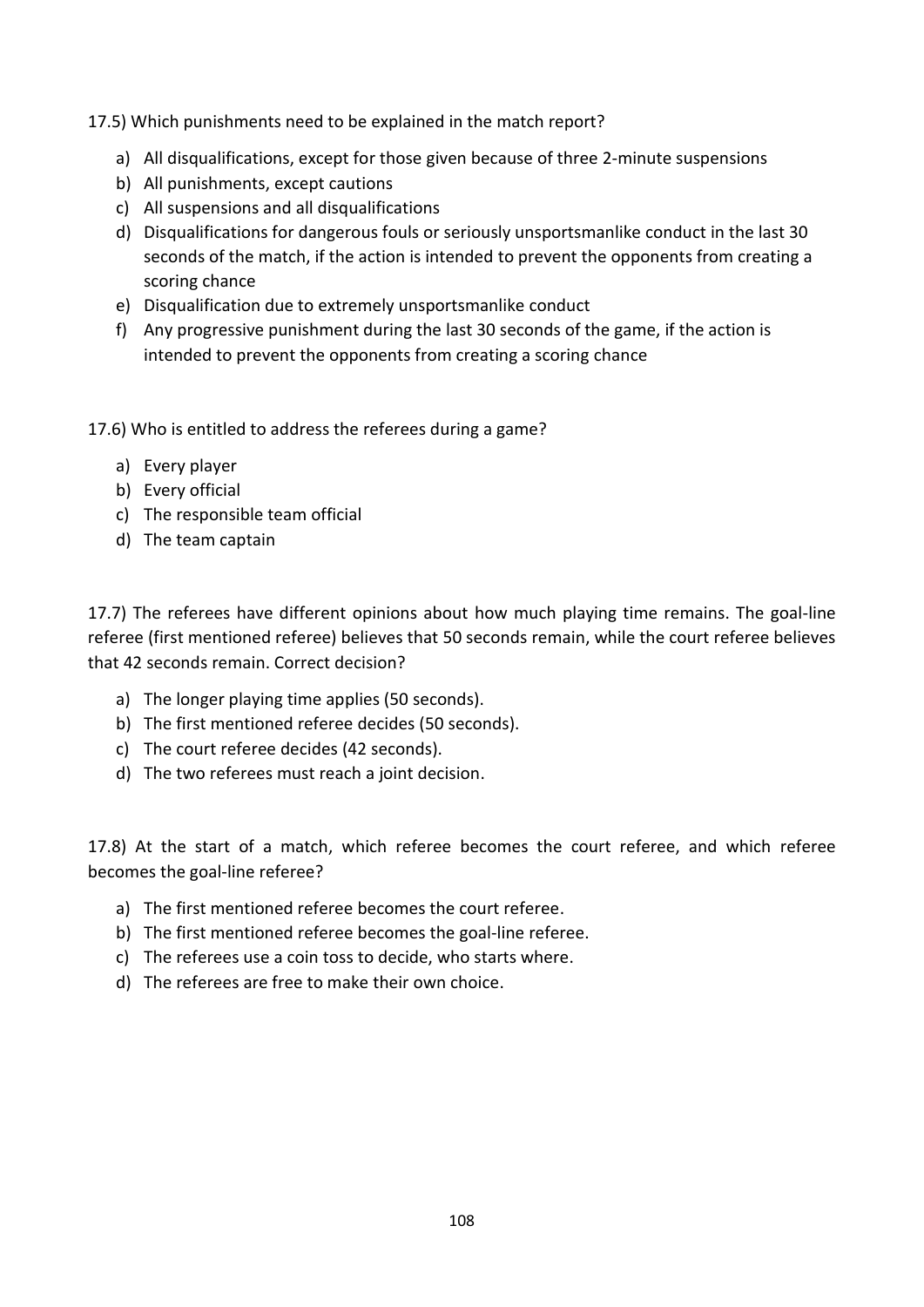17.5) Which punishments need to be explained in the match report?

a) All disqualifications, except for those given because of three 2-minute suspensions
b) All punishments, except cautions
c) All suspensions and all disqualifications
d) Disqualifications for dangerous fouls or seriously unsportsmanlike conduct in the last 30 seconds of the match, if the action is intended to prevent the opponents from creating a scoring chance
e) Disqualification due to extremely unsportsmanlike conduct
f) Any progressive punishment during the last 30 seconds of the game, if the action is intended to prevent the opponents from creating a scoring chance

17.6) Who is entitled to address the referees during a game?

a) Every player
b) Every official
c) The responsible team official
d) The team captain

17.7) The referees have different opinions about how much playing time remains. The goal-line referee (first mentioned referee) believes that 50 seconds remain, while the court referee believes that 42 seconds remain. Correct decision?

a) The longer playing time applies (50 seconds).
b) The first mentioned referee decides (50 seconds).
c) The court referee decides (42 seconds).
d) The two referees must reach a joint decision.

17.8) At the start of a match, which referee becomes the court referee, and which referee becomes the goal-line referee?

a) The first mentioned referee becomes the court referee.
b) The first mentioned referee becomes the goal-line referee.
c) The referees use a coin toss to decide, who starts where.
d) The referees are free to make their own choice.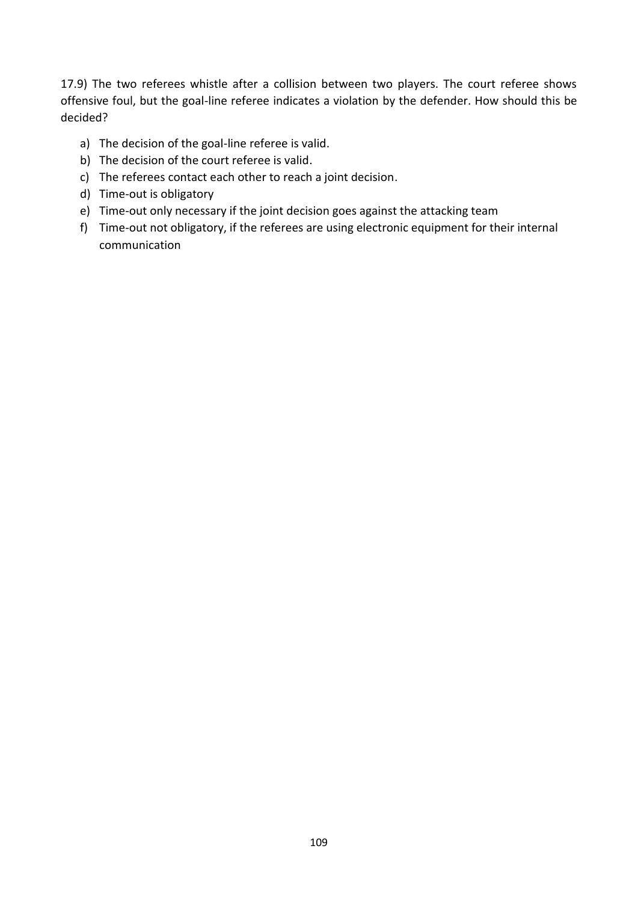17.9) The two referees whistle after a collision between two players. The court referee shows offensive foul, but the goal-line referee indicates a violation by the defender. How should this be decided?

a) The decision of the goal-line referee is valid.
b) The decision of the court referee is valid.
c) The referees contact each other to reach a joint decision.
d) Time-out is obligatory
e) Time-out only necessary if the joint decision goes against the attacking team
f) Time-out not obligatory, if the referees are using electronic equipment for their internal communication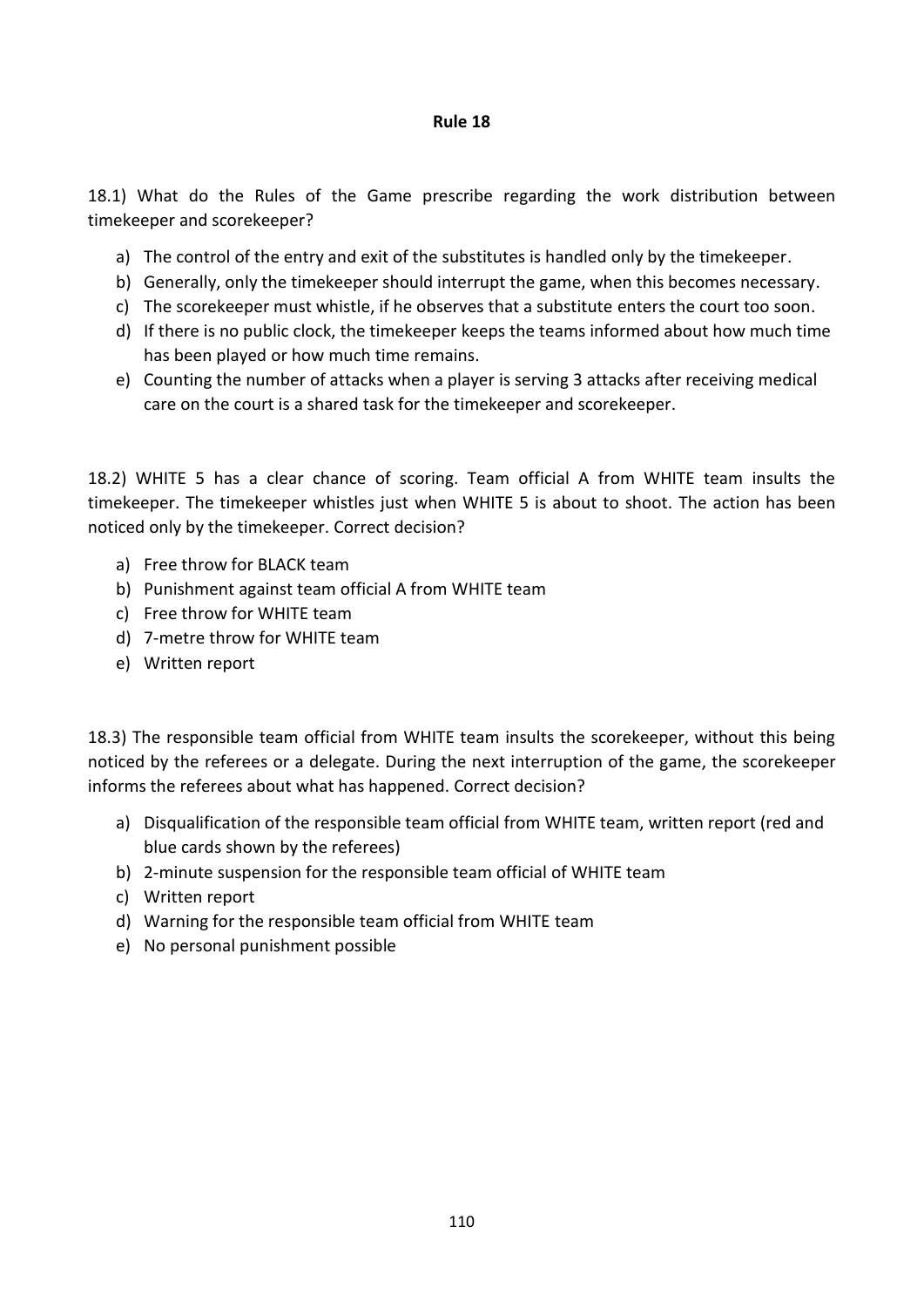## Rule 18

18.1) What do the Rules of the Game prescribe regarding the work distribution between timekeeper and scorekeeper?

a) The control of the entry and exit of the substitutes is handled only by the timekeeper.
b) Generally, only the timekeeper should interrupt the game, when this becomes necessary.
c) The scorekeeper must whistle, if he observes that a substitute enters the court too soon.
d) If there is no public clock, the timekeeper keeps the teams informed about how much time has been played or how much time remains.
e) Counting the number of attacks when a player is serving 3 attacks after receiving medical care on the court is a shared task for the timekeeper and scorekeeper.

18.2) WHITE 5 has a clear chance of scoring. Team official A from WHITE team insults the timekeeper. The timekeeper whistles just when WHITE 5 is about to shoot. The action has been noticed only by the timekeeper. Correct decision?

a) Free throw for BLACK team
b) Punishment against team official A from WHITE team
c) Free throw for WHITE team
d) 7-metre throw for WHITE team
e) Written report

18.3) The responsible team official from WHITE team insults the scorekeeper, without this being noticed by the referees or a delegate. During the next interruption of the game, the scorekeeper informs the referees about what has happened. Correct decision?

a) Disqualification of the responsible team official from WHITE team, written report (red and blue cards shown by the referees)
b) 2-minute suspension for the responsible team official of WHITE team
c) Written report
d) Warning for the responsible team official from WHITE team
e) No personal punishment possible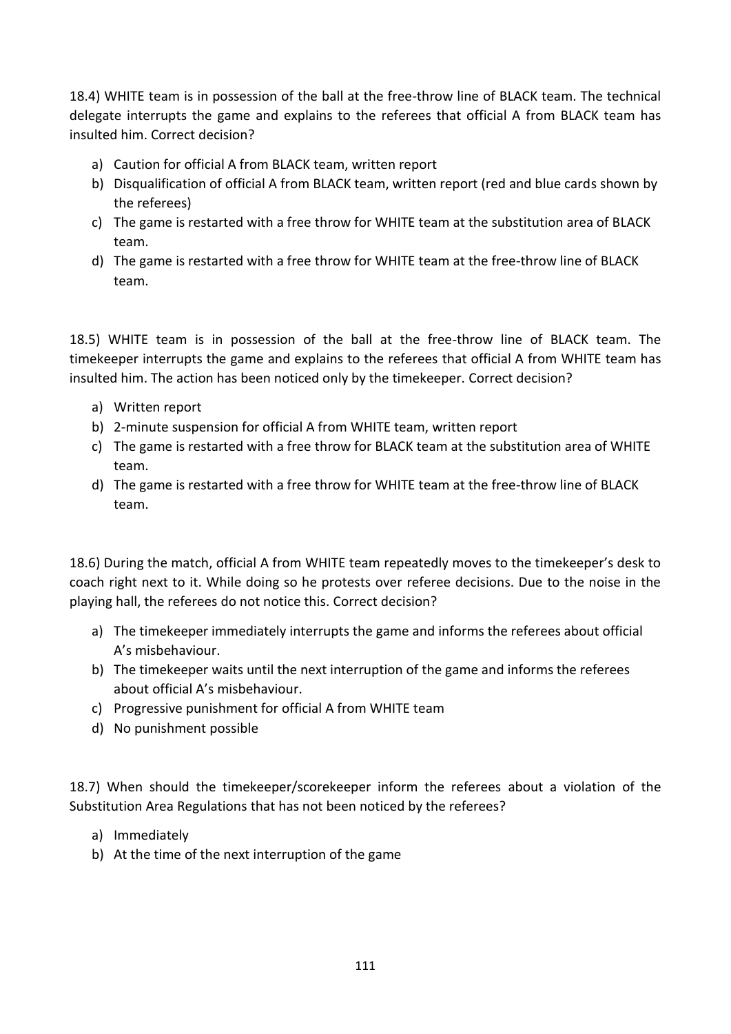18.4) WHITE team is in possession of the ball at the free-throw line of BLACK team. The technical delegate interrupts the game and explains to the referees that official A from BLACK team has insulted him. Correct decision?

a) Caution for official A from BLACK team, written report
b) Disqualification of official A from BLACK team, written report (red and blue cards shown by the referees)
c) The game is restarted with a free throw for WHITE team at the substitution area of BLACK team.
d) The game is restarted with a free throw for WHITE team at the free-throw line of BLACK team.

18.5) WHITE team is in possession of the ball at the free-throw line of BLACK team. The timekeeper interrupts the game and explains to the referees that official A from WHITE team has insulted him. The action has been noticed only by the timekeeper. Correct decision?

a) Written report
b) 2-minute suspension for official A from WHITE team, written report
c) The game is restarted with a free throw for BLACK team at the substitution area of WHITE team.
d) The game is restarted with a free throw for WHITE team at the free-throw line of BLACK team.

18.6) During the match, official A from WHITE team repeatedly moves to the timekeeper's desk to coach right next to it. While doing so he protests over referee decisions. Due to the noise in the playing hall, the referees do not notice this. Correct decision?

a) The timekeeper immediately interrupts the game and informs the referees about official A's misbehaviour.
b) The timekeeper waits until the next interruption of the game and informs the referees about official A's misbehaviour.
c) Progressive punishment for official A from WHITE team
d) No punishment possible

18.7) When should the timekeeper/scorekeeper inform the referees about a violation of the Substitution Area Regulations that has not been noticed by the referees?

a) Immediately
b) At the time of the next interruption of the game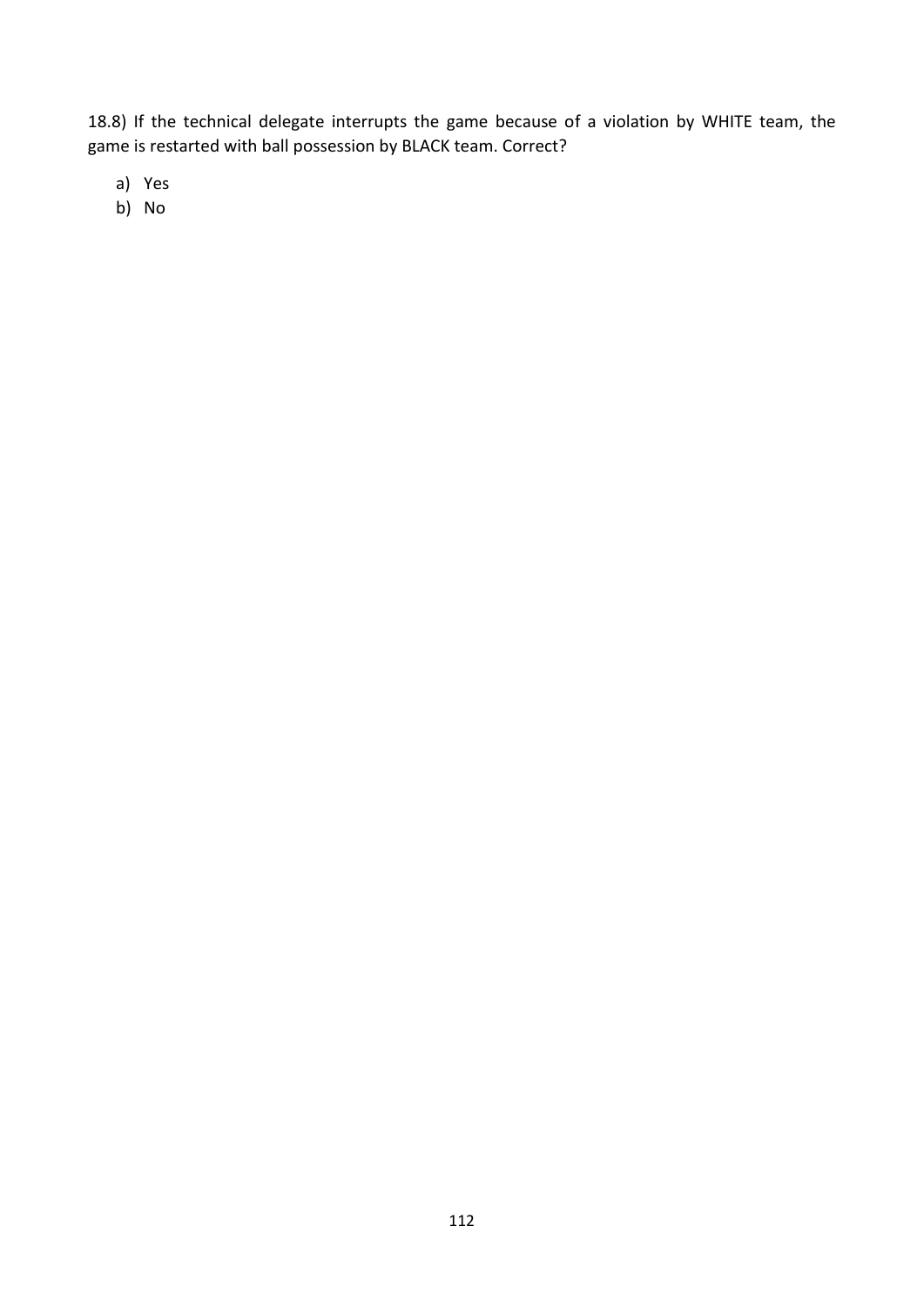18.8) If the technical delegate interrupts the game because of a violation by WHITE team, the game is restarted with ball possession by BLACK team. Correct?

a) Yes
b) No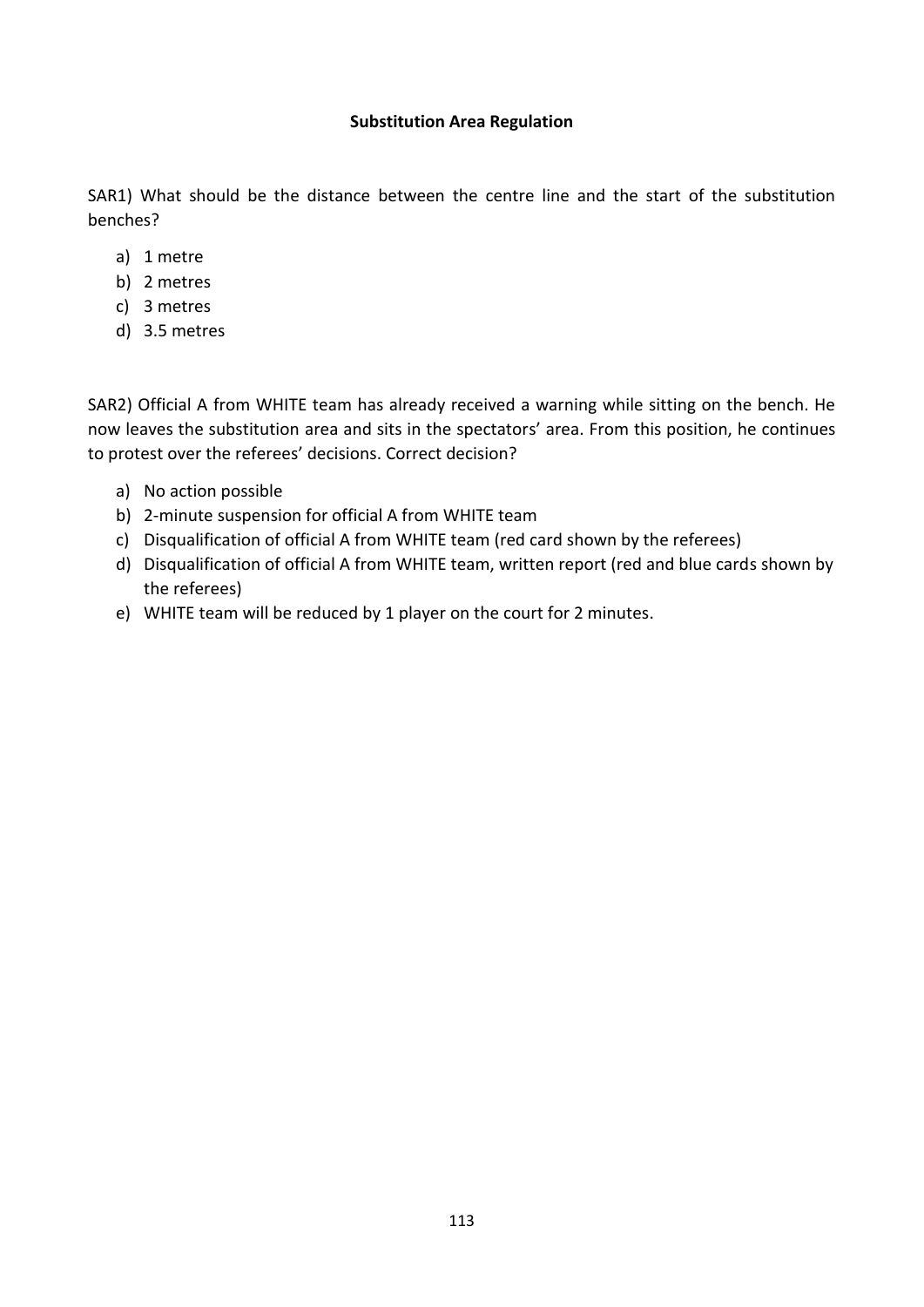**Substitution Area Regulation**

SAR1) What should be the distance between the centre line and the start of the substitution benches?

a) 1 metre
b) 2 metres
c) 3 metres
d) 3.5 metres

SAR2) Official A from WHITE team has already received a warning while sitting on the bench. He now leaves the substitution area and sits in the spectators' area. From this position, he continues to protest over the referees' decisions. Correct decision?

a) No action possible
b) 2-minute suspension for official A from WHITE team
c) Disqualification of official A from WHITE team (red card shown by the referees)
d) Disqualification of official A from WHITE team, written report (red and blue cards shown by the referees)
e) WHITE team will be reduced by 1 player on the court for 2 minutes.